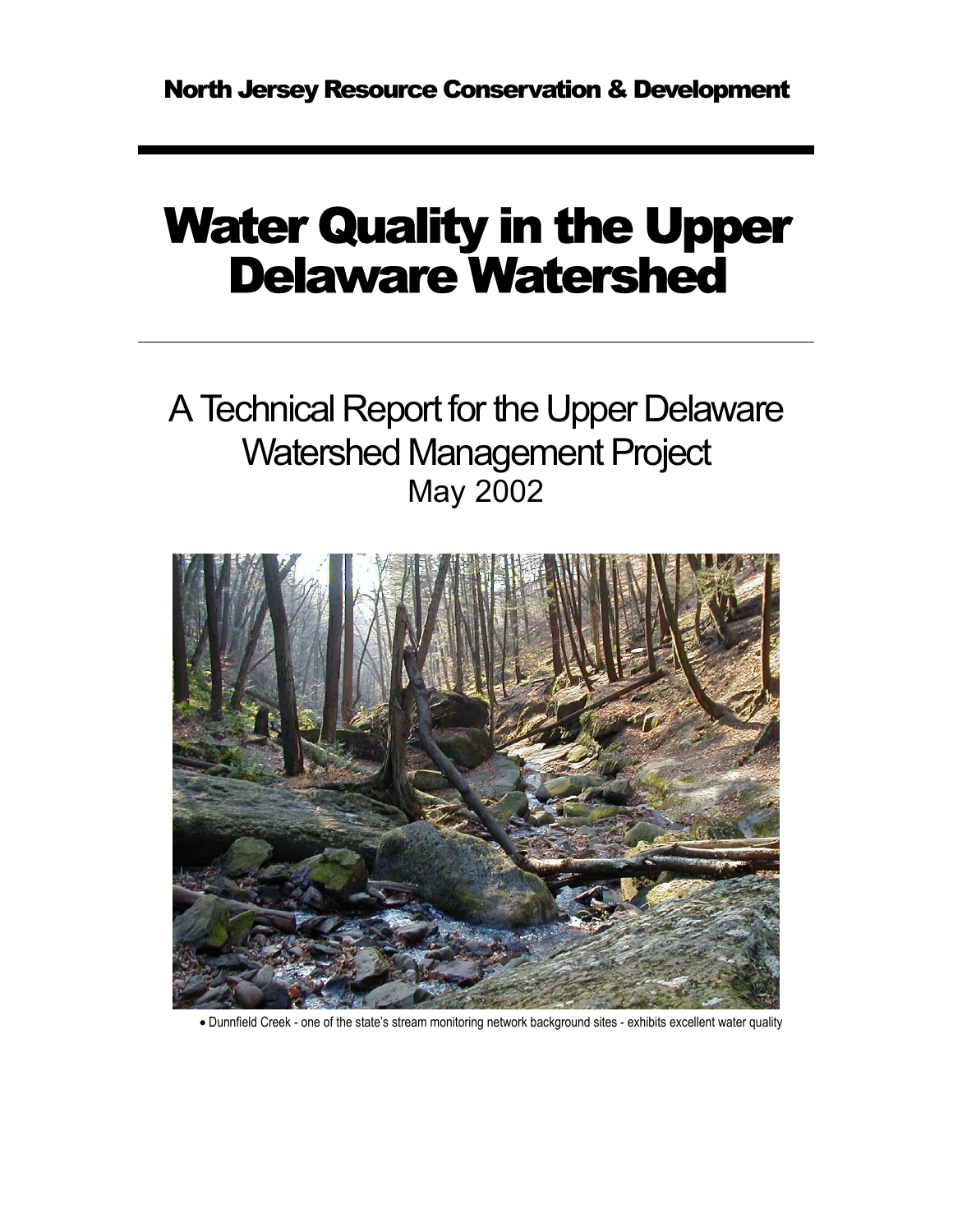North Jersey Resource Conservation & Development

# Water Quality in the Upper Delaware Watershed

A Technical Report for the Upper Delaware Watershed Management Project
May 2002

- Dunnfield Creek - one of the state's stream monitoring network background sites - exhibits excellent water quality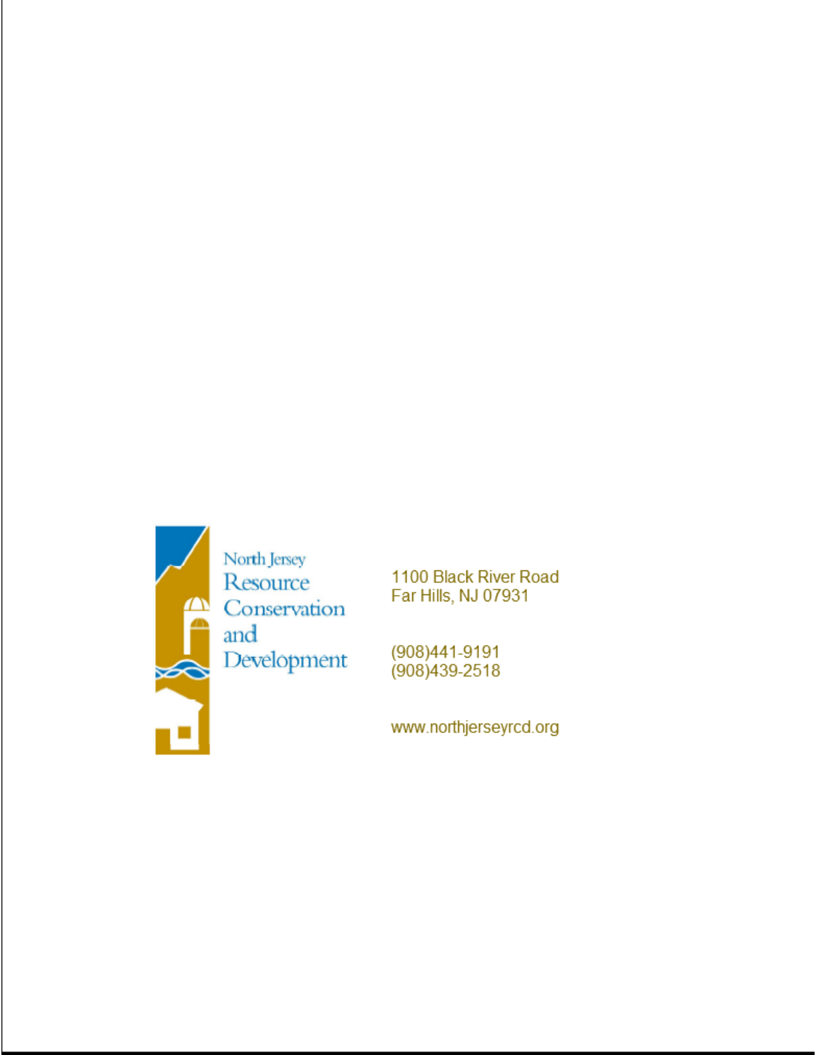North Jersey
Resource
Conservation
and
Development

1100 Black River Road
Far Hills, NJ 07931

(908)441-9191
(908)439-2518

www.northjerseyrcd.org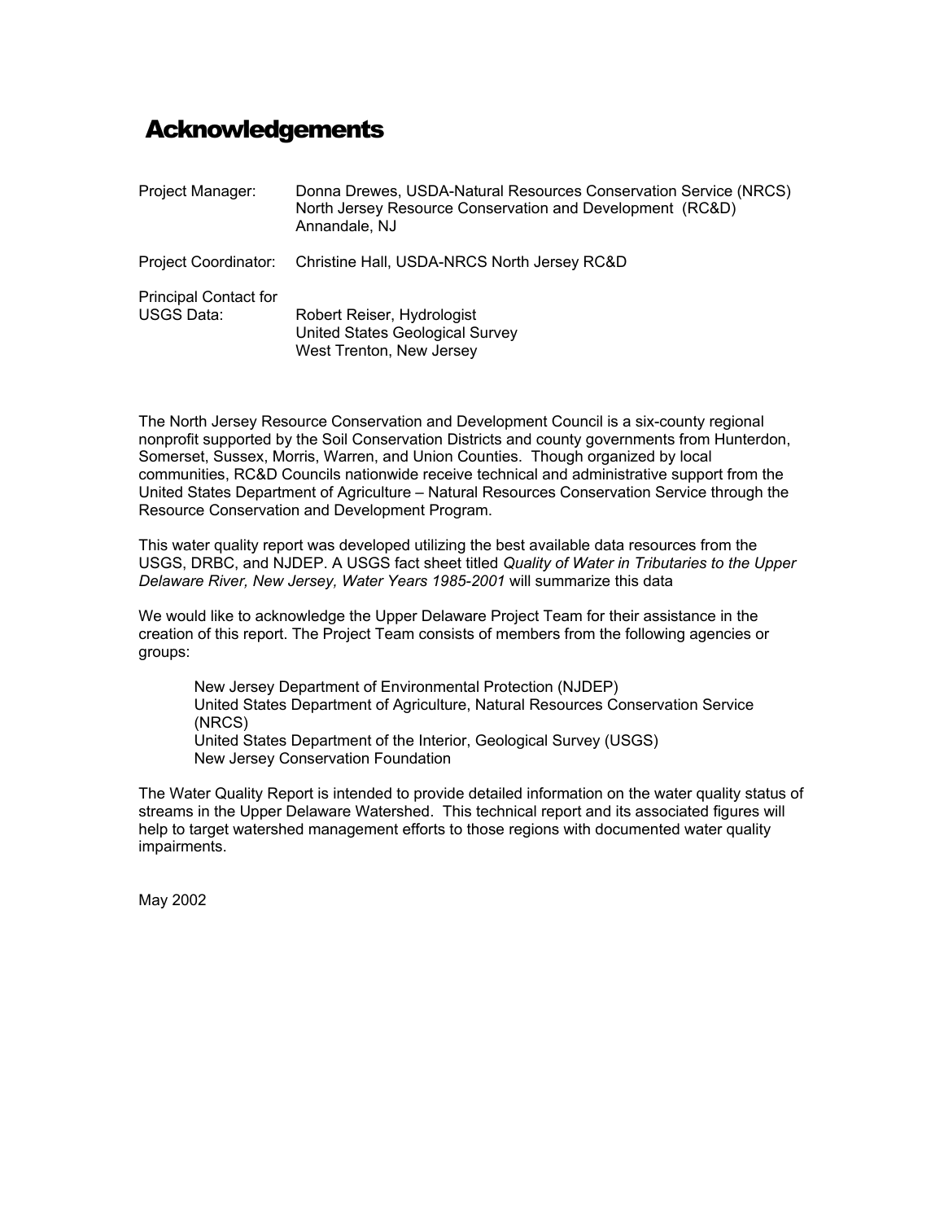# Acknowledgements

Project Manager: Donna Drewes, USDA-Natural Resources Conservation Service (NRCS)
North Jersey Resource Conservation and Development (RC&D)
Annandale, NJ

Project Coordinator: Christine Hall, USDA-NRCS North Jersey RC&D

Principal Contact for USGS Data: Robert Reiser, Hydrologist
United States Geological Survey
West Trenton, New Jersey

The North Jersey Resource Conservation and Development Council is a six-county regional nonprofit supported by the Soil Conservation Districts and county governments from Hunterdon, Somerset, Sussex, Morris, Warren, and Union Counties. Though organized by local communities, RC&D Councils nationwide receive technical and administrative support from the United States Department of Agriculture – Natural Resources Conservation Service through the Resource Conservation and Development Program.

This water quality report was developed utilizing the best available data resources from the USGS, DRBC, and NJDEP. A USGS fact sheet titled *Quality of Water in Tributaries to the Upper Delaware River, New Jersey, Water Years 1985-2001* will summarize this data

We would like to acknowledge the Upper Delaware Project Team for their assistance in the creation of this report. The Project Team consists of members from the following agencies or groups:

New Jersey Department of Environmental Protection (NJDEP)
United States Department of Agriculture, Natural Resources Conservation Service (NRCS)
United States Department of the Interior, Geological Survey (USGS)
New Jersey Conservation Foundation

The Water Quality Report is intended to provide detailed information on the water quality status of streams in the Upper Delaware Watershed. This technical report and its associated figures will help to target watershed management efforts to those regions with documented water quality impairments.

May 2002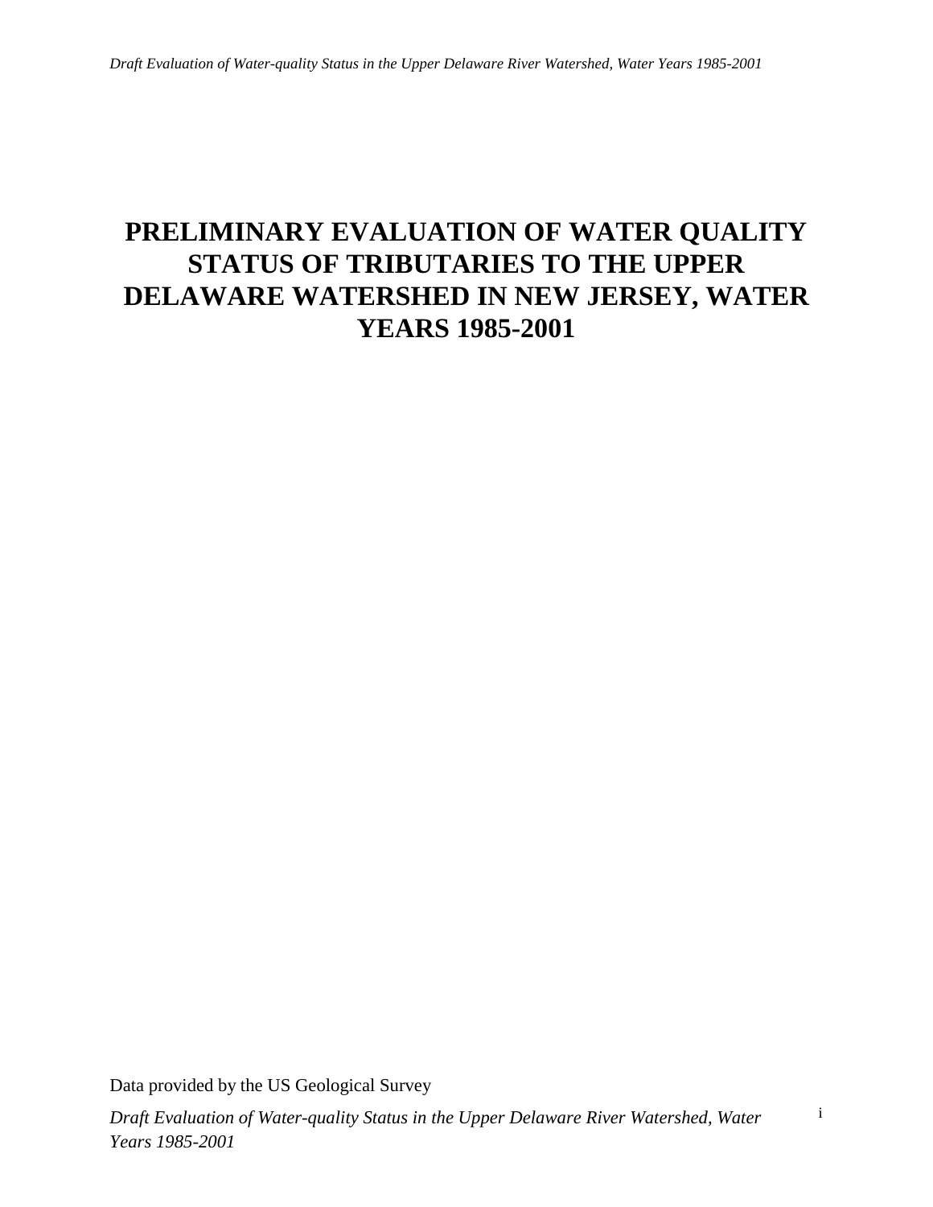# PRELIMINARY EVALUATION OF WATER QUALITY STATUS OF TRIBUTARIES TO THE UPPER DELAWARE WATERSHED IN NEW JERSEY, WATER YEARS 1985-2001

Data provided by the US Geological Survey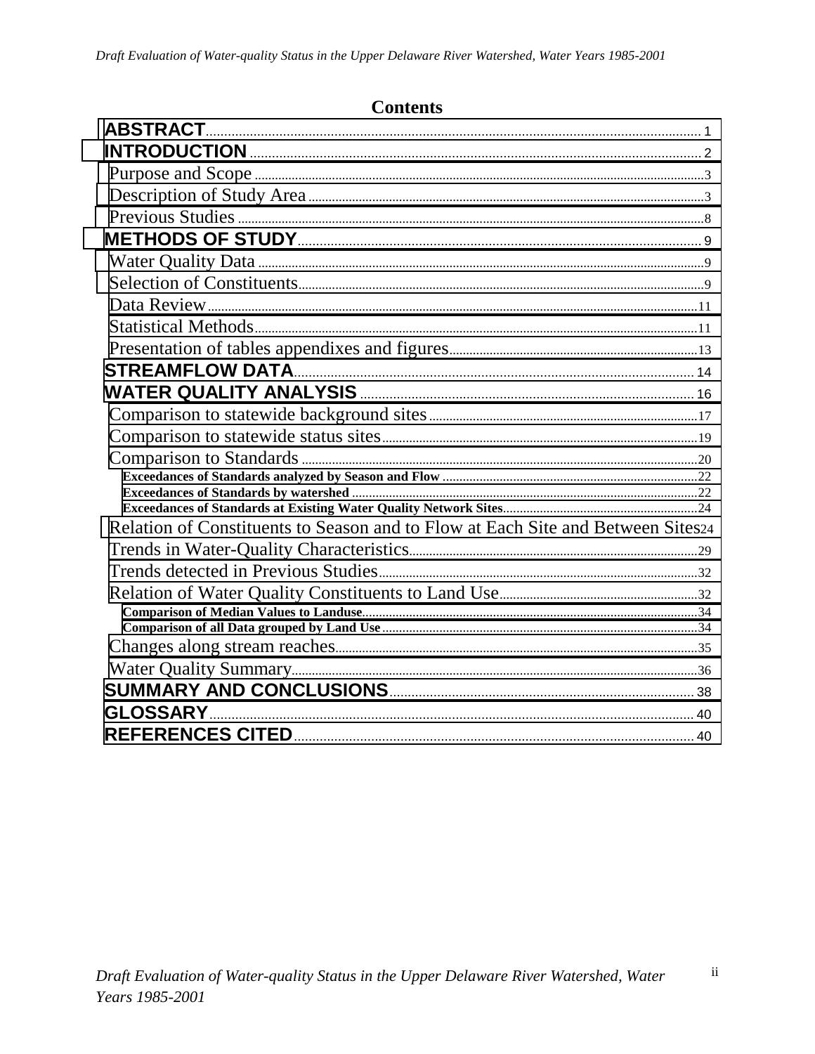# Contents

ABSTRACT ........................................................ 1
INTRODUCTION ........................................................ 2
- Purpose and Scope ........................................................ 3
- Description of Study Area ........................................................ 3
- Previous Studies ........................................................ 8

METHODS OF STUDY ........................................................ 9
- Water Quality Data ........................................................ 9
- Selection of Constituents ........................................................ 9
- Data Review ........................................................ 11
- Statistical Methods ........................................................ 11
- Presentation of tables appendixes and figures ........................................................ 13

STREAMFLOW DATA ........................................................ 14
WATER QUALITY ANALYSIS ........................................................ 16
- Comparison to statewide background sites ........................................................ 17
- Comparison to statewide status sites ........................................................ 19
- Comparison to Standards ........................................................ 20
  - **Exceedances of Standards analyzed by Season and Flow** ........................................................ 22
  - **Exceedances of Standards by watershed** ........................................................ 22
  - **Exceedances of Standards at Existing Water Quality Network Sites** ........................................................ 24
- Relation of Constituents to Season and to Flow at Each Site and Between Sites 24
- Trends in Water-Quality Characteristics ........................................................ 29
- Trends detected in Previous Studies ........................................................ 32
- Relation of Water Quality Constituents to Land Use ........................................................ 32
  - **Comparison of Median Values to Landuse** ........................................................ 34
  - **Comparison of all Data grouped by Land Use** ........................................................ 34
- Changes along stream reaches ........................................................ 35
- Water Quality Summary ........................................................ 36

SUMMARY AND CONCLUSIONS ........................................................ 38
GLOSSARY ........................................................ 40
REFERENCES CITED ........................................................ 40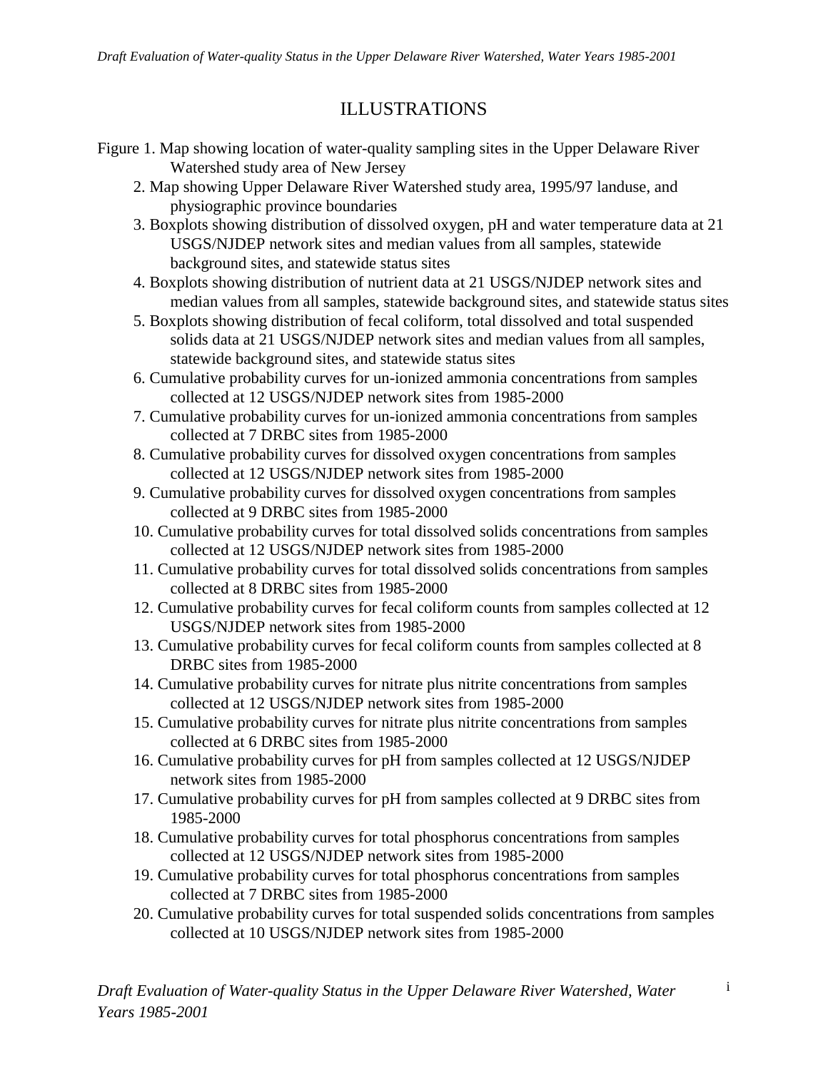# ILLUSTRATIONS

Figure 1. Map showing location of water-quality sampling sites in the Upper Delaware River Watershed study area of New Jersey

2. Map showing Upper Delaware River Watershed study area, 1995/97 landuse, and physiographic province boundaries
3. Boxplots showing distribution of dissolved oxygen, pH and water temperature data at 21 USGS/NJDEP network sites and median values from all samples, statewide background sites, and statewide status sites
4. Boxplots showing distribution of nutrient data at 21 USGS/NJDEP network sites and median values from all samples, statewide background sites, and statewide status sites
5. Boxplots showing distribution of fecal coliform, total dissolved and total suspended solids data at 21 USGS/NJDEP network sites and median values from all samples, statewide background sites, and statewide status sites
6. Cumulative probability curves for un-ionized ammonia concentrations from samples collected at 12 USGS/NJDEP network sites from 1985-2000
7. Cumulative probability curves for un-ionized ammonia concentrations from samples collected at 7 DRBC sites from 1985-2000
8. Cumulative probability curves for dissolved oxygen concentrations from samples collected at 12 USGS/NJDEP network sites from 1985-2000
9. Cumulative probability curves for dissolved oxygen concentrations from samples collected at 9 DRBC sites from 1985-2000
10. Cumulative probability curves for total dissolved solids concentrations from samples collected at 12 USGS/NJDEP network sites from 1985-2000
11. Cumulative probability curves for total dissolved solids concentrations from samples collected at 8 DRBC sites from 1985-2000
12. Cumulative probability curves for fecal coliform counts from samples collected at 12 USGS/NJDEP network sites from 1985-2000
13. Cumulative probability curves for fecal coliform counts from samples collected at 8 DRBC sites from 1985-2000
14. Cumulative probability curves for nitrate plus nitrite concentrations from samples collected at 12 USGS/NJDEP network sites from 1985-2000
15. Cumulative probability curves for nitrate plus nitrite concentrations from samples collected at 6 DRBC sites from 1985-2000
16. Cumulative probability curves for pH from samples collected at 12 USGS/NJDEP network sites from 1985-2000
17. Cumulative probability curves for pH from samples collected at 9 DRBC sites from 1985-2000
18. Cumulative probability curves for total phosphorus concentrations from samples collected at 12 USGS/NJDEP network sites from 1985-2000
19. Cumulative probability curves for total phosphorus concentrations from samples collected at 7 DRBC sites from 1985-2000
20. Cumulative probability curves for total suspended solids concentrations from samples collected at 10 USGS/NJDEP network sites from 1985-2000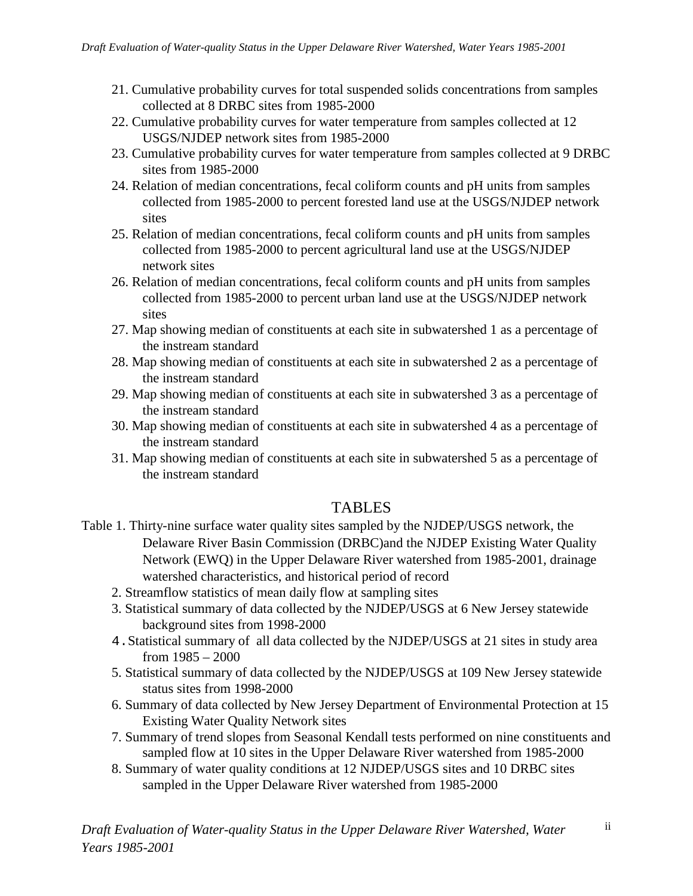21. Cumulative probability curves for total suspended solids concentrations from samples collected at 8 DRBC sites from 1985-2000
22. Cumulative probability curves for water temperature from samples collected at 12 USGS/NJDEP network sites from 1985-2000
23. Cumulative probability curves for water temperature from samples collected at 9 DRBC sites from 1985-2000
24. Relation of median concentrations, fecal coliform counts and pH units from samples collected from 1985-2000 to percent forested land use at the USGS/NJDEP network sites
25. Relation of median concentrations, fecal coliform counts and pH units from samples collected from 1985-2000 to percent agricultural land use at the USGS/NJDEP network sites
26. Relation of median concentrations, fecal coliform counts and pH units from samples collected from 1985-2000 to percent urban land use at the USGS/NJDEP network sites
27. Map showing median of constituents at each site in subwatershed 1 as a percentage of the instream standard
28. Map showing median of constituents at each site in subwatershed 2 as a percentage of the instream standard
29. Map showing median of constituents at each site in subwatershed 3 as a percentage of the instream standard
30. Map showing median of constituents at each site in subwatershed 4 as a percentage of the instream standard
31. Map showing median of constituents at each site in subwatershed 5 as a percentage of the instream standard

## TABLES

Table 1. Thirty-nine surface water quality sites sampled by the NJDEP/USGS network, the Delaware River Basin Commission (DRBC)and the NJDEP Existing Water Quality Network (EWQ) in the Upper Delaware River watershed from 1985-2001, drainage watershed characteristics, and historical period of record

2. Streamflow statistics of mean daily flow at sampling sites
3. Statistical summary of data collected by the NJDEP/USGS at 6 New Jersey statewide background sites from 1998-2000
4. Statistical summary of all data collected by the NJDEP/USGS at 21 sites in study area from 1985 – 2000
5. Statistical summary of data collected by the NJDEP/USGS at 109 New Jersey statewide status sites from 1998-2000
6. Summary of data collected by New Jersey Department of Environmental Protection at 15 Existing Water Quality Network sites
7. Summary of trend slopes from Seasonal Kendall tests performed on nine constituents and sampled flow at 10 sites in the Upper Delaware River watershed from 1985-2000
8. Summary of water quality conditions at 12 NJDEP/USGS sites and 10 DRBC sites sampled in the Upper Delaware River watershed from 1985-2000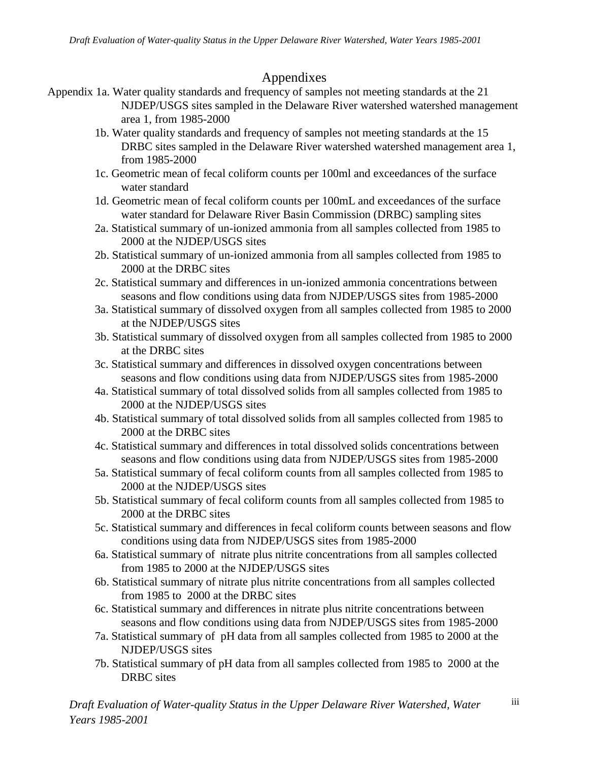## Appendixes

Appendix 1a. Water quality standards and frequency of samples not meeting standards at the 21 NJDEP/USGS sites sampled in the Delaware River watershed watershed management area 1, from 1985-2000

1b. Water quality standards and frequency of samples not meeting standards at the 15 DRBC sites sampled in the Delaware River watershed watershed management area 1, from 1985-2000

1c. Geometric mean of fecal coliform counts per 100ml and exceedances of the surface water standard

1d. Geometric mean of fecal coliform counts per 100mL and exceedances of the surface water standard for Delaware River Basin Commission (DRBC) sampling sites

2a. Statistical summary of un-ionized ammonia from all samples collected from 1985 to 2000 at the NJDEP/USGS sites

2b. Statistical summary of un-ionized ammonia from all samples collected from 1985 to 2000 at the DRBC sites

2c. Statistical summary and differences in un-ionized ammonia concentrations between seasons and flow conditions using data from NJDEP/USGS sites from 1985-2000

3a. Statistical summary of dissolved oxygen from all samples collected from 1985 to 2000 at the NJDEP/USGS sites

3b. Statistical summary of dissolved oxygen from all samples collected from 1985 to 2000 at the DRBC sites

3c. Statistical summary and differences in dissolved oxygen concentrations between seasons and flow conditions using data from NJDEP/USGS sites from 1985-2000

4a. Statistical summary of total dissolved solids from all samples collected from 1985 to 2000 at the NJDEP/USGS sites

4b. Statistical summary of total dissolved solids from all samples collected from 1985 to 2000 at the DRBC sites

4c. Statistical summary and differences in total dissolved solids concentrations between seasons and flow conditions using data from NJDEP/USGS sites from 1985-2000

5a. Statistical summary of fecal coliform counts from all samples collected from 1985 to 2000 at the NJDEP/USGS sites

5b. Statistical summary of fecal coliform counts from all samples collected from 1985 to 2000 at the DRBC sites

5c. Statistical summary and differences in fecal coliform counts between seasons and flow conditions using data from NJDEP/USGS sites from 1985-2000

6a. Statistical summary of nitrate plus nitrite concentrations from all samples collected from 1985 to 2000 at the NJDEP/USGS sites

6b. Statistical summary of nitrate plus nitrite concentrations from all samples collected from 1985 to 2000 at the DRBC sites

6c. Statistical summary and differences in nitrate plus nitrite concentrations between seasons and flow conditions using data from NJDEP/USGS sites from 1985-2000

7a. Statistical summary of pH data from all samples collected from 1985 to 2000 at the NJDEP/USGS sites

7b. Statistical summary of pH data from all samples collected from 1985 to 2000 at the DRBC sites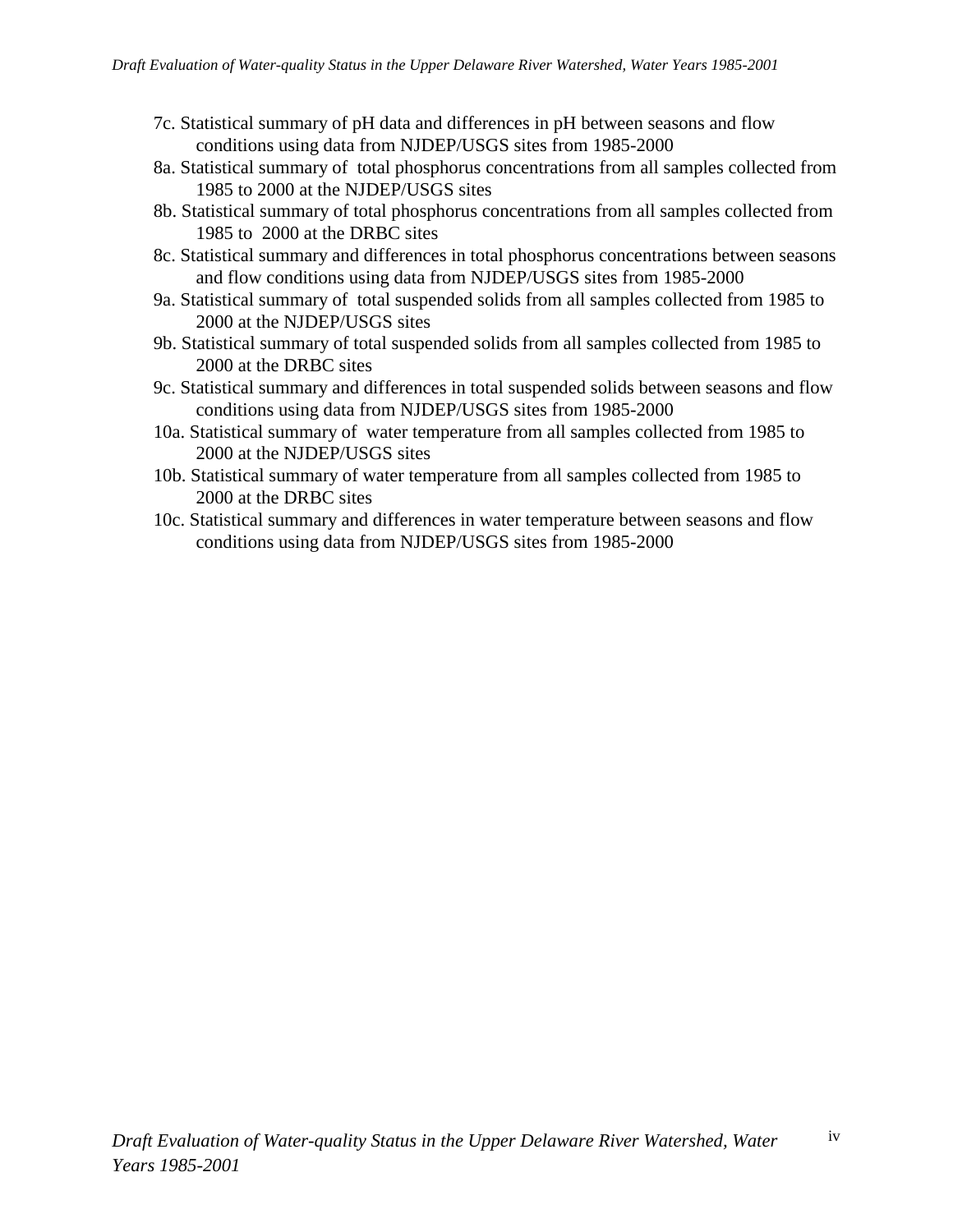7c. Statistical summary of pH data and differences in pH between seasons and flow conditions using data from NJDEP/USGS sites from 1985-2000

8a. Statistical summary of total phosphorus concentrations from all samples collected from 1985 to 2000 at the NJDEP/USGS sites

8b. Statistical summary of total phosphorus concentrations from all samples collected from 1985 to 2000 at the DRBC sites

8c. Statistical summary and differences in total phosphorus concentrations between seasons and flow conditions using data from NJDEP/USGS sites from 1985-2000

9a. Statistical summary of total suspended solids from all samples collected from 1985 to 2000 at the NJDEP/USGS sites

9b. Statistical summary of total suspended solids from all samples collected from 1985 to 2000 at the DRBC sites

9c. Statistical summary and differences in total suspended solids between seasons and flow conditions using data from NJDEP/USGS sites from 1985-2000

10a. Statistical summary of water temperature from all samples collected from 1985 to 2000 at the NJDEP/USGS sites

10b. Statistical summary of water temperature from all samples collected from 1985 to 2000 at the DRBC sites

10c. Statistical summary and differences in water temperature between seasons and flow conditions using data from NJDEP/USGS sites from 1985-2000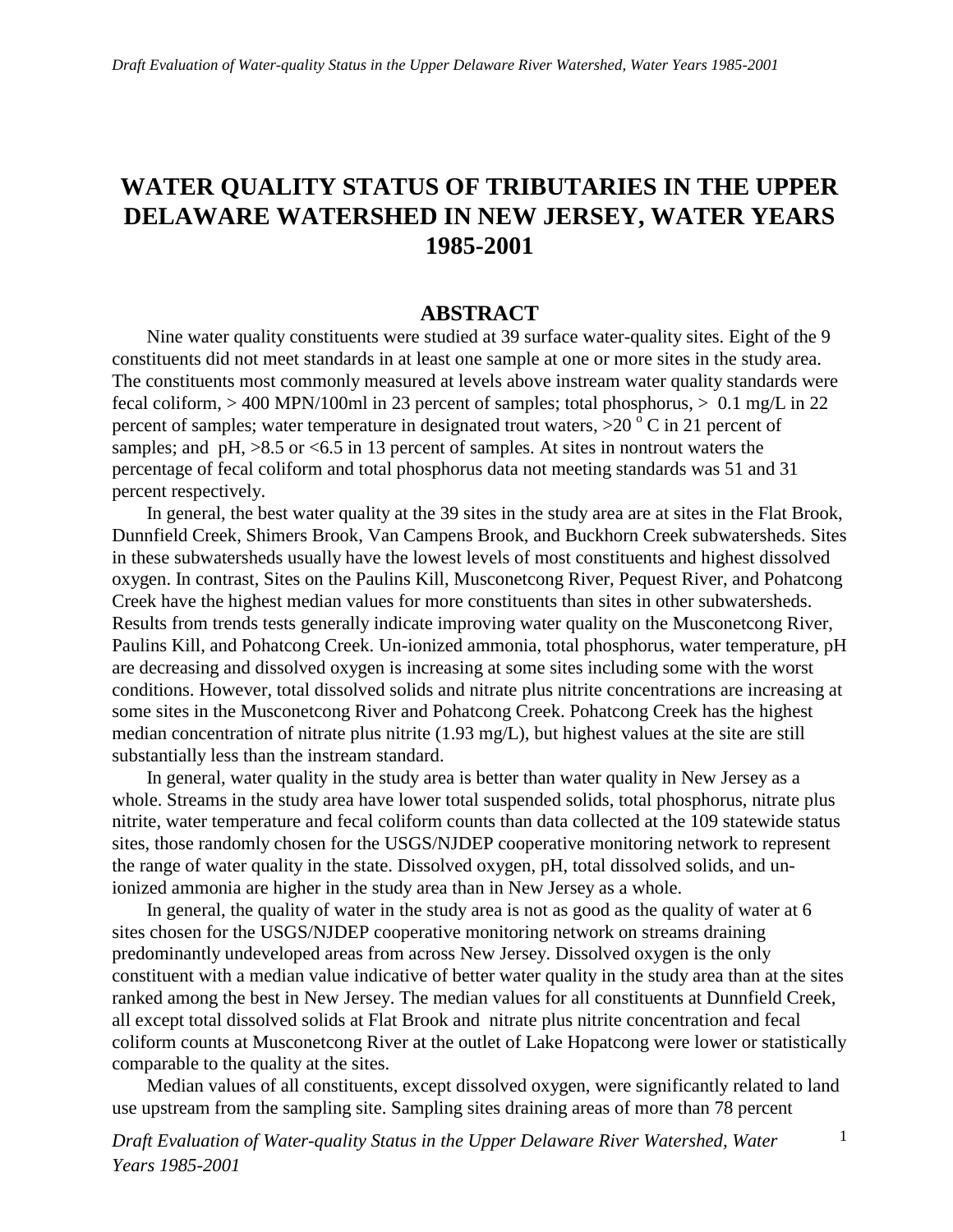# WATER QUALITY STATUS OF TRIBUTARIES IN THE UPPER DELAWARE WATERSHED IN NEW JERSEY, WATER YEARS 1985-2001

## ABSTRACT

Nine water quality constituents were studied at 39 surface water-quality sites. Eight of the 9 constituents did not meet standards in at least one sample at one or more sites in the study area. The constituents most commonly measured at levels above instream water quality standards were fecal coliform, > 400 MPN/100ml in 23 percent of samples; total phosphorus, > 0.1 mg/L in 22 percent of samples; water temperature in designated trout waters, >20 $^{o}$ C in 21 percent of samples; and pH, >8.5 or <6.5 in 13 percent of samples. At sites in nontrout waters the percentage of fecal coliform and total phosphorus data not meeting standards was 51 and 31 percent respectively.

In general, the best water quality at the 39 sites in the study area are at sites in the Flat Brook, Dunnfield Creek, Shimers Brook, Van Campens Brook, and Buckhorn Creek subwatersheds. Sites in these subwatersheds usually have the lowest levels of most constituents and highest dissolved oxygen. In contrast, Sites on the Paulins Kill, Musconetcong River, Pequest River, and Pohatcong Creek have the highest median values for more constituents than sites in other subwatersheds. Results from trends tests generally indicate improving water quality on the Musconetcong River, Paulins Kill, and Pohatcong Creek. Un-ionized ammonia, total phosphorus, water temperature, pH are decreasing and dissolved oxygen is increasing at some sites including some with the worst conditions. However, total dissolved solids and nitrate plus nitrite concentrations are increasing at some sites in the Musconetcong River and Pohatcong Creek. Pohatcong Creek has the highest median concentration of nitrate plus nitrite (1.93 mg/L), but highest values at the site are still substantially less than the instream standard.

In general, water quality in the study area is better than water quality in New Jersey as a whole. Streams in the study area have lower total suspended solids, total phosphorus, nitrate plus nitrite, water temperature and fecal coliform counts than data collected at the 109 statewide status sites, those randomly chosen for the USGS/NJDEP cooperative monitoring network to represent the range of water quality in the state. Dissolved oxygen, pH, total dissolved solids, and un-ionized ammonia are higher in the study area than in New Jersey as a whole.

In general, the quality of water in the study area is not as good as the quality of water at 6 sites chosen for the USGS/NJDEP cooperative monitoring network on streams draining predominantly undeveloped areas from across New Jersey. Dissolved oxygen is the only constituent with a median value indicative of better water quality in the study area than at the sites ranked among the best in New Jersey. The median values for all constituents at Dunnfield Creek, all except total dissolved solids at Flat Brook and nitrate plus nitrite concentration and fecal coliform counts at Musconetcong River at the outlet of Lake Hopatcong were lower or statistically comparable to the quality at the sites.

Median values of all constituents, except dissolved oxygen, were significantly related to land use upstream from the sampling site. Sampling sites draining areas of more than 78 percent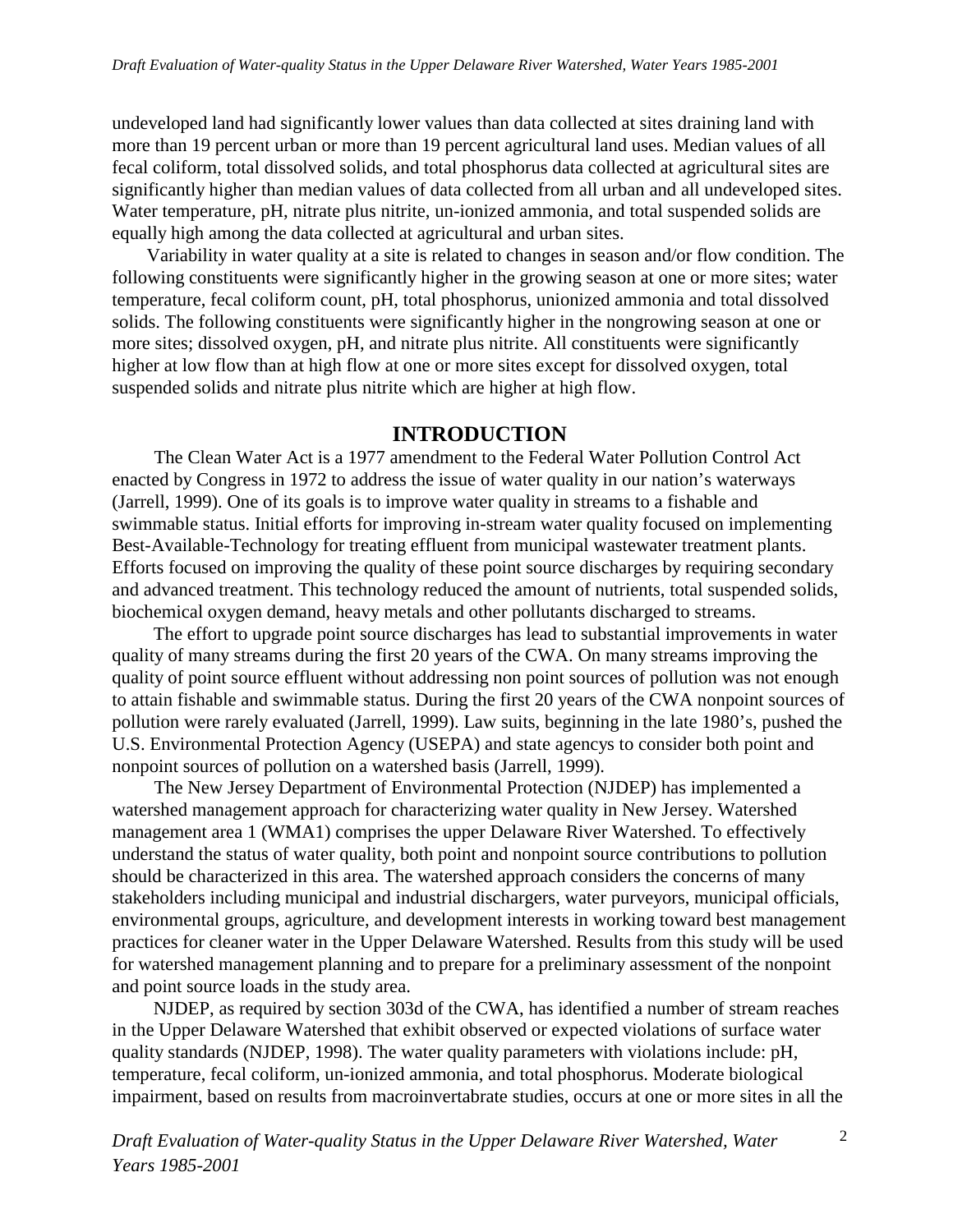undeveloped land had significantly lower values than data collected at sites draining land with more than 19 percent urban or more than 19 percent agricultural land uses. Median values of all fecal coliform, total dissolved solids, and total phosphorus data collected at agricultural sites are significantly higher than median values of data collected from all urban and all undeveloped sites. Water temperature, pH, nitrate plus nitrite, un-ionized ammonia, and total suspended solids are equally high among the data collected at agricultural and urban sites.

Variability in water quality at a site is related to changes in season and/or flow condition. The following constituents were significantly higher in the growing season at one or more sites; water temperature, fecal coliform count, pH, total phosphorus, unionized ammonia and total dissolved solids. The following constituents were significantly higher in the nongrowing season at one or more sites; dissolved oxygen, pH, and nitrate plus nitrite. All constituents were significantly higher at low flow than at high flow at one or more sites except for dissolved oxygen, total suspended solids and nitrate plus nitrite which are higher at high flow.

## INTRODUCTION

The Clean Water Act is a 1977 amendment to the Federal Water Pollution Control Act enacted by Congress in 1972 to address the issue of water quality in our nation's waterways (Jarrell, 1999). One of its goals is to improve water quality in streams to a fishable and swimmable status. Initial efforts for improving in-stream water quality focused on implementing Best-Available-Technology for treating effluent from municipal wastewater treatment plants. Efforts focused on improving the quality of these point source discharges by requiring secondary and advanced treatment. This technology reduced the amount of nutrients, total suspended solids, biochemical oxygen demand, heavy metals and other pollutants discharged to streams.

The effort to upgrade point source discharges has lead to substantial improvements in water quality of many streams during the first 20 years of the CWA. On many streams improving the quality of point source effluent without addressing non point sources of pollution was not enough to attain fishable and swimmable status. During the first 20 years of the CWA nonpoint sources of pollution were rarely evaluated (Jarrell, 1999). Law suits, beginning in the late 1980's, pushed the U.S. Environmental Protection Agency (USEPA) and state agencys to consider both point and nonpoint sources of pollution on a watershed basis (Jarrell, 1999).

The New Jersey Department of Environmental Protection (NJDEP) has implemented a watershed management approach for characterizing water quality in New Jersey. Watershed management area 1 (WMA1) comprises the upper Delaware River Watershed. To effectively understand the status of water quality, both point and nonpoint source contributions to pollution should be characterized in this area. The watershed approach considers the concerns of many stakeholders including municipal and industrial dischargers, water purveyors, municipal officials, environmental groups, agriculture, and development interests in working toward best management practices for cleaner water in the Upper Delaware Watershed. Results from this study will be used for watershed management planning and to prepare for a preliminary assessment of the nonpoint and point source loads in the study area.

NJDEP, as required by section 303d of the CWA, has identified a number of stream reaches in the Upper Delaware Watershed that exhibit observed or expected violations of surface water quality standards (NJDEP, 1998). The water quality parameters with violations include: pH, temperature, fecal coliform, un-ionized ammonia, and total phosphorus. Moderate biological impairment, based on results from macroinvertabrate studies, occurs at one or more sites in all the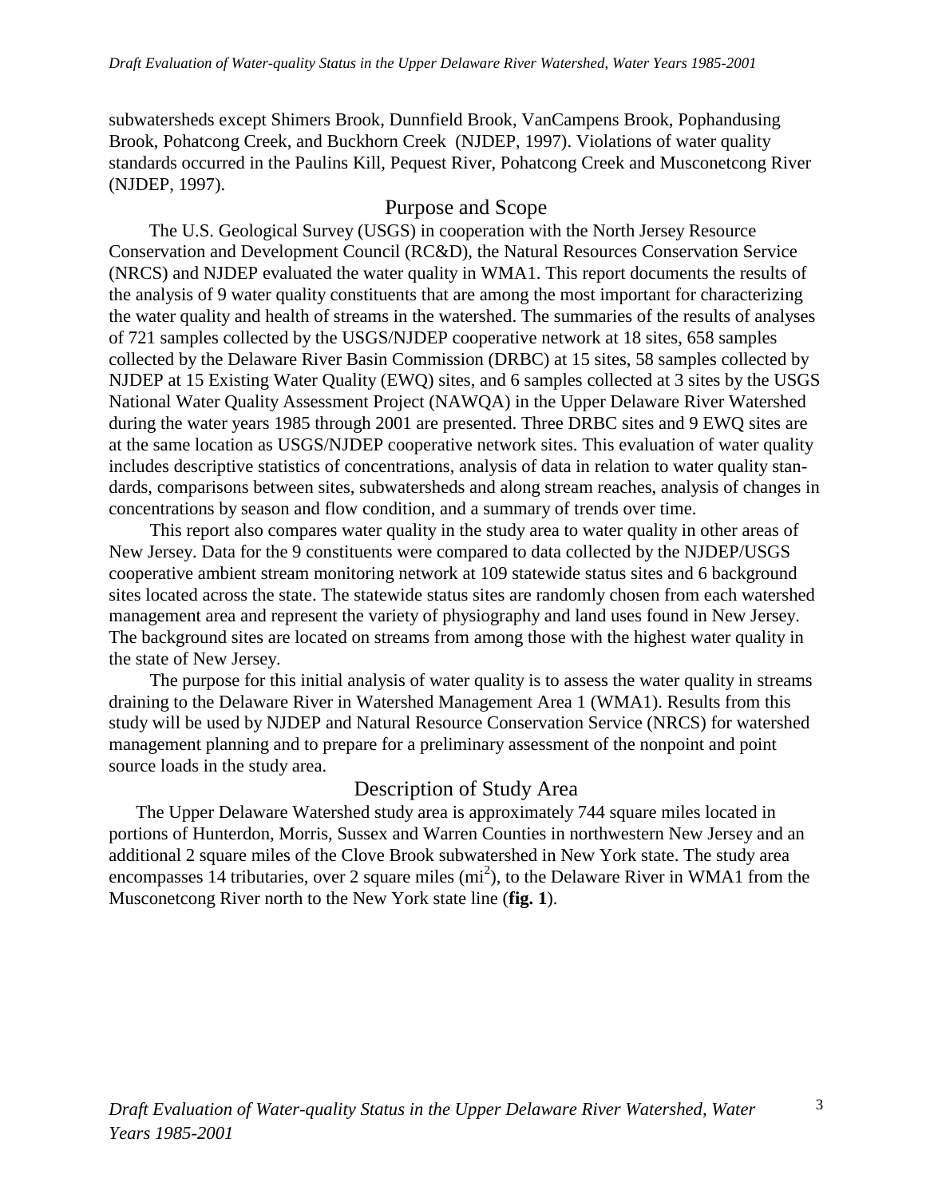subwatersheds except Shimers Brook, Dunnfield Brook, VanCampens Brook, Pophandusing Brook, Pohatcong Creek, and Buckhorn Creek (NJDEP, 1997). Violations of water quality standards occurred in the Paulins Kill, Pequest River, Pohatcong Creek and Musconetcong River (NJDEP, 1997).

## Purpose and Scope

The U.S. Geological Survey (USGS) in cooperation with the North Jersey Resource Conservation and Development Council (RC&D), the Natural Resources Conservation Service (NRCS) and NJDEP evaluated the water quality in WMA1. This report documents the results of the analysis of 9 water quality constituents that are among the most important for characterizing the water quality and health of streams in the watershed. The summaries of the results of analyses of 721 samples collected by the USGS/NJDEP cooperative network at 18 sites, 658 samples collected by the Delaware River Basin Commission (DRBC) at 15 sites, 58 samples collected by NJDEP at 15 Existing Water Quality (EWQ) sites, and 6 samples collected at 3 sites by the USGS National Water Quality Assessment Project (NAWQA) in the Upper Delaware River Watershed during the water years 1985 through 2001 are presented. Three DRBC sites and 9 EWQ sites are at the same location as USGS/NJDEP cooperative network sites. This evaluation of water quality includes descriptive statistics of concentrations, analysis of data in relation to water quality standards, comparisons between sites, subwatersheds and along stream reaches, analysis of changes in concentrations by season and flow condition, and a summary of trends over time.

This report also compares water quality in the study area to water quality in other areas of New Jersey. Data for the 9 constituents were compared to data collected by the NJDEP/USGS cooperative ambient stream monitoring network at 109 statewide status sites and 6 background sites located across the state. The statewide status sites are randomly chosen from each watershed management area and represent the variety of physiography and land uses found in New Jersey. The background sites are located on streams from among those with the highest water quality in the state of New Jersey.

The purpose for this initial analysis of water quality is to assess the water quality in streams draining to the Delaware River in Watershed Management Area 1 (WMA1). Results from this study will be used by NJDEP and Natural Resource Conservation Service (NRCS) for watershed management planning and to prepare for a preliminary assessment of the nonpoint and point source loads in the study area.

## Description of Study Area

The Upper Delaware Watershed study area is approximately 744 square miles located in portions of Hunterdon, Morris, Sussex and Warren Counties in northwestern New Jersey and an additional 2 square miles of the Clove Brook subwatershed in New York state. The study area encompasses 14 tributaries, over 2 square miles ($mi^2$), to the Delaware River in WMA1 from the Musconetcong River north to the New York state line (**fig. 1**).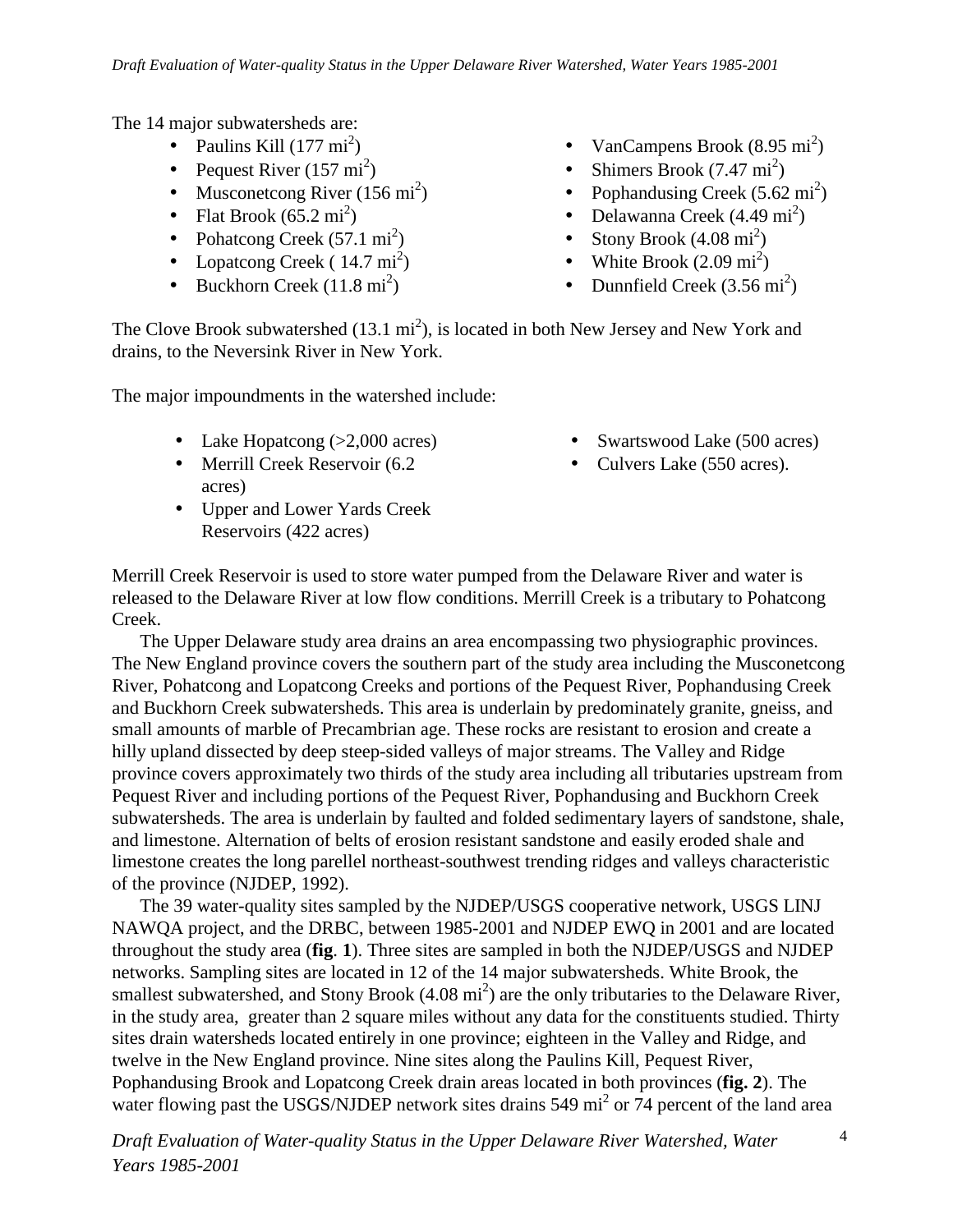The 14 major subwatersheds are:

- Paulins Kill (177 $mi^2$)
- Pequest River (157 $mi^2$)
- Musconetcong River (156 $mi^2$)
- Flat Brook (65.2 $mi^2$)
- Pohatcong Creek (57.1 $mi^2$)
- Lopatcong Creek ( 14.7 $mi^2$)
- Buckhorn Creek (11.8 $mi^2$)
- VanCampens Brook (8.95 $mi^2$)
- Shimers Brook (7.47 $mi^2$)
- Pophandusing Creek (5.62 $mi^2$)
- Delawanna Creek (4.49 $mi^2$)
- Stony Brook (4.08 $mi^2$)
- White Brook (2.09 $mi^2$)
- Dunnfield Creek (3.56 $mi^2$)

The Clove Brook subwatershed (13.1 $mi^2$), is located in both New Jersey and New York and drains, to the Neversink River in New York.

The major impoundments in the watershed include:

- Lake Hopatcong (>2,000 acres)
- Merrill Creek Reservoir (6.2 acres)
- Upper and Lower Yards Creek Reservoirs (422 acres)
- Swartswood Lake (500 acres)
- Culvers Lake (550 acres).

Merrill Creek Reservoir is used to store water pumped from the Delaware River and water is released to the Delaware River at low flow conditions. Merrill Creek is a tributary to Pohatcong Creek.

The Upper Delaware study area drains an area encompassing two physiographic provinces. The New England province covers the southern part of the study area including the Musconetcong River, Pohatcong and Lopatcong Creeks and portions of the Pequest River, Pophandusing Creek and Buckhorn Creek subwatersheds. This area is underlain by predominately granite, gneiss, and small amounts of marble of Precambrian age. These rocks are resistant to erosion and create a hilly upland dissected by deep steep-sided valleys of major streams. The Valley and Ridge province covers approximately two thirds of the study area including all tributaries upstream from Pequest River and including portions of the Pequest River, Pophandusing and Buckhorn Creek subwatersheds. The area is underlain by faulted and folded sedimentary layers of sandstone, shale, and limestone. Alternation of belts of erosion resistant sandstone and easily eroded shale and limestone creates the long parellel northeast-southwest trending ridges and valleys characteristic of the province (NJDEP, 1992).

The 39 water-quality sites sampled by the NJDEP/USGS cooperative network, USGS LINJ NAWQA project, and the DRBC, between 1985-2001 and NJDEP EWQ in 2001 and are located throughout the study area (**fig**. **1**). Three sites are sampled in both the NJDEP/USGS and NJDEP networks. Sampling sites are located in 12 of the 14 major subwatersheds. White Brook, the smallest subwatershed, and Stony Brook (4.08 $mi^2$) are the only tributaries to the Delaware River, in the study area, greater than 2 square miles without any data for the constituents studied. Thirty sites drain watersheds located entirely in one province; eighteen in the Valley and Ridge, and twelve in the New England province. Nine sites along the Paulins Kill, Pequest River, Pophandusing Brook and Lopatcong Creek drain areas located in both provinces (**fig. 2**). The water flowing past the USGS/NJDEP network sites drains 549 $mi^2$ or 74 percent of the land area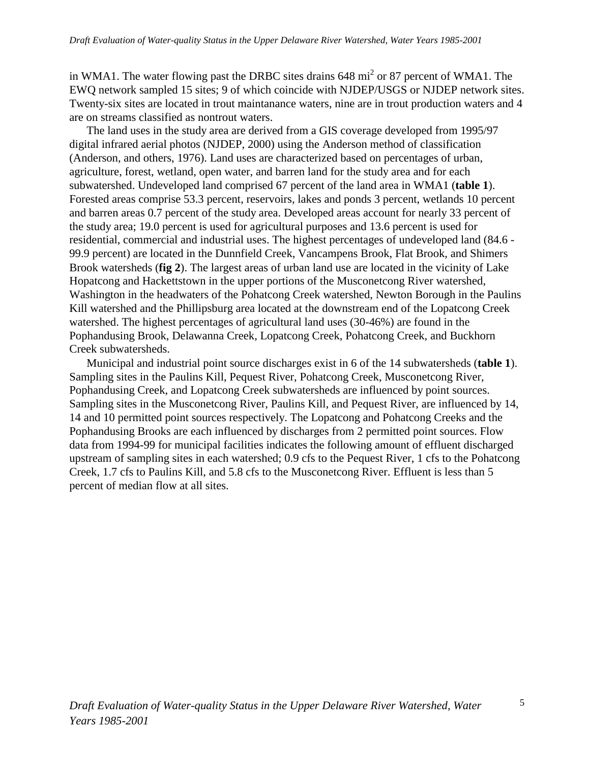in WMA1. The water flowing past the DRBC sites drains 648 $mi^2$ or 87 percent of WMA1. The EWQ network sampled 15 sites; 9 of which coincide with NJDEP/USGS or NJDEP network sites. Twenty-six sites are located in trout maintanance waters, nine are in trout production waters and 4 are on streams classified as nontrout waters.

The land uses in the study area are derived from a GIS coverage developed from 1995/97 digital infrared aerial photos (NJDEP, 2000) using the Anderson method of classification (Anderson, and others, 1976). Land uses are characterized based on percentages of urban, agriculture, forest, wetland, open water, and barren land for the study area and for each subwatershed. Undeveloped land comprised 67 percent of the land area in WMA1 (**table 1**). Forested areas comprise 53.3 percent, reservoirs, lakes and ponds 3 percent, wetlands 10 percent and barren areas 0.7 percent of the study area. Developed areas account for nearly 33 percent of the study area; 19.0 percent is used for agricultural purposes and 13.6 percent is used for residential, commercial and industrial uses. The highest percentages of undeveloped land (84.6 - 99.9 percent) are located in the Dunnfield Creek, Vancampens Brook, Flat Brook, and Shimers Brook watersheds (**fig 2**). The largest areas of urban land use are located in the vicinity of Lake Hopatcong and Hackettstown in the upper portions of the Musconetcong River watershed, Washington in the headwaters of the Pohatcong Creek watershed, Newton Borough in the Paulins Kill watershed and the Phillipsburg area located at the downstream end of the Lopatcong Creek watershed. The highest percentages of agricultural land uses (30-46%) are found in the Pophandusing Brook, Delawanna Creek, Lopatcong Creek, Pohatcong Creek, and Buckhorn Creek subwatersheds.

Municipal and industrial point source discharges exist in 6 of the 14 subwatersheds (**table 1**). Sampling sites in the Paulins Kill, Pequest River, Pohatcong Creek, Musconetcong River, Pophandusing Creek, and Lopatcong Creek subwatersheds are influenced by point sources. Sampling sites in the Musconetcong River, Paulins Kill, and Pequest River, are influenced by 14, 14 and 10 permitted point sources respectively. The Lopatcong and Pohatcong Creeks and the Pophandusing Brooks are each influenced by discharges from 2 permitted point sources. Flow data from 1994-99 for municipal facilities indicates the following amount of effluent discharged upstream of sampling sites in each watershed; 0.9 cfs to the Pequest River, 1 cfs to the Pohatcong Creek, 1.7 cfs to Paulins Kill, and 5.8 cfs to the Musconetcong River. Effluent is less than 5 percent of median flow at all sites.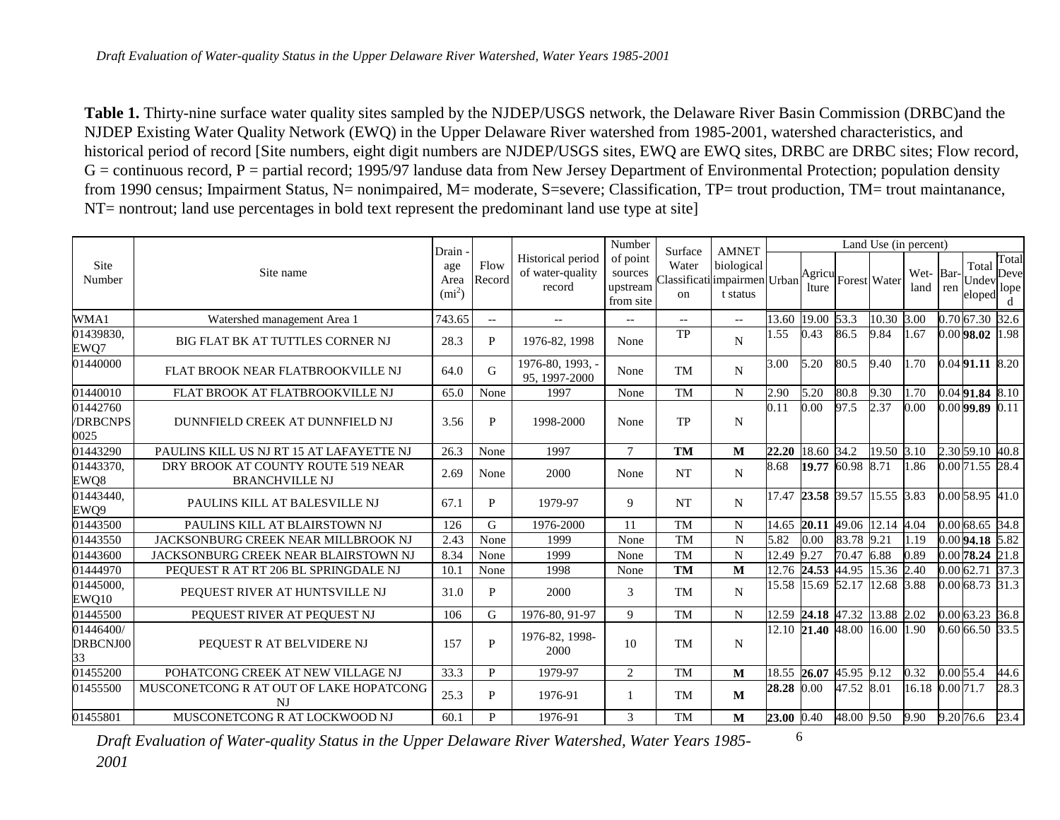**Table 1.** Thirty-nine surface water quality sites sampled by the NJDEP/USGS network, the Delaware River Basin Commission (DRBC)and the NJDEP Existing Water Quality Network (EWQ) in the Upper Delaware River watershed from 1985-2001, watershed characteristics, and historical period of record [Site numbers, eight digit numbers are NJDEP/USGS sites, EWQ are EWQ sites, DRBC are DRBC sites; Flow record, G = continuous record, P = partial record; 1995/97 landuse data from New Jersey Department of Environmental Protection; population density from 1990 census; Impairment Status, N= nonimpaired, M= moderate, S=severe; Classification, TP= trout production, TM= trout maintanance, NT= nontrout; land use percentages in bold text represent the predominant land use type at site]

| Site Number | Site name | Drain-age Area ($mi^2$) | Flow Record | Historical period of water-quality record | Number of point sources upstream from site | Surface Water Classification | AMNET biological impairment status | Land Use (in percent) | | | | | | | |
|---|---|---|---|---|---|---|---|---|---|---|---|---|---|---|---|
| | | | | | | | | Urban | Agriculture | Forest | Water | Wet-land | Bar-ren | Total Undeveloped | Total Developed |
| WMA1 | Watershed management Area 1 | 743.65 | -- | -- | -- | -- | -- | 13.60 | 19.00 | 53.3 | 10.30 | 3.00 | 0.70 | 67.30 | 32.6 |
| 01439830, EWQ7 | BIG FLAT BK AT TUTTLES CORNER NJ | 28.3 | P | 1976-82, 1998 | None | TP | N | 1.55 | 0.43 | 86.5 | 9.84 | 1.67 | 0.00 | **98.02** | 1.98 |
| 01440000 | FLAT BROOK NEAR FLATBROOKVILLE NJ | 64.0 | G | 1976-80, 1993, -95, 1997-2000 | None | TM | N | 3.00 | 5.20 | 80.5 | 9.40 | 1.70 | 0.04 | **91.11** | 8.20 |
| 01440010 | FLAT BROOK AT FLATBROOKVILLE NJ | 65.0 | None | 1997 | None | TM | N | 2.90 | 5.20 | 80.8 | 9.30 | 1.70 | 0.04 | **91.84** | 8.10 |
| 01442760 /DRBCNPS 0025 | DUNNFIELD CREEK AT DUNNFIELD NJ | 3.56 | P | 1998-2000 | None | TP | N | 0.11 | 0.00 | 97.5 | 2.37 | 0.00 | 0.00 | **99.89** | 0.11 |
| 01443290 | PAULINS KILL US NJ RT 15 AT LAFAYETTE NJ | 26.3 | None | 1997 | 7 | **TM** | **M** | **22.20** | 18.60 | 34.2 | 19.50 | 3.10 | 2.30 | 59.10 | 40.8 |
| 01443370, EWQ8 | DRY BROOK AT COUNTY ROUTE 519 NEAR BRANCHVILLE NJ | 2.69 | None | 2000 | None | NT | N | 8.68 | **19.77** | 60.98 | 8.71 | 1.86 | 0.00 | 71.55 | 28.4 |
| 01443440, EWQ9 | PAULINS KILL AT BALESVILLE NJ | 67.1 | P | 1979-97 | 9 | NT | N | 17.47 | **23.58** | 39.57 | 15.55 | 3.83 | 0.00 | 58.95 | 41.0 |
| 01443500 | PAULINS KILL AT BLAIRSTOWN NJ | 126 | G | 1976-2000 | 11 | TM | N | 14.65 | **20.11** | 49.06 | 12.14 | 4.04 | 0.00 | 68.65 | 34.8 |
| 01443550 | JACKSONBURG CREEK NEAR MILLBROOK NJ | 2.43 | None | 1999 | None | TM | N | 5.82 | 0.00 | 83.78 | 9.21 | 1.19 | 0.00 | **94.18** | 5.82 |
| 01443600 | JACKSONBURG CREEK NEAR BLAIRSTOWN NJ | 8.34 | None | 1999 | None | TM | N | 12.49 | 9.27 | 70.47 | 6.88 | 0.89 | 0.00 | **78.24** | 21.8 |
| 01444970 | PEQUEST R AT RT 206 BL SPRINGDALE NJ | 10.1 | None | 1998 | None | **TM** | **M** | 12.76 | **24.53** | 44.95 | 15.36 | 2.40 | 0.00 | 62.71 | 37.3 |
| 01445000, EWQ10 | PEQUEST RIVER AT HUNTSVILLE NJ | 31.0 | P | 2000 | 3 | TM | N | 15.58 | 15.69 | 52.17 | 12.68 | 3.88 | 0.00 | 68.73 | 31.3 |
| 01445500 | PEQUEST RIVER AT PEQUEST NJ | 106 | G | 1976-80, 91-97 | 9 | TM | N | 12.59 | **24.18** | 47.32 | 13.88 | 2.02 | 0.00 | 63.23 | 36.8 |
| 01446400/ DRBCNJ00 33 | PEQUEST R AT BELVIDERE NJ | 157 | P | 1976-82, 1998-2000 | 10 | TM | N | 12.10 | **21.40** | 48.00 | 16.00 | 1.90 | 0.60 | 66.50 | 33.5 |
| 01455200 | POHATCONG CREEK AT NEW VILLAGE NJ | 33.3 | P | 1979-97 | 2 | TM | **M** | 18.55 | **26.07** | 45.95 | 9.12 | 0.32 | 0.00 | 55.4 | 44.6 |
| 01455500 | MUSCONETCONG R AT OUT OF LAKE HOPATCONG NJ | 25.3 | P | 1976-91 | 1 | TM | **M** | **28.28** | 0.00 | 47.52 | 8.01 | 16.18 | 0.00 | 71.7 | 28.3 |
| 01455801 | MUSCONETCONG R AT LOCKWOOD NJ | 60.1 | P | 1976-91 | 3 | TM | **M** | **23.00** | 0.40 | 48.00 | 9.50 | 9.90 | 9.20 | 76.6 | 23.4 |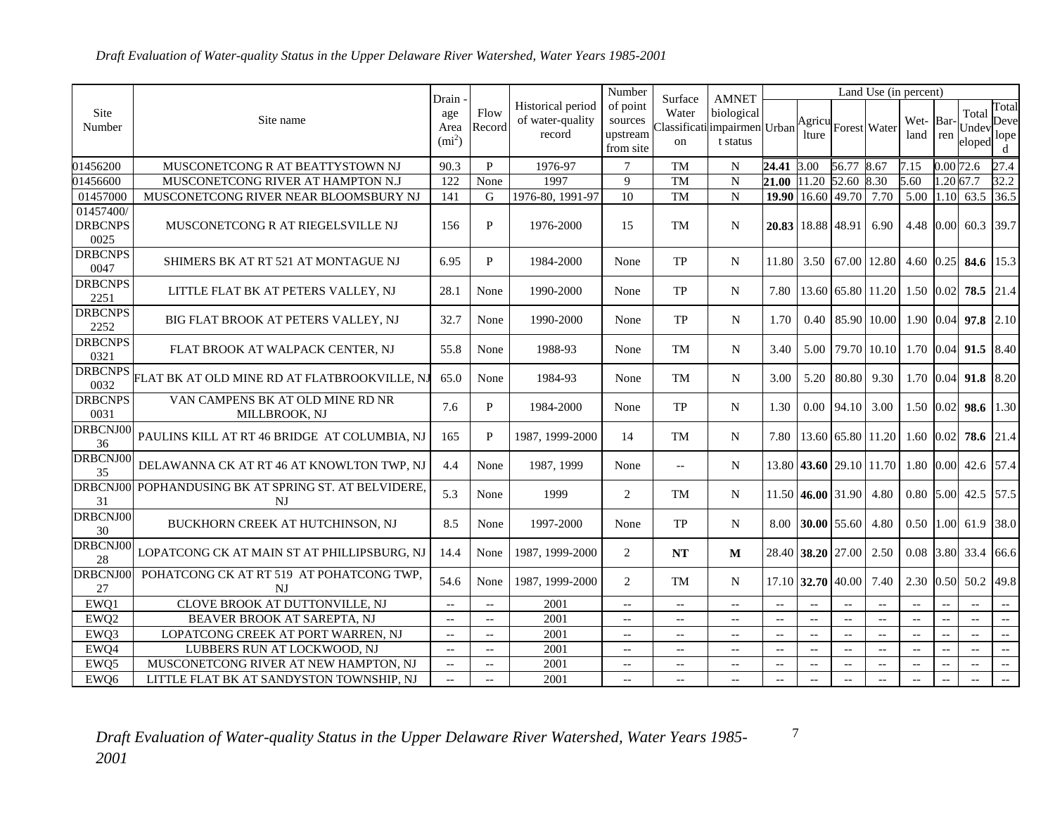| Site Number | Site name | Drain - age Area ($mi^2$) | Flow Record | Historical period of water-quality record | Number of point sources upstream from site | Surface Water Classification | AMNET biological impairment status | Land Use (in percent) | | | | | | | |
|---|---|---|---|---|---|---|---|---|---|---|---|---|---|---|---|
| | | | | | | | | Urban | Agriculture | Forest | Water | Wet-land | Bar-ren | Total Undeveloped | Total Developed |
| 01456200 | MUSCONETCONG R AT BEATTYSTOWN NJ | 90.3 | P | 1976-97 | 7 | TM | N | **24.41** | 3.00 | 56.77 | 8.67 | 7.15 | 0.00 | 72.6 | 27.4 |
| 01456600 | MUSCONETCONG RIVER AT HAMPTON N.J | 122 | None | 1997 | 9 | TM | N | **21.00** | 11.20 | 52.60 | 8.30 | 5.60 | 1.20 | 67.7 | 32.2 |
| 01457000 | MUSCONETCONG RIVER NEAR BLOOMSBURY NJ | 141 | G | 1976-80, 1991-97 | 10 | TM | N | **19.90** | 16.60 | 49.70 | 7.70 | 5.00 | 1.10 | 63.5 | 36.5 |
| 01457400/ DRBCNPS 0025 | MUSCONETCONG R AT RIEGELSVILLE NJ | 156 | P | 1976-2000 | 15 | TM | N | **20.83** | 18.88 | 48.91 | 6.90 | 4.48 | 0.00 | 60.3 | 39.7 |
| DRBCNPS 0047 | SHIMERS BK AT RT 521 AT MONTAGUE NJ | 6.95 | P | 1984-2000 | None | TP | N | 11.80 | 3.50 | 67.00 | 12.80 | 4.60 | 0.25 | **84.6** | 15.3 |
| DRBCNPS 2251 | LITTLE FLAT BK AT PETERS VALLEY, NJ | 28.1 | None | 1990-2000 | None | TP | N | 7.80 | 13.60 | 65.80 | 11.20 | 1.50 | 0.02 | **78.5** | 21.4 |
| DRBCNPS 2252 | BIG FLAT BROOK AT PETERS VALLEY, NJ | 32.7 | None | 1990-2000 | None | TP | N | 1.70 | 0.40 | 85.90 | 10.00 | 1.90 | 0.04 | **97.8** | 2.10 |
| DRBCNPS 0321 | FLAT BROOK AT WALPACK CENTER, NJ | 55.8 | None | 1988-93 | None | TM | N | 3.40 | 5.00 | 79.70 | 10.10 | 1.70 | 0.04 | **91.5** | 8.40 |
| DRBCNPS 0032 | FLAT BK AT OLD MINE RD AT FLATBROOKVILLE, NJ | 65.0 | None | 1984-93 | None | TM | N | 3.00 | 5.20 | 80.80 | 9.30 | 1.70 | 0.04 | **91.8** | 8.20 |
| DRBCNPS 0031 | VAN CAMPENS BK AT OLD MINE RD NR MILLBROOK, NJ | 7.6 | P | 1984-2000 | None | TP | N | 1.30 | 0.00 | 94.10 | 3.00 | 1.50 | 0.02 | **98.6** | 1.30 |
| DRBCNJ0036 | PAULINS KILL AT RT 46 BRIDGE AT COLUMBIA, NJ | 165 | P | 1987, 1999-2000 | 14 | TM | N | 7.80 | 13.60 | 65.80 | 11.20 | 1.60 | 0.02 | **78.6** | 21.4 |
| DRBCNJ0035 | DELAWANNA CK AT RT 46 AT KNOWLTON TWP, NJ | 4.4 | None | 1987, 1999 | None | -- | N | 13.80 | **43.60** | 29.10 | 11.70 | 1.80 | 0.00 | 42.6 | 57.4 |
| DRBCNJ0031 | POPHANDUSING BK AT SPRING ST. AT BELVIDERE, NJ | 5.3 | None | 1999 | 2 | TM | N | 11.50 | **46.00** | 31.90 | 4.80 | 0.80 | 5.00 | 42.5 | 57.5 |
| DRBCNJ0030 | BUCKHORN CREEK AT HUTCHINSON, NJ | 8.5 | None | 1997-2000 | None | TP | N | 8.00 | **30.00** | 55.60 | 4.80 | 0.50 | 1.00 | 61.9 | 38.0 |
| DRBCNJ0028 | LOPATCONG CK AT MAIN ST AT PHILLIPSBURG, NJ | 14.4 | None | 1987, 1999-2000 | 2 | **NT** | **M** | 28.40 | **38.20** | 27.00 | 2.50 | 0.08 | 3.80 | 33.4 | 66.6 |
| DRBCNJ0027 | POHATCONG CK AT RT 519 AT POHATCONG TWP, NJ | 54.6 | None | 1987, 1999-2000 | 2 | TM | N | 17.10 | **32.70** | 40.00 | 7.40 | 2.30 | 0.50 | 50.2 | 49.8 |
| EWQ1 | CLOVE BROOK AT DUTTONVILLE, NJ | -- | -- | 2001 | -- | -- | -- | -- | -- | -- | -- | -- | -- | -- | -- |
| EWQ2 | BEAVER BROOK AT SAREPTA, NJ | -- | -- | 2001 | -- | -- | -- | -- | -- | -- | -- | -- | -- | -- | -- |
| EWQ3 | LOPATCONG CREEK AT PORT WARREN, NJ | -- | -- | 2001 | -- | -- | -- | -- | -- | -- | -- | -- | -- | -- | -- |
| EWQ4 | LUBBERS RUN AT LOCKWOOD, NJ | -- | -- | 2001 | -- | -- | -- | -- | -- | -- | -- | -- | -- | -- | -- |
| EWQ5 | MUSCONETCONG RIVER AT NEW HAMPTON, NJ | -- | -- | 2001 | -- | -- | -- | -- | -- | -- | -- | -- | -- | -- | -- |
| EWQ6 | LITTLE FLAT BK AT SANDYSTON TOWNSHIP, NJ | -- | -- | 2001 | -- | -- | -- | -- | -- | -- | -- | -- | -- | -- | -- |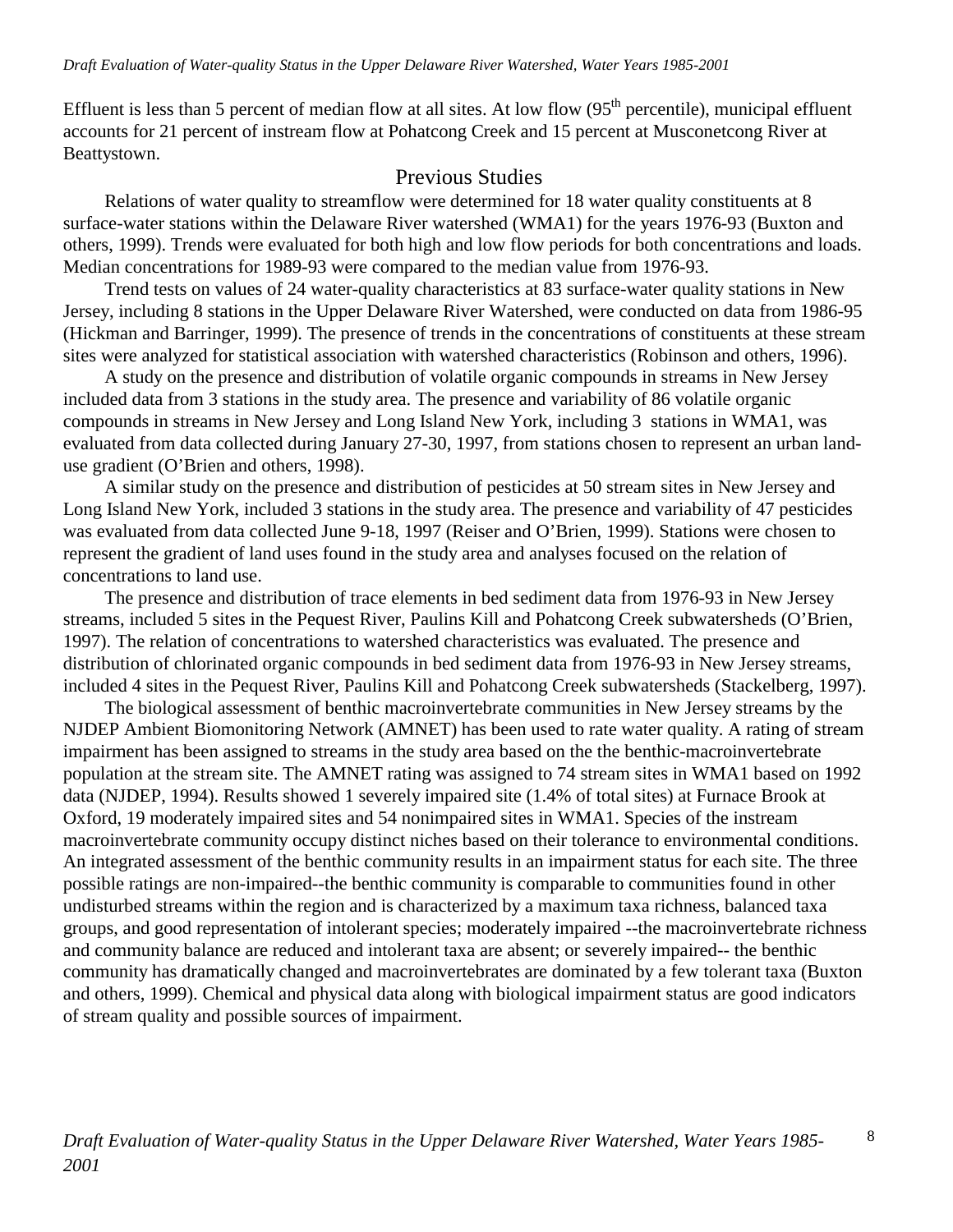Effluent is less than 5 percent of median flow at all sites. At low flow (95th percentile), municipal effluent accounts for 21 percent of instream flow at Pohatcong Creek and 15 percent at Musconetcong River at Beattystown.

## Previous Studies

Relations of water quality to streamflow were determined for 18 water quality constituents at 8 surface-water stations within the Delaware River watershed (WMA1) for the years 1976-93 (Buxton and others, 1999). Trends were evaluated for both high and low flow periods for both concentrations and loads. Median concentrations for 1989-93 were compared to the median value from 1976-93.

Trend tests on values of 24 water-quality characteristics at 83 surface-water quality stations in New Jersey, including 8 stations in the Upper Delaware River Watershed, were conducted on data from 1986-95 (Hickman and Barringer, 1999). The presence of trends in the concentrations of constituents at these stream sites were analyzed for statistical association with watershed characteristics (Robinson and others, 1996).

A study on the presence and distribution of volatile organic compounds in streams in New Jersey included data from 3 stations in the study area. The presence and variability of 86 volatile organic compounds in streams in New Jersey and Long Island New York, including 3 stations in WMA1, was evaluated from data collected during January 27-30, 1997, from stations chosen to represent an urban land-use gradient (O'Brien and others, 1998).

A similar study on the presence and distribution of pesticides at 50 stream sites in New Jersey and Long Island New York, included 3 stations in the study area. The presence and variability of 47 pesticides was evaluated from data collected June 9-18, 1997 (Reiser and O'Brien, 1999). Stations were chosen to represent the gradient of land uses found in the study area and analyses focused on the relation of concentrations to land use.

The presence and distribution of trace elements in bed sediment data from 1976-93 in New Jersey streams, included 5 sites in the Pequest River, Paulins Kill and Pohatcong Creek subwatersheds (O'Brien, 1997). The relation of concentrations to watershed characteristics was evaluated. The presence and distribution of chlorinated organic compounds in bed sediment data from 1976-93 in New Jersey streams, included 4 sites in the Pequest River, Paulins Kill and Pohatcong Creek subwatersheds (Stackelberg, 1997).

The biological assessment of benthic macroinvertebrate communities in New Jersey streams by the NJDEP Ambient Biomonitoring Network (AMNET) has been used to rate water quality. A rating of stream impairment has been assigned to streams in the study area based on the the benthic-macroinvertebrate population at the stream site. The AMNET rating was assigned to 74 stream sites in WMA1 based on 1992 data (NJDEP, 1994). Results showed 1 severely impaired site (1.4% of total sites) at Furnace Brook at Oxford, 19 moderately impaired sites and 54 nonimpaired sites in WMA1. Species of the instream macroinvertebrate community occupy distinct niches based on their tolerance to environmental conditions. An integrated assessment of the benthic community results in an impairment status for each site. The three possible ratings are non-impaired--the benthic community is comparable to communities found in other undisturbed streams within the region and is characterized by a maximum taxa richness, balanced taxa groups, and good representation of intolerant species; moderately impaired --the macroinvertebrate richness and community balance are reduced and intolerant taxa are absent; or severely impaired-- the benthic community has dramatically changed and macroinvertebrates are dominated by a few tolerant taxa (Buxton and others, 1999). Chemical and physical data along with biological impairment status are good indicators of stream quality and possible sources of impairment.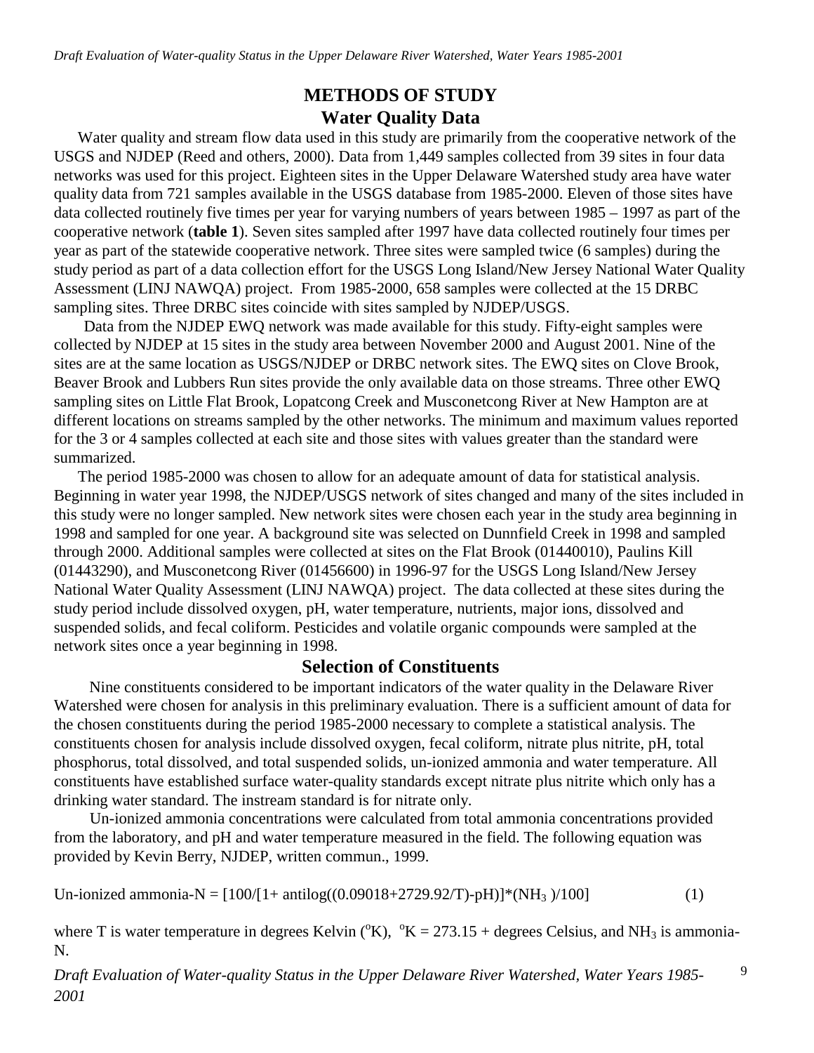# METHODS OF STUDY

## Water Quality Data

Water quality and stream flow data used in this study are primarily from the cooperative network of the USGS and NJDEP (Reed and others, 2000). Data from 1,449 samples collected from 39 sites in four data networks was used for this project. Eighteen sites in the Upper Delaware Watershed study area have water quality data from 721 samples available in the USGS database from 1985-2000. Eleven of those sites have data collected routinely five times per year for varying numbers of years between 1985 – 1997 as part of the cooperative network (**table 1**). Seven sites sampled after 1997 have data collected routinely four times per year as part of the statewide cooperative network. Three sites were sampled twice (6 samples) during the study period as part of a data collection effort for the USGS Long Island/New Jersey National Water Quality Assessment (LINJ NAWQA) project. From 1985-2000, 658 samples were collected at the 15 DRBC sampling sites. Three DRBC sites coincide with sites sampled by NJDEP/USGS.

Data from the NJDEP EWQ network was made available for this study. Fifty-eight samples were collected by NJDEP at 15 sites in the study area between November 2000 and August 2001. Nine of the sites are at the same location as USGS/NJDEP or DRBC network sites. The EWQ sites on Clove Brook, Beaver Brook and Lubbers Run sites provide the only available data on those streams. Three other EWQ sampling sites on Little Flat Brook, Lopatcong Creek and Musconetcong River at New Hampton are at different locations on streams sampled by the other networks. The minimum and maximum values reported for the 3 or 4 samples collected at each site and those sites with values greater than the standard were summarized.

The period 1985-2000 was chosen to allow for an adequate amount of data for statistical analysis. Beginning in water year 1998, the NJDEP/USGS network of sites changed and many of the sites included in this study were no longer sampled. New network sites were chosen each year in the study area beginning in 1998 and sampled for one year. A background site was selected on Dunnfield Creek in 1998 and sampled through 2000. Additional samples were collected at sites on the Flat Brook (01440010), Paulins Kill (01443290), and Musconetcong River (01456600) in 1996-97 for the USGS Long Island/New Jersey National Water Quality Assessment (LINJ NAWQA) project. The data collected at these sites during the study period include dissolved oxygen, pH, water temperature, nutrients, major ions, dissolved and suspended solids, and fecal coliform. Pesticides and volatile organic compounds were sampled at the network sites once a year beginning in 1998.

## Selection of Constituents

Nine constituents considered to be important indicators of the water quality in the Delaware River Watershed were chosen for analysis in this preliminary evaluation. There is a sufficient amount of data for the chosen constituents during the period 1985-2000 necessary to complete a statistical analysis. The constituents chosen for analysis include dissolved oxygen, fecal coliform, nitrate plus nitrite, pH, total phosphorus, total dissolved, and total suspended solids, un-ionized ammonia and water temperature. All constituents have established surface water-quality standards except nitrate plus nitrite which only has a drinking water standard. The instream standard is for nitrate only.

Un-ionized ammonia concentrations were calculated from total ammonia concentrations provided from the laboratory, and pH and water temperature measured in the field. The following equation was provided by Kevin Berry, NJDEP, written commun., 1999.

$$\text{Un-ionized ammonia-N} = [100/[1+ \text{antilog}((0.09018+2729.92/T)-\text{pH})]*(NH_3)/100] \qquad (1)$$

where T is water temperature in degrees Kelvin ($^oK$), $^oK = 273.15$ + degrees Celsius, and $NH_3$ is ammonia-N.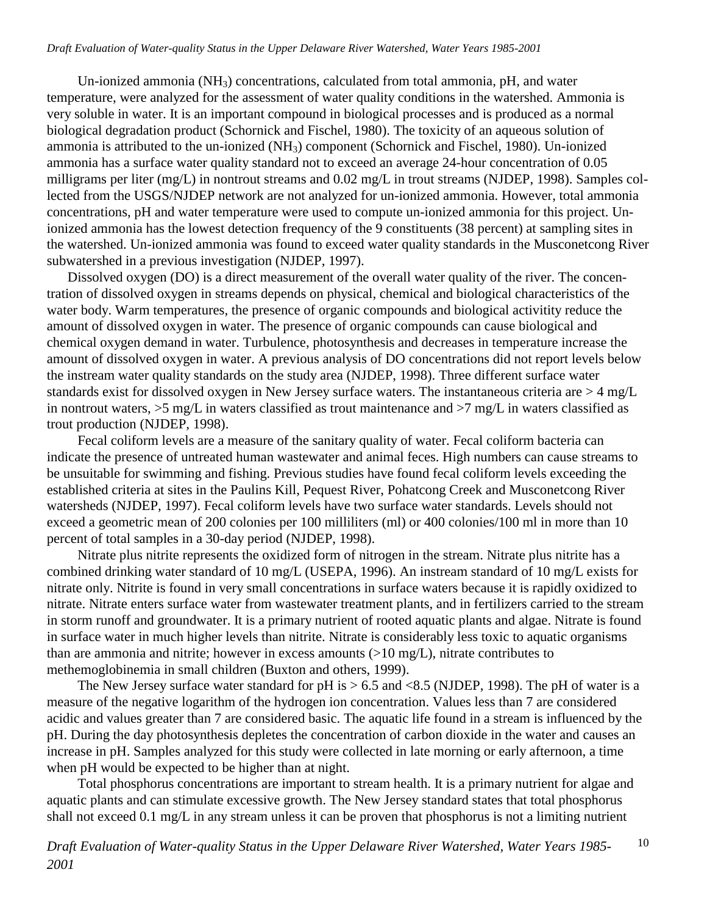Un-ionized ammonia ($NH_3$) concentrations, calculated from total ammonia, pH, and water temperature, were analyzed for the assessment of water quality conditions in the watershed. Ammonia is very soluble in water. It is an important compound in biological processes and is produced as a normal biological degradation product (Schornick and Fischel, 1980). The toxicity of an aqueous solution of ammonia is attributed to the un-ionized ($NH_3$) component (Schornick and Fischel, 1980). Un-ionized ammonia has a surface water quality standard not to exceed an average 24-hour concentration of 0.05 milligrams per liter (mg/L) in nontrout streams and 0.02 mg/L in trout streams (NJDEP, 1998). Samples collected from the USGS/NJDEP network are not analyzed for un-ionized ammonia. However, total ammonia concentrations, pH and water temperature were used to compute un-ionized ammonia for this project. Un-ionized ammonia has the lowest detection frequency of the 9 constituents (38 percent) at sampling sites in the watershed. Un-ionized ammonia was found to exceed water quality standards in the Musconetcong River subwatershed in a previous investigation (NJDEP, 1997).

Dissolved oxygen (DO) is a direct measurement of the overall water quality of the river. The concentration of dissolved oxygen in streams depends on physical, chemical and biological characteristics of the water body. Warm temperatures, the presence of organic compounds and biological activity reduce the amount of dissolved oxygen in water. The presence of organic compounds can cause biological and chemical oxygen demand in water. Turbulence, photosynthesis and decreases in temperature increase the amount of dissolved oxygen in water. A previous analysis of DO concentrations did not report levels below the instream water quality standards on the study area (NJDEP, 1998). Three different surface water standards exist for dissolved oxygen in New Jersey surface waters. The instantaneous criteria are > 4 mg/L in nontrout waters, >5 mg/L in waters classified as trout maintenance and >7 mg/L in waters classified as trout production (NJDEP, 1998).

Fecal coliform levels are a measure of the sanitary quality of water. Fecal coliform bacteria can indicate the presence of untreated human wastewater and animal feces. High numbers can cause streams to be unsuitable for swimming and fishing. Previous studies have found fecal coliform levels exceeding the established criteria at sites in the Paulins Kill, Pequest River, Pohatcong Creek and Musconetcong River watersheds (NJDEP, 1997). Fecal coliform levels have two surface water standards. Levels should not exceed a geometric mean of 200 colonies per 100 milliliters (ml) or 400 colonies/100 ml in more than 10 percent of total samples in a 30-day period (NJDEP, 1998).

Nitrate plus nitrite represents the oxidized form of nitrogen in the stream. Nitrate plus nitrite has a combined drinking water standard of 10 mg/L (USEPA, 1996). An instream standard of 10 mg/L exists for nitrate only. Nitrite is found in very small concentrations in surface waters because it is rapidly oxidized to nitrate. Nitrate enters surface water from wastewater treatment plants, and in fertilizers carried to the stream in storm runoff and groundwater. It is a primary nutrient of rooted aquatic plants and algae. Nitrate is found in surface water in much higher levels than nitrite. Nitrate is considerably less toxic to aquatic organisms than are ammonia and nitrite; however in excess amounts (>10 mg/L), nitrate contributes to methemoglobinemia in small children (Buxton and others, 1999).

The New Jersey surface water standard for pH is > 6.5 and <8.5 (NJDEP, 1998). The pH of water is a measure of the negative logarithm of the hydrogen ion concentration. Values less than 7 are considered acidic and values greater than 7 are considered basic. The aquatic life found in a stream is influenced by the pH. During the day photosynthesis depletes the concentration of carbon dioxide in the water and causes an increase in pH. Samples analyzed for this study were collected in late morning or early afternoon, a time when pH would be expected to be higher than at night.

Total phosphorus concentrations are important to stream health. It is a primary nutrient for algae and aquatic plants and can stimulate excessive growth. The New Jersey standard states that total phosphorus shall not exceed 0.1 mg/L in any stream unless it can be proven that phosphorus is not a limiting nutrient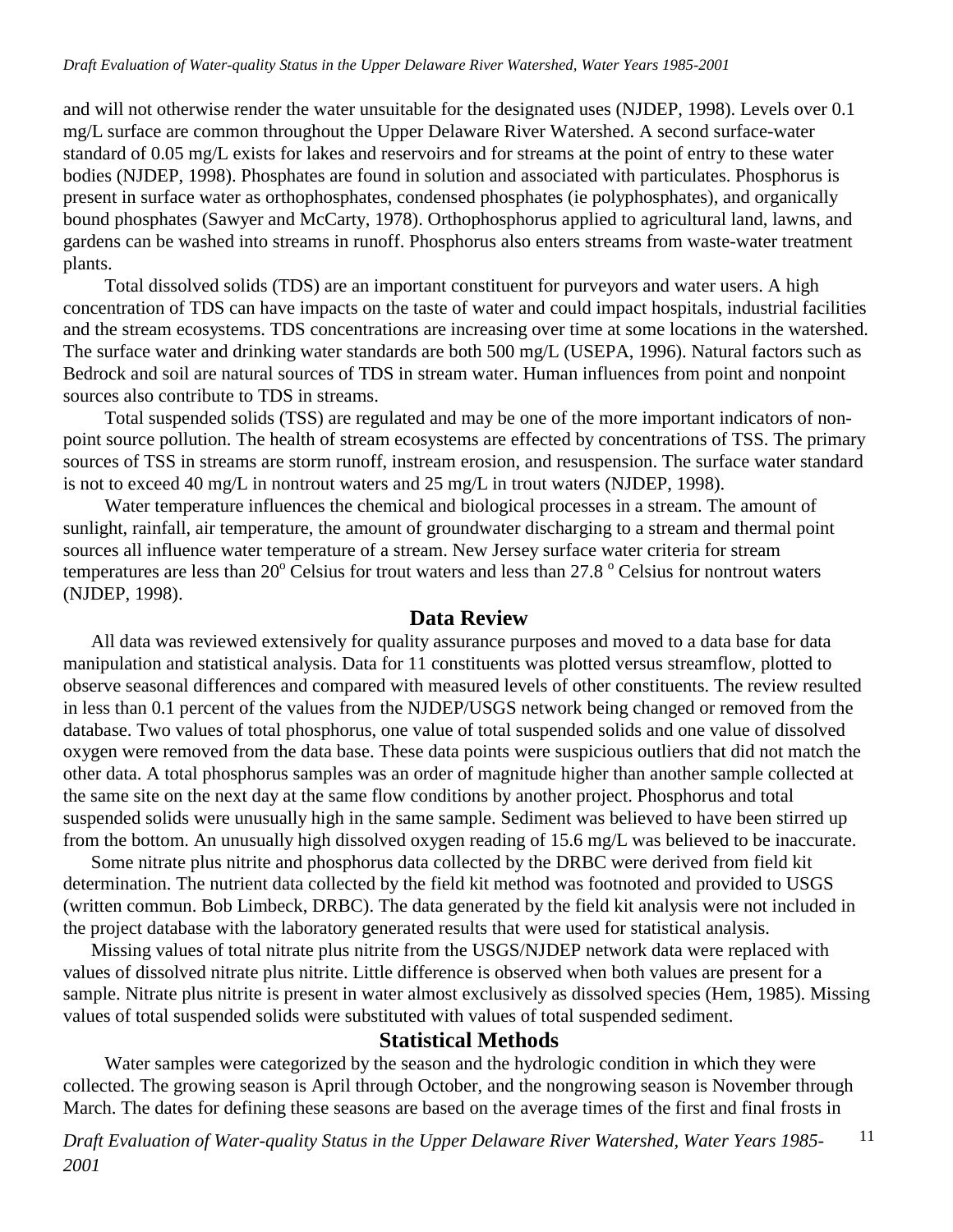and will not otherwise render the water unsuitable for the designated uses (NJDEP, 1998). Levels over 0.1 mg/L surface are common throughout the Upper Delaware River Watershed. A second surface-water standard of 0.05 mg/L exists for lakes and reservoirs and for streams at the point of entry to these water bodies (NJDEP, 1998). Phosphates are found in solution and associated with particulates. Phosphorus is present in surface water as orthophosphates, condensed phosphates (ie polyphosphates), and organically bound phosphates (Sawyer and McCarty, 1978). Orthophosphorus applied to agricultural land, lawns, and gardens can be washed into streams in runoff. Phosphorus also enters streams from waste-water treatment plants.

Total dissolved solids (TDS) are an important constituent for purveyors and water users. A high concentration of TDS can have impacts on the taste of water and could impact hospitals, industrial facilities and the stream ecosystems. TDS concentrations are increasing over time at some locations in the watershed. The surface water and drinking water standards are both 500 mg/L (USEPA, 1996). Natural factors such as Bedrock and soil are natural sources of TDS in stream water. Human influences from point and nonpoint sources also contribute to TDS in streams.

Total suspended solids (TSS) are regulated and may be one of the more important indicators of non-point source pollution. The health of stream ecosystems are effected by concentrations of TSS. The primary sources of TSS in streams are storm runoff, instream erosion, and resuspension. The surface water standard is not to exceed 40 mg/L in nontrout waters and 25 mg/L in trout waters (NJDEP, 1998).

Water temperature influences the chemical and biological processes in a stream. The amount of sunlight, rainfall, air temperature, the amount of groundwater discharging to a stream and thermal point sources all influence water temperature of a stream. New Jersey surface water criteria for stream temperatures are less than 20$^{o}$ Celsius for trout waters and less than 27.8 $^{o}$ Celsius for nontrout waters (NJDEP, 1998).

## Data Review

All data was reviewed extensively for quality assurance purposes and moved to a data base for data manipulation and statistical analysis. Data for 11 constituents was plotted versus streamflow, plotted to observe seasonal differences and compared with measured levels of other constituents. The review resulted in less than 0.1 percent of the values from the NJDEP/USGS network being changed or removed from the database. Two values of total phosphorus, one value of total suspended solids and one value of dissolved oxygen were removed from the data base. These data points were suspicious outliers that did not match the other data. A total phosphorus samples was an order of magnitude higher than another sample collected at the same site on the next day at the same flow conditions by another project. Phosphorus and total suspended solids were unusually high in the same sample. Sediment was believed to have been stirred up from the bottom. An unusually high dissolved oxygen reading of 15.6 mg/L was believed to be inaccurate.

Some nitrate plus nitrite and phosphorus data collected by the DRBC were derived from field kit determination. The nutrient data collected by the field kit method was footnoted and provided to USGS (written commun. Bob Limbeck, DRBC). The data generated by the field kit analysis were not included in the project database with the laboratory generated results that were used for statistical analysis.

Missing values of total nitrate plus nitrite from the USGS/NJDEP network data were replaced with values of dissolved nitrate plus nitrite. Little difference is observed when both values are present for a sample. Nitrate plus nitrite is present in water almost exclusively as dissolved species (Hem, 1985). Missing values of total suspended solids were substituted with values of total suspended sediment.

## Statistical Methods

Water samples were categorized by the season and the hydrologic condition in which they were collected. The growing season is April through October, and the nongrowing season is November through March. The dates for defining these seasons are based on the average times of the first and final frosts in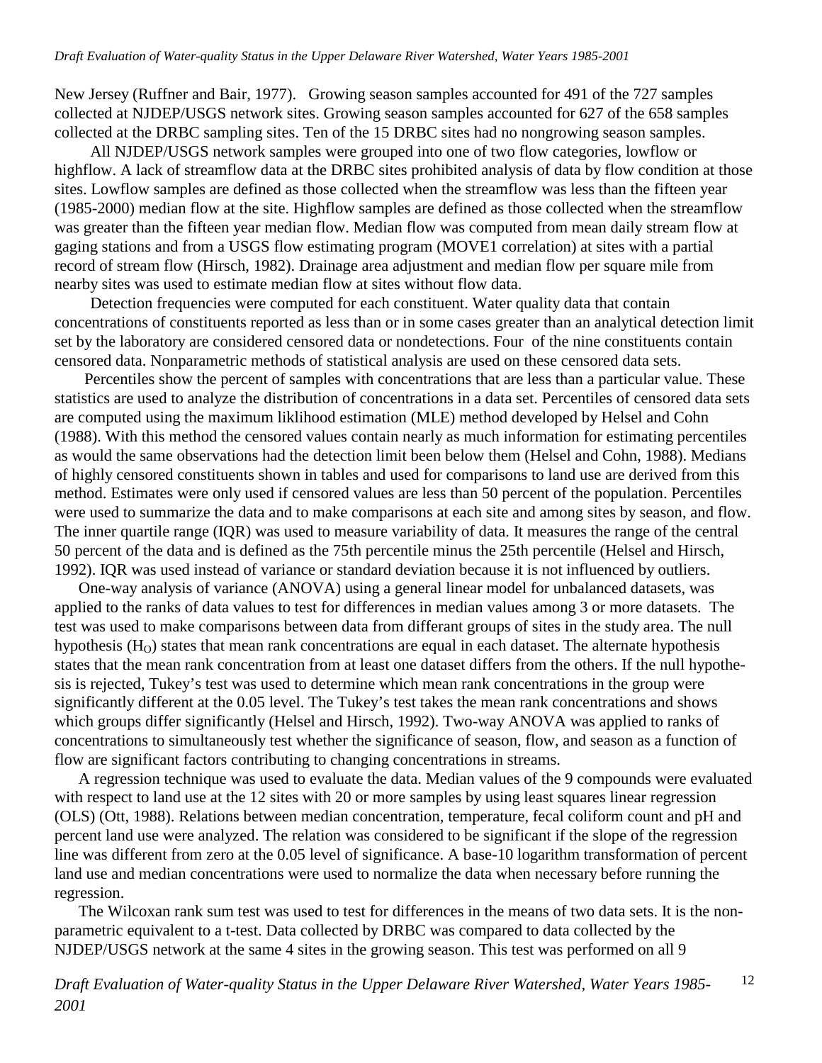New Jersey (Ruffner and Bair, 1977). Growing season samples accounted for 491 of the 727 samples collected at NJDEP/USGS network sites. Growing season samples accounted for 627 of the 658 samples collected at the DRBC sampling sites. Ten of the 15 DRBC sites had no nongrowing season samples.

All NJDEP/USGS network samples were grouped into one of two flow categories, lowflow or highflow. A lack of streamflow data at the DRBC sites prohibited analysis of data by flow condition at those sites. Lowflow samples are defined as those collected when the streamflow was less than the fifteen year (1985-2000) median flow at the site. Highflow samples are defined as those collected when the streamflow was greater than the fifteen year median flow. Median flow was computed from mean daily stream flow at gaging stations and from a USGS flow estimating program (MOVE1 correlation) at sites with a partial record of stream flow (Hirsch, 1982). Drainage area adjustment and median flow per square mile from nearby sites was used to estimate median flow at sites without flow data.

Detection frequencies were computed for each constituent. Water quality data that contain concentrations of constituents reported as less than or in some cases greater than an analytical detection limit set by the laboratory are considered censored data or nondetections. Four of the nine constituents contain censored data. Nonparametric methods of statistical analysis are used on these censored data sets.

Percentiles show the percent of samples with concentrations that are less than a particular value. These statistics are used to analyze the distribution of concentrations in a data set. Percentiles of censored data sets are computed using the maximum liklihood estimation (MLE) method developed by Helsel and Cohn (1988). With this method the censored values contain nearly as much information for estimating percentiles as would the same observations had the detection limit been below them (Helsel and Cohn, 1988). Medians of highly censored constituents shown in tables and used for comparisons to land use are derived from this method. Estimates were only used if censored values are less than 50 percent of the population. Percentiles were used to summarize the data and to make comparisons at each site and among sites by season, and flow. The inner quartile range (IQR) was used to measure variability of data. It measures the range of the central 50 percent of the data and is defined as the 75th percentile minus the 25th percentile (Helsel and Hirsch, 1992). IQR was used instead of variance or standard deviation because it is not influenced by outliers.

One-way analysis of variance (ANOVA) using a general linear model for unbalanced datasets, was applied to the ranks of data values to test for differences in median values among 3 or more datasets. The test was used to make comparisons between data from differant groups of sites in the study area. The null hypothesis ($H_O$) states that mean rank concentrations are equal in each dataset. The alternate hypothesis states that the mean rank concentration from at least one dataset differs from the others. If the null hypothesis is rejected, Tukey's test was used to determine which mean rank concentrations in the group were significantly different at the 0.05 level. The Tukey's test takes the mean rank concentrations and shows which groups differ significantly (Helsel and Hirsch, 1992). Two-way ANOVA was applied to ranks of concentrations to simultaneously test whether the significance of season, flow, and season as a function of flow are significant factors contributing to changing concentrations in streams.

A regression technique was used to evaluate the data. Median values of the 9 compounds were evaluated with respect to land use at the 12 sites with 20 or more samples by using least squares linear regression (OLS) (Ott, 1988). Relations between median concentration, temperature, fecal coliform count and pH and percent land use were analyzed. The relation was considered to be significant if the slope of the regression line was different from zero at the 0.05 level of significance. A base-10 logarithm transformation of percent land use and median concentrations were used to normalize the data when necessary before running the regression.

The Wilcoxan rank sum test was used to test for differences in the means of two data sets. It is the non-parametric equivalent to a t-test. Data collected by DRBC was compared to data collected by the NJDEP/USGS network at the same 4 sites in the growing season. This test was performed on all 9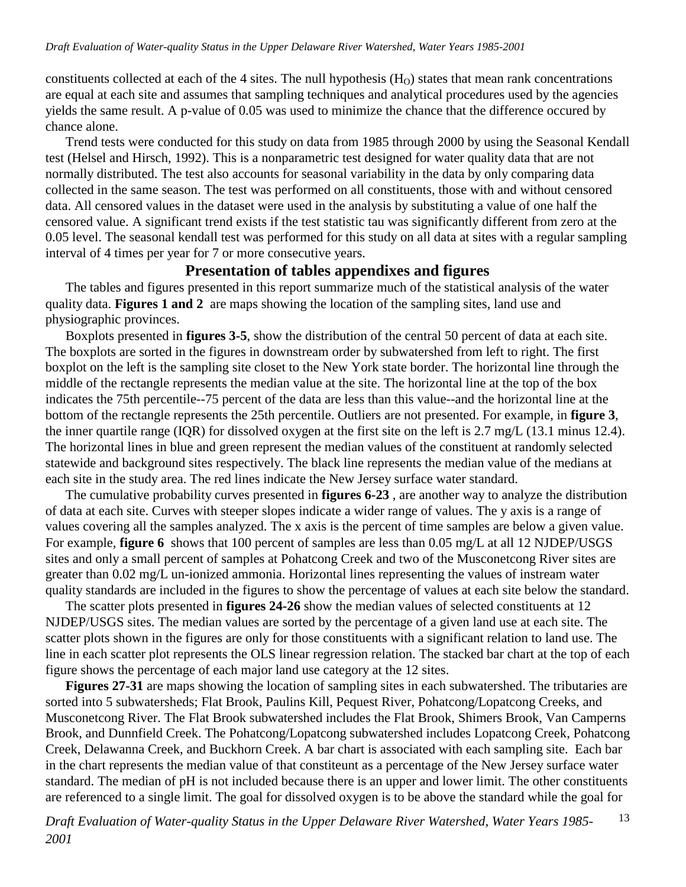constituents collected at each of the 4 sites. The null hypothesis ($H_O$) states that mean rank concentrations are equal at each site and assumes that sampling techniques and analytical procedures used by the agencies yields the same result. A p-value of 0.05 was used to minimize the chance that the difference occured by chance alone.

Trend tests were conducted for this study on data from 1985 through 2000 by using the Seasonal Kendall test (Helsel and Hirsch, 1992). This is a nonparametric test designed for water quality data that are not normally distributed. The test also accounts for seasonal variability in the data by only comparing data collected in the same season. The test was performed on all constituents, those with and without censored data. All censored values in the dataset were used in the analysis by substituting a value of one half the censored value. A significant trend exists if the test statistic tau was significantly different from zero at the 0.05 level. The seasonal kendall test was performed for this study on all data at sites with a regular sampling interval of 4 times per year for 7 or more consecutive years.

## Presentation of tables appendixes and figures

The tables and figures presented in this report summarize much of the statistical analysis of the water quality data. **Figures 1 and 2** are maps showing the location of the sampling sites, land use and physiographic provinces.

Boxplots presented in **figures 3-5**, show the distribution of the central 50 percent of data at each site. The boxplots are sorted in the figures in downstream order by subwatershed from left to right. The first boxplot on the left is the sampling site closet to the New York state border. The horizontal line through the middle of the rectangle represents the median value at the site. The horizontal line at the top of the box indicates the 75th percentile--75 percent of the data are less than this value--and the horizontal line at the bottom of the rectangle represents the 25th percentile. Outliers are not presented. For example, in **figure 3**, the inner quartile range (IQR) for dissolved oxygen at the first site on the left is 2.7 mg/L (13.1 minus 12.4). The horizontal lines in blue and green represent the median values of the constituent at randomly selected statewide and background sites respectively. The black line represents the median value of the medians at each site in the study area. The red lines indicate the New Jersey surface water standard.

The cumulative probability curves presented in **figures 6-23** , are another way to analyze the distribution of data at each site. Curves with steeper slopes indicate a wider range of values. The y axis is a range of values covering all the samples analyzed. The x axis is the percent of time samples are below a given value. For example, **figure 6** shows that 100 percent of samples are less than 0.05 mg/L at all 12 NJDEP/USGS sites and only a small percent of samples at Pohatcong Creek and two of the Musconetcong River sites are greater than 0.02 mg/L un-ionized ammonia. Horizontal lines representing the values of instream water quality standards are included in the figures to show the percentage of values at each site below the standard.

The scatter plots presented in **figures 24-26** show the median values of selected constituents at 12 NJDEP/USGS sites. The median values are sorted by the percentage of a given land use at each site. The scatter plots shown in the figures are only for those constituents with a significant relation to land use. The line in each scatter plot represents the OLS linear regression relation. The stacked bar chart at the top of each figure shows the percentage of each major land use category at the 12 sites.

**Figures 27-31** are maps showing the location of sampling sites in each subwatershed. The tributaries are sorted into 5 subwatersheds; Flat Brook, Paulins Kill, Pequest River, Pohatcong/Lopatcong Creeks, and Musconetcong River. The Flat Brook subwatershed includes the Flat Brook, Shimers Brook, Van Camperns Brook, and Dunnfield Creek. The Pohatcong/Lopatcong subwatershed includes Lopatcong Creek, Pohatcong Creek, Delawanna Creek, and Buckhorn Creek. A bar chart is associated with each sampling site. Each bar in the chart represents the median value of that constiteunt as a percentage of the New Jersey surface water standard. The median of pH is not included because there is an upper and lower limit. The other constituents are referenced to a single limit. The goal for dissolved oxygen is to be above the standard while the goal for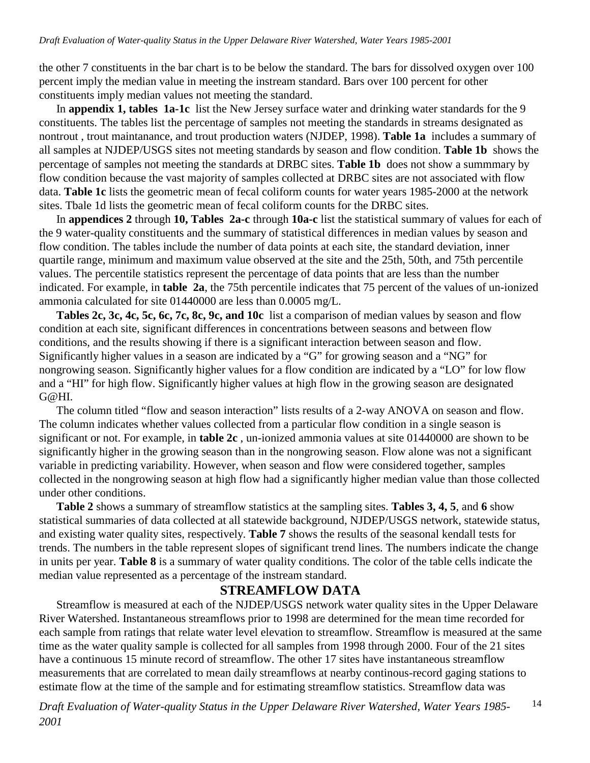the other 7 constituents in the bar chart is to be below the standard. The bars for dissolved oxygen over 100 percent imply the median value in meeting the instream standard. Bars over 100 percent for other constituents imply median values not meeting the standard.

In **appendix 1, tables 1a-1c** list the New Jersey surface water and drinking water standards for the 9 constituents. The tables list the percentage of samples not meeting the standards in streams designated as nontrout , trout maintanance, and trout production waters (NJDEP, 1998). **Table 1a** includes a summary of all samples at NJDEP/USGS sites not meeting standards by season and flow condition. **Table 1b** shows the percentage of samples not meeting the standards at DRBC sites. **Table 1b** does not show a summmary by flow condition because the vast majority of samples collected at DRBC sites are not associated with flow data. **Table 1c** lists the geometric mean of fecal coliform counts for water years 1985-2000 at the network sites. Tbale 1d lists the geometric mean of fecal coliform counts for the DRBC sites.

In **appendices 2** through **10, Tables 2a-c** through **10a-c** list the statistical summary of values for each of the 9 water-quality constituents and the summary of statistical differences in median values by season and flow condition. The tables include the number of data points at each site, the standard deviation, inner quartile range, minimum and maximum value observed at the site and the 25th, 50th, and 75th percentile values. The percentile statistics represent the percentage of data points that are less than the number indicated. For example, in **table 2a**, the 75th percentile indicates that 75 percent of the values of un-ionized ammonia calculated for site 01440000 are less than 0.0005 mg/L.

**Tables 2c, 3c, 4c, 5c, 6c, 7c, 8c, 9c, and 10c** list a comparison of median values by season and flow condition at each site, significant differences in concentrations between seasons and between flow conditions, and the results showing if there is a significant interaction between season and flow. Significantly higher values in a season are indicated by a “G” for growing season and a “NG” for nongrowing season. Significantly higher values for a flow condition are indicated by a “LO” for low flow and a “HI” for high flow. Significantly higher values at high flow in the growing season are designated G@HI.

The column titled “flow and season interaction” lists results of a 2-way ANOVA on season and flow. The column indicates whether values collected from a particular flow condition in a single season is significant or not. For example, in **table 2c** , un-ionized ammonia values at site 01440000 are shown to be significantly higher in the growing season than in the nongrowing season. Flow alone was not a significant variable in predicting variability. However, when season and flow were considered together, samples collected in the nongrowing season at high flow had a significantly higher median value than those collected under other conditions.

**Table 2** shows a summary of streamflow statistics at the sampling sites. **Tables 3, 4, 5**, and **6** show statistical summaries of data collected at all statewide background, NJDEP/USGS network, statewide status, and existing water quality sites, respectively. **Table 7** shows the results of the seasonal kendall tests for trends. The numbers in the table represent slopes of significant trend lines. The numbers indicate the change in units per year. **Table 8** is a summary of water quality conditions. The color of the table cells indicate the median value represented as a percentage of the instream standard.

## STREAMFLOW DATA

Streamflow is measured at each of the NJDEP/USGS network water quality sites in the Upper Delaware River Watershed. Instantaneous streamflows prior to 1998 are determined for the mean time recorded for each sample from ratings that relate water level elevation to streamflow. Streamflow is measured at the same time as the water quality sample is collected for all samples from 1998 through 2000. Four of the 21 sites have a continuous 15 minute record of streamflow. The other 17 sites have instantaneous streamflow measurements that are correlated to mean daily streamflows at nearby continous-record gaging stations to estimate flow at the time of the sample and for estimating streamflow statistics. Streamflow data was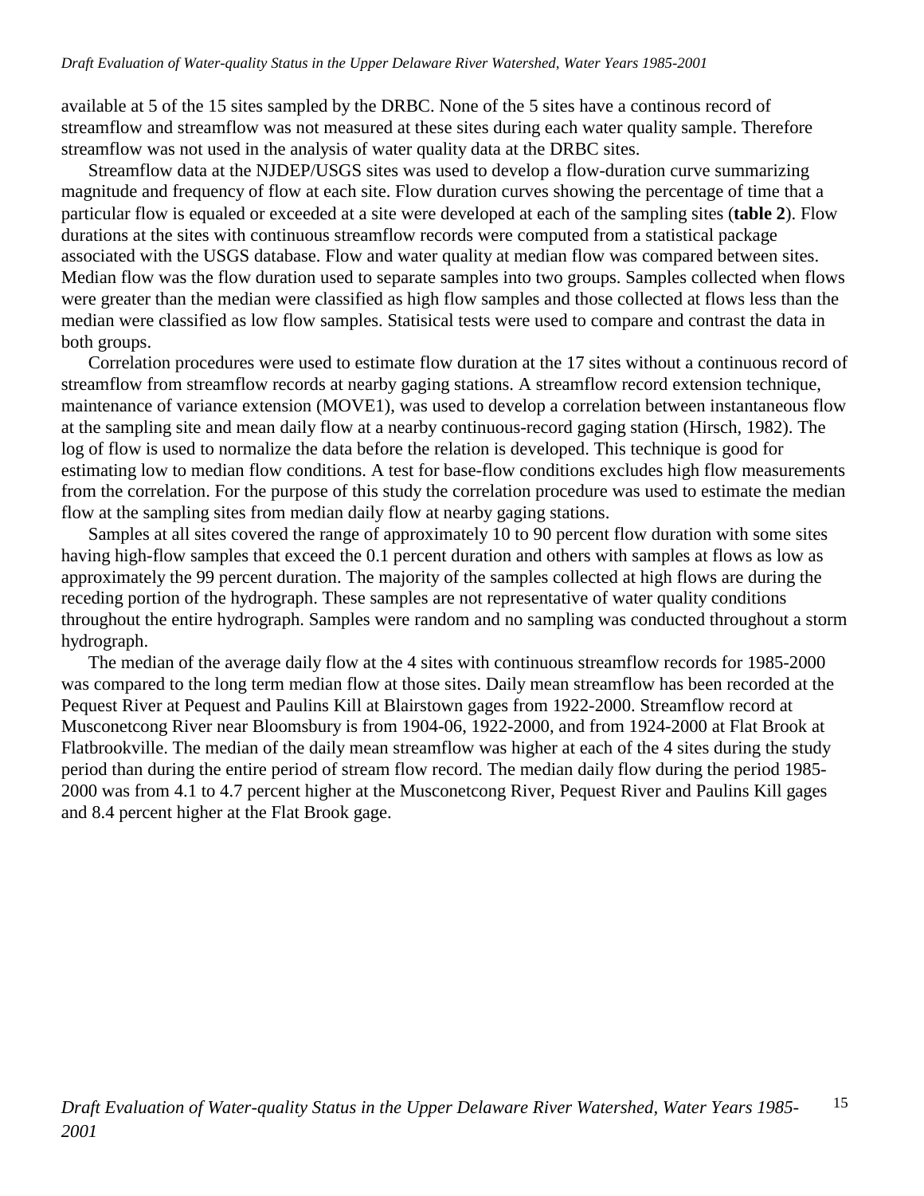available at 5 of the 15 sites sampled by the DRBC. None of the 5 sites have a continous record of streamflow and streamflow was not measured at these sites during each water quality sample. Therefore streamflow was not used in the analysis of water quality data at the DRBC sites.

Streamflow data at the NJDEP/USGS sites was used to develop a flow-duration curve summarizing magnitude and frequency of flow at each site. Flow duration curves showing the percentage of time that a particular flow is equaled or exceeded at a site were developed at each of the sampling sites (**table 2**). Flow durations at the sites with continuous streamflow records were computed from a statistical package associated with the USGS database. Flow and water quality at median flow was compared between sites. Median flow was the flow duration used to separate samples into two groups. Samples collected when flows were greater than the median were classified as high flow samples and those collected at flows less than the median were classified as low flow samples. Statisical tests were used to compare and contrast the data in both groups.

Correlation procedures were used to estimate flow duration at the 17 sites without a continuous record of streamflow from streamflow records at nearby gaging stations. A streamflow record extension technique, maintenance of variance extension (MOVE1), was used to develop a correlation between instantaneous flow at the sampling site and mean daily flow at a nearby continuous-record gaging station (Hirsch, 1982). The log of flow is used to normalize the data before the relation is developed. This technique is good for estimating low to median flow conditions. A test for base-flow conditions excludes high flow measurements from the correlation. For the purpose of this study the correlation procedure was used to estimate the median flow at the sampling sites from median daily flow at nearby gaging stations.

Samples at all sites covered the range of approximately 10 to 90 percent flow duration with some sites having high-flow samples that exceed the 0.1 percent duration and others with samples at flows as low as approximately the 99 percent duration. The majority of the samples collected at high flows are during the receding portion of the hydrograph. These samples are not representative of water quality conditions throughout the entire hydrograph. Samples were random and no sampling was conducted throughout a storm hydrograph.

The median of the average daily flow at the 4 sites with continuous streamflow records for 1985-2000 was compared to the long term median flow at those sites. Daily mean streamflow has been recorded at the Pequest River at Pequest and Paulins Kill at Blairstown gages from 1922-2000. Streamflow record at Musconetcong River near Bloomsbury is from 1904-06, 1922-2000, and from 1924-2000 at Flat Brook at Flatbrookville. The median of the daily mean streamflow was higher at each of the 4 sites during the study period than during the entire period of stream flow record. The median daily flow during the period 1985-2000 was from 4.1 to 4.7 percent higher at the Musconetcong River, Pequest River and Paulins Kill gages and 8.4 percent higher at the Flat Brook gage.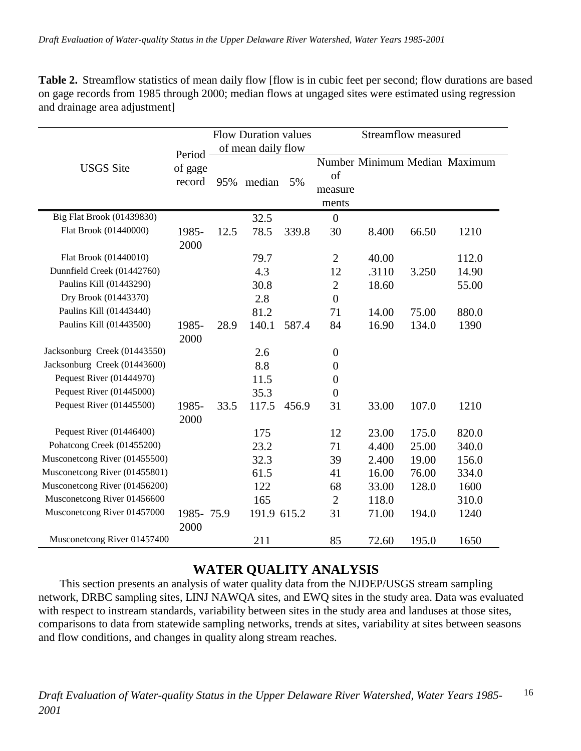**Table 2.** Streamflow statistics of mean daily flow [flow is in cubic feet per second; flow durations are based on gage records from 1985 through 2000; median flows at ungaged sites were estimated using regression and drainage area adjustment]

| USGS Site | Period of gage record | Flow Duration values of mean daily flow | | | Streamflow measured | | | |
|---|---|---|---|---|---|---|---|---|
| | | 95% | median | 5% | Number of measurements | Minimum | Median | Maximum |
| Big Flat Brook (01439830) | | | 32.5 | | 0 | | | |
| Flat Brook (01440000) | 1985-2000 | 12.5 | 78.5 | 339.8 | 30 | 8.400 | 66.50 | 1210 |
| Flat Brook (01440010) | | | 79.7 | | 2 | 40.00 | | 112.0 |
| Dunnfield Creek (01442760) | | | 4.3 | | 12 | .3110 | 3.250 | 14.90 |
| Paulins Kill (01443290) | | | 30.8 | | 2 | 18.60 | | 55.00 |
| Dry Brook (01443370) | | | 2.8 | | 0 | | | |
| Paulins Kill (01443440) | | | 81.2 | | 71 | 14.00 | 75.00 | 880.0 |
| Paulins Kill (01443500) | 1985-2000 | 28.9 | 140.1 | 587.4 | 84 | 16.90 | 134.0 | 1390 |
| Jacksonburg Creek (01443550) | | | 2.6 | | 0 | | | |
| Jacksonburg Creek (01443600) | | | 8.8 | | 0 | | | |
| Pequest River (01444970) | | | 11.5 | | 0 | | | |
| Pequest River (01445000) | | | 35.3 | | 0 | | | |
| Pequest River (01445500) | 1985-2000 | 33.5 | 117.5 | 456.9 | 31 | 33.00 | 107.0 | 1210 |
| Pequest River (01446400) | | | 175 | | 12 | 23.00 | 175.0 | 820.0 |
| Pohatcong Creek (01455200) | | | 23.2 | | 71 | 4.400 | 25.00 | 340.0 |
| Musconetcong River (01455500) | | | 32.3 | | 39 | 2.400 | 19.00 | 156.0 |
| Musconetcong River (01455801) | | | 61.5 | | 41 | 16.00 | 76.00 | 334.0 |
| Musconetcong River (01456200) | | | 122 | | 68 | 33.00 | 128.0 | 1600 |
| Musconetcong River 01456600 | | | 165 | | 2 | 118.0 | | 310.0 |
| Musconetcong River 01457000 | 1985-2000 | 75.9 | 191.9 | 615.2 | 31 | 71.00 | 194.0 | 1240 |
| Musconetcong River 01457400 | | | 211 | | 85 | 72.60 | 195.0 | 1650 |

## WATER QUALITY ANALYSIS

This section presents an analysis of water quality data from the NJDEP/USGS stream sampling network, DRBC sampling sites, LINJ NAWQA sites, and EWQ sites in the study area. Data was evaluated with respect to instream standards, variability between sites in the study area and landuses at those sites, comparisons to data from statewide sampling networks, trends at sites, variability at sites between seasons and flow conditions, and changes in quality along stream reaches.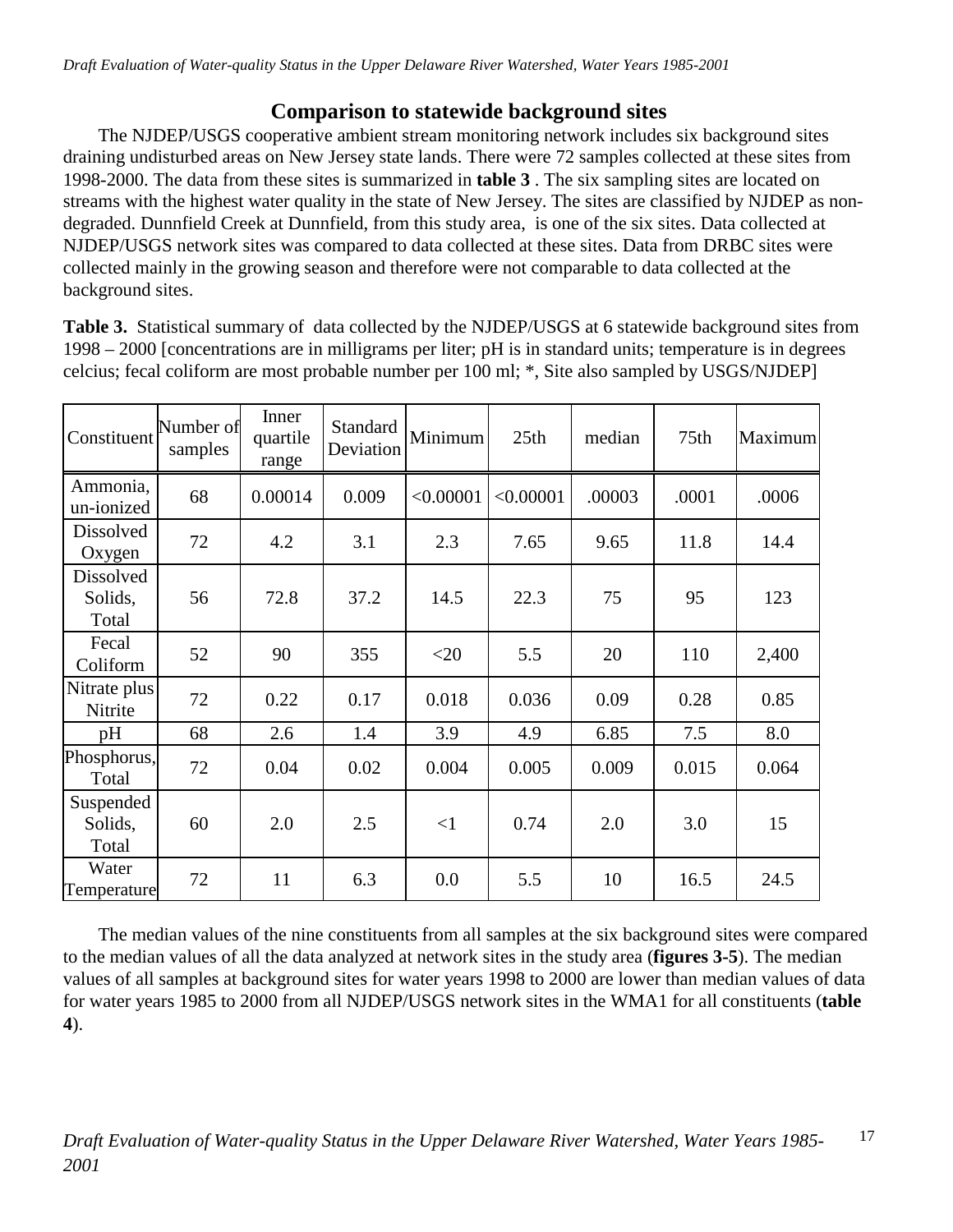## Comparison to statewide background sites

The NJDEP/USGS cooperative ambient stream monitoring network includes six background sites draining undisturbed areas on New Jersey state lands. There were 72 samples collected at these sites from 1998-2000. The data from these sites is summarized in **table 3** . The six sampling sites are located on streams with the highest water quality in the state of New Jersey. The sites are classified by NJDEP as non-degraded. Dunnfield Creek at Dunnfield, from this study area, is one of the six sites. Data collected at NJDEP/USGS network sites was compared to data collected at these sites. Data from DRBC sites were collected mainly in the growing season and therefore were not comparable to data collected at the background sites.

**Table 3.** Statistical summary of data collected by the NJDEP/USGS at 6 statewide background sites from 1998 – 2000 [concentrations are in milligrams per liter; pH is in standard units; temperature is in degrees celcius; fecal coliform are most probable number per 100 ml; *, Site also sampled by USGS/NJDEP]

| Constituent | Number of samples | Inner quartile range | Standard Deviation | Minimum | 25th | median | 75th | Maximum |
|---|---|---|---|---|---|---|---|---|
| Ammonia, un-ionized | 68 | 0.00014 | 0.009 | <0.00001 | <0.00001 | .00003 | .0001 | .0006 |
| Dissolved Oxygen | 72 | 4.2 | 3.1 | 2.3 | 7.65 | 9.65 | 11.8 | 14.4 |
| Dissolved Solids, Total | 56 | 72.8 | 37.2 | 14.5 | 22.3 | 75 | 95 | 123 |
| Fecal Coliform | 52 | 90 | 355 | <20 | 5.5 | 20 | 110 | 2,400 |
| Nitrate plus Nitrite | 72 | 0.22 | 0.17 | 0.018 | 0.036 | 0.09 | 0.28 | 0.85 |
| pH | 68 | 2.6 | 1.4 | 3.9 | 4.9 | 6.85 | 7.5 | 8.0 |
| Phosphorus, Total | 72 | 0.04 | 0.02 | 0.004 | 0.005 | 0.009 | 0.015 | 0.064 |
| Suspended Solids, Total | 60 | 2.0 | 2.5 | <1 | 0.74 | 2.0 | 3.0 | 15 |
| Water Temperature | 72 | 11 | 6.3 | 0.0 | 5.5 | 10 | 16.5 | 24.5 |

The median values of the nine constituents from all samples at the six background sites were compared to the median values of all the data analyzed at network sites in the study area (**figures 3-5**). The median values of all samples at background sites for water years 1998 to 2000 are lower than median values of data for water years 1985 to 2000 from all NJDEP/USGS network sites in the WMA1 for all constituents (**table 4**).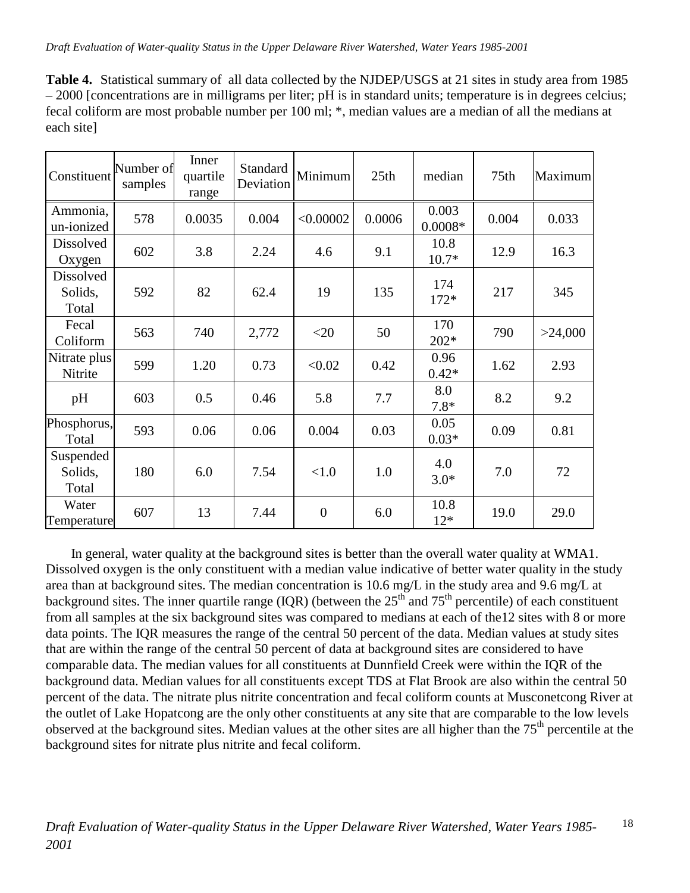**Table 4.** Statistical summary of all data collected by the NJDEP/USGS at 21 sites in study area from 1985 – 2000 [concentrations are in milligrams per liter; pH is in standard units; temperature is in degrees celcius; fecal coliform are most probable number per 100 ml; *, median values are a median of all the medians at each site]

| Constituent | Number of samples | Inner quartile range | Standard Deviation | Minimum | 25th | median | 75th | Maximum |
|---|---|---|---|---|---|---|---|---|
| Ammonia, un-ionized | 578 | 0.0035 | 0.004 | <0.00002 | 0.0006 | 0.003 0.0008* | 0.004 | 0.033 |
| Dissolved Oxygen | 602 | 3.8 | 2.24 | 4.6 | 9.1 | 10.8 10.7* | 12.9 | 16.3 |
| Dissolved Solids, Total | 592 | 82 | 62.4 | 19 | 135 | 174 172* | 217 | 345 |
| Fecal Coliform | 563 | 740 | 2,772 | <20 | 50 | 170 202* | 790 | >24,000 |
| Nitrate plus Nitrite | 599 | 1.20 | 0.73 | <0.02 | 0.42 | 0.96 0.42* | 1.62 | 2.93 |
| pH | 603 | 0.5 | 0.46 | 5.8 | 7.7 | 8.0 7.8* | 8.2 | 9.2 |
| Phosphorus, Total | 593 | 0.06 | 0.06 | 0.004 | 0.03 | 0.05 0.03* | 0.09 | 0.81 |
| Suspended Solids, Total | 180 | 6.0 | 7.54 | <1.0 | 1.0 | 4.0 3.0* | 7.0 | 72 |
| Water Temperature | 607 | 13 | 7.44 | 0 | 6.0 | 10.8 12* | 19.0 | 29.0 |

In general, water quality at the background sites is better than the overall water quality at WMA1. Dissolved oxygen is the only constituent with a median value indicative of better water quality in the study area than at background sites. The median concentration is 10.6 mg/L in the study area and 9.6 mg/L at background sites. The inner quartile range (IQR) (between the 25th and 75th percentile) of each constituent from all samples at the six background sites was compared to medians at each of the12 sites with 8 or more data points. The IQR measures the range of the central 50 percent of the data. Median values at study sites that are within the range of the central 50 percent of data at background sites are considered to have comparable data. The median values for all constituents at Dunnfield Creek were within the IQR of the background data. Median values for all constituents except TDS at Flat Brook are also within the central 50 percent of the data. The nitrate plus nitrite concentration and fecal coliform counts at Musconetcong River at the outlet of Lake Hopatcong are the only other constituents at any site that are comparable to the low levels observed at the background sites. Median values at the other sites are all higher than the 75th percentile at the background sites for nitrate plus nitrite and fecal coliform.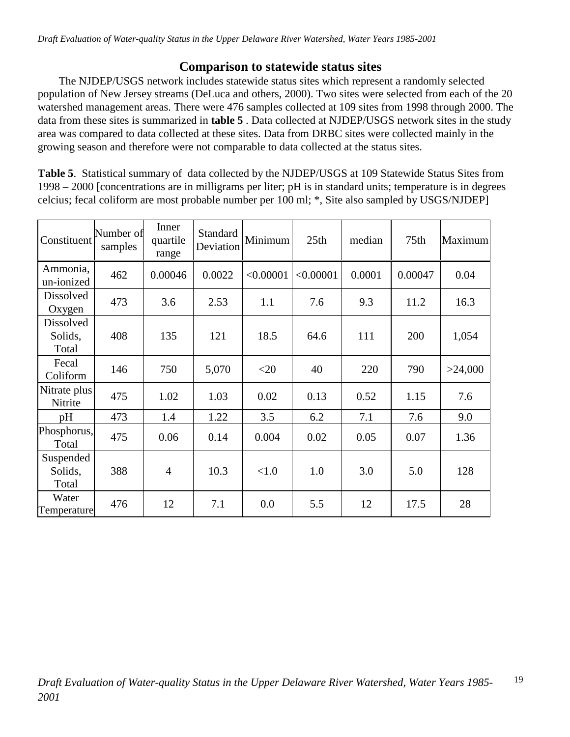## Comparison to statewide status sites

The NJDEP/USGS network includes statewide status sites which represent a randomly selected population of New Jersey streams (DeLuca and others, 2000). Two sites were selected from each of the 20 watershed management areas. There were 476 samples collected at 109 sites from 1998 through 2000. The data from these sites is summarized in **table 5** . Data collected at NJDEP/USGS network sites in the study area was compared to data collected at these sites. Data from DRBC sites were collected mainly in the growing season and therefore were not comparable to data collected at the status sites.

**Table 5**. Statistical summary of data collected by the NJDEP/USGS at 109 Statewide Status Sites from 1998 – 2000 [concentrations are in milligrams per liter; pH is in standard units; temperature is in degrees celcius; fecal coliform are most probable number per 100 ml; *, Site also sampled by USGS/NJDEP]

| Constituent | Number of samples | Inner quartile range | Standard Deviation | Minimum | 25th | median | 75th | Maximum |
|---|---|---|---|---|---|---|---|---|
| Ammonia, un-ionized | 462 | 0.00046 | 0.0022 | <0.00001 | <0.00001 | 0.0001 | 0.00047 | 0.04 |
| Dissolved Oxygen | 473 | 3.6 | 2.53 | 1.1 | 7.6 | 9.3 | 11.2 | 16.3 |
| Dissolved Solids, Total | 408 | 135 | 121 | 18.5 | 64.6 | 111 | 200 | 1,054 |
| Fecal Coliform | 146 | 750 | 5,070 | <20 | 40 | 220 | 790 | >24,000 |
| Nitrate plus Nitrite | 475 | 1.02 | 1.03 | 0.02 | 0.13 | 0.52 | 1.15 | 7.6 |
| pH | 473 | 1.4 | 1.22 | 3.5 | 6.2 | 7.1 | 7.6 | 9.0 |
| Phosphorus, Total | 475 | 0.06 | 0.14 | 0.004 | 0.02 | 0.05 | 0.07 | 1.36 |
| Suspended Solids, Total | 388 | 4 | 10.3 | <1.0 | 1.0 | 3.0 | 5.0 | 128 |
| Water Temperature | 476 | 12 | 7.1 | 0.0 | 5.5 | 12 | 17.5 | 28 |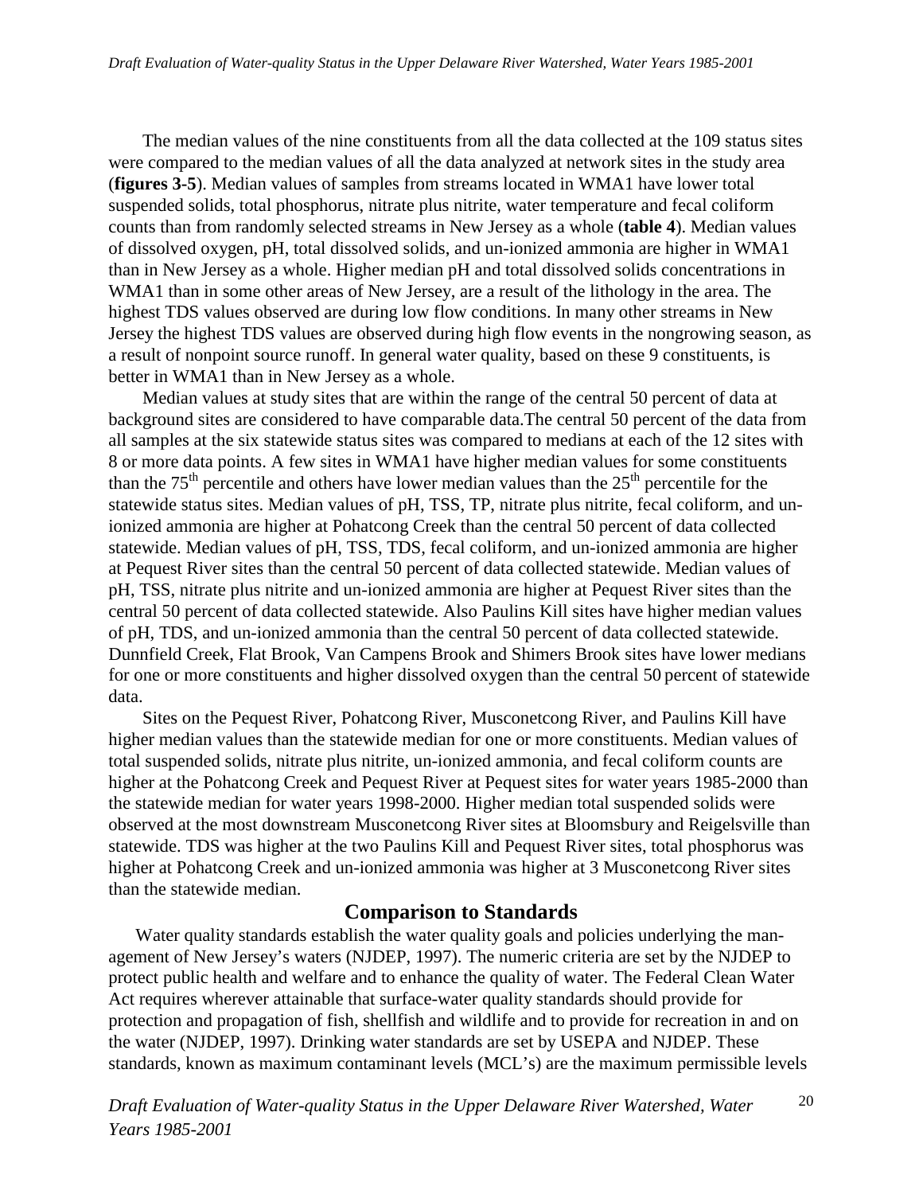The median values of the nine constituents from all the data collected at the 109 status sites were compared to the median values of all the data analyzed at network sites in the study area (**figures 3-5**). Median values of samples from streams located in WMA1 have lower total suspended solids, total phosphorus, nitrate plus nitrite, water temperature and fecal coliform counts than from randomly selected streams in New Jersey as a whole (**table 4**). Median values of dissolved oxygen, pH, total dissolved solids, and un-ionized ammonia are higher in WMA1 than in New Jersey as a whole. Higher median pH and total dissolved solids concentrations in WMA1 than in some other areas of New Jersey, are a result of the lithology in the area. The highest TDS values observed are during low flow conditions. In many other streams in New Jersey the highest TDS values are observed during high flow events in the nongrowing season, as a result of nonpoint source runoff. In general water quality, based on these 9 constituents, is better in WMA1 than in New Jersey as a whole.

Median values at study sites that are within the range of the central 50 percent of data at background sites are considered to have comparable data.The central 50 percent of the data from all samples at the six statewide status sites was compared to medians at each of the 12 sites with 8 or more data points. A few sites in WMA1 have higher median values for some constituents than the 75[th] percentile and others have lower median values than the 25[th] percentile for the statewide status sites. Median values of pH, TSS, TP, nitrate plus nitrite, fecal coliform, and un-ionized ammonia are higher at Pohatcong Creek than the central 50 percent of data collected statewide. Median values of pH, TSS, TDS, fecal coliform, and un-ionized ammonia are higher at Pequest River sites than the central 50 percent of data collected statewide. Median values of pH, TSS, nitrate plus nitrite and un-ionized ammonia are higher at Pequest River sites than the central 50 percent of data collected statewide. Also Paulins Kill sites have higher median values of pH, TDS, and un-ionized ammonia than the central 50 percent of data collected statewide. Dunnfield Creek, Flat Brook, Van Campens Brook and Shimers Brook sites have lower medians for one or more constituents and higher dissolved oxygen than the central 50 percent of statewide data.

Sites on the Pequest River, Pohatcong River, Musconetcong River, and Paulins Kill have higher median values than the statewide median for one or more constituents. Median values of total suspended solids, nitrate plus nitrite, un-ionized ammonia, and fecal coliform counts are higher at the Pohatcong Creek and Pequest River at Pequest sites for water years 1985-2000 than the statewide median for water years 1998-2000. Higher median total suspended solids were observed at the most downstream Musconetcong River sites at Bloomsbury and Reigelsville than statewide. TDS was higher at the two Paulins Kill and Pequest River sites, total phosphorus was higher at Pohatcong Creek and un-ionized ammonia was higher at 3 Musconetcong River sites than the statewide median.

## Comparison to Standards

Water quality standards establish the water quality goals and policies underlying the management of New Jersey's waters (NJDEP, 1997). The numeric criteria are set by the NJDEP to protect public health and welfare and to enhance the quality of water. The Federal Clean Water Act requires wherever attainable that surface-water quality standards should provide for protection and propagation of fish, shellfish and wildlife and to provide for recreation in and on the water (NJDEP, 1997). Drinking water standards are set by USEPA and NJDEP. These standards, known as maximum contaminant levels (MCL's) are the maximum permissible levels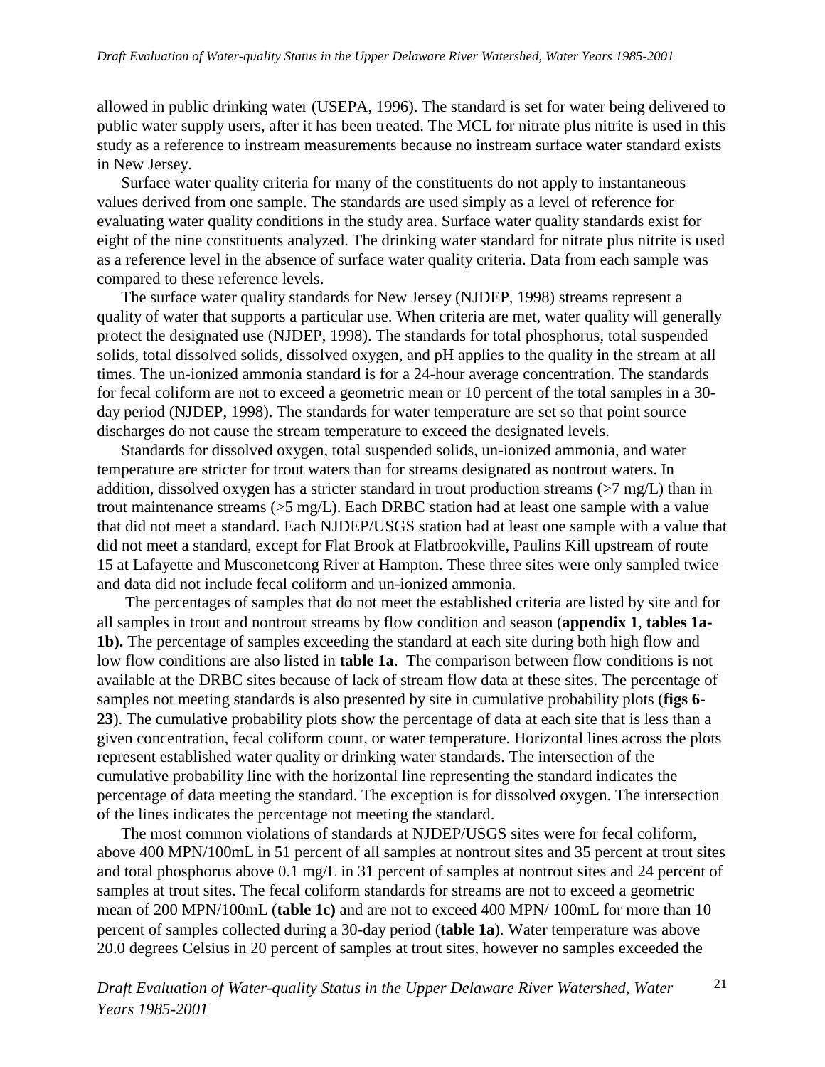allowed in public drinking water (USEPA, 1996). The standard is set for water being delivered to public water supply users, after it has been treated. The MCL for nitrate plus nitrite is used in this study as a reference to instream measurements because no instream surface water standard exists in New Jersey.

Surface water quality criteria for many of the constituents do not apply to instantaneous values derived from one sample. The standards are used simply as a level of reference for evaluating water quality conditions in the study area. Surface water quality standards exist for eight of the nine constituents analyzed. The drinking water standard for nitrate plus nitrite is used as a reference level in the absence of surface water quality criteria. Data from each sample was compared to these reference levels.

The surface water quality standards for New Jersey (NJDEP, 1998) streams represent a quality of water that supports a particular use. When criteria are met, water quality will generally protect the designated use (NJDEP, 1998). The standards for total phosphorus, total suspended solids, total dissolved solids, dissolved oxygen, and pH applies to the quality in the stream at all times. The un-ionized ammonia standard is for a 24-hour average concentration. The standards for fecal coliform are not to exceed a geometric mean or 10 percent of the total samples in a 30-day period (NJDEP, 1998). The standards for water temperature are set so that point source discharges do not cause the stream temperature to exceed the designated levels.

Standards for dissolved oxygen, total suspended solids, un-ionized ammonia, and water temperature are stricter for trout waters than for streams designated as nontrout waters. In addition, dissolved oxygen has a stricter standard in trout production streams (>7 mg/L) than in trout maintenance streams (>5 mg/L). Each DRBC station had at least one sample with a value that did not meet a standard. Each NJDEP/USGS station had at least one sample with a value that did not meet a standard, except for Flat Brook at Flatbrookville, Paulins Kill upstream of route 15 at Lafayette and Musconetcong River at Hampton. These three sites were only sampled twice and data did not include fecal coliform and un-ionized ammonia.

The percentages of samples that do not meet the established criteria are listed by site and for all samples in trout and nontrout streams by flow condition and season (**appendix 1**, **tables 1a-1b).** The percentage of samples exceeding the standard at each site during both high flow and low flow conditions are also listed in **table 1a**. The comparison between flow conditions is not available at the DRBC sites because of lack of stream flow data at these sites. The percentage of samples not meeting standards is also presented by site in cumulative probability plots (**figs 6-23**). The cumulative probability plots show the percentage of data at each site that is less than a given concentration, fecal coliform count, or water temperature. Horizontal lines across the plots represent established water quality or drinking water standards. The intersection of the cumulative probability line with the horizontal line representing the standard indicates the percentage of data meeting the standard. The exception is for dissolved oxygen. The intersection of the lines indicates the percentage not meeting the standard.

The most common violations of standards at NJDEP/USGS sites were for fecal coliform, above 400 MPN/100mL in 51 percent of all samples at nontrout sites and 35 percent at trout sites and total phosphorus above 0.1 mg/L in 31 percent of samples at nontrout sites and 24 percent of samples at trout sites. The fecal coliform standards for streams are not to exceed a geometric mean of 200 MPN/100mL (**table 1c)** and are not to exceed 400 MPN/ 100mL for more than 10 percent of samples collected during a 30-day period (**table 1a**). Water temperature was above 20.0 degrees Celsius in 20 percent of samples at trout sites, however no samples exceeded the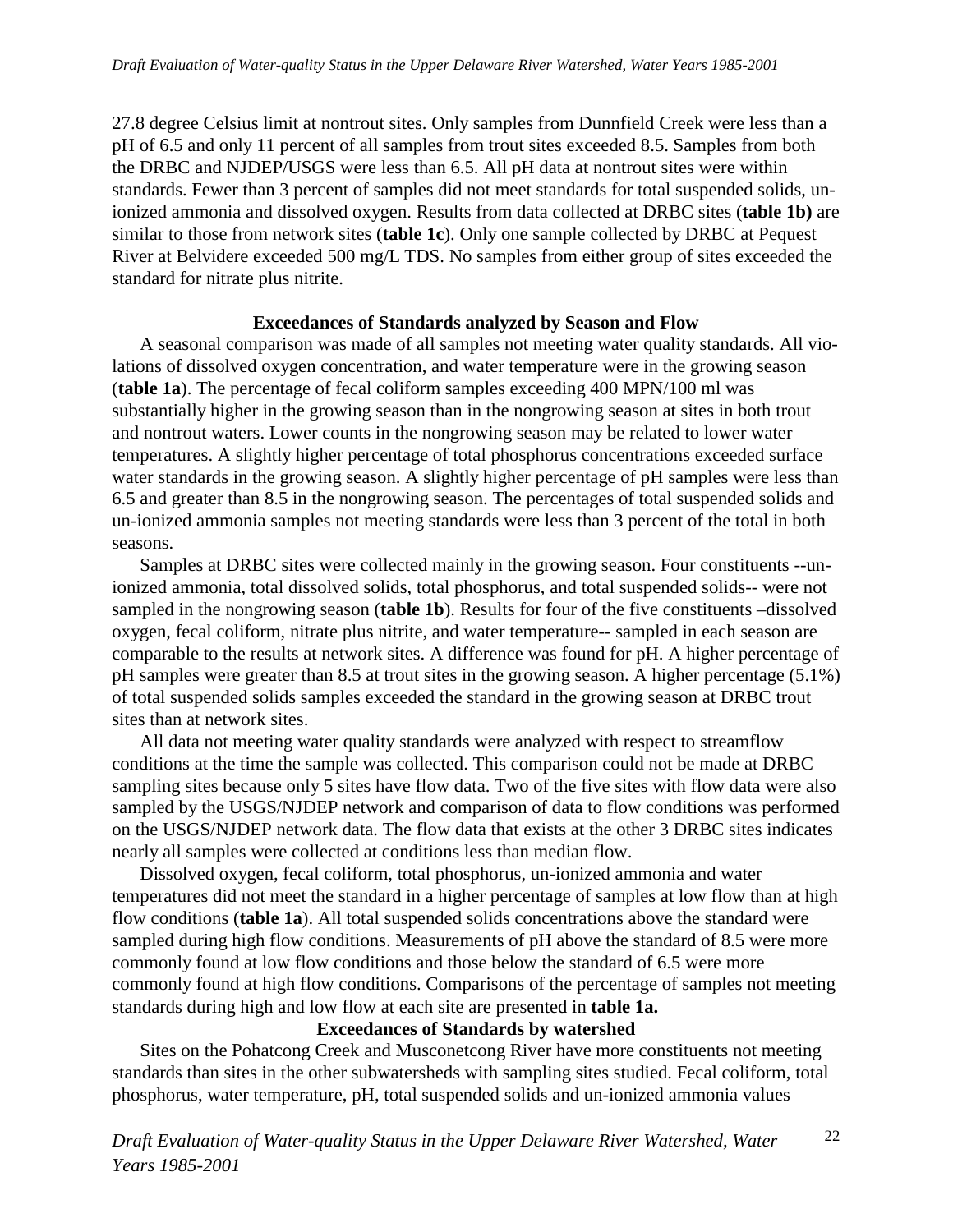27.8 degree Celsius limit at nontrout sites. Only samples from Dunnfield Creek were less than a pH of 6.5 and only 11 percent of all samples from trout sites exceeded 8.5. Samples from both the DRBC and NJDEP/USGS were less than 6.5. All pH data at nontrout sites were within standards. Fewer than 3 percent of samples did not meet standards for total suspended solids, un-ionized ammonia and dissolved oxygen. Results from data collected at DRBC sites (**table 1b)** are similar to those from network sites (**table 1c**). Only one sample collected by DRBC at Pequest River at Belvidere exceeded 500 mg/L TDS. No samples from either group of sites exceeded the standard for nitrate plus nitrite.

### Exceedances of Standards analyzed by Season and Flow

A seasonal comparison was made of all samples not meeting water quality standards. All violations of dissolved oxygen concentration, and water temperature were in the growing season (**table 1a**). The percentage of fecal coliform samples exceeding 400 MPN/100 ml was substantially higher in the growing season than in the nongrowing season at sites in both trout and nontrout waters. Lower counts in the nongrowing season may be related to lower water temperatures. A slightly higher percentage of total phosphorus concentrations exceeded surface water standards in the growing season. A slightly higher percentage of pH samples were less than 6.5 and greater than 8.5 in the nongrowing season. The percentages of total suspended solids and un-ionized ammonia samples not meeting standards were less than 3 percent of the total in both seasons.

Samples at DRBC sites were collected mainly in the growing season. Four constituents --un-ionized ammonia, total dissolved solids, total phosphorus, and total suspended solids-- were not sampled in the nongrowing season (**table 1b**). Results for four of the five constituents –dissolved oxygen, fecal coliform, nitrate plus nitrite, and water temperature-- sampled in each season are comparable to the results at network sites. A difference was found for pH. A higher percentage of pH samples were greater than 8.5 at trout sites in the growing season. A higher percentage (5.1%) of total suspended solids samples exceeded the standard in the growing season at DRBC trout sites than at network sites.

All data not meeting water quality standards were analyzed with respect to streamflow conditions at the time the sample was collected. This comparison could not be made at DRBC sampling sites because only 5 sites have flow data. Two of the five sites with flow data were also sampled by the USGS/NJDEP network and comparison of data to flow conditions was performed on the USGS/NJDEP network data. The flow data that exists at the other 3 DRBC sites indicates nearly all samples were collected at conditions less than median flow.

Dissolved oxygen, fecal coliform, total phosphorus, un-ionized ammonia and water temperatures did not meet the standard in a higher percentage of samples at low flow than at high flow conditions (**table 1a**). All total suspended solids concentrations above the standard were sampled during high flow conditions. Measurements of pH above the standard of 8.5 were more commonly found at low flow conditions and those below the standard of 6.5 were more commonly found at high flow conditions. Comparisons of the percentage of samples not meeting standards during high and low flow at each site are presented in **table 1a.**

### Exceedances of Standards by watershed

Sites on the Pohatcong Creek and Musconetcong River have more constituents not meeting standards than sites in the other subwatersheds with sampling sites studied. Fecal coliform, total phosphorus, water temperature, pH, total suspended solids and un-ionized ammonia values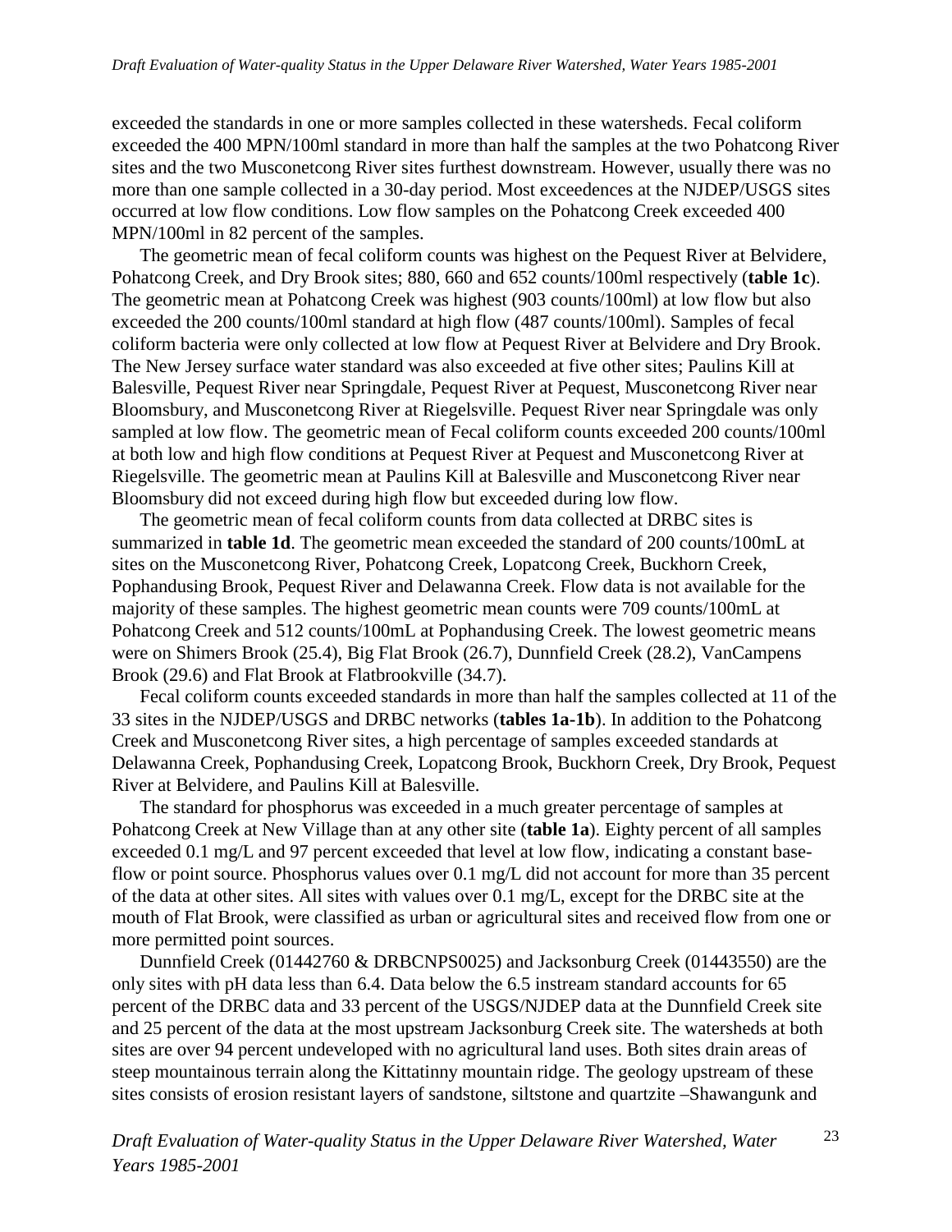exceeded the standards in one or more samples collected in these watersheds. Fecal coliform exceeded the 400 MPN/100ml standard in more than half the samples at the two Pohatcong River sites and the two Musconetcong River sites furthest downstream. However, usually there was no more than one sample collected in a 30-day period. Most exceedences at the NJDEP/USGS sites occurred at low flow conditions. Low flow samples on the Pohatcong Creek exceeded 400 MPN/100ml in 82 percent of the samples.

The geometric mean of fecal coliform counts was highest on the Pequest River at Belvidere, Pohatcong Creek, and Dry Brook sites; 880, 660 and 652 counts/100ml respectively (**table 1c**). The geometric mean at Pohatcong Creek was highest (903 counts/100ml) at low flow but also exceeded the 200 counts/100ml standard at high flow (487 counts/100ml). Samples of fecal coliform bacteria were only collected at low flow at Pequest River at Belvidere and Dry Brook. The New Jersey surface water standard was also exceeded at five other sites; Paulins Kill at Balesville, Pequest River near Springdale, Pequest River at Pequest, Musconetcong River near Bloomsbury, and Musconetcong River at Riegelsville. Pequest River near Springdale was only sampled at low flow. The geometric mean of Fecal coliform counts exceeded 200 counts/100ml at both low and high flow conditions at Pequest River at Pequest and Musconetcong River at Riegelsville. The geometric mean at Paulins Kill at Balesville and Musconetcong River near Bloomsbury did not exceed during high flow but exceeded during low flow.

The geometric mean of fecal coliform counts from data collected at DRBC sites is summarized in **table 1d**. The geometric mean exceeded the standard of 200 counts/100mL at sites on the Musconetcong River, Pohatcong Creek, Lopatcong Creek, Buckhorn Creek, Pophandusing Brook, Pequest River and Delawanna Creek. Flow data is not available for the majority of these samples. The highest geometric mean counts were 709 counts/100mL at Pohatcong Creek and 512 counts/100mL at Pophandusing Creek. The lowest geometric means were on Shimers Brook (25.4), Big Flat Brook (26.7), Dunnfield Creek (28.2), VanCampens Brook (29.6) and Flat Brook at Flatbrookville (34.7).

Fecal coliform counts exceeded standards in more than half the samples collected at 11 of the 33 sites in the NJDEP/USGS and DRBC networks (**tables 1a-1b**). In addition to the Pohatcong Creek and Musconetcong River sites, a high percentage of samples exceeded standards at Delawanna Creek, Pophandusing Creek, Lopatcong Brook, Buckhorn Creek, Dry Brook, Pequest River at Belvidere, and Paulins Kill at Balesville.

The standard for phosphorus was exceeded in a much greater percentage of samples at Pohatcong Creek at New Village than at any other site (**table 1a**). Eighty percent of all samples exceeded 0.1 mg/L and 97 percent exceeded that level at low flow, indicating a constant base-flow or point source. Phosphorus values over 0.1 mg/L did not account for more than 35 percent of the data at other sites. All sites with values over 0.1 mg/L, except for the DRBC site at the mouth of Flat Brook, were classified as urban or agricultural sites and received flow from one or more permitted point sources.

Dunnfield Creek (01442760 & DRBCNPS0025) and Jacksonburg Creek (01443550) are the only sites with pH data less than 6.4. Data below the 6.5 instream standard accounts for 65 percent of the DRBC data and 33 percent of the USGS/NJDEP data at the Dunnfield Creek site and 25 percent of the data at the most upstream Jacksonburg Creek site. The watersheds at both sites are over 94 percent undeveloped with no agricultural land uses. Both sites drain areas of steep mountainous terrain along the Kittatinny mountain ridge. The geology upstream of these sites consists of erosion resistant layers of sandstone, siltstone and quartzite –Shawangunk and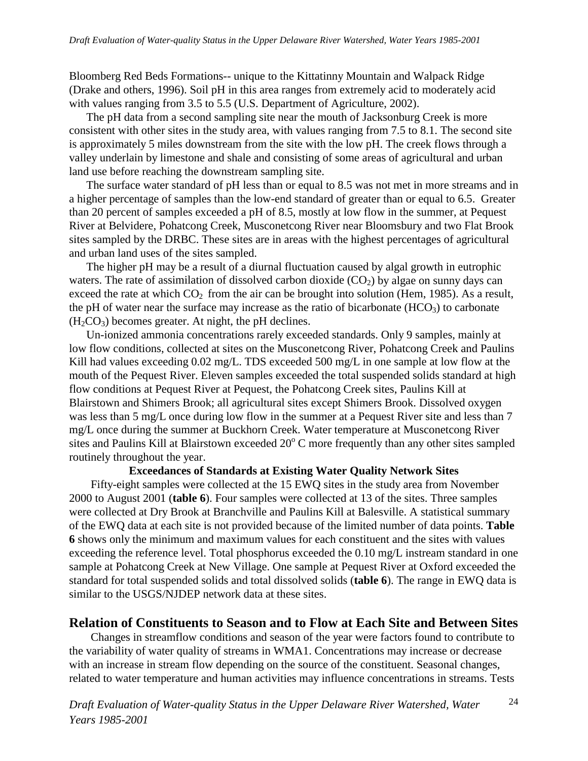Bloomberg Red Beds Formations-- unique to the Kittatinny Mountain and Walpack Ridge (Drake and others, 1996). Soil pH in this area ranges from extremely acid to moderately acid with values ranging from 3.5 to 5.5 (U.S. Department of Agriculture, 2002).

The pH data from a second sampling site near the mouth of Jacksonburg Creek is more consistent with other sites in the study area, with values ranging from 7.5 to 8.1. The second site is approximately 5 miles downstream from the site with the low pH. The creek flows through a valley underlain by limestone and shale and consisting of some areas of agricultural and urban land use before reaching the downstream sampling site.

The surface water standard of pH less than or equal to 8.5 was not met in more streams and in a higher percentage of samples than the low-end standard of greater than or equal to 6.5. Greater than 20 percent of samples exceeded a pH of 8.5, mostly at low flow in the summer, at Pequest River at Belvidere, Pohatcong Creek, Musconetcong River near Bloomsbury and two Flat Brook sites sampled by the DRBC. These sites are in areas with the highest percentages of agricultural and urban land uses of the sites sampled.

The higher pH may be a result of a diurnal fluctuation caused by algal growth in eutrophic waters. The rate of assimilation of dissolved carbon dioxide ($CO_2$) by algae on sunny days can exceed the rate at which $CO_2$ from the air can be brought into solution (Hem, 1985). As a result, the pH of water near the surface may increase as the ratio of bicarbonate ($HCO_3$) to carbonate ($H_2CO_3$) becomes greater. At night, the pH declines.

Un-ionized ammonia concentrations rarely exceeded standards. Only 9 samples, mainly at low flow conditions, collected at sites on the Musconetcong River, Pohatcong Creek and Paulins Kill had values exceeding 0.02 mg/L. TDS exceeded 500 mg/L in one sample at low flow at the mouth of the Pequest River. Eleven samples exceeded the total suspended solids standard at high flow conditions at Pequest River at Pequest, the Pohatcong Creek sites, Paulins Kill at Blairstown and Shimers Brook; all agricultural sites except Shimers Brook. Dissolved oxygen was less than 5 mg/L once during low flow in the summer at a Pequest River site and less than 7 mg/L once during the summer at Buckhorn Creek. Water temperature at Musconetcong River sites and Paulins Kill at Blairstown exceeded 20$^{o}$ C more frequently than any other sites sampled routinely throughout the year.

### Exceedances of Standards at Existing Water Quality Network Sites

Fifty-eight samples were collected at the 15 EWQ sites in the study area from November 2000 to August 2001 (**table 6**). Four samples were collected at 13 of the sites. Three samples were collected at Dry Brook at Branchville and Paulins Kill at Balesville. A statistical summary of the EWQ data at each site is not provided because of the limited number of data points. **Table 6** shows only the minimum and maximum values for each constituent and the sites with values exceeding the reference level. Total phosphorus exceeded the 0.10 mg/L instream standard in one sample at Pohatcong Creek at New Village. One sample at Pequest River at Oxford exceeded the standard for total suspended solids and total dissolved solids (**table 6**). The range in EWQ data is similar to the USGS/NJDEP network data at these sites.

## Relation of Constituents to Season and to Flow at Each Site and Between Sites

Changes in streamflow conditions and season of the year were factors found to contribute to the variability of water quality of streams in WMA1. Concentrations may increase or decrease with an increase in stream flow depending on the source of the constituent. Seasonal changes, related to water temperature and human activities may influence concentrations in streams. Tests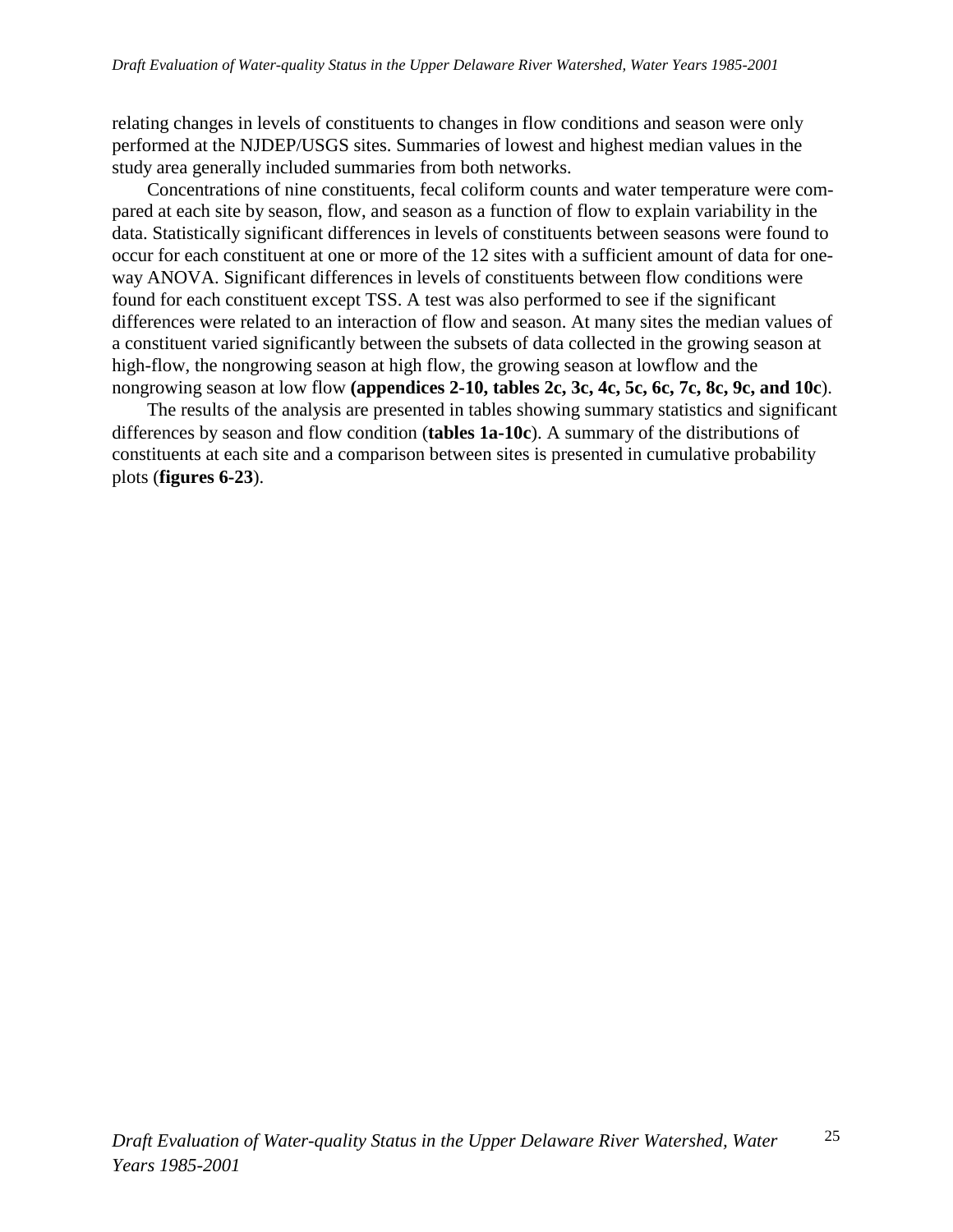relating changes in levels of constituents to changes in flow conditions and season were only performed at the NJDEP/USGS sites. Summaries of lowest and highest median values in the study area generally included summaries from both networks.

Concentrations of nine constituents, fecal coliform counts and water temperature were compared at each site by season, flow, and season as a function of flow to explain variability in the data. Statistically significant differences in levels of constituents between seasons were found to occur for each constituent at one or more of the 12 sites with a sufficient amount of data for one-way ANOVA. Significant differences in levels of constituents between flow conditions were found for each constituent except TSS. A test was also performed to see if the significant differences were related to an interaction of flow and season. At many sites the median values of a constituent varied significantly between the subsets of data collected in the growing season at high-flow, the nongrowing season at high flow, the growing season at lowflow and the nongrowing season at low flow **(appendices 2-10, tables 2c, 3c, 4c, 5c, 6c, 7c, 8c, 9c, and 10c**).

The results of the analysis are presented in tables showing summary statistics and significant differences by season and flow condition (**tables 1a-10c**). A summary of the distributions of constituents at each site and a comparison between sites is presented in cumulative probability plots (**figures 6-23**).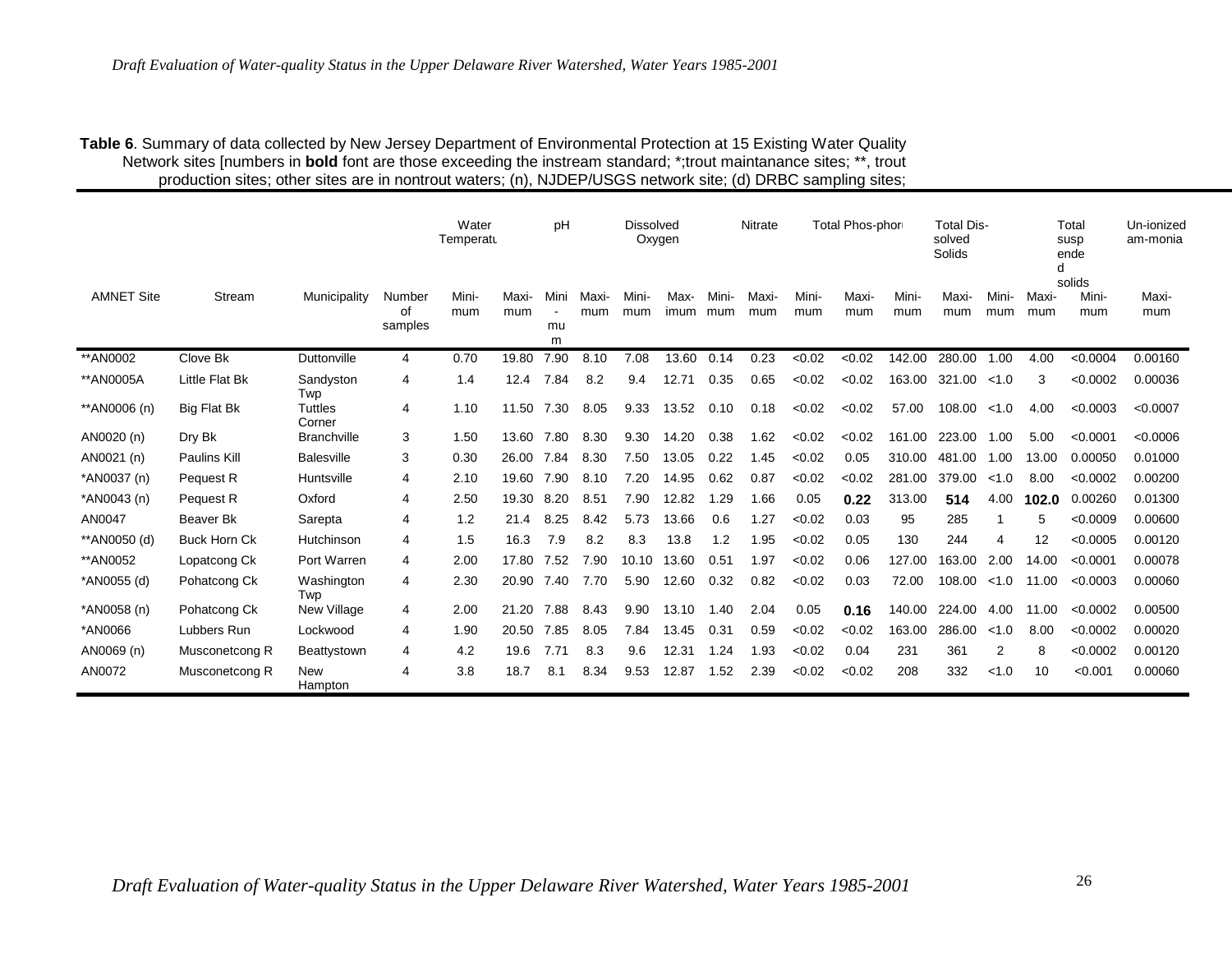**Table 6**. Summary of data collected by New Jersey Department of Environmental Protection at 15 Existing Water Quality Network sites [numbers in **bold** font are those exceeding the instream standard; *;trout maintanance sites; **, trout production sites; other sites are in nontrout waters; (n), NJDEP/USGS network site; (d) DRBC sampling sites;

| | | | | Water Temperatu | | pH | | Dissolved Oxygen | | Nitrate | | Total Phos-phor | | Total Dis-solved Solids | | Total suspended solids | | Un-ionized am-monia | |
|---|---|---|---|---|---|---|---|---|---|---|---|---|---|---|---|---|---|---|---|
| AMNET Site | Stream | Municipality | Number of samples | Mini-mum | Maxi-mum | Mini-mum | Maxi-mum | Mini-mum | Max-imum | Mini-mum | Maxi-mum | Mini-mum | Maxi-mum | Mini-mum | Maxi-mum | Mini-mum | Maxi-mum | Mini-mum | Maxi-mum |
| **AN0002 | Clove Bk | Duttonville | 4 | 0.70 | 19.80 | 7.90 | 8.10 | 7.08 | 13.60 | 0.14 | 0.23 | <0.02 | <0.02 | 142.00 | 280.00 | 1.00 | 4.00 | <0.0004 | 0.00160 |
| **AN0005A | Little Flat Bk | Sandyston Twp | 4 | 1.4 | 12.4 | 7.84 | 8.2 | 9.4 | 12.71 | 0.35 | 0.65 | <0.02 | <0.02 | 163.00 | 321.00 | <1.0 | 3 | <0.0002 | 0.00036 |
| **AN0006 (n) | Big Flat Bk | Tuttles Corner | 4 | 1.10 | 11.50 | 7.30 | 8.05 | 9.33 | 13.52 | 0.10 | 0.18 | <0.02 | <0.02 | 57.00 | 108.00 | <1.0 | 4.00 | <0.0003 | <0.0007 |
| AN0020 (n) | Dry Bk | Branchville | 3 | 1.50 | 13.60 | 7.80 | 8.30 | 9.30 | 14.20 | 0.38 | 1.62 | <0.02 | <0.02 | 161.00 | 223.00 | 1.00 | 5.00 | <0.0001 | <0.0006 |
| AN0021 (n) | Paulins Kill | Balesville | 3 | 0.30 | 26.00 | 7.84 | 8.30 | 7.50 | 13.05 | 0.22 | 1.45 | <0.02 | 0.05 | 310.00 | 481.00 | 1.00 | 13.00 | 0.00050 | 0.01000 |
| *AN0037 (n) | Pequest R | Huntsville | 4 | 2.10 | 19.60 | 7.90 | 8.10 | 7.20 | 14.95 | 0.62 | 0.87 | <0.02 | <0.02 | 281.00 | 379.00 | <1.0 | 8.00 | <0.0002 | 0.00200 |
| *AN0043 (n) | Pequest R | Oxford | 4 | 2.50 | 19.30 | 8.20 | 8.51 | 7.90 | 12.82 | 1.29 | 1.66 | 0.05 | **0.22** | 313.00 | **514** | 4.00 | **102.0** | 0.00260 | 0.01300 |
| AN0047 | Beaver Bk | Sarepta | 4 | 1.2 | 21.4 | 8.25 | 8.42 | 5.73 | 13.66 | 0.6 | 1.27 | <0.02 | 0.03 | 95 | 285 | 1 | 5 | <0.0009 | 0.00600 |
| **AN0050 (d) | Buck Horn Ck | Hutchinson | 4 | 1.5 | 16.3 | 7.9 | 8.2 | 8.3 | 13.8 | 1.2 | 1.95 | <0.02 | 0.05 | 130 | 244 | 4 | 12 | <0.0005 | 0.00120 |
| **AN0052 | Lopatcong Ck | Port Warren | 4 | 2.00 | 17.80 | 7.52 | 7.90 | 10.10 | 13.60 | 0.51 | 1.97 | <0.02 | 0.06 | 127.00 | 163.00 | 2.00 | 14.00 | <0.0001 | 0.00078 |
| *AN0055 (d) | Pohatcong Ck | Washington Twp | 4 | 2.30 | 20.90 | 7.40 | 7.70 | 5.90 | 12.60 | 0.32 | 0.82 | <0.02 | 0.03 | 72.00 | 108.00 | <1.0 | 11.00 | <0.0003 | 0.00060 |
| *AN0058 (n) | Pohatcong Ck | New Village | 4 | 2.00 | 21.20 | 7.88 | 8.43 | 9.90 | 13.10 | 1.40 | 2.04 | 0.05 | **0.16** | 140.00 | 224.00 | 4.00 | 11.00 | <0.0002 | 0.00500 |
| *AN0066 | Lubbers Run | Lockwood | 4 | 1.90 | 20.50 | 7.85 | 8.05 | 7.84 | 13.45 | 0.31 | 0.59 | <0.02 | <0.02 | 163.00 | 286.00 | <1.0 | 8.00 | <0.0002 | 0.00020 |
| AN0069 (n) | Musconetcong R | Beattystown | 4 | 4.2 | 19.6 | 7.71 | 8.3 | 9.6 | 12.31 | 1.24 | 1.93 | <0.02 | 0.04 | 231 | 361 | 2 | 8 | <0.0002 | 0.00120 |
| AN0072 | Musconetcong R | New Hampton | 4 | 3.8 | 18.7 | 8.1 | 8.34 | 9.53 | 12.87 | 1.52 | 2.39 | <0.02 | <0.02 | 208 | 332 | <1.0 | 10 | <0.001 | 0.00060 |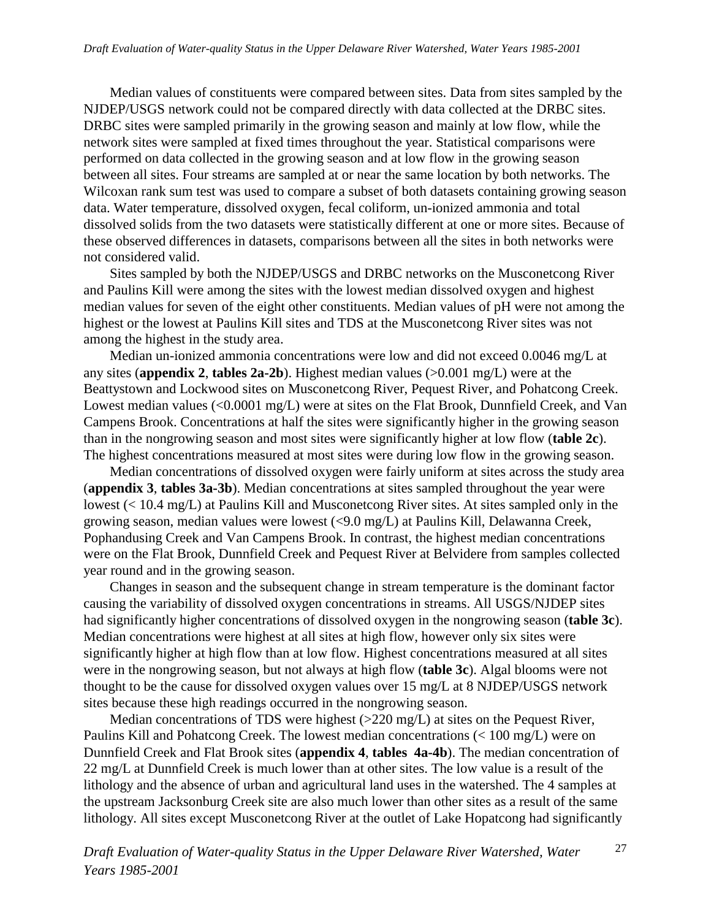Median values of constituents were compared between sites. Data from sites sampled by the NJDEP/USGS network could not be compared directly with data collected at the DRBC sites. DRBC sites were sampled primarily in the growing season and mainly at low flow, while the network sites were sampled at fixed times throughout the year. Statistical comparisons were performed on data collected in the growing season and at low flow in the growing season between all sites. Four streams are sampled at or near the same location by both networks. The Wilcoxan rank sum test was used to compare a subset of both datasets containing growing season data. Water temperature, dissolved oxygen, fecal coliform, un-ionized ammonia and total dissolved solids from the two datasets were statistically different at one or more sites. Because of these observed differences in datasets, comparisons between all the sites in both networks were not considered valid.

Sites sampled by both the NJDEP/USGS and DRBC networks on the Musconetcong River and Paulins Kill were among the sites with the lowest median dissolved oxygen and highest median values for seven of the eight other constituents. Median values of pH were not among the highest or the lowest at Paulins Kill sites and TDS at the Musconetcong River sites was not among the highest in the study area.

Median un-ionized ammonia concentrations were low and did not exceed 0.0046 mg/L at any sites (**appendix 2**, **tables 2a-2b**). Highest median values (>0.001 mg/L) were at the Beattystown and Lockwood sites on Musconetcong River, Pequest River, and Pohatcong Creek. Lowest median values (<0.0001 mg/L) were at sites on the Flat Brook, Dunnfield Creek, and Van Campens Brook. Concentrations at half the sites were significantly higher in the growing season than in the nongrowing season and most sites were significantly higher at low flow (**table 2c**). The highest concentrations measured at most sites were during low flow in the growing season.

Median concentrations of dissolved oxygen were fairly uniform at sites across the study area (**appendix 3**, **tables 3a-3b**). Median concentrations at sites sampled throughout the year were lowest (< 10.4 mg/L) at Paulins Kill and Musconetcong River sites. At sites sampled only in the growing season, median values were lowest (<9.0 mg/L) at Paulins Kill, Delawanna Creek, Pophandusing Creek and Van Campens Brook. In contrast, the highest median concentrations were on the Flat Brook, Dunnfield Creek and Pequest River at Belvidere from samples collected year round and in the growing season.

Changes in season and the subsequent change in stream temperature is the dominant factor causing the variability of dissolved oxygen concentrations in streams. All USGS/NJDEP sites had significantly higher concentrations of dissolved oxygen in the nongrowing season (**table 3c**). Median concentrations were highest at all sites at high flow, however only six sites were significantly higher at high flow than at low flow. Highest concentrations measured at all sites were in the nongrowing season, but not always at high flow (**table 3c**). Algal blooms were not thought to be the cause for dissolved oxygen values over 15 mg/L at 8 NJDEP/USGS network sites because these high readings occurred in the nongrowing season.

Median concentrations of TDS were highest (>220 mg/L) at sites on the Pequest River, Paulins Kill and Pohatcong Creek. The lowest median concentrations (< 100 mg/L) were on Dunnfield Creek and Flat Brook sites (**appendix 4**, **tables 4a-4b**). The median concentration of 22 mg/L at Dunnfield Creek is much lower than at other sites. The low value is a result of the lithology and the absence of urban and agricultural land uses in the watershed. The 4 samples at the upstream Jacksonburg Creek site are also much lower than other sites as a result of the same lithology. All sites except Musconetcong River at the outlet of Lake Hopatcong had significantly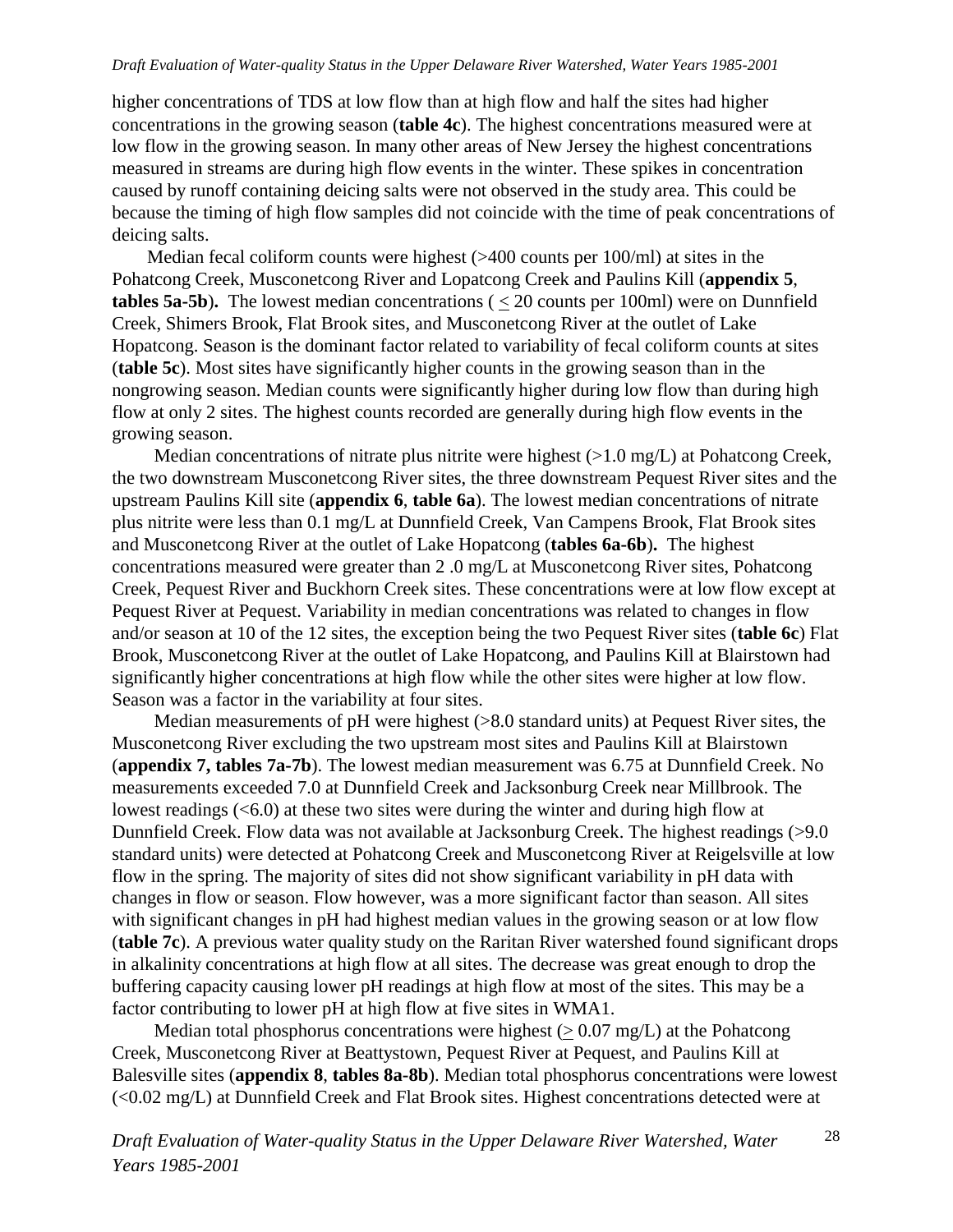higher concentrations of TDS at low flow than at high flow and half the sites had higher concentrations in the growing season (**table 4c**). The highest concentrations measured were at low flow in the growing season. In many other areas of New Jersey the highest concentrations measured in streams are during high flow events in the winter. These spikes in concentration caused by runoff containing deicing salts were not observed in the study area. This could be because the timing of high flow samples did not coincide with the time of peak concentrations of deicing salts.

Median fecal coliform counts were highest (>400 counts per 100/ml) at sites in the Pohatcong Creek, Musconetcong River and Lopatcong Creek and Paulins Kill (**appendix 5**, **tables 5a-5b**). The lowest median concentrations ( ≤ 20 counts per 100ml) were on Dunnfield Creek, Shimers Brook, Flat Brook sites, and Musconetcong River at the outlet of Lake Hopatcong. Season is the dominant factor related to variability of fecal coliform counts at sites (**table 5c**). Most sites have significantly higher counts in the growing season than in the nongrowing season. Median counts were significantly higher during low flow than during high flow at only 2 sites. The highest counts recorded are generally during high flow events in the growing season.

Median concentrations of nitrate plus nitrite were highest (>1.0 mg/L) at Pohatcong Creek, the two downstream Musconetcong River sites, the three downstream Pequest River sites and the upstream Paulins Kill site (**appendix 6**, **table 6a**). The lowest median concentrations of nitrate plus nitrite were less than 0.1 mg/L at Dunnfield Creek, Van Campens Brook, Flat Brook sites and Musconetcong River at the outlet of Lake Hopatcong (**tables 6a-6b**). The highest concentrations measured were greater than 2 .0 mg/L at Musconetcong River sites, Pohatcong Creek, Pequest River and Buckhorn Creek sites. These concentrations were at low flow except at Pequest River at Pequest. Variability in median concentrations was related to changes in flow and/or season at 10 of the 12 sites, the exception being the two Pequest River sites (**table 6c**) Flat Brook, Musconetcong River at the outlet of Lake Hopatcong, and Paulins Kill at Blairstown had significantly higher concentrations at high flow while the other sites were higher at low flow. Season was a factor in the variability at four sites.

Median measurements of pH were highest (>8.0 standard units) at Pequest River sites, the Musconetcong River excluding the two upstream most sites and Paulins Kill at Blairstown (**appendix 7, tables 7a-7b**). The lowest median measurement was 6.75 at Dunnfield Creek. No measurements exceeded 7.0 at Dunnfield Creek and Jacksonburg Creek near Millbrook. The lowest readings (<6.0) at these two sites were during the winter and during high flow at Dunnfield Creek. Flow data was not available at Jacksonburg Creek. The highest readings (>9.0 standard units) were detected at Pohatcong Creek and Musconetcong River at Reigelsville at low flow in the spring. The majority of sites did not show significant variability in pH data with changes in flow or season. Flow however, was a more significant factor than season. All sites with significant changes in pH had highest median values in the growing season or at low flow (**table 7c**). A previous water quality study on the Raritan River watershed found significant drops in alkalinity concentrations at high flow at all sites. The decrease was great enough to drop the buffering capacity causing lower pH readings at high flow at most of the sites. This may be a factor contributing to lower pH at high flow at five sites in WMA1.

Median total phosphorus concentrations were highest (≥ 0.07 mg/L) at the Pohatcong Creek, Musconetcong River at Beattystown, Pequest River at Pequest, and Paulins Kill at Balesville sites (**appendix 8**, **tables 8a-8b**). Median total phosphorus concentrations were lowest (<0.02 mg/L) at Dunnfield Creek and Flat Brook sites. Highest concentrations detected were at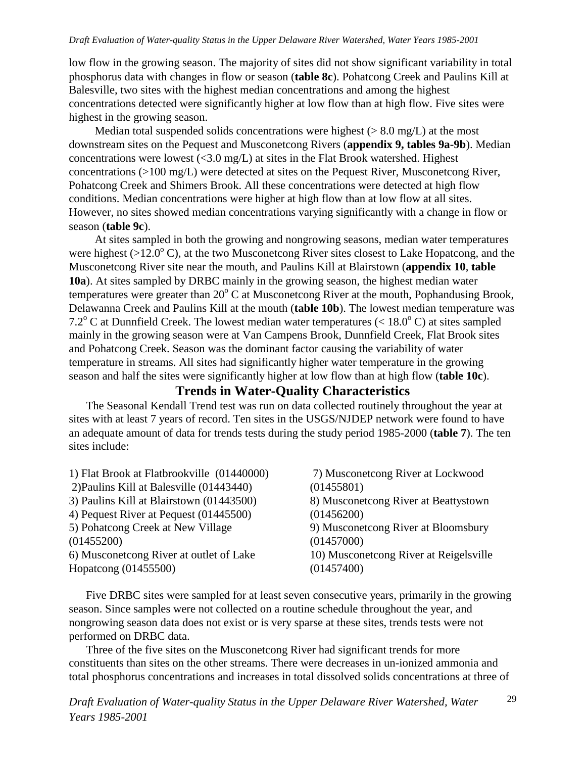low flow in the growing season. The majority of sites did not show significant variability in total phosphorus data with changes in flow or season (**table 8c**). Pohatcong Creek and Paulins Kill at Balesville, two sites with the highest median concentrations and among the highest concentrations detected were significantly higher at low flow than at high flow. Five sites were highest in the growing season.

Median total suspended solids concentrations were highest (> 8.0 mg/L) at the most downstream sites on the Pequest and Musconetcong Rivers (**appendix 9, tables 9a-9b**). Median concentrations were lowest (<3.0 mg/L) at sites in the Flat Brook watershed. Highest concentrations (>100 mg/L) were detected at sites on the Pequest River, Musconetcong River, Pohatcong Creek and Shimers Brook. All these concentrations were detected at high flow conditions. Median concentrations were higher at high flow than at low flow at all sites. However, no sites showed median concentrations varying significantly with a change in flow or season (**table 9c**).

At sites sampled in both the growing and nongrowing seasons, median water temperatures were highest (>12.0$^{o}$ C), at the two Musconetcong River sites closest to Lake Hopatcong, and the Musconetcong River site near the mouth, and Paulins Kill at Blairstown (**appendix 10**, **table 10a**). At sites sampled by DRBC mainly in the growing season, the highest median water temperatures were greater than 20$^{o}$ C at Musconetcong River at the mouth, Pophandusing Brook, Delawanna Creek and Paulins Kill at the mouth (**table 10b**). The lowest median temperature was 7.2$^{o}$ C at Dunnfield Creek. The lowest median water temperatures (< 18.0$^{o}$ C) at sites sampled mainly in the growing season were at Van Campens Brook, Dunnfield Creek, Flat Brook sites and Pohatcong Creek. Season was the dominant factor causing the variability of water temperature in streams. All sites had significantly higher water temperature in the growing season and half the sites were significantly higher at low flow than at high flow (**table 10c**).

## Trends in Water-Quality Characteristics

The Seasonal Kendall Trend test was run on data collected routinely throughout the year at sites with at least 7 years of record. Ten sites in the USGS/NJDEP network were found to have an adequate amount of data for trends tests during the study period 1985-2000 (**table 7**). The ten sites include:

1) Flat Brook at Flatbrookville (01440000)
2) Paulins Kill at Balesville (01443440)
3) Paulins Kill at Blairstown (01443500)
4) Pequest River at Pequest (01445500)
5) Pohatcong Creek at New Village (01455200)
6) Musconetcong River at outlet of Lake Hopatcong (01455500)
7) Musconetcong River at Lockwood (01455801)
8) Musconetcong River at Beattystown (01456200)
9) Musconetcong River at Bloomsbury (01457000)
10) Musconetcong River at Reigelsville (01457400)

Five DRBC sites were sampled for at least seven consecutive years, primarily in the growing season. Since samples were not collected on a routine schedule throughout the year, and nongrowing season data does not exist or is very sparse at these sites, trends tests were not performed on DRBC data.

Three of the five sites on the Musconetcong River had significant trends for more constituents than sites on the other streams. There were decreases in un-ionized ammonia and total phosphorus concentrations and increases in total dissolved solids concentrations at three of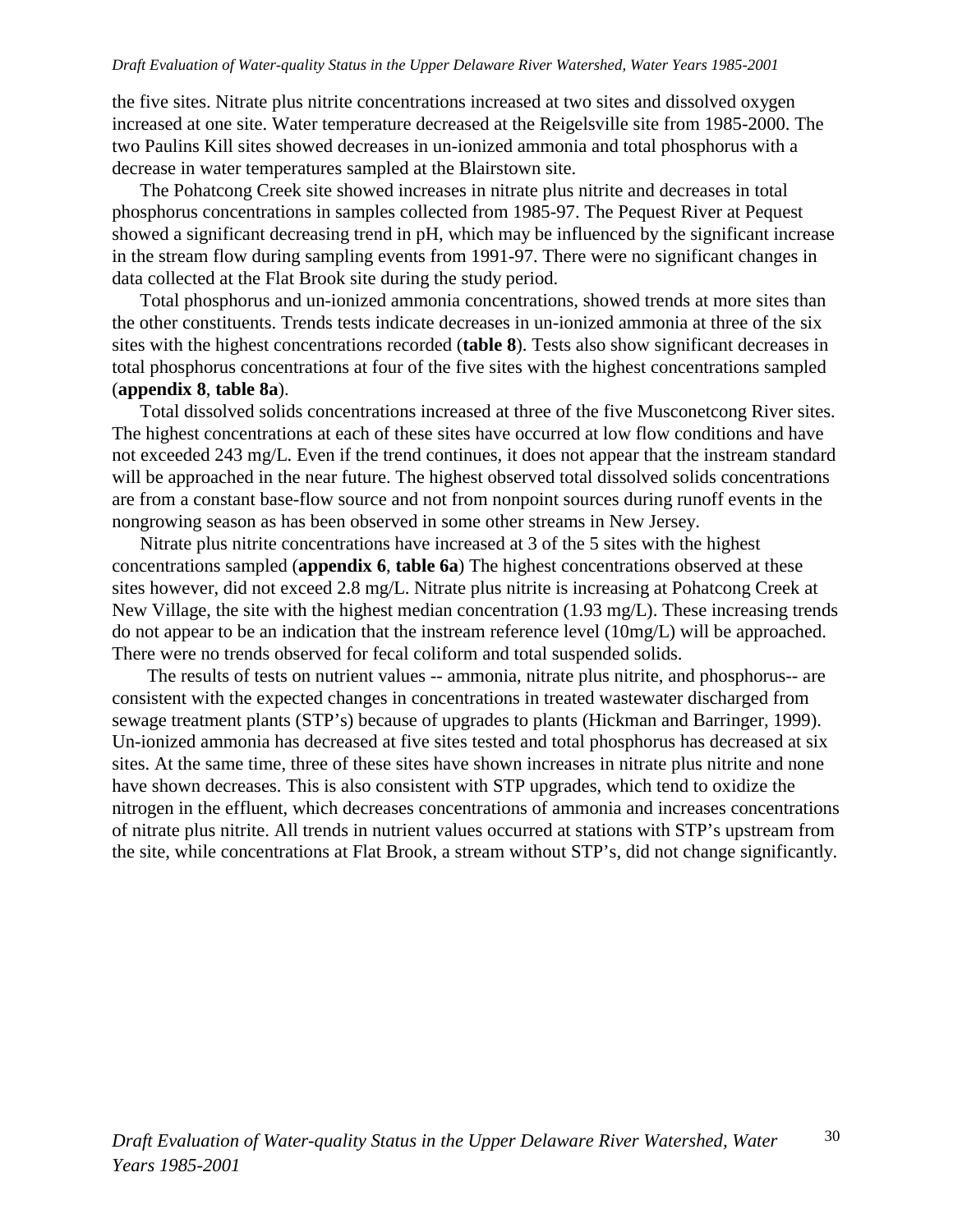the five sites. Nitrate plus nitrite concentrations increased at two sites and dissolved oxygen increased at one site. Water temperature decreased at the Reigelsville site from 1985-2000. The two Paulins Kill sites showed decreases in un-ionized ammonia and total phosphorus with a decrease in water temperatures sampled at the Blairstown site.

The Pohatcong Creek site showed increases in nitrate plus nitrite and decreases in total phosphorus concentrations in samples collected from 1985-97. The Pequest River at Pequest showed a significant decreasing trend in pH, which may be influenced by the significant increase in the stream flow during sampling events from 1991-97. There were no significant changes in data collected at the Flat Brook site during the study period.

Total phosphorus and un-ionized ammonia concentrations, showed trends at more sites than the other constituents. Trends tests indicate decreases in un-ionized ammonia at three of the six sites with the highest concentrations recorded (**table 8**). Tests also show significant decreases in total phosphorus concentrations at four of the five sites with the highest concentrations sampled (**appendix 8**, **table 8a**).

Total dissolved solids concentrations increased at three of the five Musconetcong River sites. The highest concentrations at each of these sites have occurred at low flow conditions and have not exceeded 243 mg/L. Even if the trend continues, it does not appear that the instream standard will be approached in the near future. The highest observed total dissolved solids concentrations are from a constant base-flow source and not from nonpoint sources during runoff events in the nongrowing season as has been observed in some other streams in New Jersey.

Nitrate plus nitrite concentrations have increased at 3 of the 5 sites with the highest concentrations sampled (**appendix 6**, **table 6a**) The highest concentrations observed at these sites however, did not exceed 2.8 mg/L. Nitrate plus nitrite is increasing at Pohatcong Creek at New Village, the site with the highest median concentration (1.93 mg/L). These increasing trends do not appear to be an indication that the instream reference level (10mg/L) will be approached. There were no trends observed for fecal coliform and total suspended solids.

The results of tests on nutrient values -- ammonia, nitrate plus nitrite, and phosphorus-- are consistent with the expected changes in concentrations in treated wastewater discharged from sewage treatment plants (STP's) because of upgrades to plants (Hickman and Barringer, 1999). Un-ionized ammonia has decreased at five sites tested and total phosphorus has decreased at six sites. At the same time, three of these sites have shown increases in nitrate plus nitrite and none have shown decreases. This is also consistent with STP upgrades, which tend to oxidize the nitrogen in the effluent, which decreases concentrations of ammonia and increases concentrations of nitrate plus nitrite. All trends in nutrient values occurred at stations with STP's upstream from the site, while concentrations at Flat Brook, a stream without STP's, did not change significantly.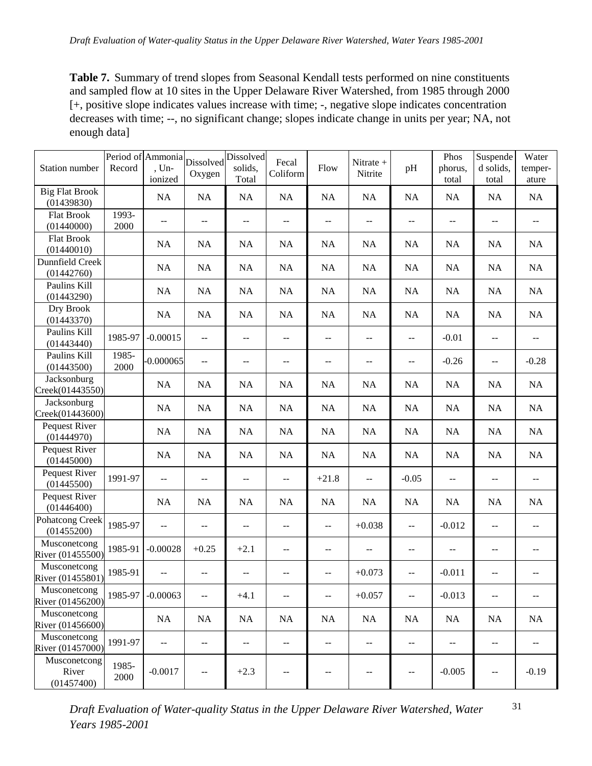**Table 7.** Summary of trend slopes from Seasonal Kendall tests performed on nine constituents and sampled flow at 10 sites in the Upper Delaware River Watershed, from 1985 through 2000 [+, positive slope indicates values increase with time; -, negative slope indicates concentration decreases with time; --, no significant change; slopes indicate change in units per year; NA, not enough data]

| Station number | Period of Record | Ammonia, Un-ionized | Dissolved Oxygen | Dissolved solids, Total | Fecal Coliform | Flow | Nitrate + Nitrite | pH | Phosphorus, total | Suspended solids, total | Water temperature |
|---|---|---|---|---|---|---|---|---|---|---|---|
| Big Flat Brook (01439830) | | NA | NA | NA | NA | NA | NA | NA | NA | NA | NA |
| Flat Brook (01440000) | 1993-2000 | -- | -- | -- | -- | -- | -- | -- | -- | -- | -- |
| Flat Brook (01440010) | | NA | NA | NA | NA | NA | NA | NA | NA | NA | NA |
| Dunnfield Creek (01442760) | | NA | NA | NA | NA | NA | NA | NA | NA | NA | NA |
| Paulins Kill (01443290) | | NA | NA | NA | NA | NA | NA | NA | NA | NA | NA |
| Dry Brook (01443370) | | NA | NA | NA | NA | NA | NA | NA | NA | NA | NA |
| Paulins Kill (01443440) | 1985-97 | -0.00015 | -- | -- | -- | -- | -- | -- | -0.01 | -- | -- |
| Paulins Kill (01443500) | 1985-2000 | -0.000065 | -- | -- | -- | -- | -- | -- | -0.26 | -- | -0.28 |
| Jacksonburg Creek(01443550) | | NA | NA | NA | NA | NA | NA | NA | NA | NA | NA |
| Jacksonburg Creek(01443600) | | NA | NA | NA | NA | NA | NA | NA | NA | NA | NA |
| Pequest River (01444970) | | NA | NA | NA | NA | NA | NA | NA | NA | NA | NA |
| Pequest River (01445000) | | NA | NA | NA | NA | NA | NA | NA | NA | NA | NA |
| Pequest River (01445500) | 1991-97 | -- | -- | -- | -- | +21.8 | -- | -0.05 | -- | -- | -- |
| Pequest River (01446400) | | NA | NA | NA | NA | NA | NA | NA | NA | NA | NA |
| Pohatcong Creek (01455200) | 1985-97 | -- | -- | -- | -- | -- | +0.038 | -- | -0.012 | -- | -- |
| Musconetcong River (01455500) | 1985-91 | -0.00028 | +0.25 | +2.1 | -- | -- | -- | -- | -- | -- | -- |
| Musconetcong River (01455801) | 1985-91 | -- | -- | -- | -- | -- | +0.073 | -- | -0.011 | -- | -- |
| Musconetcong River (01456200) | 1985-97 | -0.00063 | -- | +4.1 | -- | -- | +0.057 | -- | -0.013 | -- | -- |
| Musconetcong River (01456600) | | NA | NA | NA | NA | NA | NA | NA | NA | NA | NA |
| Musconetcong River (01457000) | 1991-97 | -- | -- | -- | -- | -- | -- | -- | -- | -- | -- |
| Musconetcong River (01457400) | 1985-2000 | -0.0017 | -- | +2.3 | -- | -- | -- | -- | -0.005 | -- | -0.19 |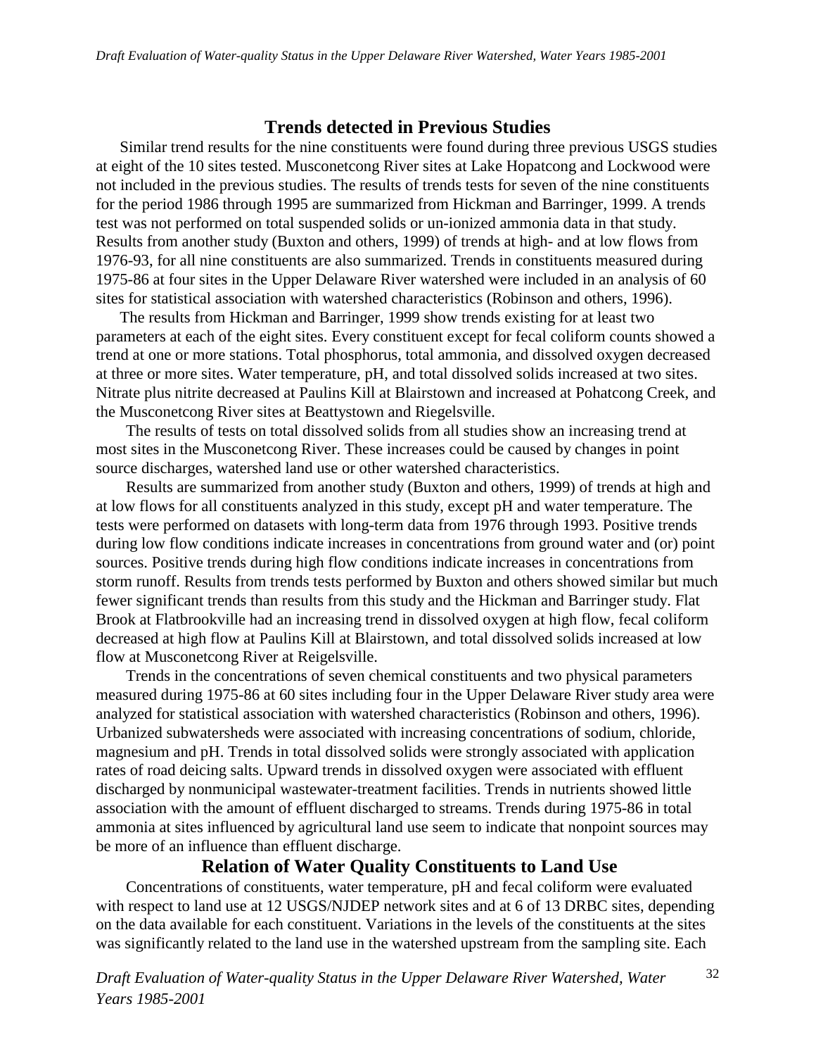## Trends detected in Previous Studies

Similar trend results for the nine constituents were found during three previous USGS studies at eight of the 10 sites tested. Musconetcong River sites at Lake Hopatcong and Lockwood were not included in the previous studies. The results of trends tests for seven of the nine constituents for the period 1986 through 1995 are summarized from Hickman and Barringer, 1999. A trends test was not performed on total suspended solids or un-ionized ammonia data in that study. Results from another study (Buxton and others, 1999) of trends at high- and at low flows from 1976-93, for all nine constituents are also summarized. Trends in constituents measured during 1975-86 at four sites in the Upper Delaware River watershed were included in an analysis of 60 sites for statistical association with watershed characteristics (Robinson and others, 1996).

The results from Hickman and Barringer, 1999 show trends existing for at least two parameters at each of the eight sites. Every constituent except for fecal coliform counts showed a trend at one or more stations. Total phosphorus, total ammonia, and dissolved oxygen decreased at three or more sites. Water temperature, pH, and total dissolved solids increased at two sites. Nitrate plus nitrite decreased at Paulins Kill at Blairstown and increased at Pohatcong Creek, and the Musconetcong River sites at Beattystown and Riegelsville.

The results of tests on total dissolved solids from all studies show an increasing trend at most sites in the Musconetcong River. These increases could be caused by changes in point source discharges, watershed land use or other watershed characteristics.

Results are summarized from another study (Buxton and others, 1999) of trends at high and at low flows for all constituents analyzed in this study, except pH and water temperature. The tests were performed on datasets with long-term data from 1976 through 1993. Positive trends during low flow conditions indicate increases in concentrations from ground water and (or) point sources. Positive trends during high flow conditions indicate increases in concentrations from storm runoff. Results from trends tests performed by Buxton and others showed similar but much fewer significant trends than results from this study and the Hickman and Barringer study. Flat Brook at Flatbrookville had an increasing trend in dissolved oxygen at high flow, fecal coliform decreased at high flow at Paulins Kill at Blairstown, and total dissolved solids increased at low flow at Musconetcong River at Reigelsville.

Trends in the concentrations of seven chemical constituents and two physical parameters measured during 1975-86 at 60 sites including four in the Upper Delaware River study area were analyzed for statistical association with watershed characteristics (Robinson and others, 1996). Urbanized subwatersheds were associated with increasing concentrations of sodium, chloride, magnesium and pH. Trends in total dissolved solids were strongly associated with application rates of road deicing salts. Upward trends in dissolved oxygen were associated with effluent discharged by nonmunicipal wastewater-treatment facilities. Trends in nutrients showed little association with the amount of effluent discharged to streams. Trends during 1975-86 in total ammonia at sites influenced by agricultural land use seem to indicate that nonpoint sources may be more of an influence than effluent discharge.

## Relation of Water Quality Constituents to Land Use

Concentrations of constituents, water temperature, pH and fecal coliform were evaluated with respect to land use at 12 USGS/NJDEP network sites and at 6 of 13 DRBC sites, depending on the data available for each constituent. Variations in the levels of the constituents at the sites was significantly related to the land use in the watershed upstream from the sampling site. Each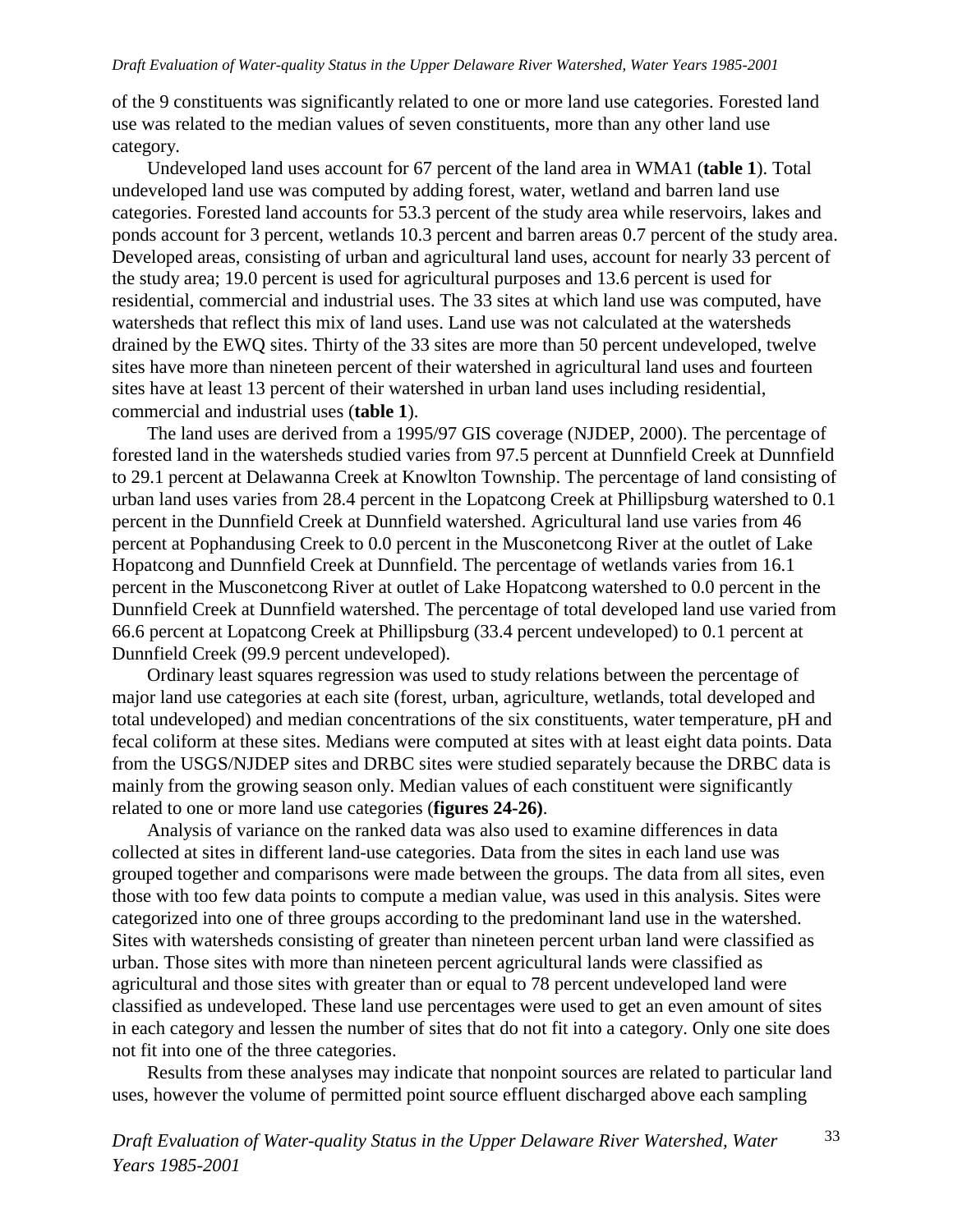of the 9 constituents was significantly related to one or more land use categories. Forested land use was related to the median values of seven constituents, more than any other land use category.

Undeveloped land uses account for 67 percent of the land area in WMA1 (**table 1**). Total undeveloped land use was computed by adding forest, water, wetland and barren land use categories. Forested land accounts for 53.3 percent of the study area while reservoirs, lakes and ponds account for 3 percent, wetlands 10.3 percent and barren areas 0.7 percent of the study area. Developed areas, consisting of urban and agricultural land uses, account for nearly 33 percent of the study area; 19.0 percent is used for agricultural purposes and 13.6 percent is used for residential, commercial and industrial uses. The 33 sites at which land use was computed, have watersheds that reflect this mix of land uses. Land use was not calculated at the watersheds drained by the EWQ sites. Thirty of the 33 sites are more than 50 percent undeveloped, twelve sites have more than nineteen percent of their watershed in agricultural land uses and fourteen sites have at least 13 percent of their watershed in urban land uses including residential, commercial and industrial uses (**table 1**).

The land uses are derived from a 1995/97 GIS coverage (NJDEP, 2000). The percentage of forested land in the watersheds studied varies from 97.5 percent at Dunnfield Creek at Dunnfield to 29.1 percent at Delawanna Creek at Knowlton Township. The percentage of land consisting of urban land uses varies from 28.4 percent in the Lopatcong Creek at Phillipsburg watershed to 0.1 percent in the Dunnfield Creek at Dunnfield watershed. Agricultural land use varies from 46 percent at Pophandusing Creek to 0.0 percent in the Musconetcong River at the outlet of Lake Hopatcong and Dunnfield Creek at Dunnfield. The percentage of wetlands varies from 16.1 percent in the Musconetcong River at outlet of Lake Hopatcong watershed to 0.0 percent in the Dunnfield Creek at Dunnfield watershed. The percentage of total developed land use varied from 66.6 percent at Lopatcong Creek at Phillipsburg (33.4 percent undeveloped) to 0.1 percent at Dunnfield Creek (99.9 percent undeveloped).

Ordinary least squares regression was used to study relations between the percentage of major land use categories at each site (forest, urban, agriculture, wetlands, total developed and total undeveloped) and median concentrations of the six constituents, water temperature, pH and fecal coliform at these sites. Medians were computed at sites with at least eight data points. Data from the USGS/NJDEP sites and DRBC sites were studied separately because the DRBC data is mainly from the growing season only. Median values of each constituent were significantly related to one or more land use categories (**figures 24-26)**.

Analysis of variance on the ranked data was also used to examine differences in data collected at sites in different land-use categories. Data from the sites in each land use was grouped together and comparisons were made between the groups. The data from all sites, even those with too few data points to compute a median value, was used in this analysis. Sites were categorized into one of three groups according to the predominant land use in the watershed. Sites with watersheds consisting of greater than nineteen percent urban land were classified as urban. Those sites with more than nineteen percent agricultural lands were classified as agricultural and those sites with greater than or equal to 78 percent undeveloped land were classified as undeveloped. These land use percentages were used to get an even amount of sites in each category and lessen the number of sites that do not fit into a category. Only one site does not fit into one of the three categories.

Results from these analyses may indicate that nonpoint sources are related to particular land uses, however the volume of permitted point source effluent discharged above each sampling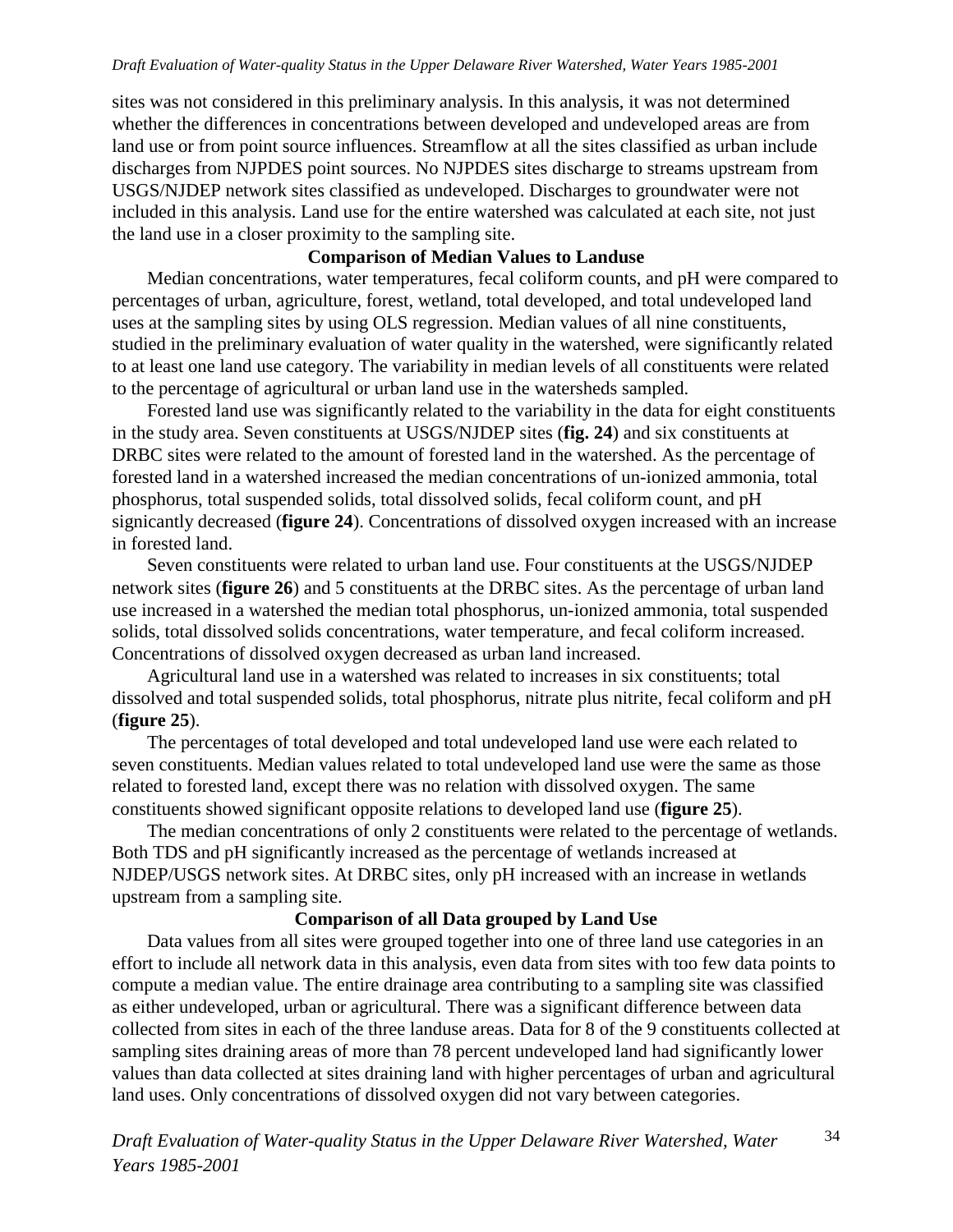sites was not considered in this preliminary analysis. In this analysis, it was not determined whether the differences in concentrations between developed and undeveloped areas are from land use or from point source influences. Streamflow at all the sites classified as urban include discharges from NJPDES point sources. No NJPDES sites discharge to streams upstream from USGS/NJDEP network sites classified as undeveloped. Discharges to groundwater were not included in this analysis. Land use for the entire watershed was calculated at each site, not just the land use in a closer proximity to the sampling site.

### Comparison of Median Values to Landuse

Median concentrations, water temperatures, fecal coliform counts, and pH were compared to percentages of urban, agriculture, forest, wetland, total developed, and total undeveloped land uses at the sampling sites by using OLS regression. Median values of all nine constituents, studied in the preliminary evaluation of water quality in the watershed, were significantly related to at least one land use category. The variability in median levels of all constituents were related to the percentage of agricultural or urban land use in the watersheds sampled.

Forested land use was significantly related to the variability in the data for eight constituents in the study area. Seven constituents at USGS/NJDEP sites (**fig. 24**) and six constituents at DRBC sites were related to the amount of forested land in the watershed. As the percentage of forested land in a watershed increased the median concentrations of un-ionized ammonia, total phosphorus, total suspended solids, total dissolved solids, fecal coliform count, and pH signicantly decreased (**figure 24**). Concentrations of dissolved oxygen increased with an increase in forested land.

Seven constituents were related to urban land use. Four constituents at the USGS/NJDEP network sites (**figure 26**) and 5 constituents at the DRBC sites. As the percentage of urban land use increased in a watershed the median total phosphorus, un-ionized ammonia, total suspended solids, total dissolved solids concentrations, water temperature, and fecal coliform increased. Concentrations of dissolved oxygen decreased as urban land increased.

Agricultural land use in a watershed was related to increases in six constituents; total dissolved and total suspended solids, total phosphorus, nitrate plus nitrite, fecal coliform and pH (**figure 25**).

The percentages of total developed and total undeveloped land use were each related to seven constituents. Median values related to total undeveloped land use were the same as those related to forested land, except there was no relation with dissolved oxygen. The same constituents showed significant opposite relations to developed land use (**figure 25**).

The median concentrations of only 2 constituents were related to the percentage of wetlands. Both TDS and pH significantly increased as the percentage of wetlands increased at NJDEP/USGS network sites. At DRBC sites, only pH increased with an increase in wetlands upstream from a sampling site.

### Comparison of all Data grouped by Land Use

Data values from all sites were grouped together into one of three land use categories in an effort to include all network data in this analysis, even data from sites with too few data points to compute a median value. The entire drainage area contributing to a sampling site was classified as either undeveloped, urban or agricultural. There was a significant difference between data collected from sites in each of the three landuse areas. Data for 8 of the 9 constituents collected at sampling sites draining areas of more than 78 percent undeveloped land had significantly lower values than data collected at sites draining land with higher percentages of urban and agricultural land uses. Only concentrations of dissolved oxygen did not vary between categories.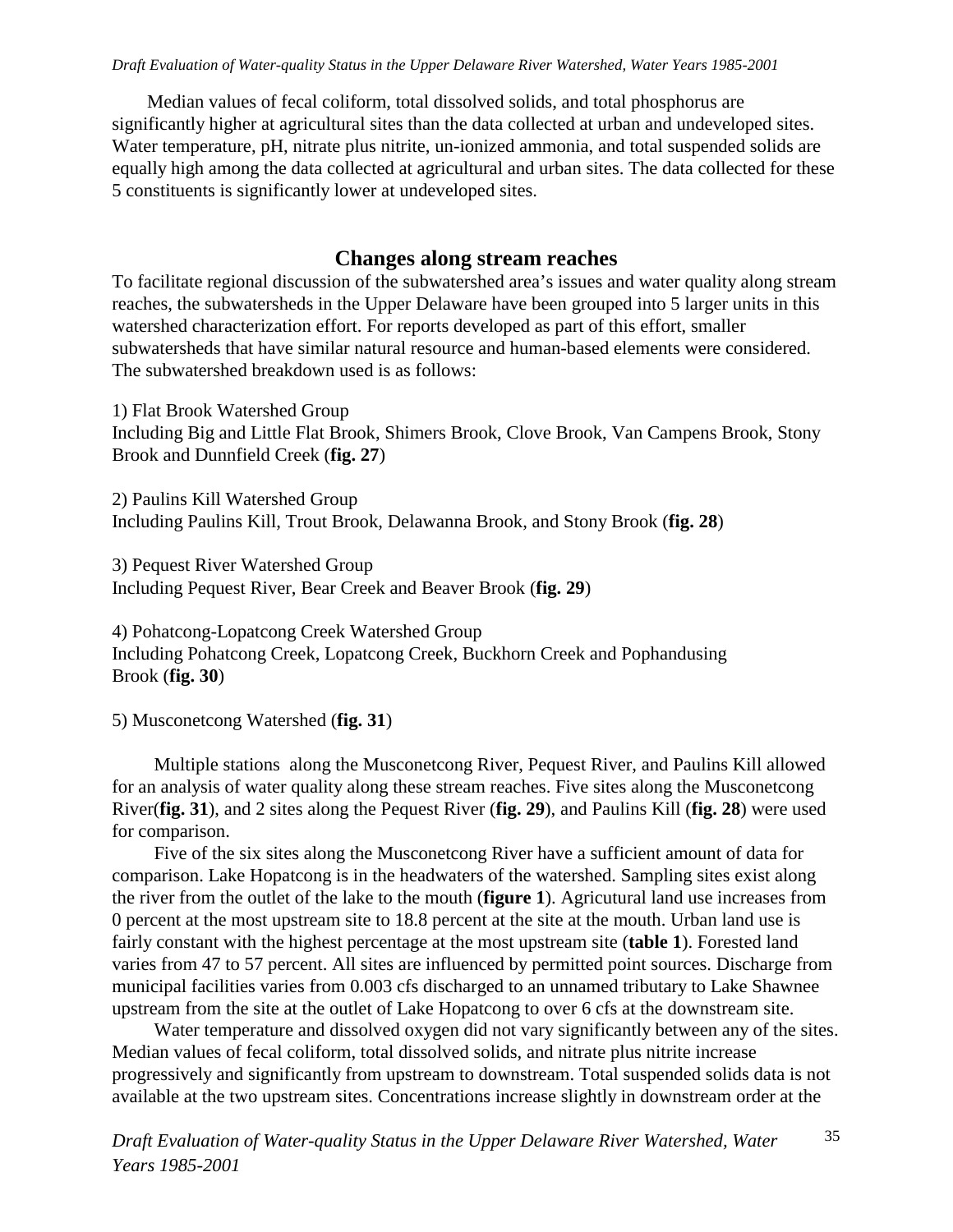Median values of fecal coliform, total dissolved solids, and total phosphorus are significantly higher at agricultural sites than the data collected at urban and undeveloped sites. Water temperature, pH, nitrate plus nitrite, un-ionized ammonia, and total suspended solids are equally high among the data collected at agricultural and urban sites. The data collected for these 5 constituents is significantly lower at undeveloped sites.

## Changes along stream reaches

To facilitate regional discussion of the subwatershed area's issues and water quality along stream reaches, the subwatersheds in the Upper Delaware have been grouped into 5 larger units in this watershed characterization effort. For reports developed as part of this effort, smaller subwatersheds that have similar natural resource and human-based elements were considered. The subwatershed breakdown used is as follows:

1) Flat Brook Watershed Group
Including Big and Little Flat Brook, Shimers Brook, Clove Brook, Van Campens Brook, Stony Brook and Dunnfield Creek (**fig. 27**)

2) Paulins Kill Watershed Group
Including Paulins Kill, Trout Brook, Delawanna Brook, and Stony Brook (**fig. 28**)

3) Pequest River Watershed Group
Including Pequest River, Bear Creek and Beaver Brook (**fig. 29**)

4) Pohatcong-Lopatcong Creek Watershed Group
Including Pohatcong Creek, Lopatcong Creek, Buckhorn Creek and Pophandusing Brook (**fig. 30**)

5) Musconetcong Watershed (**fig. 31**)

Multiple stations along the Musconetcong River, Pequest River, and Paulins Kill allowed for an analysis of water quality along these stream reaches. Five sites along the Musconetcong River(**fig. 31**), and 2 sites along the Pequest River (**fig. 29**), and Paulins Kill (**fig. 28**) were used for comparison.

Five of the six sites along the Musconetcong River have a sufficient amount of data for comparison. Lake Hopatcong is in the headwaters of the watershed. Sampling sites exist along the river from the outlet of the lake to the mouth (**figure 1**). Agricutural land use increases from 0 percent at the most upstream site to 18.8 percent at the site at the mouth. Urban land use is fairly constant with the highest percentage at the most upstream site (**table 1**). Forested land varies from 47 to 57 percent. All sites are influenced by permitted point sources. Discharge from municipal facilities varies from 0.003 cfs discharged to an unnamed tributary to Lake Shawnee upstream from the site at the outlet of Lake Hopatcong to over 6 cfs at the downstream site.

Water temperature and dissolved oxygen did not vary significantly between any of the sites. Median values of fecal coliform, total dissolved solids, and nitrate plus nitrite increase progressively and significantly from upstream to downstream. Total suspended solids data is not available at the two upstream sites. Concentrations increase slightly in downstream order at the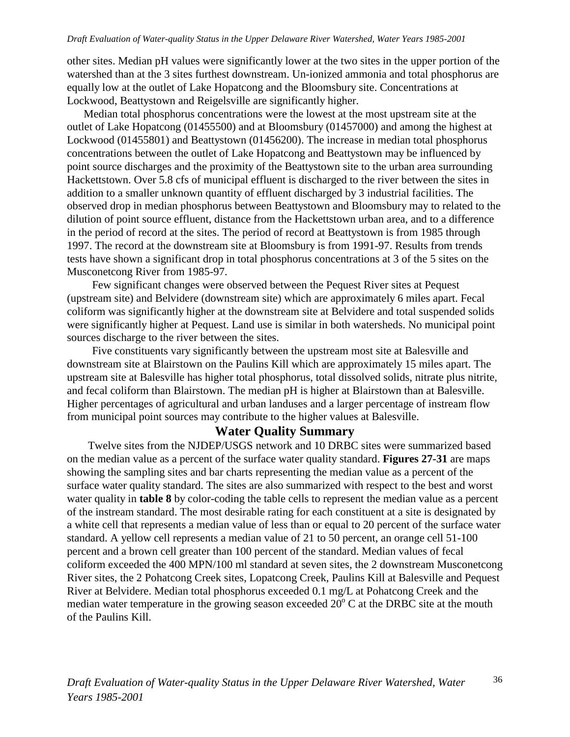other sites. Median pH values were significantly lower at the two sites in the upper portion of the watershed than at the 3 sites furthest downstream. Un-ionized ammonia and total phosphorus are equally low at the outlet of Lake Hopatcong and the Bloomsbury site. Concentrations at Lockwood, Beattystown and Reigelsville are significantly higher.

Median total phosphorus concentrations were the lowest at the most upstream site at the outlet of Lake Hopatcong (01455500) and at Bloomsbury (01457000) and among the highest at Lockwood (01455801) and Beattystown (01456200). The increase in median total phosphorus concentrations between the outlet of Lake Hopatcong and Beattystown may be influenced by point source discharges and the proximity of the Beattystown site to the urban area surrounding Hackettstown. Over 5.8 cfs of municipal effluent is discharged to the river between the sites in addition to a smaller unknown quantity of effluent discharged by 3 industrial facilities. The observed drop in median phosphorus between Beattystown and Bloomsbury may to related to the dilution of point source effluent, distance from the Hackettstown urban area, and to a difference in the period of record at the sites. The period of record at Beattystown is from 1985 through 1997. The record at the downstream site at Bloomsbury is from 1991-97. Results from trends tests have shown a significant drop in total phosphorus concentrations at 3 of the 5 sites on the Musconetcong River from 1985-97.

Few significant changes were observed between the Pequest River sites at Pequest (upstream site) and Belvidere (downstream site) which are approximately 6 miles apart. Fecal coliform was significantly higher at the downstream site at Belvidere and total suspended solids were significantly higher at Pequest. Land use is similar in both watersheds. No municipal point sources discharge to the river between the sites.

Five constituents vary significantly between the upstream most site at Balesville and downstream site at Blairstown on the Paulins Kill which are approximately 15 miles apart. The upstream site at Balesville has higher total phosphorus, total dissolved solids, nitrate plus nitrite, and fecal coliform than Blairstown. The median pH is higher at Blairstown than at Balesville. Higher percentages of agricultural and urban landuses and a larger percentage of instream flow from municipal point sources may contribute to the higher values at Balesville.

## Water Quality Summary

Twelve sites from the NJDEP/USGS network and 10 DRBC sites were summarized based on the median value as a percent of the surface water quality standard. **Figures 27-31** are maps showing the sampling sites and bar charts representing the median value as a percent of the surface water quality standard. The sites are also summarized with respect to the best and worst water quality in **table 8** by color-coding the table cells to represent the median value as a percent of the instream standard. The most desirable rating for each constituent at a site is designated by a white cell that represents a median value of less than or equal to 20 percent of the surface water standard. A yellow cell represents a median value of 21 to 50 percent, an orange cell 51-100 percent and a brown cell greater than 100 percent of the standard. Median values of fecal coliform exceeded the 400 MPN/100 ml standard at seven sites, the 2 downstream Musconetcong River sites, the 2 Pohatcong Creek sites, Lopatcong Creek, Paulins Kill at Balesville and Pequest River at Belvidere. Median total phosphorus exceeded 0.1 mg/L at Pohatcong Creek and the median water temperature in the growing season exceeded $20^{o}$ C at the DRBC site at the mouth of the Paulins Kill.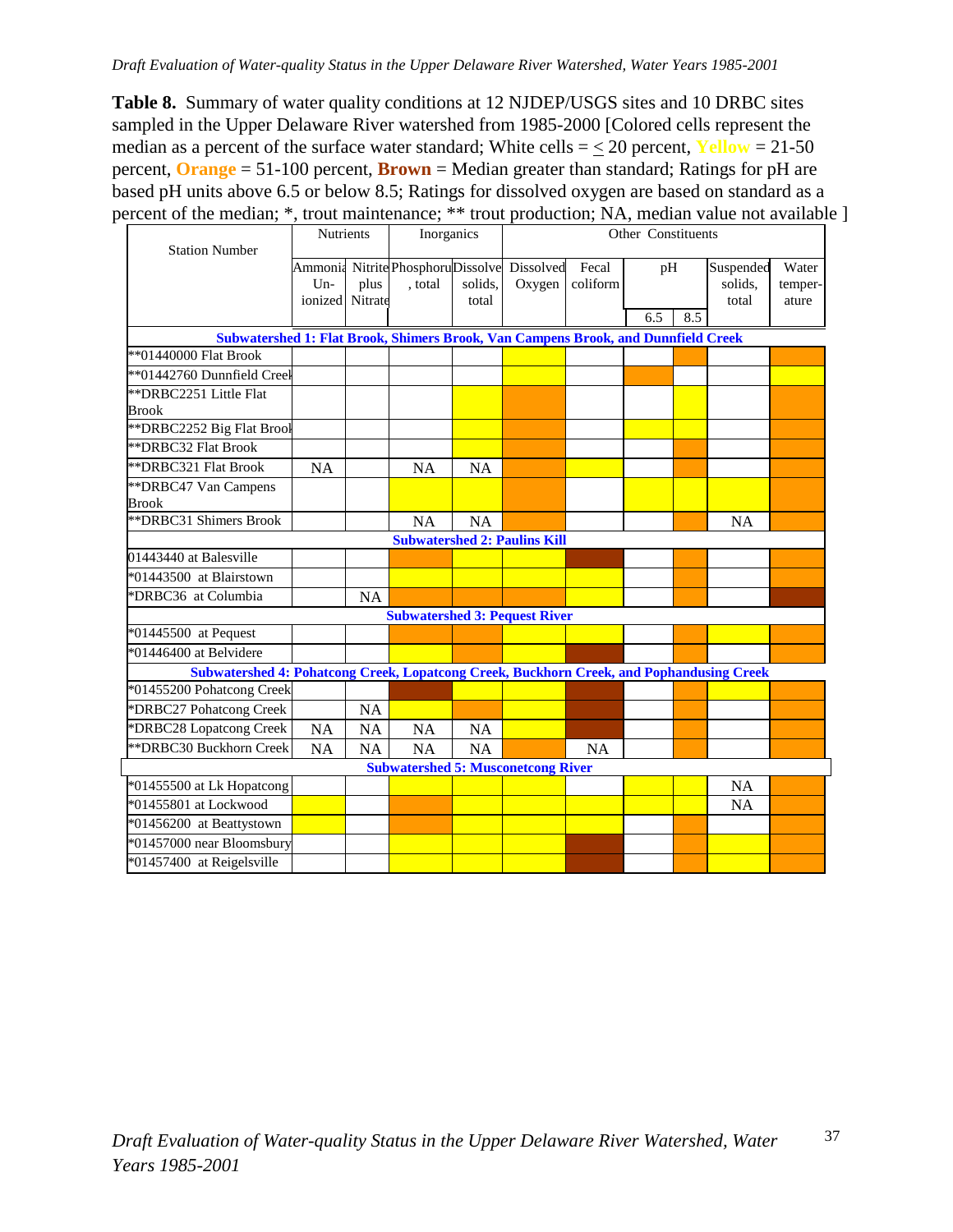**Table 8.** Summary of water quality conditions at 12 NJDEP/USGS sites and 10 DRBC sites sampled in the Upper Delaware River watershed from 1985-2000 [Colored cells represent the median as a percent of the surface water standard; White cells = ≤ 20 percent, Yellow = 21-50 percent, **Orange** = 51-100 percent, **Brown** = Median greater than standard; Ratings for pH are based pH units above 6.5 or below 8.5; Ratings for dissolved oxygen are based on standard as a percent of the median; *, trout maintenance; ** trout production; NA, median value not available ]

Cell colors are given in words; blank cells are white.

| Station Number | Nutrients | | Inorganics | | Other Constituents | | | | | |
|---|---|---|---|---|---|---|---|---|---|---|
| | Ammonia Un-ionized | Nitrite plus Nitrate | Phosphorus, total | Dissolved solids, total | Dissolved Oxygen | Fecal coliform | pH 6.5 | pH 8.5 | Suspended solids, total | Water temperature |
| **Subwatershed 1: Flat Brook, Shimers Brook, Van Campens Brook, and Dunnfield Creek** | | | | | | | | | | |
| **01440000 Flat Brook | | | | | Yellow | | | Orange | | Orange |
| **01442760 Dunnfield Creek | | | | | Yellow | | Orange | | | Yellow |
| **DRBC2251 Little Flat Brook | | | | Yellow | Orange | | | Yellow | | Orange |
| **DRBC2252 Big Flat Brook | | | | Yellow | Orange | | Yellow | Yellow | | Orange |
| **DRBC32 Flat Brook | | | | Yellow | Orange | | | Orange | | Orange |
| **DRBC321 Flat Brook | NA | | NA | NA | Orange | Yellow | | Orange | | Orange |
| **DRBC47 Van Campens Brook | | | Yellow | Yellow | Orange | | Yellow | Yellow | Yellow | Orange |
| **DRBC31 Shimers Brook | | | NA | NA | Orange | | | Orange | NA | Orange |
| **Subwatershed 2: Paulins Kill** | | | | | | | | | | |
| 01443440 at Balesville | | | Orange | Yellow | Yellow | Brown | | Orange | | Orange |
| *01443500 at Blairstown | | | Yellow | Yellow | Yellow | Yellow | | Orange | | Orange |
| *DRBC36 at Columbia | | NA | Orange | Orange | Orange | Yellow | | Orange | | Brown |
| **Subwatershed 3: Pequest River** | | | | | | | | | | |
| *01445500 at Pequest | | | Orange | Orange | Yellow | Yellow | | Orange | Yellow | Orange |
| *01446400 at Belvidere | | | Yellow | Orange | Yellow | Brown | | Orange | | Orange |
| **Subwatershed 4: Pohatcong Creek, Lopatcong Creek, Buckhorn Creek, and Pophandusing Creek** | | | | | | | | | | |
| *01455200 Pohatcong Creek | | | Brown | Yellow | Yellow | Brown | | Orange | Yellow | Orange |
| *DRBC27 Pohatcong Creek | | NA | Yellow | Orange | Yellow | Brown | | Orange | | Orange |
| *DRBC28 Lopatcong Creek | NA | NA | NA | NA | Yellow | Brown | | Orange | | Orange |
| **DRBC30 Buckhorn Creek | NA | NA | NA | NA | Orange | NA | | Orange | | Orange |
| **Subwatershed 5: Musconetcong River** | | | | | | | | | | |
| *01455500 at Lk Hopatcong | | | Yellow | Yellow | Yellow | | Yellow | Yellow | NA | Orange |
| *01455801 at Lockwood | Yellow | | Orange | Yellow | Yellow | Yellow | Yellow | Yellow | NA | Orange |
| *01456200 at Beattystown | Yellow | | Orange | Yellow | Yellow | Yellow | | Orange | | Orange |
| *01457000 near Bloomsbury | | | Yellow | Yellow | Yellow | Brown | | Orange | Yellow | Orange |
| *01457400 at Reigelsville | | | Yellow | Yellow | Yellow | Brown | | Orange | Yellow | Orange |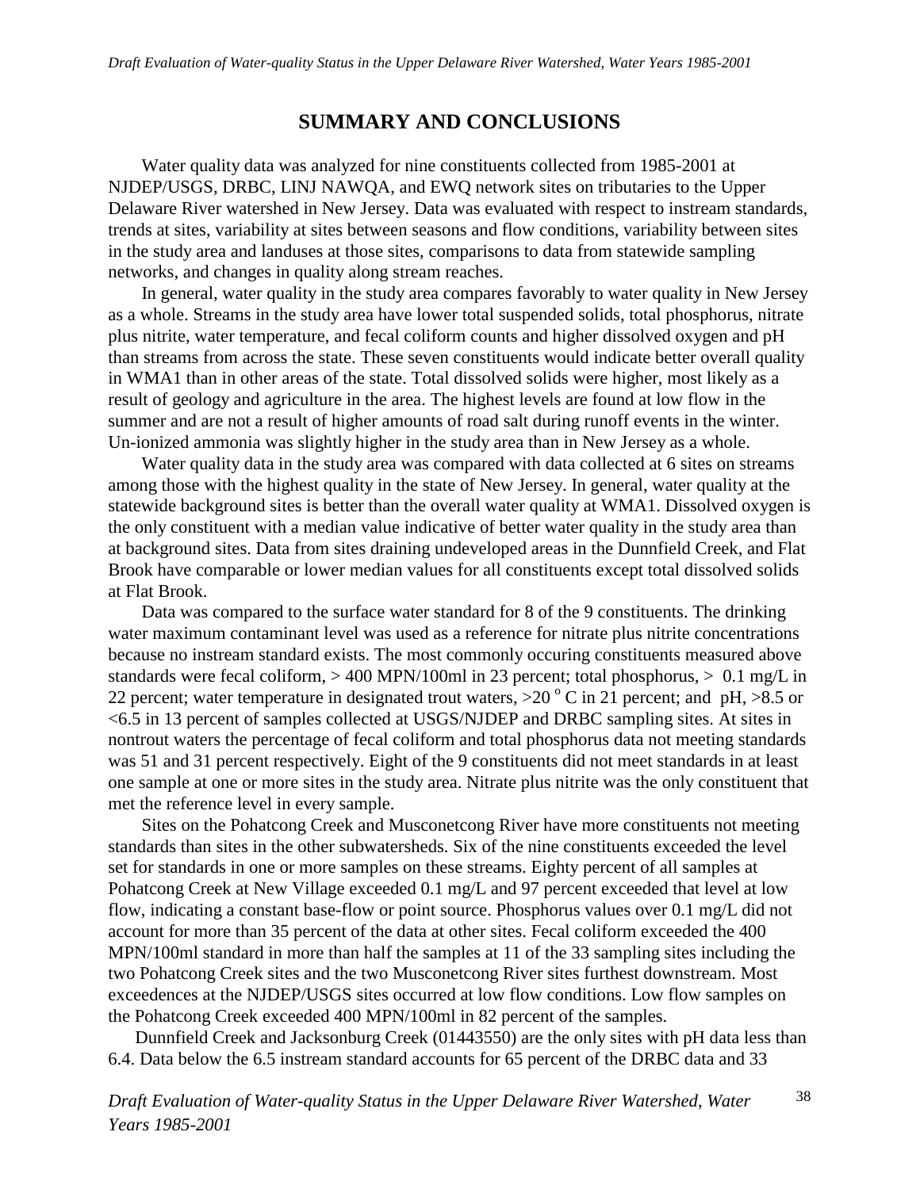## SUMMARY AND CONCLUSIONS

Water quality data was analyzed for nine constituents collected from 1985-2001 at NJDEP/USGS, DRBC, LINJ NAWQA, and EWQ network sites on tributaries to the Upper Delaware River watershed in New Jersey. Data was evaluated with respect to instream standards, trends at sites, variability at sites between seasons and flow conditions, variability between sites in the study area and landuses at those sites, comparisons to data from statewide sampling networks, and changes in quality along stream reaches.

In general, water quality in the study area compares favorably to water quality in New Jersey as a whole. Streams in the study area have lower total suspended solids, total phosphorus, nitrate plus nitrite, water temperature, and fecal coliform counts and higher dissolved oxygen and pH than streams from across the state. These seven constituents would indicate better overall quality in WMA1 than in other areas of the state. Total dissolved solids were higher, most likely as a result of geology and agriculture in the area. The highest levels are found at low flow in the summer and are not a result of higher amounts of road salt during runoff events in the winter. Un-ionized ammonia was slightly higher in the study area than in New Jersey as a whole.

Water quality data in the study area was compared with data collected at 6 sites on streams among those with the highest quality in the state of New Jersey. In general, water quality at the statewide background sites is better than the overall water quality at WMA1. Dissolved oxygen is the only constituent with a median value indicative of better water quality in the study area than at background sites. Data from sites draining undeveloped areas in the Dunnfield Creek, and Flat Brook have comparable or lower median values for all constituents except total dissolved solids at Flat Brook.

Data was compared to the surface water standard for 8 of the 9 constituents. The drinking water maximum contaminant level was used as a reference for nitrate plus nitrite concentrations because no instream standard exists. The most commonly occuring constituents measured above standards were fecal coliform, > 400 MPN/100ml in 23 percent; total phosphorus, > 0.1 mg/L in 22 percent; water temperature in designated trout waters, >20 $^{o}$ C in 21 percent; and pH, >8.5 or <6.5 in 13 percent of samples collected at USGS/NJDEP and DRBC sampling sites. At sites in nontrout waters the percentage of fecal coliform and total phosphorus data not meeting standards was 51 and 31 percent respectively. Eight of the 9 constituents did not meet standards in at least one sample at one or more sites in the study area. Nitrate plus nitrite was the only constituent that met the reference level in every sample.

Sites on the Pohatcong Creek and Musconetcong River have more constituents not meeting standards than sites in the other subwatersheds. Six of the nine constituents exceeded the level set for standards in one or more samples on these streams. Eighty percent of all samples at Pohatcong Creek at New Village exceeded 0.1 mg/L and 97 percent exceeded that level at low flow, indicating a constant base-flow or point source. Phosphorus values over 0.1 mg/L did not account for more than 35 percent of the data at other sites. Fecal coliform exceeded the 400 MPN/100ml standard in more than half the samples at 11 of the 33 sampling sites including the two Pohatcong Creek sites and the two Musconetcong River sites furthest downstream. Most exceedences at the NJDEP/USGS sites occurred at low flow conditions. Low flow samples on the Pohatcong Creek exceeded 400 MPN/100ml in 82 percent of the samples.

Dunnfield Creek and Jacksonburg Creek (01443550) are the only sites with pH data less than 6.4. Data below the 6.5 instream standard accounts for 65 percent of the DRBC data and 33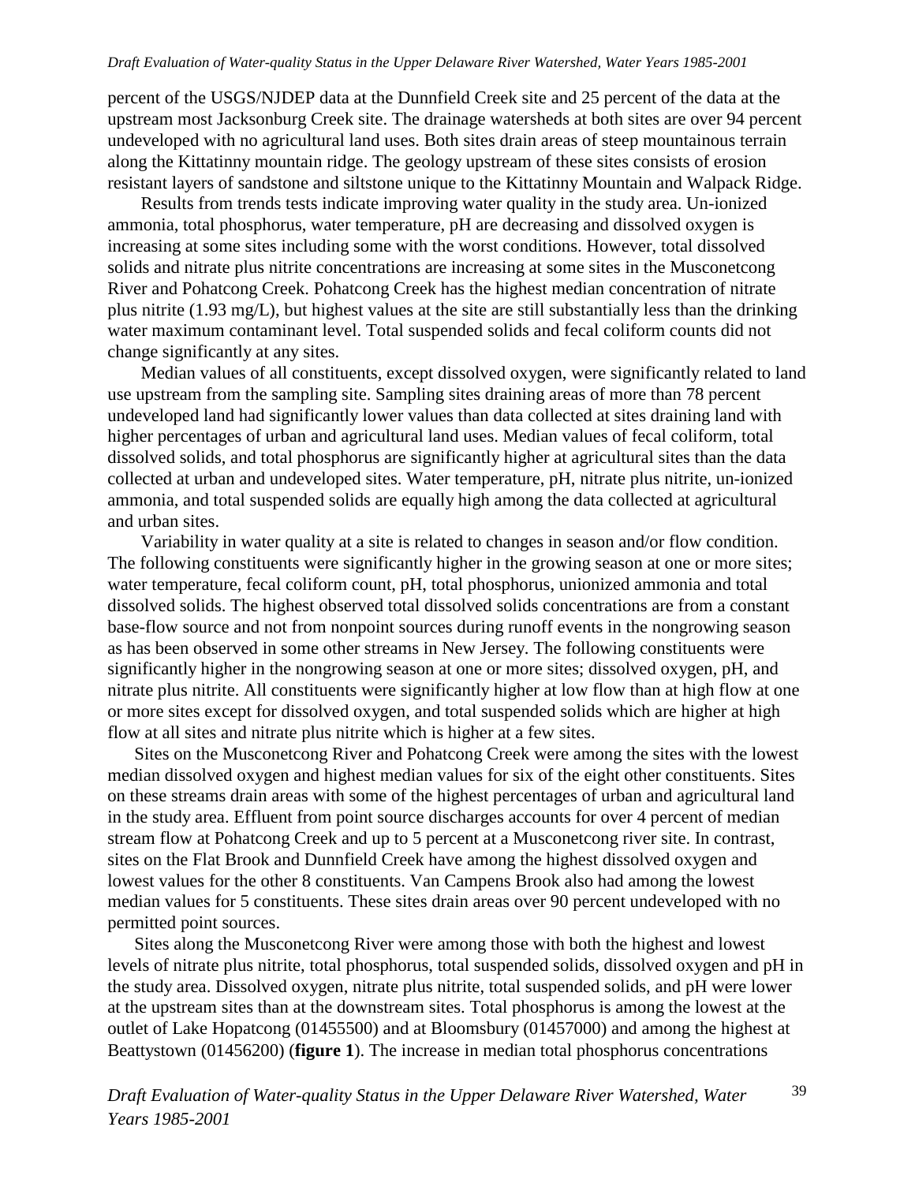percent of the USGS/NJDEP data at the Dunnfield Creek site and 25 percent of the data at the upstream most Jacksonburg Creek site. The drainage watersheds at both sites are over 94 percent undeveloped with no agricultural land uses. Both sites drain areas of steep mountainous terrain along the Kittatinny mountain ridge. The geology upstream of these sites consists of erosion resistant layers of sandstone and siltstone unique to the Kittatinny Mountain and Walpack Ridge.

Results from trends tests indicate improving water quality in the study area. Un-ionized ammonia, total phosphorus, water temperature, pH are decreasing and dissolved oxygen is increasing at some sites including some with the worst conditions. However, total dissolved solids and nitrate plus nitrite concentrations are increasing at some sites in the Musconetcong River and Pohatcong Creek. Pohatcong Creek has the highest median concentration of nitrate plus nitrite (1.93 mg/L), but highest values at the site are still substantially less than the drinking water maximum contaminant level. Total suspended solids and fecal coliform counts did not change significantly at any sites.

Median values of all constituents, except dissolved oxygen, were significantly related to land use upstream from the sampling site. Sampling sites draining areas of more than 78 percent undeveloped land had significantly lower values than data collected at sites draining land with higher percentages of urban and agricultural land uses. Median values of fecal coliform, total dissolved solids, and total phosphorus are significantly higher at agricultural sites than the data collected at urban and undeveloped sites. Water temperature, pH, nitrate plus nitrite, un-ionized ammonia, and total suspended solids are equally high among the data collected at agricultural and urban sites.

Variability in water quality at a site is related to changes in season and/or flow condition. The following constituents were significantly higher in the growing season at one or more sites; water temperature, fecal coliform count, pH, total phosphorus, unionized ammonia and total dissolved solids. The highest observed total dissolved solids concentrations are from a constant base-flow source and not from nonpoint sources during runoff events in the nongrowing season as has been observed in some other streams in New Jersey. The following constituents were significantly higher in the nongrowing season at one or more sites; dissolved oxygen, pH, and nitrate plus nitrite. All constituents were significantly higher at low flow than at high flow at one or more sites except for dissolved oxygen, and total suspended solids which are higher at high flow at all sites and nitrate plus nitrite which is higher at a few sites.

Sites on the Musconetcong River and Pohatcong Creek were among the sites with the lowest median dissolved oxygen and highest median values for six of the eight other constituents. Sites on these streams drain areas with some of the highest percentages of urban and agricultural land in the study area. Effluent from point source discharges accounts for over 4 percent of median stream flow at Pohatcong Creek and up to 5 percent at a Musconetcong river site. In contrast, sites on the Flat Brook and Dunnfield Creek have among the highest dissolved oxygen and lowest values for the other 8 constituents. Van Campens Brook also had among the lowest median values for 5 constituents. These sites drain areas over 90 percent undeveloped with no permitted point sources.

Sites along the Musconetcong River were among those with both the highest and lowest levels of nitrate plus nitrite, total phosphorus, total suspended solids, dissolved oxygen and pH in the study area. Dissolved oxygen, nitrate plus nitrite, total suspended solids, and pH were lower at the upstream sites than at the downstream sites. Total phosphorus is among the lowest at the outlet of Lake Hopatcong (01455500) and at Bloomsbury (01457000) and among the highest at Beattystown (01456200) (**figure 1**). The increase in median total phosphorus concentrations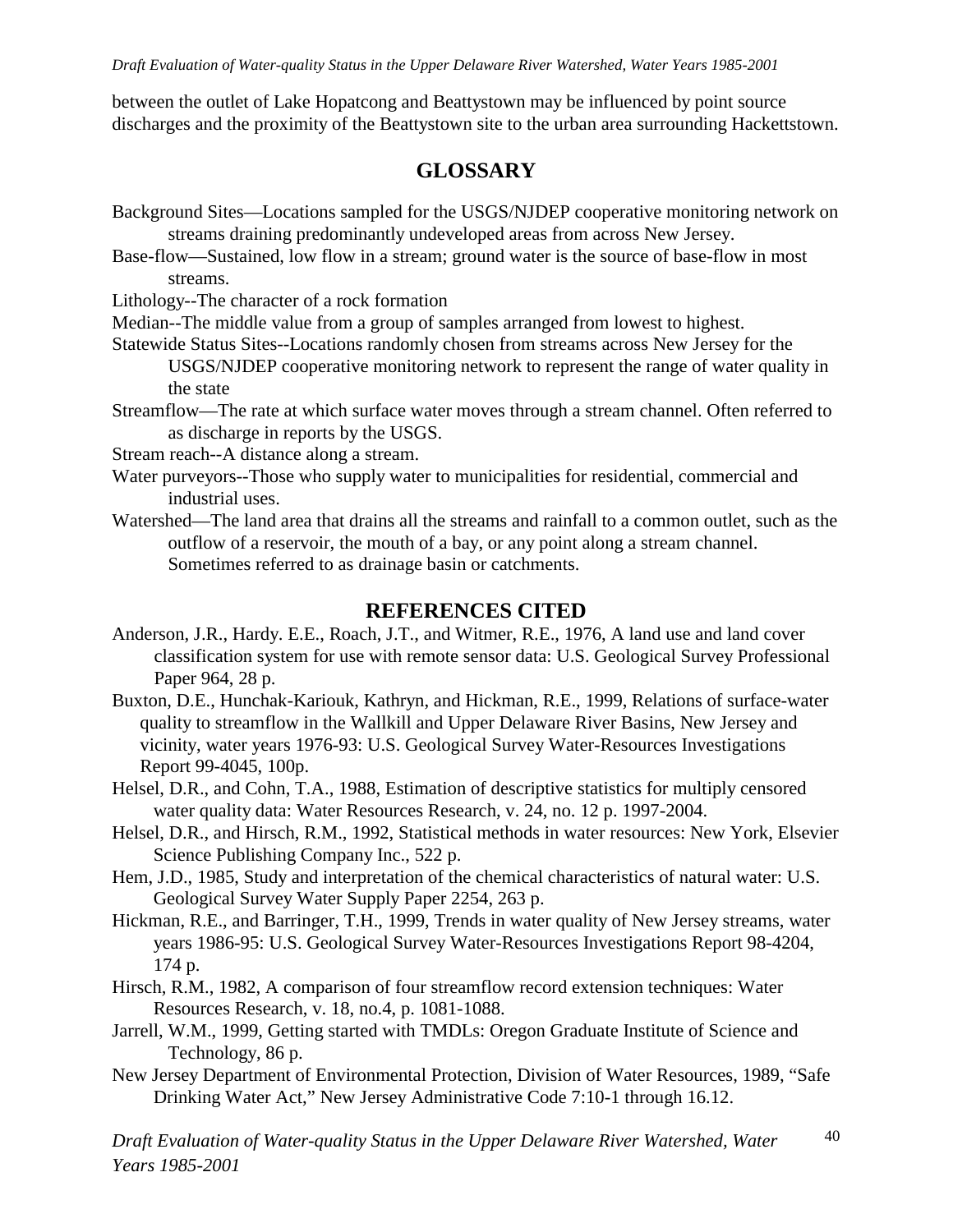between the outlet of Lake Hopatcong and Beattystown may be influenced by point source discharges and the proximity of the Beattystown site to the urban area surrounding Hackettstown.

## GLOSSARY

Background Sites—Locations sampled for the USGS/NJDEP cooperative monitoring network on streams draining predominantly undeveloped areas from across New Jersey.

Base-flow—Sustained, low flow in a stream; ground water is the source of base-flow in most streams.

Lithology--The character of a rock formation

Median--The middle value from a group of samples arranged from lowest to highest.

Statewide Status Sites--Locations randomly chosen from streams across New Jersey for the USGS/NJDEP cooperative monitoring network to represent the range of water quality in the state

Streamflow—The rate at which surface water moves through a stream channel. Often referred to as discharge in reports by the USGS.

Stream reach--A distance along a stream.

Water purveyors--Those who supply water to municipalities for residential, commercial and industrial uses.

Watershed—The land area that drains all the streams and rainfall to a common outlet, such as the outflow of a reservoir, the mouth of a bay, or any point along a stream channel. Sometimes referred to as drainage basin or catchments.

## REFERENCES CITED

Anderson, J.R., Hardy. E.E., Roach, J.T., and Witmer, R.E., 1976, A land use and land cover classification system for use with remote sensor data: U.S. Geological Survey Professional Paper 964, 28 p.

Buxton, D.E., Hunchak-Kariouk, Kathryn, and Hickman, R.E., 1999, Relations of surface-water quality to streamflow in the Wallkill and Upper Delaware River Basins, New Jersey and vicinity, water years 1976-93: U.S. Geological Survey Water-Resources Investigations Report 99-4045, 100p.

Helsel, D.R., and Cohn, T.A., 1988, Estimation of descriptive statistics for multiply censored water quality data: Water Resources Research, v. 24, no. 12 p. 1997-2004.

Helsel, D.R., and Hirsch, R.M., 1992, Statistical methods in water resources: New York, Elsevier Science Publishing Company Inc., 522 p.

Hem, J.D., 1985, Study and interpretation of the chemical characteristics of natural water: U.S. Geological Survey Water Supply Paper 2254, 263 p.

Hickman, R.E., and Barringer, T.H., 1999, Trends in water quality of New Jersey streams, water years 1986-95: U.S. Geological Survey Water-Resources Investigations Report 98-4204, 174 p.

Hirsch, R.M., 1982, A comparison of four streamflow record extension techniques: Water Resources Research, v. 18, no.4, p. 1081-1088.

Jarrell, W.M., 1999, Getting started with TMDLs: Oregon Graduate Institute of Science and Technology, 86 p.

New Jersey Department of Environmental Protection, Division of Water Resources, 1989, “Safe Drinking Water Act,” New Jersey Administrative Code 7:10-1 through 16.12.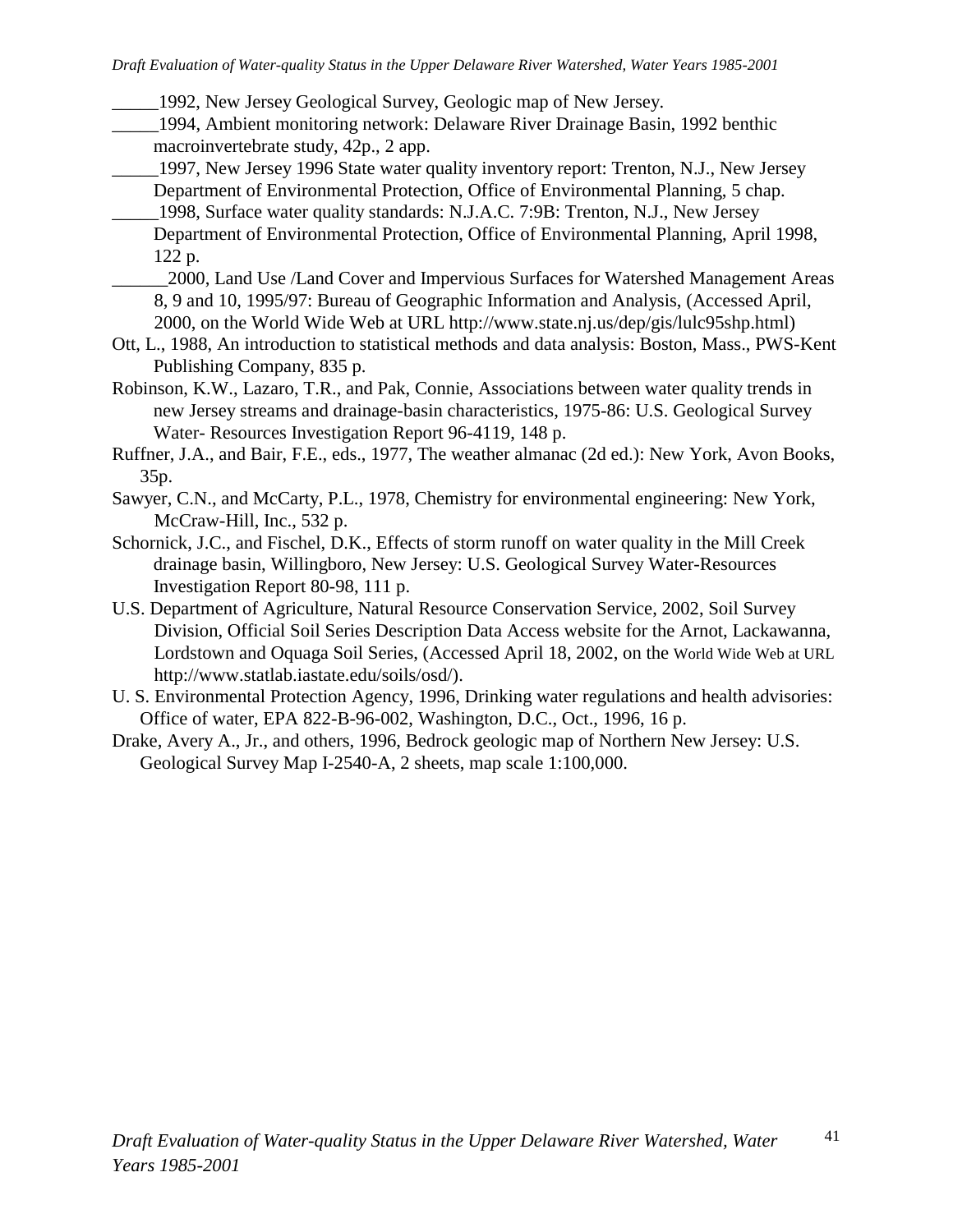_____1992, New Jersey Geological Survey, Geologic map of New Jersey.

_____1994, Ambient monitoring network: Delaware River Drainage Basin, 1992 benthic macroinvertebrate study, 42p., 2 app.

_____1997, New Jersey 1996 State water quality inventory report: Trenton, N.J., New Jersey Department of Environmental Protection, Office of Environmental Planning, 5 chap.

_____1998, Surface water quality standards: N.J.A.C. 7:9B: Trenton, N.J., New Jersey Department of Environmental Protection, Office of Environmental Planning, April 1998, 122 p.

______2000, Land Use /Land Cover and Impervious Surfaces for Watershed Management Areas 8, 9 and 10, 1995/97: Bureau of Geographic Information and Analysis, (Accessed April, 2000, on the World Wide Web at URL http://www.state.nj.us/dep/gis/lulc95shp.html)

Ott, L., 1988, An introduction to statistical methods and data analysis: Boston, Mass., PWS-Kent Publishing Company, 835 p.

Robinson, K.W., Lazaro, T.R., and Pak, Connie, Associations between water quality trends in new Jersey streams and drainage-basin characteristics, 1975-86: U.S. Geological Survey Water- Resources Investigation Report 96-4119, 148 p.

Ruffner, J.A., and Bair, F.E., eds., 1977, The weather almanac (2d ed.): New York, Avon Books, 35p.

Sawyer, C.N., and McCarty, P.L., 1978, Chemistry for environmental engineering: New York, McCraw-Hill, Inc., 532 p.

Schornick, J.C., and Fischel, D.K., Effects of storm runoff on water quality in the Mill Creek drainage basin, Willingboro, New Jersey: U.S. Geological Survey Water-Resources Investigation Report 80-98, 111 p.

U.S. Department of Agriculture, Natural Resource Conservation Service, 2002, Soil Survey Division, Official Soil Series Description Data Access website for the Arnot, Lackawanna, Lordstown and Oquaga Soil Series, (Accessed April 18, 2002, on the World Wide Web at URL http://www.statlab.iastate.edu/soils/osd/).

U. S. Environmental Protection Agency, 1996, Drinking water regulations and health advisories: Office of water, EPA 822-B-96-002, Washington, D.C., Oct., 1996, 16 p.

Drake, Avery A., Jr., and others, 1996, Bedrock geologic map of Northern New Jersey: U.S. Geological Survey Map I-2540-A, 2 sheets, map scale 1:100,000.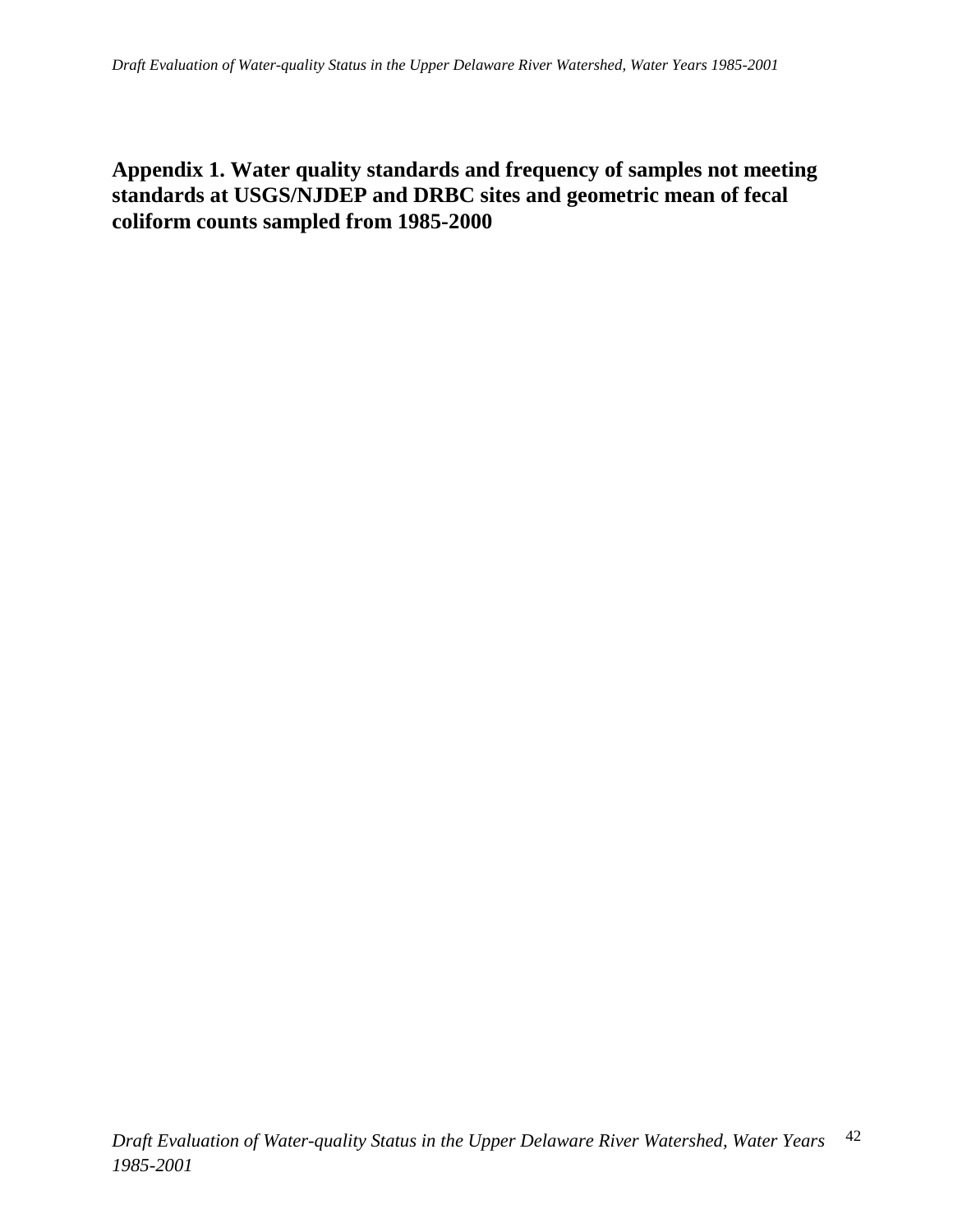# Appendix 1. Water quality standards and frequency of samples not meeting standards at USGS/NJDEP and DRBC sites and geometric mean of fecal coliform counts sampled from 1985-2000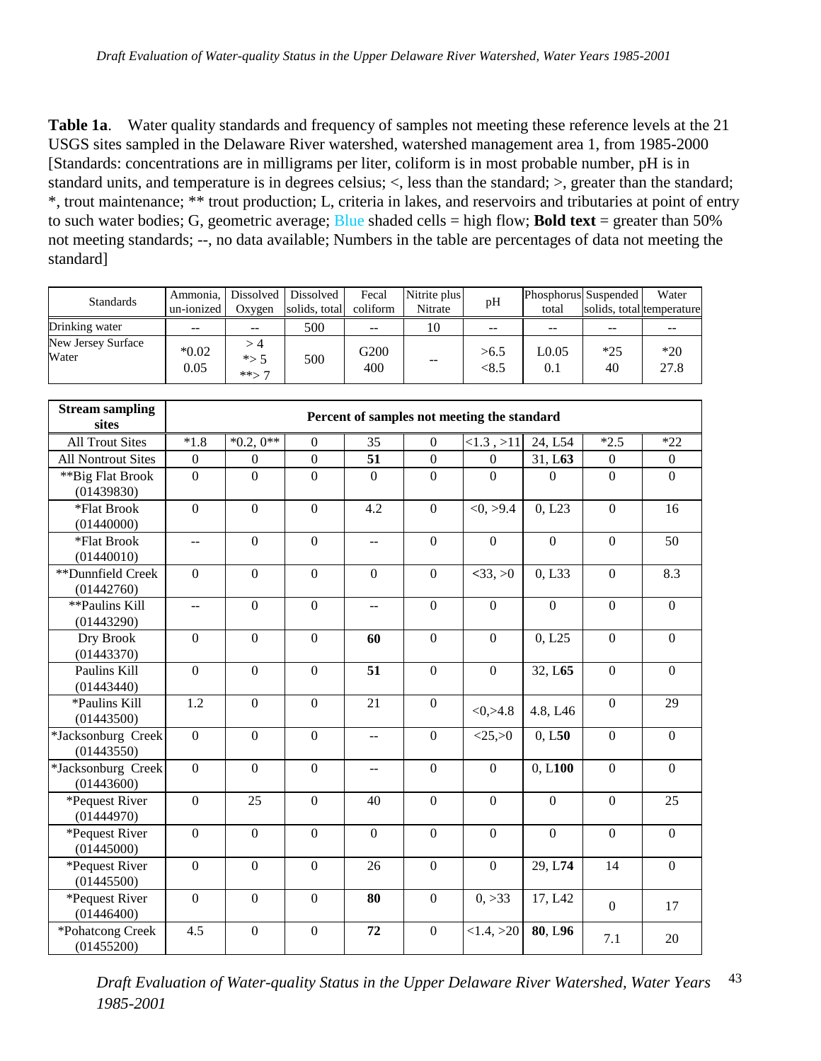**Table 1a**. Water quality standards and frequency of samples not meeting these reference levels at the 21 USGS sites sampled in the Delaware River watershed, watershed management area 1, from 1985-2000 [Standards: concentrations are in milligrams per liter, coliform is in most probable number, pH is in standard units, and temperature is in degrees celsius; <, less than the standard; >, greater than the standard; *, trout maintenance; ** trout production; L, criteria in lakes, and reservoirs and tributaries at point of entry to such water bodies; G, geometric average; Blue shaded cells = high flow; **Bold text** = greater than 50% not meeting standards; --, no data available; Numbers in the table are percentages of data not meeting the standard]

| Standards | Ammonia, un-ionized | Dissolved Oxygen | Dissolved solids, total | Fecal coliform | Nitrite plus Nitrate | pH | Phosphorus total | Suspended solids, total | Water temperature |
|---|---|---|---|---|---|---|---|---|---|
| Drinking water | -- | -- | 500 | -- | 10 | -- | -- | -- | -- |
| New Jersey Surface Water | *0.02<br>0.05 | > 4<br>*> 5<br>**> 7 | 500 | G200<br>400 | -- | >6.5<br><8.5 | L0.05<br>0.1 | *25<br>40 | *20<br>27.8 |

| Stream sampling sites | Percent of samples not meeting the standard | | | | | | | | |
|---|---|---|---|---|---|---|---|---|---|
| All Trout Sites | *1.8 | *0.2, 0** | 0 | 35 | 0 | <1.3 , >11 | 24, L54 | *2.5 | *22 |
| All Nontrout Sites | 0 | 0 | 0 | **51** | 0 | 0 | 31, L**63** | 0 | 0 |
| **Big Flat Brook (01439830) | 0 | 0 | 0 | 0 | 0 | 0 | 0 | 0 | 0 |
| *Flat Brook (01440000) | 0 | 0 | 0 | 4.2 | 0 | <0, >9.4 | 0, L23 | 0 | 16 |
| *Flat Brook (01440010) | -- | 0 | 0 | -- | 0 | 0 | 0 | 0 | 50 |
| **Dunnfield Creek (01442760) | 0 | 0 | 0 | 0 | 0 | <33, >0 | 0, L33 | 0 | 8.3 |
| **Paulins Kill (01443290) | -- | 0 | 0 | -- | 0 | 0 | 0 | 0 | 0 |
| Dry Brook (01443370) | 0 | 0 | 0 | **60** | 0 | 0 | 0, L25 | 0 | 0 |
| Paulins Kill (01443440) | 0 | 0 | 0 | **51** | 0 | 0 | 32, L**65** | 0 | 0 |
| *Paulins Kill (01443500) | 1.2 | 0 | 0 | 21 | 0 | <0,>4.8 | 4.8, L46 | 0 | 29 |
| *Jacksonburg Creek (01443550) | 0 | 0 | 0 | -- | 0 | <25,>0 | 0, L**50** | 0 | 0 |
| *Jacksonburg Creek (01443600) | 0 | 0 | 0 | -- | 0 | 0 | 0, L**100** | 0 | 0 |
| *Pequest River (01444970) | 0 | 25 | 0 | 40 | 0 | 0 | 0 | 0 | 25 |
| *Pequest River (01445000) | 0 | 0 | 0 | 0 | 0 | 0 | 0 | 0 | 0 |
| *Pequest River (01445500) | 0 | 0 | 0 | 26 | 0 | 0 | 29, L**74** | 14 | 0 |
| *Pequest River (01446400) | 0 | 0 | 0 | **80** | 0 | 0, >33 | 17, L42 | 0 | 17 |
| *Pohatcong Creek (01455200) | 4.5 | 0 | 0 | **72** | 0 | <1.4, >20 | **80**, L**96** | 7.1 | 20 |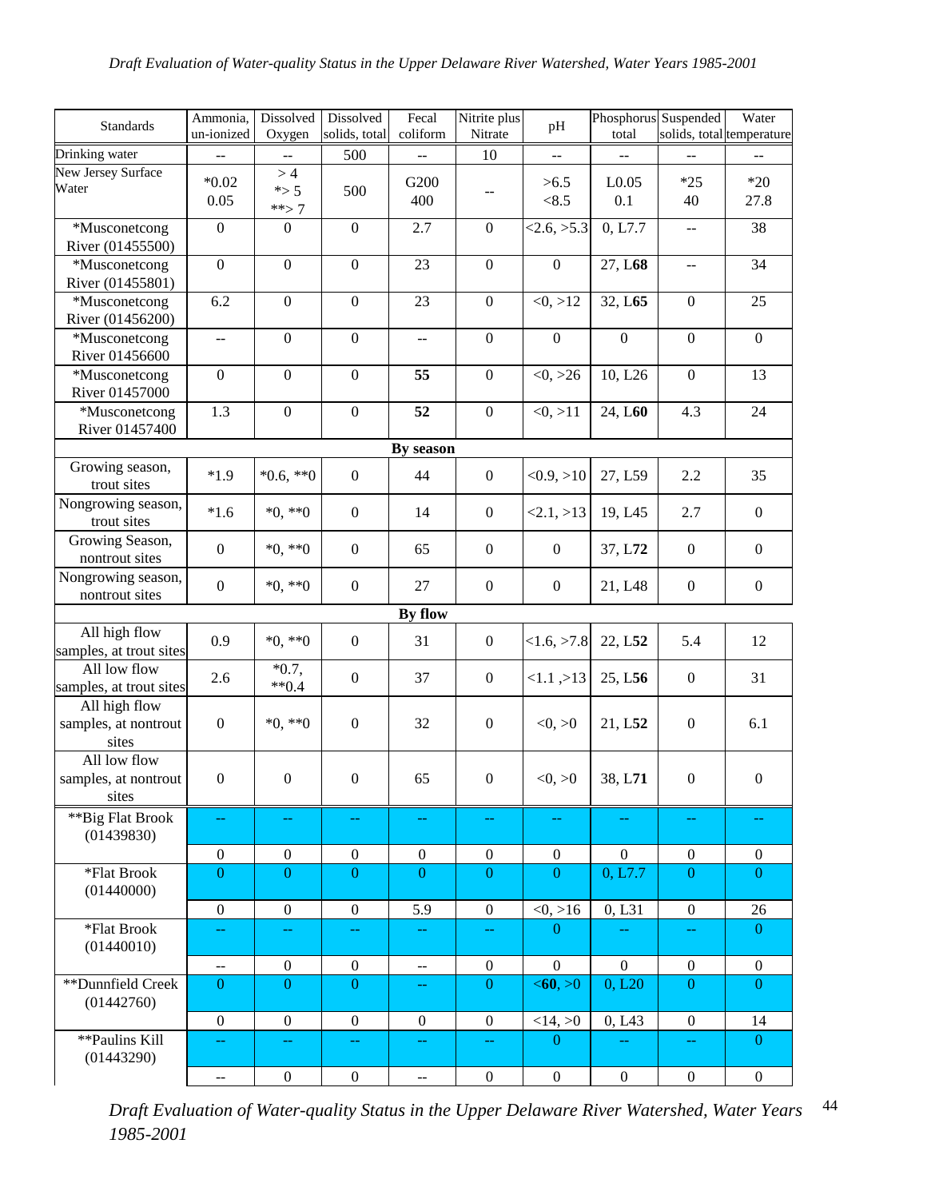| Standards | Ammonia, un-ionized | Dissolved Oxygen | Dissolved solids, total | Fecal coliform | Nitrite plus Nitrate | pH | Phosphorus total | Suspended solids, total | Water temperature |
|---|---|---|---|---|---|---|---|---|---|
| Drinking water | -- | -- | 500 | -- | 10 | -- | -- | -- | -- |
| New Jersey Surface Water | *0.02 0.05 | > 4 *> 5 **> 7 | 500 | G200 400 | -- | >6.5 <8.5 | L0.05 0.1 | *25 40 | *20 27.8 |
| *Musconetcong River (01455500) | 0 | 0 | 0 | 2.7 | 0 | <2.6, >5.3 | 0, L7.7 | -- | 38 |
| *Musconetcong River (01455801) | 0 | 0 | 0 | 23 | 0 | 0 | 27, **L68** | -- | 34 |
| *Musconetcong River (01456200) | 6.2 | 0 | 0 | 23 | 0 | <0, >12 | 32, **L65** | 0 | 25 |
| *Musconetcong River 01456600 | -- | 0 | 0 | -- | 0 | 0 | 0 | 0 | 0 |
| *Musconetcong River 01457000 | 0 | 0 | 0 | **55** | 0 | <0, >26 | 10, L26 | 0 | 13 |
| *Musconetcong River 01457400 | 1.3 | 0 | 0 | **52** | 0 | <0, >11 | 24, **L60** | 4.3 | 24 |
| **By season** | | | | | | | | | |
| Growing season, trout sites | *1.9 | *0.6, **0 | 0 | 44 | 0 | <0.9, >10 | 27, L59 | 2.2 | 35 |
| Nongrowing season, trout sites | *1.6 | *0, **0 | 0 | 14 | 0 | <2.1, >13 | 19, L45 | 2.7 | 0 |
| Growing Season, nontrout sites | 0 | *0, **0 | 0 | 65 | 0 | 0 | 37, **L72** | 0 | 0 |
| Nongrowing season, nontrout sites | 0 | *0, **0 | 0 | 27 | 0 | 0 | 21, L48 | 0 | 0 |
| **By flow** | | | | | | | | | |
| All high flow samples, at trout sites | 0.9 | *0, **0 | 0 | 31 | 0 | <1.6, >7.8 | 22, **L52** | 5.4 | 12 |
| All low flow samples, at trout sites | 2.6 | *0.7, **0.4 | 0 | 37 | 0 | <1.1 ,>13 | 25, **L56** | 0 | 31 |
| All high flow samples, at nontrout sites | 0 | *0, **0 | 0 | 32 | 0 | <0, >0 | 21, **L52** | 0 | 6.1 |
| All low flow samples, at nontrout sites | 0 | 0 | 0 | 65 | 0 | <0, >0 | 38, **L71** | 0 | 0 |
| **Big Flat Brook (01439830) | -- | -- | -- | -- | -- | -- | -- | -- | -- |
| | 0 | 0 | 0 | 0 | 0 | 0 | 0 | 0 | 0 |
| *Flat Brook (01440000) | 0 | 0 | 0 | 0 | 0 | 0 | 0, L7.7 | 0 | 0 |
| | 0 | 0 | 0 | 5.9 | 0 | <0, >16 | 0, L31 | 0 | 26 |
| *Flat Brook (01440010) | -- | -- | -- | -- | -- | 0 | -- | -- | 0 |
| | -- | 0 | 0 | -- | 0 | 0 | 0 | 0 | 0 |
| **Dunnfield Creek (01442760) | 0 | 0 | 0 | -- | 0 | **<60**, >0 | 0, L20 | 0 | 0 |
| | 0 | 0 | 0 | 0 | 0 | <14, >0 | 0, L43 | 0 | 14 |
| **Paulins Kill (01443290) | -- | -- | -- | -- | -- | 0 | -- | -- | 0 |
| | -- | 0 | 0 | -- | 0 | 0 | 0 | 0 | 0 |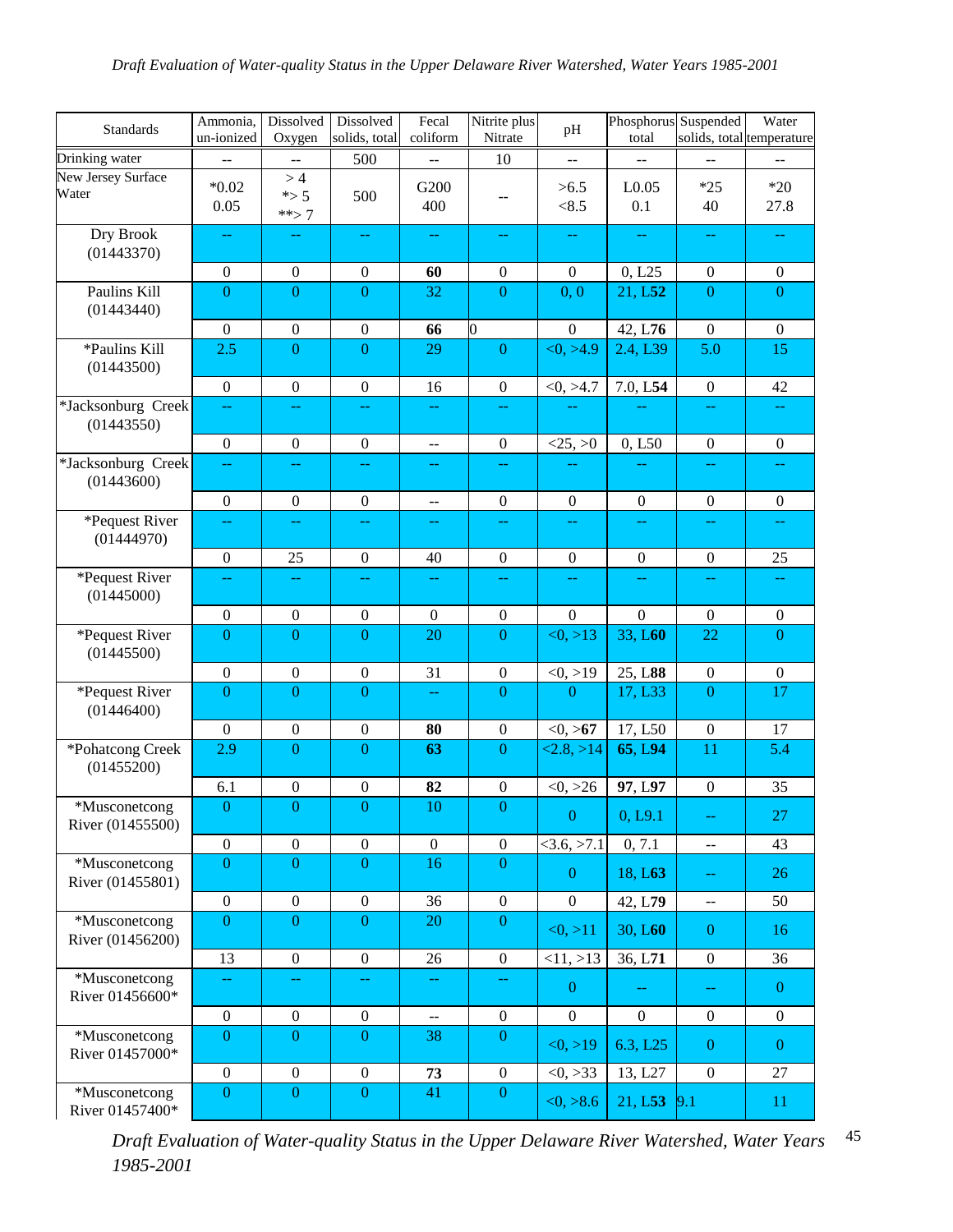| Standards | Ammonia, un-ionized | Dissolved Oxygen | Dissolved solids, total | Fecal coliform | Nitrite plus Nitrate | pH | Phosphorus total | Suspended solids, total | Water temperature |
|---|---|---|---|---|---|---|---|---|---|
| Drinking water | -- | -- | 500 | -- | 10 | -- | -- | -- | -- |
| New Jersey Surface Water | *0.02 0.05 | > 4 *> 5 **> 7 | 500 | G200 400 | -- | >6.5 <8.5 | L0.05 0.1 | *25 40 | *20 27.8 |
| Dry Brook (01443370) | -- | -- | -- | -- | -- | -- | -- | -- | -- |
| | 0 | 0 | 0 | **60** | 0 | 0 | 0, L25 | 0 | 0 |
| Paulins Kill (01443440) | 0 | 0 | 0 | 32 | 0 | 0, 0 | 21, L**52** | 0 | 0 |
| | 0 | 0 | 0 | **66** | 0 | 0 | 42, L**76** | 0 | 0 |
| *Paulins Kill (01443500) | 2.5 | 0 | 0 | 29 | 0 | <0, >4.9 | 2.4, L39 | 5.0 | 15 |
| | 0 | 0 | 0 | 16 | 0 | <0, >4.7 | 7.0, L**54** | 0 | 42 |
| *Jacksonburg Creek (01443550) | -- | -- | -- | -- | -- | -- | -- | -- | -- |
| | 0 | 0 | 0 | -- | 0 | <25, >0 | 0, L50 | 0 | 0 |
| *Jacksonburg Creek (01443600) | -- | -- | -- | -- | -- | -- | -- | -- | -- |
| | 0 | 0 | 0 | -- | 0 | 0 | 0 | 0 | 0 |
| *Pequest River (01444970) | -- | -- | -- | -- | -- | -- | -- | -- | -- |
| | 0 | 25 | 0 | 40 | 0 | 0 | 0 | 0 | 25 |
| *Pequest River (01445000) | -- | -- | -- | -- | -- | -- | -- | -- | -- |
| | 0 | 0 | 0 | 0 | 0 | 0 | 0 | 0 | 0 |
| *Pequest River (01445500) | 0 | 0 | 0 | 20 | 0 | <0, >13 | 33, L**60** | 22 | 0 |
| | 0 | 0 | 0 | 31 | 0 | <0, >19 | 25, L**88** | 0 | 0 |
| *Pequest River (01446400) | 0 | 0 | 0 | -- | 0 | 0 | 17, L33 | 0 | 17 |
| | 0 | 0 | 0 | **80** | 0 | <0, >**67** | 17, L50 | 0 | 17 |
| *Pohatcong Creek (01455200) | 2.9 | 0 | 0 | **63** | 0 | <2.8, >14 | **65**, L**94** | 11 | 5.4 |
| | 6.1 | 0 | 0 | **82** | 0 | <0, >26 | **97**, L**97** | 0 | 35 |
| *Musconetcong River (01455500) | 0 | 0 | 0 | 10 | 0 | 0 | 0, L9.1 | -- | 27 |
| | 0 | 0 | 0 | 0 | 0 | <3.6, >7.1 | 0, 7.1 | -- | 43 |
| *Musconetcong River (01455801) | 0 | 0 | 0 | 16 | 0 | 0 | 18, L**63** | -- | 26 |
| | 0 | 0 | 0 | 36 | 0 | 0 | 42, L**79** | -- | 50 |
| *Musconetcong River (01456200) | 0 | 0 | 0 | 20 | 0 | <0, >11 | 30, L**60** | 0 | 16 |
| | 13 | 0 | 0 | 26 | 0 | <11, >13 | 36, L**71** | 0 | 36 |
| *Musconetcong River 01456600* | -- | -- | -- | -- | -- | 0 | -- | -- | 0 |
| | 0 | 0 | 0 | -- | 0 | 0 | 0 | 0 | 0 |
| *Musconetcong River 01457000* | 0 | 0 | 0 | 38 | 0 | <0, >19 | 6.3, L25 | 0 | 0 |
| | 0 | 0 | 0 | **73** | 0 | <0, >33 | 13, L27 | 0 | 27 |
| *Musconetcong River 01457400* | 0 | 0 | 0 | 41 | 0 | <0, >8.6 | 21, L**53** | 9.1 | 11 |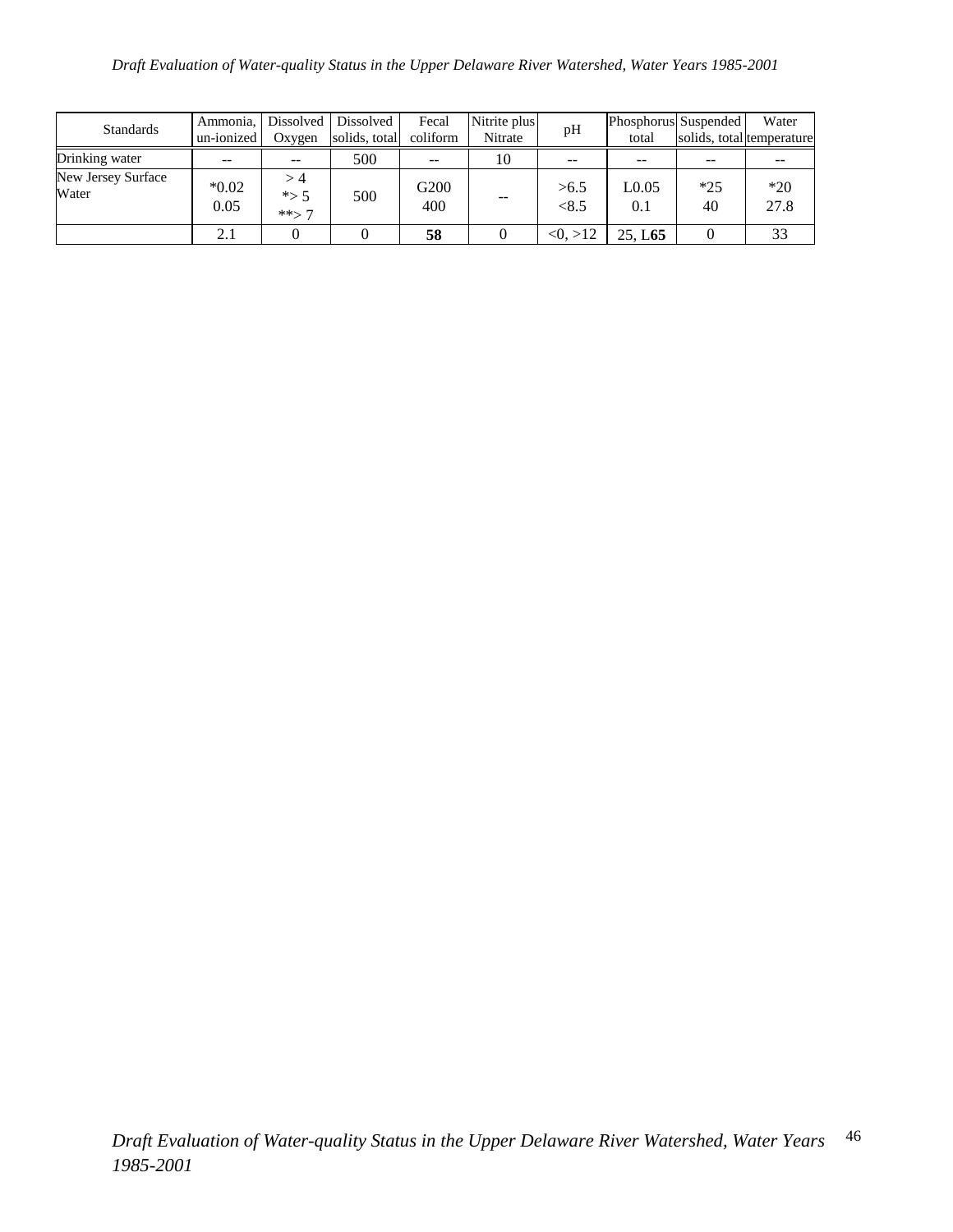| Standards | Ammonia, un-ionized | Dissolved Oxygen | Dissolved solids, total | Fecal coliform | Nitrite plus Nitrate | pH | Phosphorus total | Suspended solids, total | Water temperature |
|---|---|---|---|---|---|---|---|---|---|
| Drinking water | -- | -- | 500 | -- | 10 | -- | -- | -- | -- |
| New Jersey Surface Water | *0.02<br>0.05 | > 4<br>*> 5<br>**> 7 | 500 | G200<br>400 | -- | >6.5<br><8.5 | L0.05<br>0.1 | *25<br>40 | *20<br>27.8 |
| | 2.1 | 0 | 0 | **58** | 0 | <0, >12 | 25, L**65** | 0 | 33 |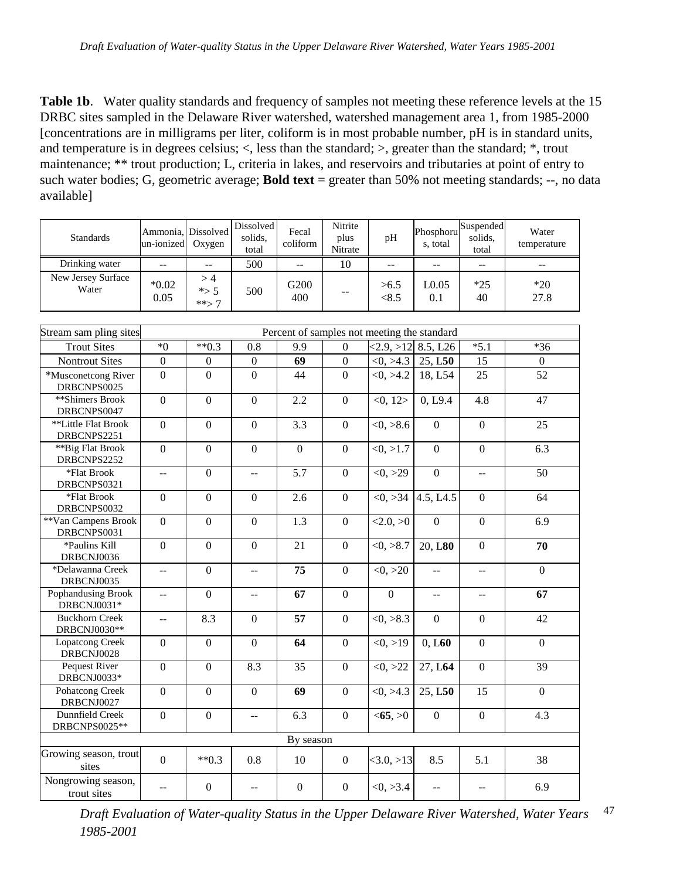**Table 1b**. Water quality standards and frequency of samples not meeting these reference levels at the 15 DRBC sites sampled in the Delaware River watershed, watershed management area 1, from 1985-2000 [concentrations are in milligrams per liter, coliform is in most probable number, pH is in standard units, and temperature is in degrees celsius; <, less than the standard; >, greater than the standard; *, trout maintenance; ** trout production; L, criteria in lakes, and reservoirs and tributaries at point of entry to such water bodies; G, geometric average; **Bold text** = greater than 50% not meeting standards; --, no data available]

| Standards | Ammonia, un-ionized | Dissolved Oxygen | Dissolved solids, total | Fecal coliform | Nitrite plus Nitrate | pH | Phosphorus, total | Suspended solids, total | Water temperature |
|---|---|---|---|---|---|---|---|---|---|
| Drinking water | -- | -- | 500 | -- | 10 | -- | -- | -- | -- |
| New Jersey Surface Water | *0.02<br>0.05 | > 4<br>*> 5<br>**> 7 | 500 | G200<br>400 | -- | >6.5<br><8.5 | L0.05<br>0.1 | *25<br>40 | *20<br>27.8 |

| Stream sampling sites | Percent of samples not meeting the standard | | | | | | | | |
|---|---|---|---|---|---|---|---|---|---|
| Trout Sites | *0 | **0.3 | 0.8 | 9.9 | 0 | <2.9, >12 | 8.5, L26 | *5.1 | *36 |
| Nontrout Sites | 0 | 0 | 0 | **69** | 0 | <0, >4.3 | 25, L**50** | 15 | 0 |
| *Musconetcong River DRBCNPS0025 | 0 | 0 | 0 | 44 | 0 | <0, >4.2 | 18, L54 | 25 | 52 |
| **Shimers Brook DRBCNPS0047 | 0 | 0 | 0 | 2.2 | 0 | <0, 12> | 0, L9.4 | 4.8 | 47 |
| **Little Flat Brook DRBCNPS2251 | 0 | 0 | 0 | 3.3 | 0 | <0, >8.6 | 0 | 0 | 25 |
| **Big Flat Brook DRBCNPS2252 | 0 | 0 | 0 | 0 | 0 | <0, >1.7 | 0 | 0 | 6.3 |
| *Flat Brook DRBCNPS0321 | -- | 0 | -- | 5.7 | 0 | <0, >29 | 0 | -- | 50 |
| *Flat Brook DRBCNPS0032 | 0 | 0 | 0 | 2.6 | 0 | <0, >34 | 4.5, L4.5 | 0 | 64 |
| **Van Campens Brook DRBCNPS0031 | 0 | 0 | 0 | 1.3 | 0 | <2.0, >0 | 0 | 0 | 6.9 |
| *Paulins Kill DRBCNJ0036 | 0 | 0 | 0 | 21 | 0 | <0, >8.7 | 20, L**80** | 0 | **70** |
| *Delawanna Creek DRBCNJ0035 | -- | 0 | -- | **75** | 0 | <0, >20 | -- | -- | 0 |
| Pophandusing Brook DRBCNJ0031* | -- | 0 | -- | **67** | 0 | 0 | -- | -- | **67** |
| Buckhorn Creek DRBCNJ0030** | -- | 8.3 | 0 | **57** | 0 | <0, >8.3 | 0 | 0 | 42 |
| Lopatcong Creek DRBCNJ0028 | 0 | 0 | 0 | **64** | 0 | <0, >19 | 0, L**60** | 0 | 0 |
| Pequest River DRBCNJ0033* | 0 | 0 | 8.3 | 35 | 0 | <0, >22 | 27, L**64** | 0 | 39 |
| Pohatcong Creek DRBCNJ0027 | 0 | 0 | 0 | **69** | 0 | <0, >4.3 | 25, L**50** | 15 | 0 |
| Dunnfield Creek DRBCNPS0025** | 0 | 0 | -- | 6.3 | 0 | <**65**, >0 | 0 | 0 | 4.3 |
| By season | | | | | | | | | |
| Growing season, trout sites | 0 | **0.3 | 0.8 | 10 | 0 | <3.0, >13 | 8.5 | 5.1 | 38 |
| Nongrowing season, trout sites | -- | 0 | -- | 0 | 0 | <0, >3.4 | -- | -- | 6.9 |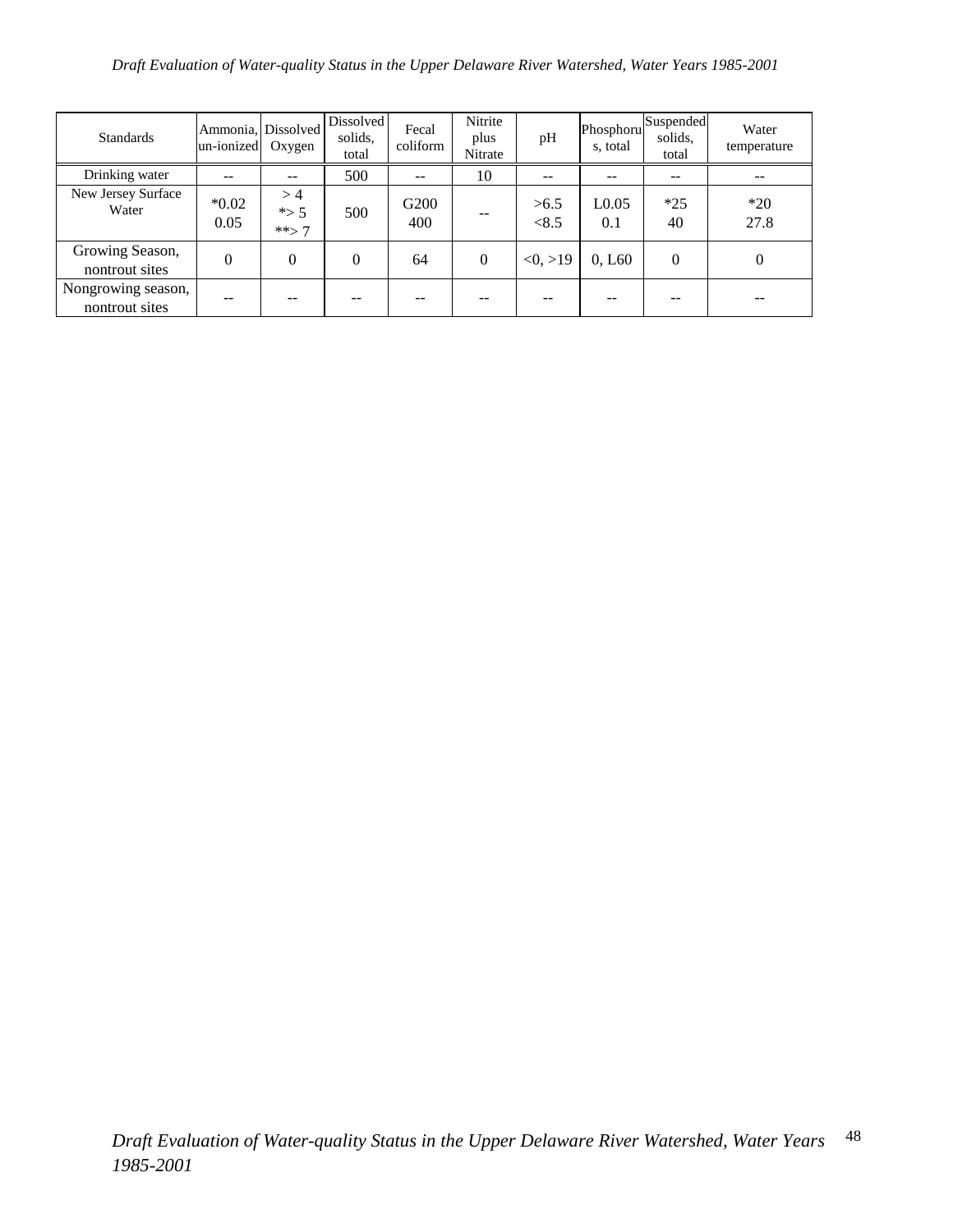| Standards | Ammonia, un-ionized | Dissolved Oxygen | Dissolved solids, total | Fecal coliform | Nitrite plus Nitrate | pH | Phosphorus, total | Suspended solids, total | Water temperature |
|---|---|---|---|---|---|---|---|---|---|
| Drinking water | -- | -- | 500 | -- | 10 | -- | -- | -- | -- |
| New Jersey Surface Water | *0.02 0.05 | > 4 *> 5 **> 7 | 500 | G200 400 | -- | >6.5 <8.5 | L0.05 0.1 | *25 40 | *20 27.8 |
| Growing Season, nontrout sites | 0 | 0 | 0 | 64 | 0 | <0, >19 | 0, L60 | 0 | 0 |
| Nongrowing season, nontrout sites | -- | -- | -- | -- | -- | -- | -- | -- | -- |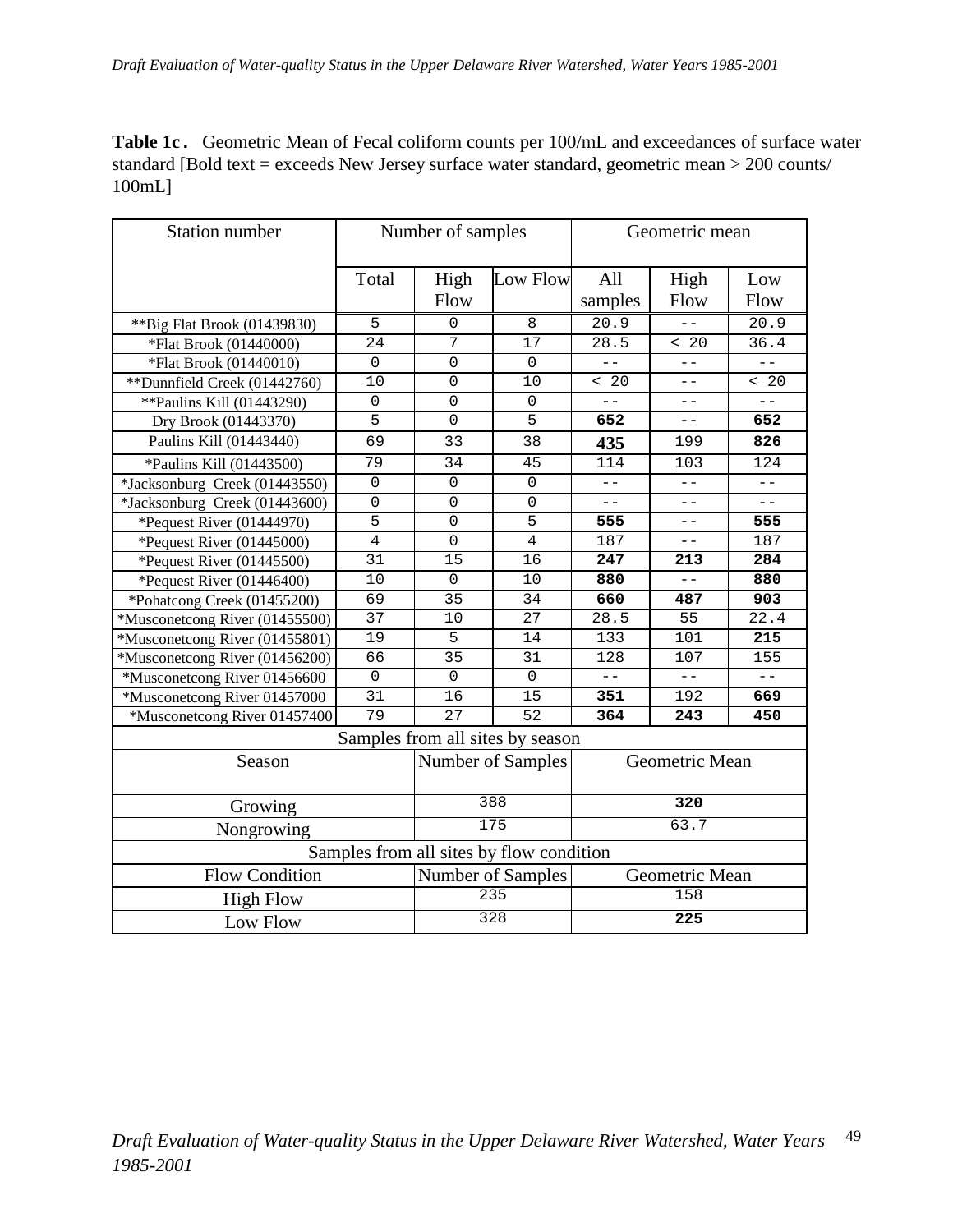**Table 1c.** Geometric Mean of Fecal coliform counts per 100/mL and exceedances of surface water standard [Bold text = exceeds New Jersey surface water standard, geometric mean > 200 counts/ 100mL]

| Station number | Number of samples | | | Geometric mean | | |
|---|---|---|---|---|---|---|
| | Total | High Flow | Low Flow | All samples | High Flow | Low Flow |
| **Big Flat Brook (01439830) | 5 | 0 | 8 | 20.9 | -- | 20.9 |
| *Flat Brook (01440000) | 24 | 7 | 17 | 28.5 | < 20 | 36.4 |
| *Flat Brook (01440010) | 0 | 0 | 0 | -- | -- | -- |
| **Dunnfield Creek (01442760) | 10 | 0 | 10 | < 20 | -- | < 20 |
| **Paulins Kill (01443290) | 0 | 0 | 0 | -- | -- | -- |
| Dry Brook (01443370) | 5 | 0 | 5 | **652** | -- | **652** |
| Paulins Kill (01443440) | 69 | 33 | 38 | **435** | 199 | **826** |
| *Paulins Kill (01443500) | 79 | 34 | 45 | 114 | 103 | 124 |
| *Jacksonburg Creek (01443550) | 0 | 0 | 0 | -- | -- | -- |
| *Jacksonburg Creek (01443600) | 0 | 0 | 0 | -- | -- | -- |
| *Pequest River (01444970) | 5 | 0 | 5 | **555** | -- | **555** |
| *Pequest River (01445000) | 4 | 0 | 4 | 187 | -- | 187 |
| *Pequest River (01445500) | 31 | 15 | 16 | **247** | **213** | **284** |
| *Pequest River (01446400) | 10 | 0 | 10 | **880** | -- | **880** |
| *Pohatcong Creek (01455200) | 69 | 35 | 34 | **660** | **487** | **903** |
| *Musconetcong River (01455500) | 37 | 10 | 27 | 28.5 | 55 | 22.4 |
| *Musconetcong River (01455801) | 19 | 5 | 14 | 133 | 101 | **215** |
| *Musconetcong River (01456200) | 66 | 35 | 31 | 128 | 107 | 155 |
| *Musconetcong River 01456600 | 0 | 0 | 0 | -- | -- | -- |
| *Musconetcong River 01457000 | 31 | 16 | 15 | **351** | 192 | **669** |
| *Musconetcong River 01457400 | 79 | 27 | 52 | **364** | **243** | **450** |

| Samples from all sites by season | | |
|---|---|---|
| Season | Number of Samples | Geometric Mean |
| Growing | 388 | **320** |
| Nongrowing | 175 | 63.7 |

| Samples from all sites by flow condition | | |
|---|---|---|
| Flow Condition | Number of Samples | Geometric Mean |
| High Flow | 235 | 158 |
| Low Flow | 328 | **225** |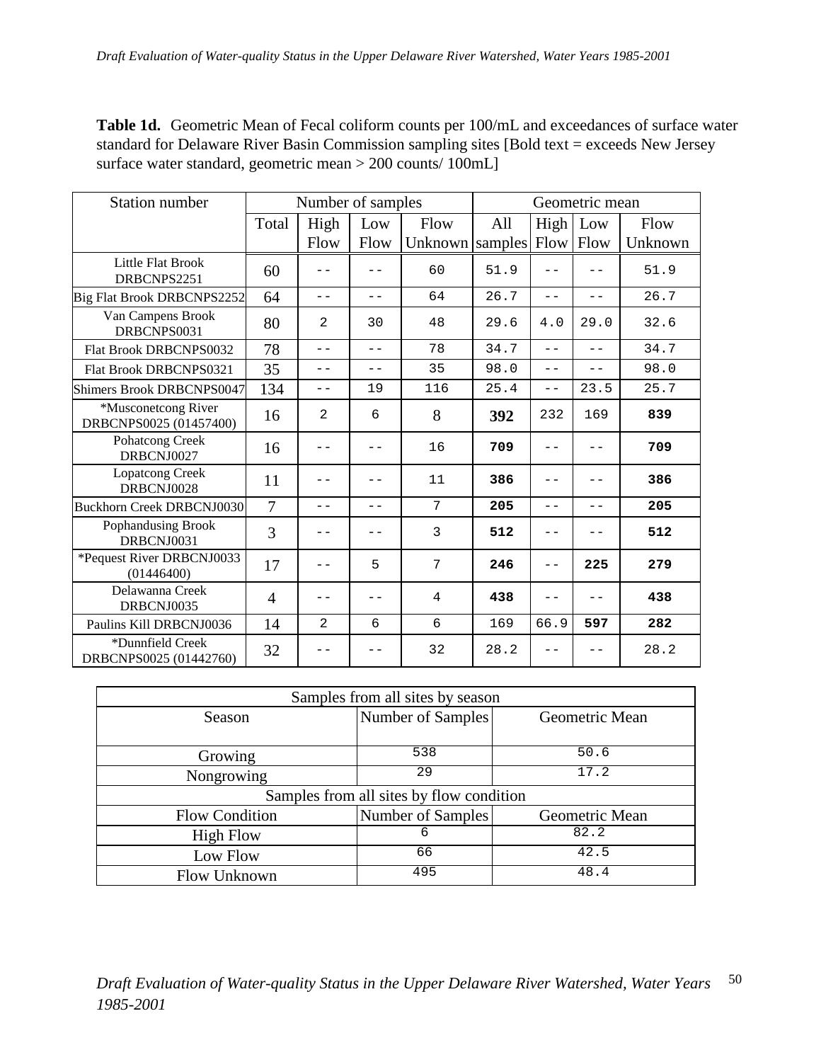**Table 1d.** Geometric Mean of Fecal coliform counts per 100/mL and exceedances of surface water standard for Delaware River Basin Commission sampling sites [Bold text = exceeds New Jersey surface water standard, geometric mean > 200 counts/ 100mL]

| Station number | Number of samples | | | | Geometric mean | | | |
|---|---|---|---|---|---|---|---|---|
| | Total | High Flow | Low Flow | Flow Unknown | All samples | High Flow | Low Flow | Flow Unknown |
| Little Flat Brook DRBCNPS2251 | 60 | -- | -- | 60 | 51.9 | -- | -- | 51.9 |
| Big Flat Brook DRBCNPS2252 | 64 | -- | -- | 64 | 26.7 | -- | -- | 26.7 |
| Van Campens Brook DRBCNPS0031 | 80 | 2 | 30 | 48 | 29.6 | 4.0 | 29.0 | 32.6 |
| Flat Brook DRBCNPS0032 | 78 | -- | -- | 78 | 34.7 | -- | -- | 34.7 |
| Flat Brook DRBCNPS0321 | 35 | -- | -- | 35 | 98.0 | -- | -- | 98.0 |
| Shimers Brook DRBCNPS0047 | 134 | -- | 19 | 116 | 25.4 | -- | 23.5 | 25.7 |
| *Musconetcong River DRBCNPS0025 (01457400) | 16 | 2 | 6 | 8 | **392** | 232 | 169 | **839** |
| Pohatcong Creek DRBCNJ0027 | 16 | -- | -- | 16 | **709** | -- | -- | **709** |
| Lopatcong Creek DRBCNJ0028 | 11 | -- | -- | 11 | **386** | -- | -- | **386** |
| Buckhorn Creek DRBCNJ0030 | 7 | -- | -- | 7 | **205** | -- | -- | **205** |
| Pophandusing Brook DRBCNJ0031 | 3 | -- | -- | 3 | **512** | -- | -- | **512** |
| *Pequest River DRBCNJ0033 (01446400) | 17 | -- | 5 | 7 | **246** | -- | **225** | **279** |
| Delawanna Creek DRBCNJ0035 | 4 | -- | -- | 4 | **438** | -- | -- | **438** |
| Paulins Kill DRBCNJ0036 | 14 | 2 | 6 | 6 | 169 | 66.9 | **597** | **282** |
| *Dunnfield Creek DRBCNPS0025 (01442760) | 32 | -- | -- | 32 | 28.2 | -- | -- | 28.2 |

| Samples from all sites by season | | |
|---|---|---|
| Season | Number of Samples | Geometric Mean |
| Growing | 538 | 50.6 |
| Nongrowing | 29 | 17.2 |
| **Samples from all sites by flow condition** | | |
| Flow Condition | Number of Samples | Geometric Mean |
| High Flow | 6 | 82.2 |
| Low Flow | 66 | 42.5 |
| Flow Unknown | 495 | 48.4 |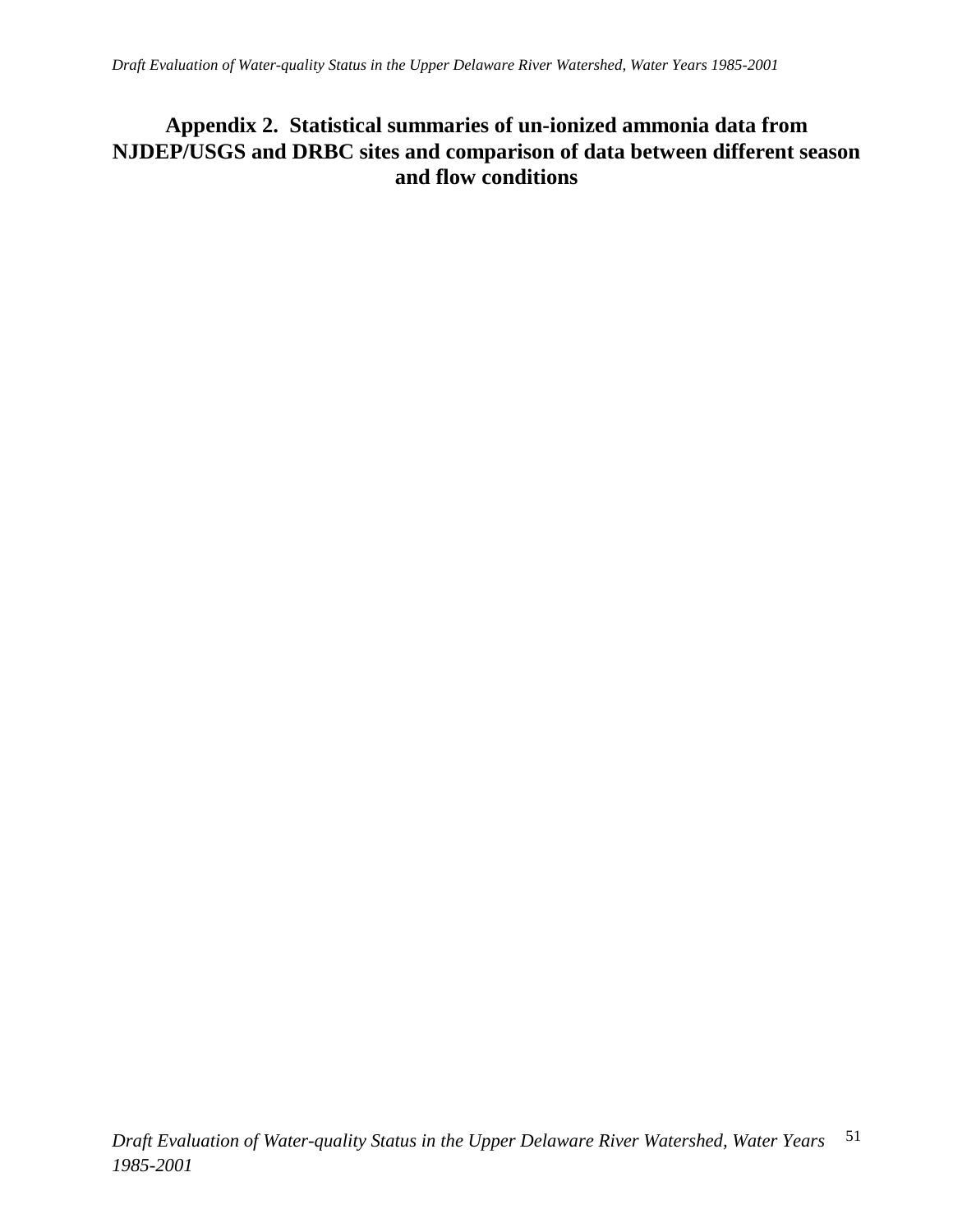# Appendix 2. Statistical summaries of un-ionized ammonia data from NJDEP/USGS and DRBC sites and comparison of data between different season and flow conditions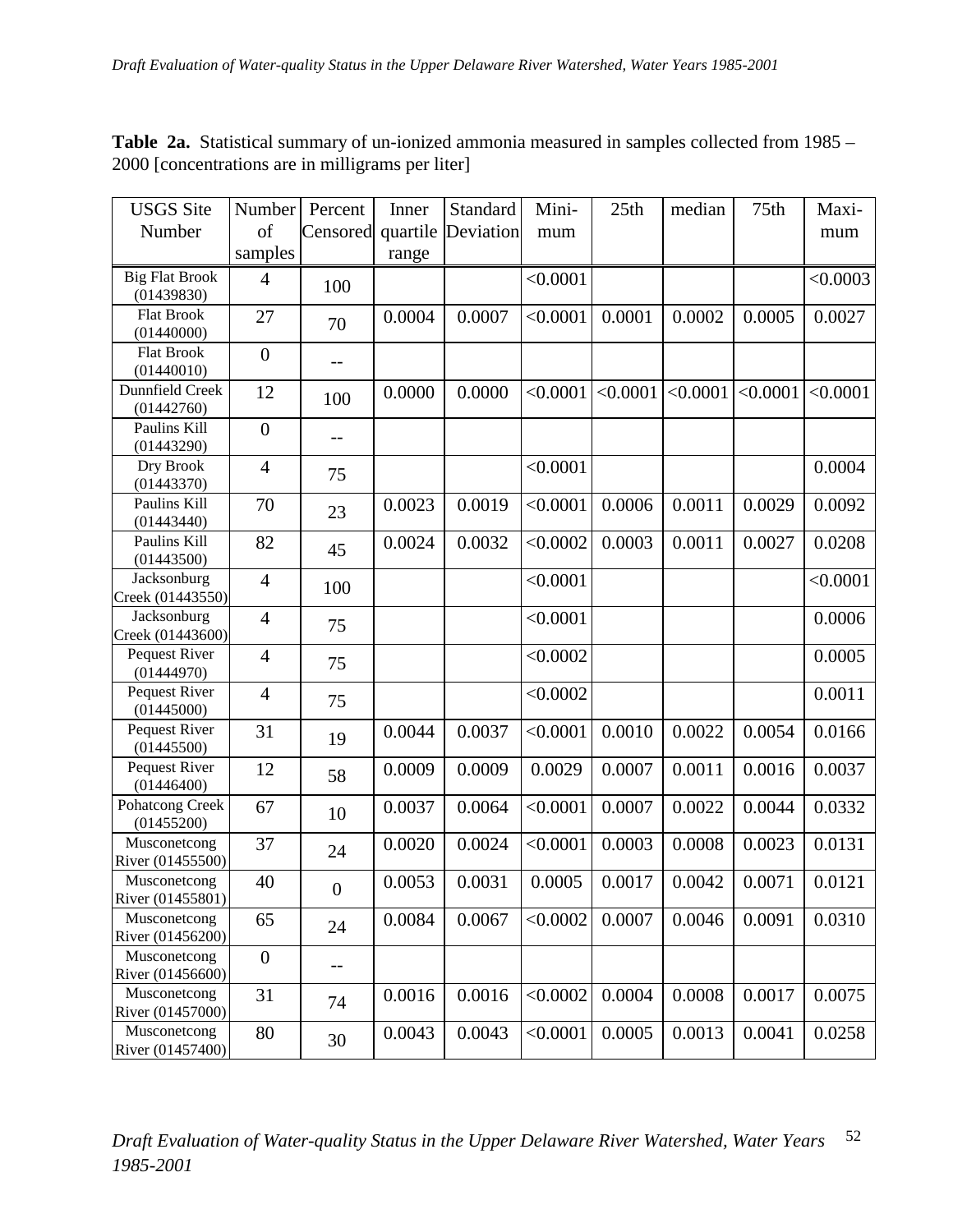**Table 2a.** Statistical summary of un-ionized ammonia measured in samples collected from 1985 – 2000 [concentrations are in milligrams per liter]

| USGS Site Number | Number of samples | Percent Censored | Inner quartile range | Standard Deviation | Minimum | 25th | median | 75th | Maximum |
|---|---|---|---|---|---|---|---|---|---|
| Big Flat Brook (01439830) | 4 | 100 | | | <0.0001 | | | | <0.0003 |
| Flat Brook (01440000) | 27 | 70 | 0.0004 | 0.0007 | <0.0001 | 0.0001 | 0.0002 | 0.0005 | 0.0027 |
| Flat Brook (01440010) | 0 | -- | | | | | | | |
| Dunnfield Creek (01442760) | 12 | 100 | 0.0000 | 0.0000 | <0.0001 | <0.0001 | <0.0001 | <0.0001 | <0.0001 |
| Paulins Kill (01443290) | 0 | -- | | | | | | | |
| Dry Brook (01443370) | 4 | 75 | | | <0.0001 | | | | 0.0004 |
| Paulins Kill (01443440) | 70 | 23 | 0.0023 | 0.0019 | <0.0001 | 0.0006 | 0.0011 | 0.0029 | 0.0092 |
| Paulins Kill (01443500) | 82 | 45 | 0.0024 | 0.0032 | <0.0002 | 0.0003 | 0.0011 | 0.0027 | 0.0208 |
| Jacksonburg Creek (01443550) | 4 | 100 | | | <0.0001 | | | | <0.0001 |
| Jacksonburg Creek (01443600) | 4 | 75 | | | <0.0001 | | | | 0.0006 |
| Pequest River (01444970) | 4 | 75 | | | <0.0002 | | | | 0.0005 |
| Pequest River (01445000) | 4 | 75 | | | <0.0002 | | | | 0.0011 |
| Pequest River (01445500) | 31 | 19 | 0.0044 | 0.0037 | <0.0001 | 0.0010 | 0.0022 | 0.0054 | 0.0166 |
| Pequest River (01446400) | 12 | 58 | 0.0009 | 0.0009 | 0.0029 | 0.0007 | 0.0011 | 0.0016 | 0.0037 |
| Pohatcong Creek (01455200) | 67 | 10 | 0.0037 | 0.0064 | <0.0001 | 0.0007 | 0.0022 | 0.0044 | 0.0332 |
| Musconetcong River (01455500) | 37 | 24 | 0.0020 | 0.0024 | <0.0001 | 0.0003 | 0.0008 | 0.0023 | 0.0131 |
| Musconetcong River (01455801) | 40 | 0 | 0.0053 | 0.0031 | 0.0005 | 0.0017 | 0.0042 | 0.0071 | 0.0121 |
| Musconetcong River (01456200) | 65 | 24 | 0.0084 | 0.0067 | <0.0002 | 0.0007 | 0.0046 | 0.0091 | 0.0310 |
| Musconetcong River (01456600) | 0 | -- | | | | | | | |
| Musconetcong River (01457000) | 31 | 74 | 0.0016 | 0.0016 | <0.0002 | 0.0004 | 0.0008 | 0.0017 | 0.0075 |
| Musconetcong River (01457400) | 80 | 30 | 0.0043 | 0.0043 | <0.0001 | 0.0005 | 0.0013 | 0.0041 | 0.0258 |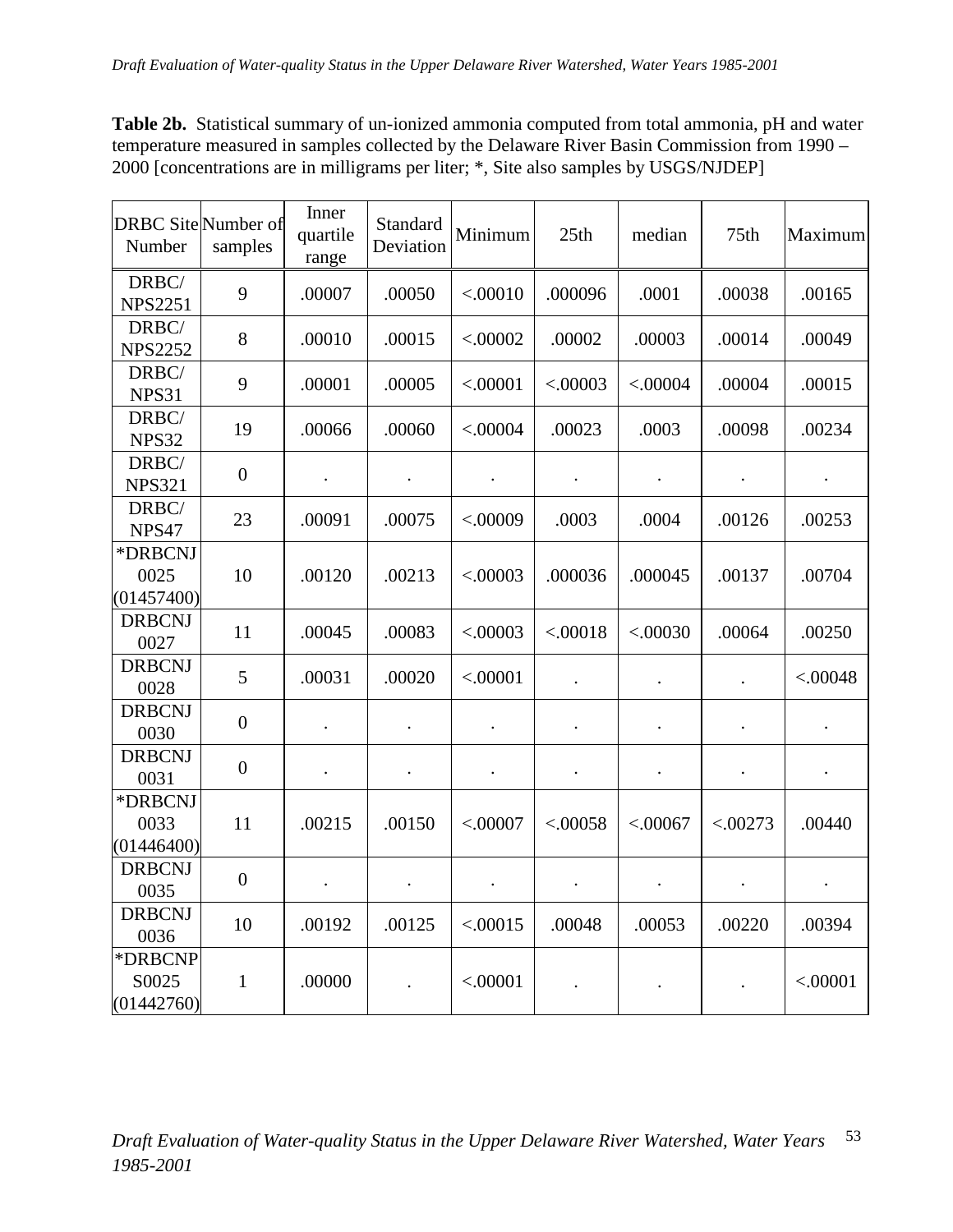**Table 2b.** Statistical summary of un-ionized ammonia computed from total ammonia, pH and water temperature measured in samples collected by the Delaware River Basin Commission from 1990 – 2000 [concentrations are in milligrams per liter; *, Site also samples by USGS/NJDEP]

| DRBC Site Number | Number of samples | Inner quartile range | Standard Deviation | Minimum | 25th | median | 75th | Maximum |
|---|---|---|---|---|---|---|---|---|
| DRBC/ NPS2251 | 9 | .00007 | .00050 | <.00010 | .000096 | .0001 | .00038 | .00165 |
| DRBC/ NPS2252 | 8 | .00010 | .00015 | <.00002 | .00002 | .00003 | .00014 | .00049 |
| DRBC/ NPS31 | 9 | .00001 | .00005 | <.00001 | <.00003 | <.00004 | .00004 | .00015 |
| DRBC/ NPS32 | 19 | .00066 | .00060 | <.00004 | .00023 | .0003 | .00098 | .00234 |
| DRBC/ NPS321 | 0 | . | . | . | . | . | . | . |
| DRBC/ NPS47 | 23 | .00091 | .00075 | <.00009 | .0003 | .0004 | .00126 | .00253 |
| *DRBCNJ 0025 (01457400) | 10 | .00120 | .00213 | <.00003 | .000036 | .000045 | .00137 | .00704 |
| DRBCNJ 0027 | 11 | .00045 | .00083 | <.00003 | <.00018 | <.00030 | .00064 | .00250 |
| DRBCNJ 0028 | 5 | .00031 | .00020 | <.00001 | . | . | . | <.00048 |
| DRBCNJ 0030 | 0 | . | . | . | . | . | . | . |
| DRBCNJ 0031 | 0 | . | . | . | . | . | . | . |
| *DRBCNJ 0033 (01446400) | 11 | .00215 | .00150 | <.00007 | <.00058 | <.00067 | <.00273 | .00440 |
| DRBCNJ 0035 | 0 | . | . | . | . | . | . | . |
| DRBCNJ 0036 | 10 | .00192 | .00125 | <.00015 | .00048 | .00053 | .00220 | .00394 |
| *DRBCNP S0025 (01442760) | 1 | .00000 | . | <.00001 | . | . | . | <.00001 |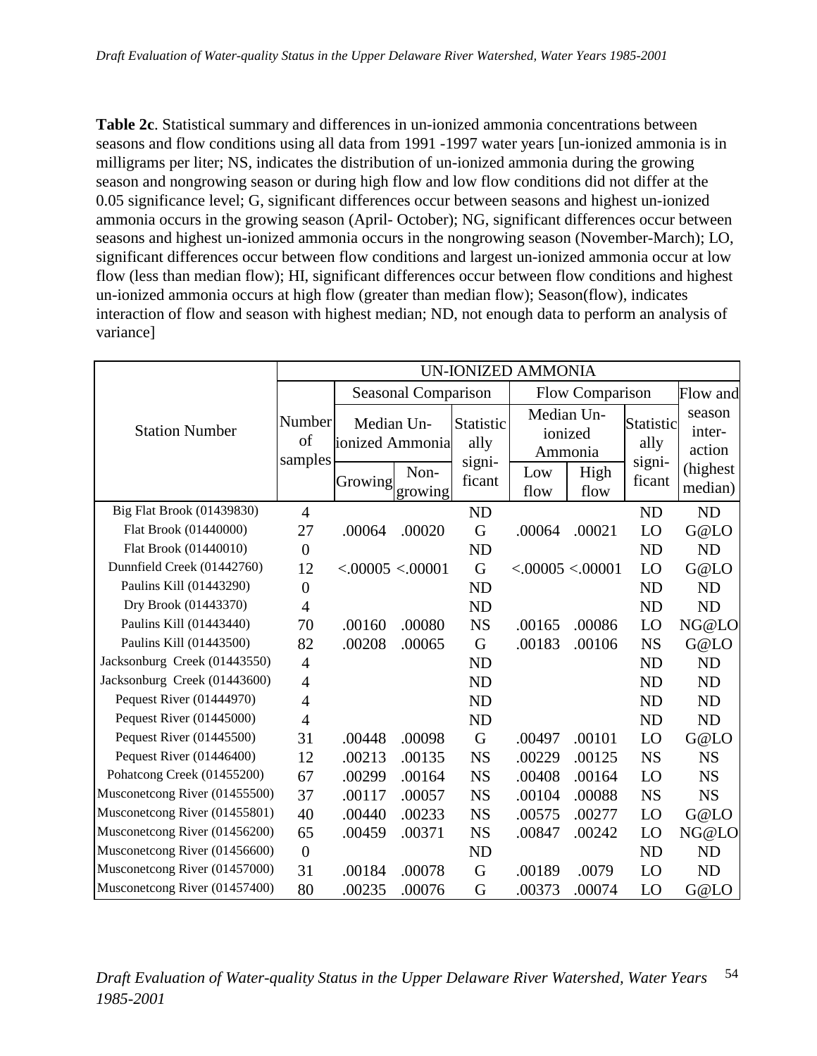**Table 2c**. Statistical summary and differences in un-ionized ammonia concentrations between seasons and flow conditions using all data from 1991 -1997 water years [un-ionized ammonia is in milligrams per liter; NS, indicates the distribution of un-ionized ammonia during the growing season and nongrowing season or during high flow and low flow conditions did not differ at the 0.05 significance level; G, significant differences occur between seasons and highest un-ionized ammonia occurs in the growing season (April- October); NG, significant differences occur between seasons and highest un-ionized ammonia occurs in the nongrowing season (November-March); LO, significant differences occur between flow conditions and largest un-ionized ammonia occur at low flow (less than median flow); HI, significant differences occur between flow conditions and highest un-ionized ammonia occurs at high flow (greater than median flow); Season(flow), indicates interaction of flow and season with highest median; ND, not enough data to perform an analysis of variance]

| Station Number | UN-IONIZED AMMONIA | | | | | | | |
|---|---|---|---|---|---|---|---|---|
| | Number of samples | Seasonal Comparison | | | Flow Comparison | | | Flow and season inter-action (highest median) |
| | | Median Un-ionized Ammonia | | Statistically signi-ficant | Median Un-ionized Ammonia | | Statistically signi-ficant | |
| | | Growing | Non-growing | | Low flow | High flow | | |
| Big Flat Brook (01439830) | 4 | | | ND | | | ND | ND |
| Flat Brook (01440000) | 27 | .00064 | .00020 | G | .00064 | .00021 | LO | G@LO |
| Flat Brook (01440010) | 0 | | | ND | | | ND | ND |
| Dunnfield Creek (01442760) | 12 | <.00005 | <.00001 | G | <.00005 | <.00001 | LO | G@LO |
| Paulins Kill (01443290) | 0 | | | ND | | | ND | ND |
| Dry Brook (01443370) | 4 | | | ND | | | ND | ND |
| Paulins Kill (01443440) | 70 | .00160 | .00080 | NS | .00165 | .00086 | LO | NG@LO |
| Paulins Kill (01443500) | 82 | .00208 | .00065 | G | .00183 | .00106 | NS | G@LO |
| Jacksonburg Creek (01443550) | 4 | | | ND | | | ND | ND |
| Jacksonburg Creek (01443600) | 4 | | | ND | | | ND | ND |
| Pequest River (01444970) | 4 | | | ND | | | ND | ND |
| Pequest River (01445000) | 4 | | | ND | | | ND | ND |
| Pequest River (01445500) | 31 | .00448 | .00098 | G | .00497 | .00101 | LO | G@LO |
| Pequest River (01446400) | 12 | .00213 | .00135 | NS | .00229 | .00125 | NS | NS |
| Pohatcong Creek (01455200) | 67 | .00299 | .00164 | NS | .00408 | .00164 | LO | NS |
| Musconetcong River (01455500) | 37 | .00117 | .00057 | NS | .00104 | .00088 | NS | NS |
| Musconetcong River (01455801) | 40 | .00440 | .00233 | NS | .00575 | .00277 | LO | G@LO |
| Musconetcong River (01456200) | 65 | .00459 | .00371 | NS | .00847 | .00242 | LO | NG@LO |
| Musconetcong River (01456600) | 0 | | | ND | | | ND | ND |
| Musconetcong River (01457000) | 31 | .00184 | .00078 | G | .00189 | .0079 | LO | ND |
| Musconetcong River (01457400) | 80 | .00235 | .00076 | G | .00373 | .00074 | LO | G@LO |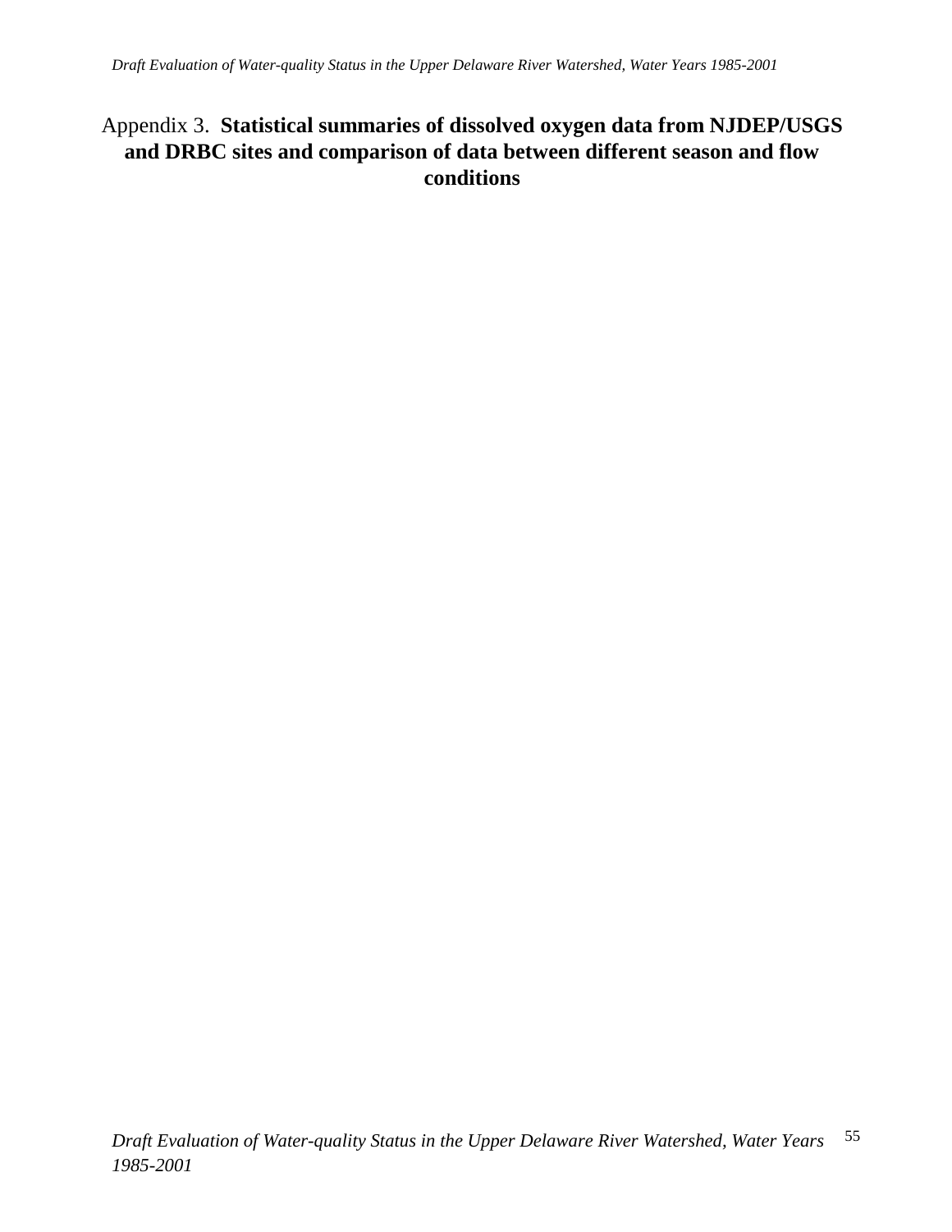# Appendix 3. **Statistical summaries of dissolved oxygen data from NJDEP/USGS and DRBC sites and comparison of data between different season and flow conditions**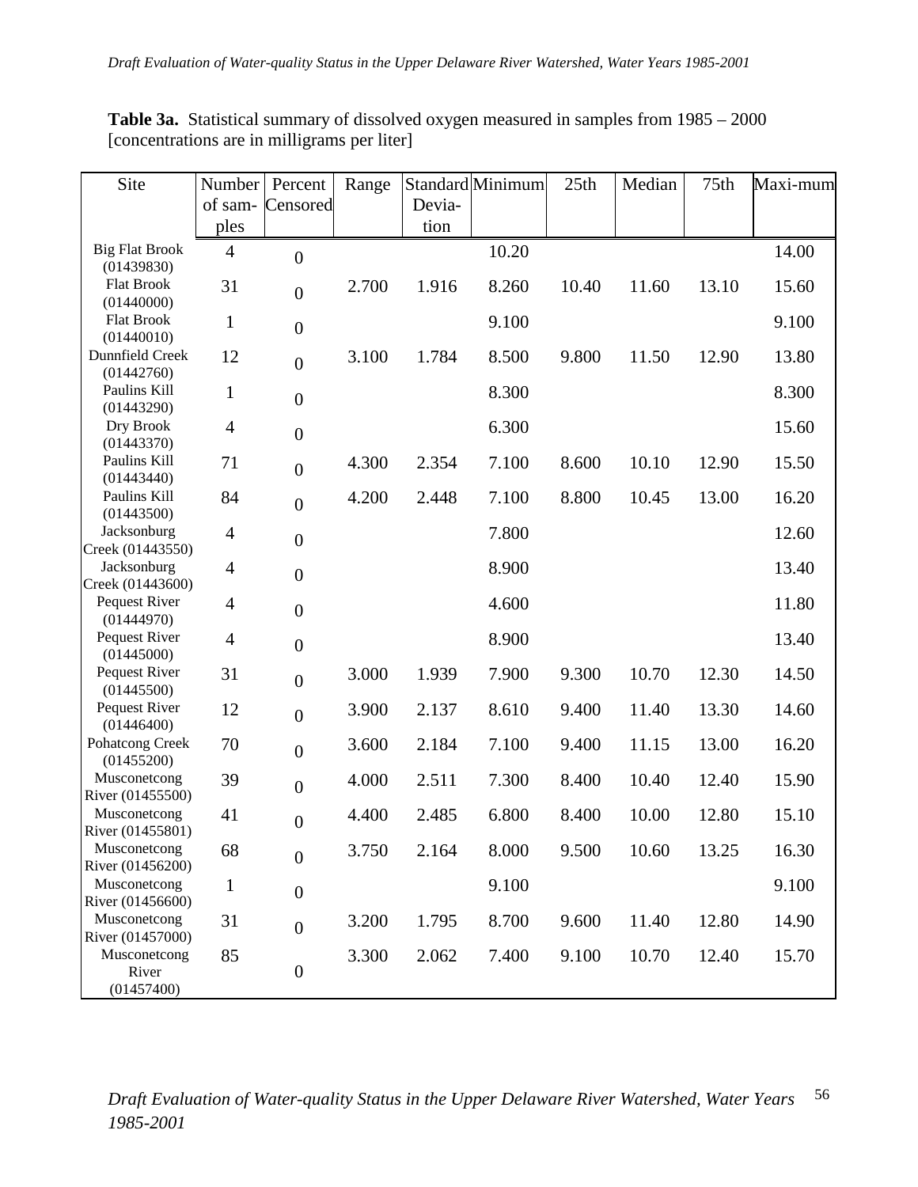**Table 3a.** Statistical summary of dissolved oxygen measured in samples from 1985 – 2000 [concentrations are in milligrams per liter]

| Site | Number of samples | Percent Censored | Range | Standard Deviation | Minimum | 25th | Median | 75th | Maxi-mum |
|---|---|---|---|---|---|---|---|---|---|
| Big Flat Brook (01439830) | 4 | 0 | | | 10.20 | | | | 14.00 |
| Flat Brook (01440000) | 31 | 0 | 2.700 | 1.916 | 8.260 | 10.40 | 11.60 | 13.10 | 15.60 |
| Flat Brook (01440010) | 1 | 0 | | | 9.100 | | | | 9.100 |
| Dunnfield Creek (01442760) | 12 | 0 | 3.100 | 1.784 | 8.500 | 9.800 | 11.50 | 12.90 | 13.80 |
| Paulins Kill (01443290) | 1 | 0 | | | 8.300 | | | | 8.300 |
| Dry Brook (01443370) | 4 | 0 | | | 6.300 | | | | 15.60 |
| Paulins Kill (01443440) | 71 | 0 | 4.300 | 2.354 | 7.100 | 8.600 | 10.10 | 12.90 | 15.50 |
| Paulins Kill (01443500) | 84 | 0 | 4.200 | 2.448 | 7.100 | 8.800 | 10.45 | 13.00 | 16.20 |
| Jacksonburg Creek (01443550) | 4 | 0 | | | 7.800 | | | | 12.60 |
| Jacksonburg Creek (01443600) | 4 | 0 | | | 8.900 | | | | 13.40 |
| Pequest River (01444970) | 4 | 0 | | | 4.600 | | | | 11.80 |
| Pequest River (01445000) | 4 | 0 | | | 8.900 | | | | 13.40 |
| Pequest River (01445500) | 31 | 0 | 3.000 | 1.939 | 7.900 | 9.300 | 10.70 | 12.30 | 14.50 |
| Pequest River (01446400) | 12 | 0 | 3.900 | 2.137 | 8.610 | 9.400 | 11.40 | 13.30 | 14.60 |
| Pohatcong Creek (01455200) | 70 | 0 | 3.600 | 2.184 | 7.100 | 9.400 | 11.15 | 13.00 | 16.20 |
| Musconetcong River (01455500) | 39 | 0 | 4.000 | 2.511 | 7.300 | 8.400 | 10.40 | 12.40 | 15.90 |
| Musconetcong River (01455801) | 41 | 0 | 4.400 | 2.485 | 6.800 | 8.400 | 10.00 | 12.80 | 15.10 |
| Musconetcong River (01456200) | 68 | 0 | 3.750 | 2.164 | 8.000 | 9.500 | 10.60 | 13.25 | 16.30 |
| Musconetcong River (01456600) | 1 | 0 | | | 9.100 | | | | 9.100 |
| Musconetcong River (01457000) | 31 | 0 | 3.200 | 1.795 | 8.700 | 9.600 | 11.40 | 12.80 | 14.90 |
| Musconetcong River (01457400) | 85 | 0 | 3.300 | 2.062 | 7.400 | 9.100 | 10.70 | 12.40 | 15.70 |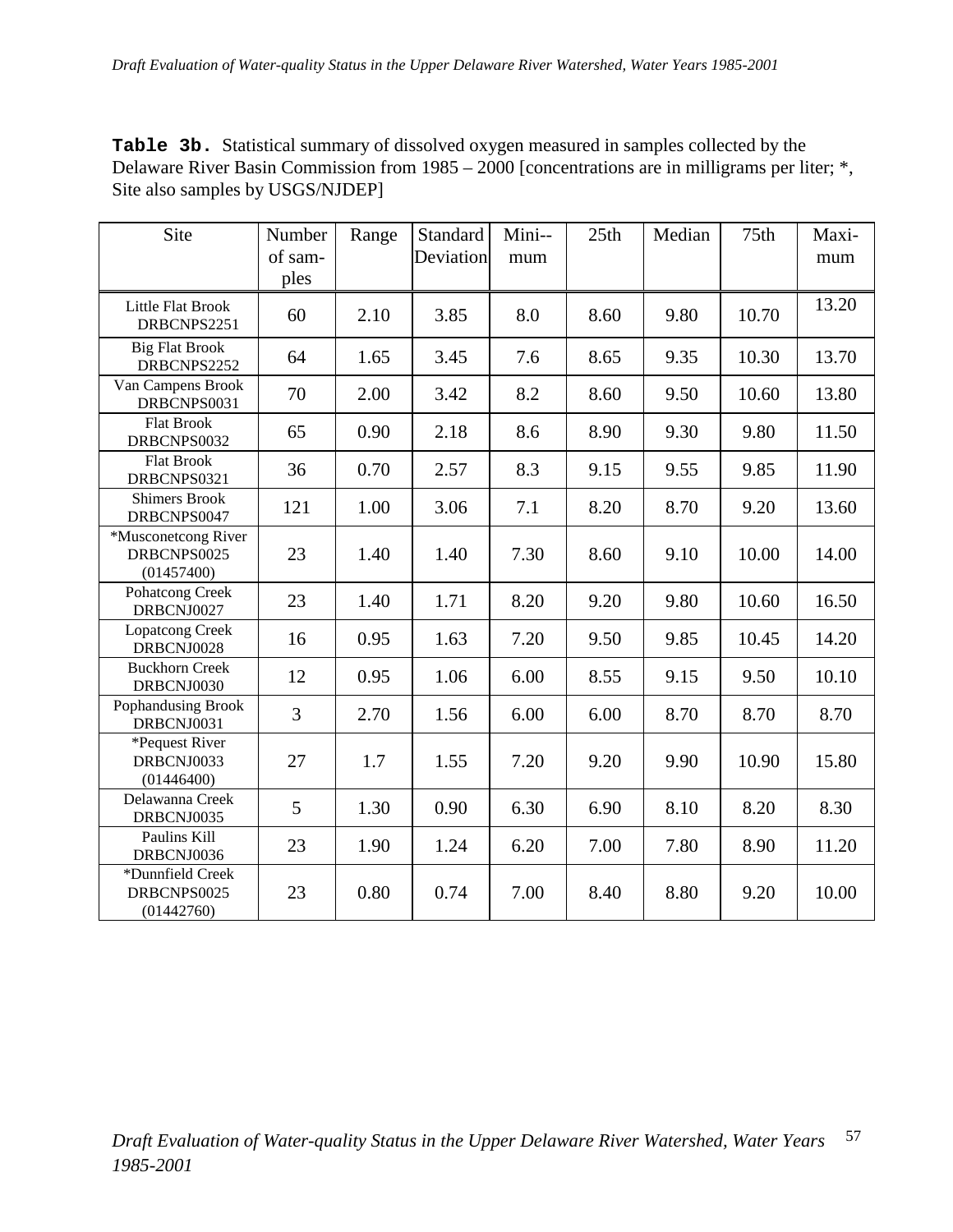**Table 3b.** Statistical summary of dissolved oxygen measured in samples collected by the Delaware River Basin Commission from 1985 – 2000 [concentrations are in milligrams per liter; *, Site also samples by USGS/NJDEP]

| Site | Number of samples | Range | Standard Deviation | Mini--mum | 25th | Median | 75th | Maxi-mum |
|---|---|---|---|---|---|---|---|---|
| Little Flat Brook DRBCNPS2251 | 60 | 2.10 | 3.85 | 8.0 | 8.60 | 9.80 | 10.70 | 13.20 |
| Big Flat Brook DRBCNPS2252 | 64 | 1.65 | 3.45 | 7.6 | 8.65 | 9.35 | 10.30 | 13.70 |
| Van Campens Brook DRBCNPS0031 | 70 | 2.00 | 3.42 | 8.2 | 8.60 | 9.50 | 10.60 | 13.80 |
| Flat Brook DRBCNPS0032 | 65 | 0.90 | 2.18 | 8.6 | 8.90 | 9.30 | 9.80 | 11.50 |
| Flat Brook DRBCNPS0321 | 36 | 0.70 | 2.57 | 8.3 | 9.15 | 9.55 | 9.85 | 11.90 |
| Shimers Brook DRBCNPS0047 | 121 | 1.00 | 3.06 | 7.1 | 8.20 | 8.70 | 9.20 | 13.60 |
| *Musconetcong River DRBCNPS0025 (01457400) | 23 | 1.40 | 1.40 | 7.30 | 8.60 | 9.10 | 10.00 | 14.00 |
| Pohatcong Creek DRBCNJ0027 | 23 | 1.40 | 1.71 | 8.20 | 9.20 | 9.80 | 10.60 | 16.50 |
| Lopatcong Creek DRBCNJ0028 | 16 | 0.95 | 1.63 | 7.20 | 9.50 | 9.85 | 10.45 | 14.20 |
| Buckhorn Creek DRBCNJ0030 | 12 | 0.95 | 1.06 | 6.00 | 8.55 | 9.15 | 9.50 | 10.10 |
| Pophandusing Brook DRBCNJ0031 | 3 | 2.70 | 1.56 | 6.00 | 6.00 | 8.70 | 8.70 | 8.70 |
| *Pequest River DRBCNJ0033 (01446400) | 27 | 1.7 | 1.55 | 7.20 | 9.20 | 9.90 | 10.90 | 15.80 |
| Delawanna Creek DRBCNJ0035 | 5 | 1.30 | 0.90 | 6.30 | 6.90 | 8.10 | 8.20 | 8.30 |
| Paulins Kill DRBCNJ0036 | 23 | 1.90 | 1.24 | 6.20 | 7.00 | 7.80 | 8.90 | 11.20 |
| *Dunnfield Creek DRBCNPS0025 (01442760) | 23 | 0.80 | 0.74 | 7.00 | 8.40 | 8.80 | 9.20 | 10.00 |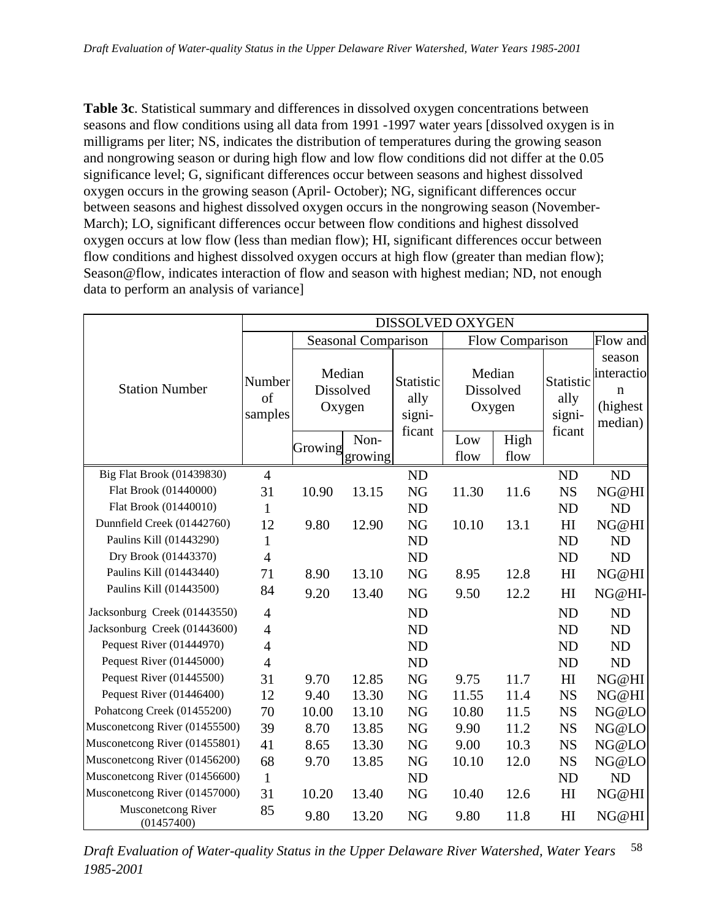**Table 3c**. Statistical summary and differences in dissolved oxygen concentrations between seasons and flow conditions using all data from 1991 -1997 water years [dissolved oxygen is in milligrams per liter; NS, indicates the distribution of temperatures during the growing season and nongrowing season or during high flow and low flow conditions did not differ at the 0.05 significance level; G, significant differences occur between seasons and highest dissolved oxygen occurs in the growing season (April- October); NG, significant differences occur between seasons and highest dissolved oxygen occurs in the nongrowing season (November-March); LO, significant differences occur between flow conditions and highest dissolved oxygen occurs at low flow (less than median flow); HI, significant differences occur between flow conditions and highest dissolved oxygen occurs at high flow (greater than median flow); Season@flow, indicates interaction of flow and season with highest median; ND, not enough data to perform an analysis of variance]

| Station Number | DISSOLVED OXYGEN | | | | | | | |
|---|---|---|---|---|---|---|---|---|
| | Number of samples | Seasonal Comparison | | | Flow Comparison | | | Flow and season interaction (highest median) |
| | | Median Dissolved Oxygen | | Statistically significant | Median Dissolved Oxygen | | Statistically significant | |
| | | Growing | Non-growing | | Low flow | High flow | | |
| Big Flat Brook (01439830) | 4 | | | ND | | | ND | ND |
| Flat Brook (01440000) | 31 | 10.90 | 13.15 | NG | 11.30 | 11.6 | NS | NG@HI |
| Flat Brook (01440010) | 1 | | | ND | | | ND | ND |
| Dunnfield Creek (01442760) | 12 | 9.80 | 12.90 | NG | 10.10 | 13.1 | HI | NG@HI |
| Paulins Kill (01443290) | 1 | | | ND | | | ND | ND |
| Dry Brook (01443370) | 4 | | | ND | | | ND | ND |
| Paulins Kill (01443440) | 71 | 8.90 | 13.10 | NG | 8.95 | 12.8 | HI | NG@HI |
| Paulins Kill (01443500) | 84 | 9.20 | 13.40 | NG | 9.50 | 12.2 | HI | NG@HI- |
| Jacksonburg Creek (01443550) | 4 | | | ND | | | ND | ND |
| Jacksonburg Creek (01443600) | 4 | | | ND | | | ND | ND |
| Pequest River (01444970) | 4 | | | ND | | | ND | ND |
| Pequest River (01445000) | 4 | | | ND | | | ND | ND |
| Pequest River (01445500) | 31 | 9.70 | 12.85 | NG | 9.75 | 11.7 | HI | NG@HI |
| Pequest River (01446400) | 12 | 9.40 | 13.30 | NG | 11.55 | 11.4 | NS | NG@HI |
| Pohatcong Creek (01455200) | 70 | 10.00 | 13.10 | NG | 10.80 | 11.5 | NS | NG@LO |
| Musconetcong River (01455500) | 39 | 8.70 | 13.85 | NG | 9.90 | 11.2 | NS | NG@LO |
| Musconetcong River (01455801) | 41 | 8.65 | 13.30 | NG | 9.00 | 10.3 | NS | NG@LO |
| Musconetcong River (01456200) | 68 | 9.70 | 13.85 | NG | 10.10 | 12.0 | NS | NG@LO |
| Musconetcong River (01456600) | 1 | | | ND | | | ND | ND |
| Musconetcong River (01457000) | 31 | 10.20 | 13.40 | NG | 10.40 | 12.6 | HI | NG@HI |
| Musconetcong River (01457400) | 85 | 9.80 | 13.20 | NG | 9.80 | 11.8 | HI | NG@HI |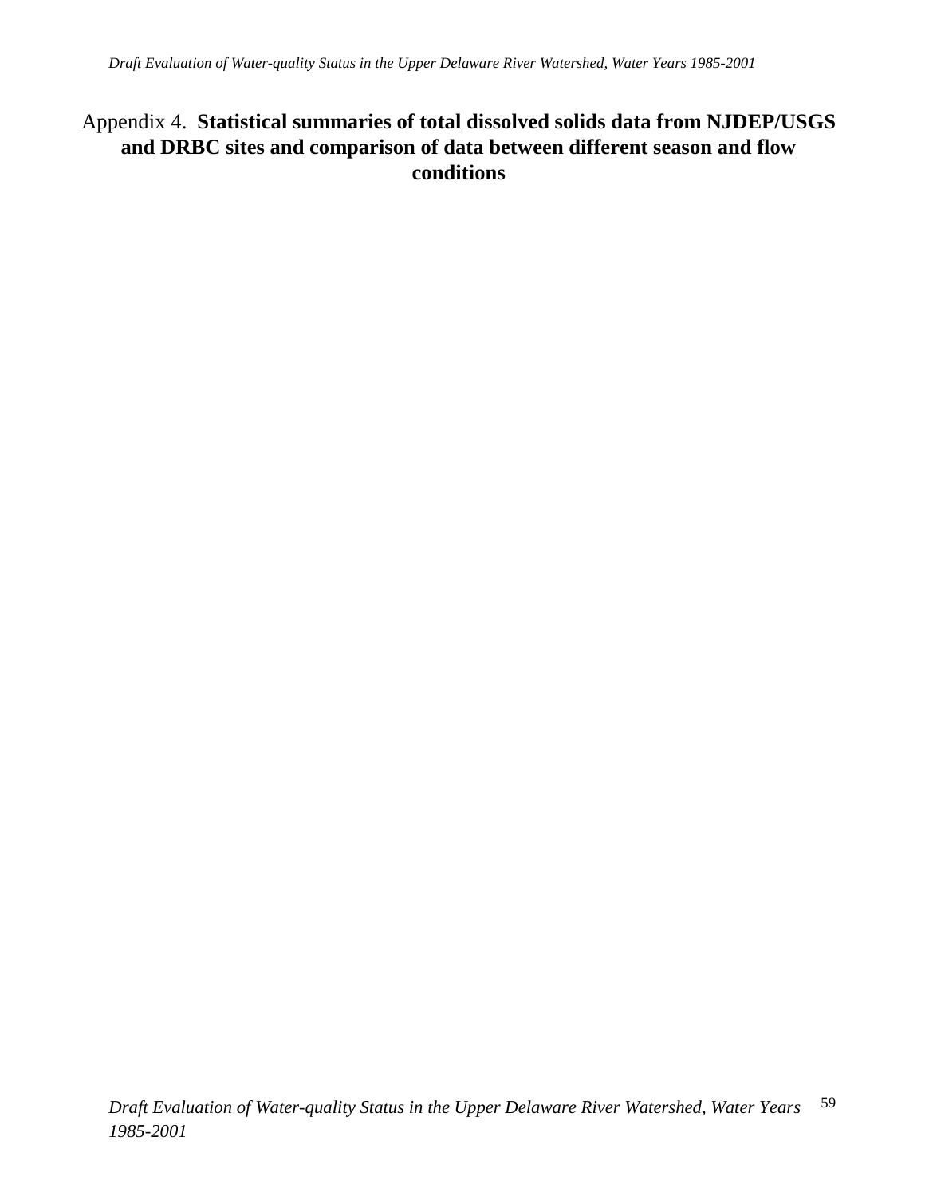# Appendix 4. **Statistical summaries of total dissolved solids data from NJDEP/USGS and DRBC sites and comparison of data between different season and flow conditions**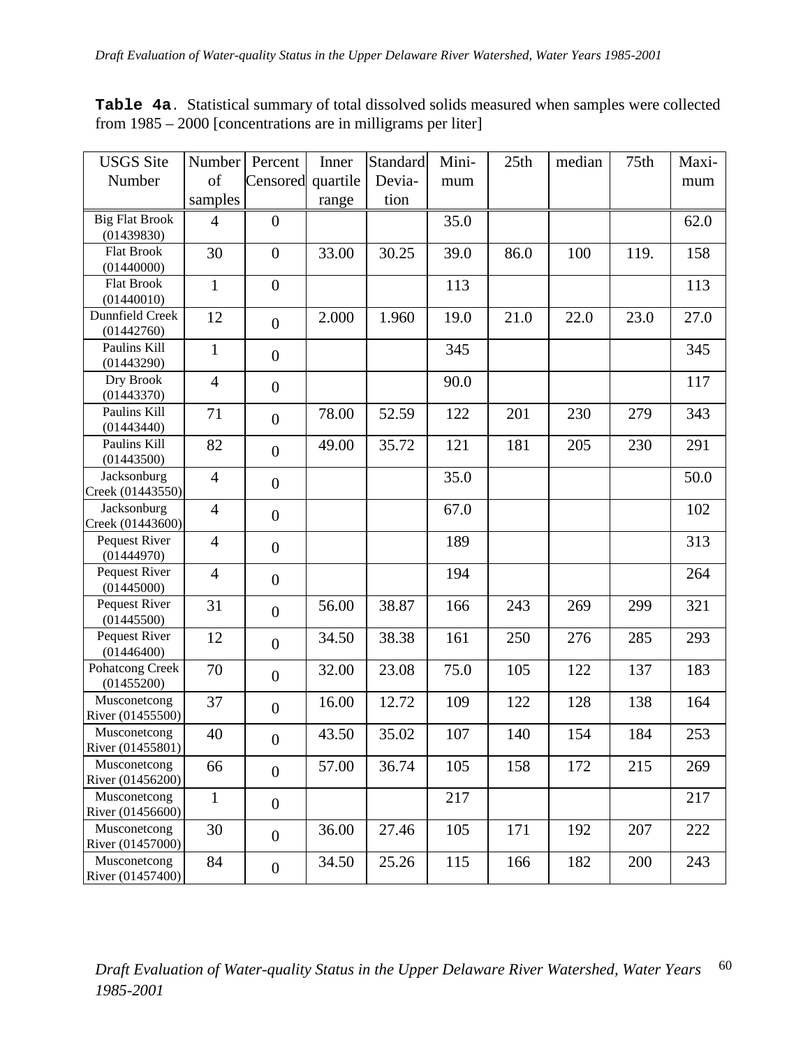**Table 4a**. Statistical summary of total dissolved solids measured when samples were collected from 1985 – 2000 [concentrations are in milligrams per liter]

| USGS Site Number | Number of samples | Percent Censored | Inner quartile range | Standard Devia-tion | Mini-mum | 25th | median | 75th | Maxi-mum |
|---|---|---|---|---|---|---|---|---|---|
| Big Flat Brook (01439830) | 4 | 0 | | | 35.0 | | | | 62.0 |
| Flat Brook (01440000) | 30 | 0 | 33.00 | 30.25 | 39.0 | 86.0 | 100 | 119. | 158 |
| Flat Brook (01440010) | 1 | 0 | | | 113 | | | | 113 |
| Dunnfield Creek (01442760) | 12 | 0 | 2.000 | 1.960 | 19.0 | 21.0 | 22.0 | 23.0 | 27.0 |
| Paulins Kill (01443290) | 1 | 0 | | | 345 | | | | 345 |
| Dry Brook (01443370) | 4 | 0 | | | 90.0 | | | | 117 |
| Paulins Kill (01443440) | 71 | 0 | 78.00 | 52.59 | 122 | 201 | 230 | 279 | 343 |
| Paulins Kill (01443500) | 82 | 0 | 49.00 | 35.72 | 121 | 181 | 205 | 230 | 291 |
| Jacksonburg Creek (01443550) | 4 | 0 | | | 35.0 | | | | 50.0 |
| Jacksonburg Creek (01443600) | 4 | 0 | | | 67.0 | | | | 102 |
| Pequest River (01444970) | 4 | 0 | | | 189 | | | | 313 |
| Pequest River (01445000) | 4 | 0 | | | 194 | | | | 264 |
| Pequest River (01445500) | 31 | 0 | 56.00 | 38.87 | 166 | 243 | 269 | 299 | 321 |
| Pequest River (01446400) | 12 | 0 | 34.50 | 38.38 | 161 | 250 | 276 | 285 | 293 |
| Pohatcong Creek (01455200) | 70 | 0 | 32.00 | 23.08 | 75.0 | 105 | 122 | 137 | 183 |
| Musconetcong River (01455500) | 37 | 0 | 16.00 | 12.72 | 109 | 122 | 128 | 138 | 164 |
| Musconetcong River (01455801) | 40 | 0 | 43.50 | 35.02 | 107 | 140 | 154 | 184 | 253 |
| Musconetcong River (01456200) | 66 | 0 | 57.00 | 36.74 | 105 | 158 | 172 | 215 | 269 |
| Musconetcong River (01456600) | 1 | 0 | | | 217 | | | | 217 |
| Musconetcong River (01457000) | 30 | 0 | 36.00 | 27.46 | 105 | 171 | 192 | 207 | 222 |
| Musconetcong River (01457400) | 84 | 0 | 34.50 | 25.26 | 115 | 166 | 182 | 200 | 243 |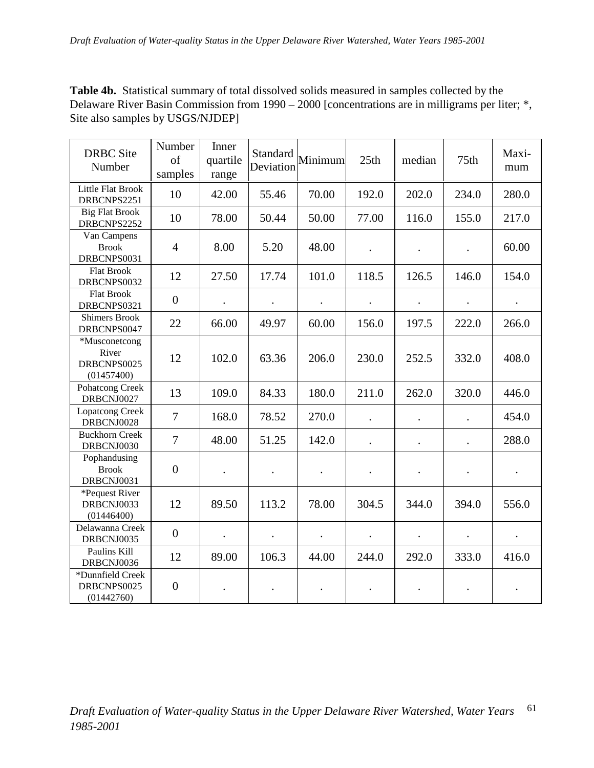**Table 4b.** Statistical summary of total dissolved solids measured in samples collected by the Delaware River Basin Commission from 1990 – 2000 [concentrations are in milligrams per liter; *, Site also samples by USGS/NJDEP]

| DRBC Site Number | Number of samples | Inner quartile range | Standard Deviation | Minimum | 25th | median | 75th | Maxi-mum |
|---|---|---|---|---|---|---|---|---|
| Little Flat Brook DRBCNPS2251 | 10 | 42.00 | 55.46 | 70.00 | 192.0 | 202.0 | 234.0 | 280.0 |
| Big Flat Brook DRBCNPS2252 | 10 | 78.00 | 50.44 | 50.00 | 77.00 | 116.0 | 155.0 | 217.0 |
| Van Campens Brook DRBCNPS0031 | 4 | 8.00 | 5.20 | 48.00 | . | . | . | 60.00 |
| Flat Brook DRBCNPS0032 | 12 | 27.50 | 17.74 | 101.0 | 118.5 | 126.5 | 146.0 | 154.0 |
| Flat Brook DRBCNPS0321 | 0 | . | . | . | . | . | . | . |
| Shimers Brook DRBCNPS0047 | 22 | 66.00 | 49.97 | 60.00 | 156.0 | 197.5 | 222.0 | 266.0 |
| *Musconetcong River DRBCNPS0025 (01457400) | 12 | 102.0 | 63.36 | 206.0 | 230.0 | 252.5 | 332.0 | 408.0 |
| Pohatcong Creek DRBCNJ0027 | 13 | 109.0 | 84.33 | 180.0 | 211.0 | 262.0 | 320.0 | 446.0 |
| Lopatcong Creek DRBCNJ0028 | 7 | 168.0 | 78.52 | 270.0 | . | . | . | 454.0 |
| Buckhorn Creek DRBCNJ0030 | 7 | 48.00 | 51.25 | 142.0 | . | . | . | 288.0 |
| Pophandusing Brook DRBCNJ0031 | 0 | . | . | . | . | . | . | . |
| *Pequest River DRBCNJ0033 (01446400) | 12 | 89.50 | 113.2 | 78.00 | 304.5 | 344.0 | 394.0 | 556.0 |
| Delawanna Creek DRBCNJ0035 | 0 | . | . | . | . | . | . | . |
| Paulins Kill DRBCNJ0036 | 12 | 89.00 | 106.3 | 44.00 | 244.0 | 292.0 | 333.0 | 416.0 |
| *Dunnfield Creek DRBCNPS0025 (01442760) | 0 | . | . | . | . | . | . | . |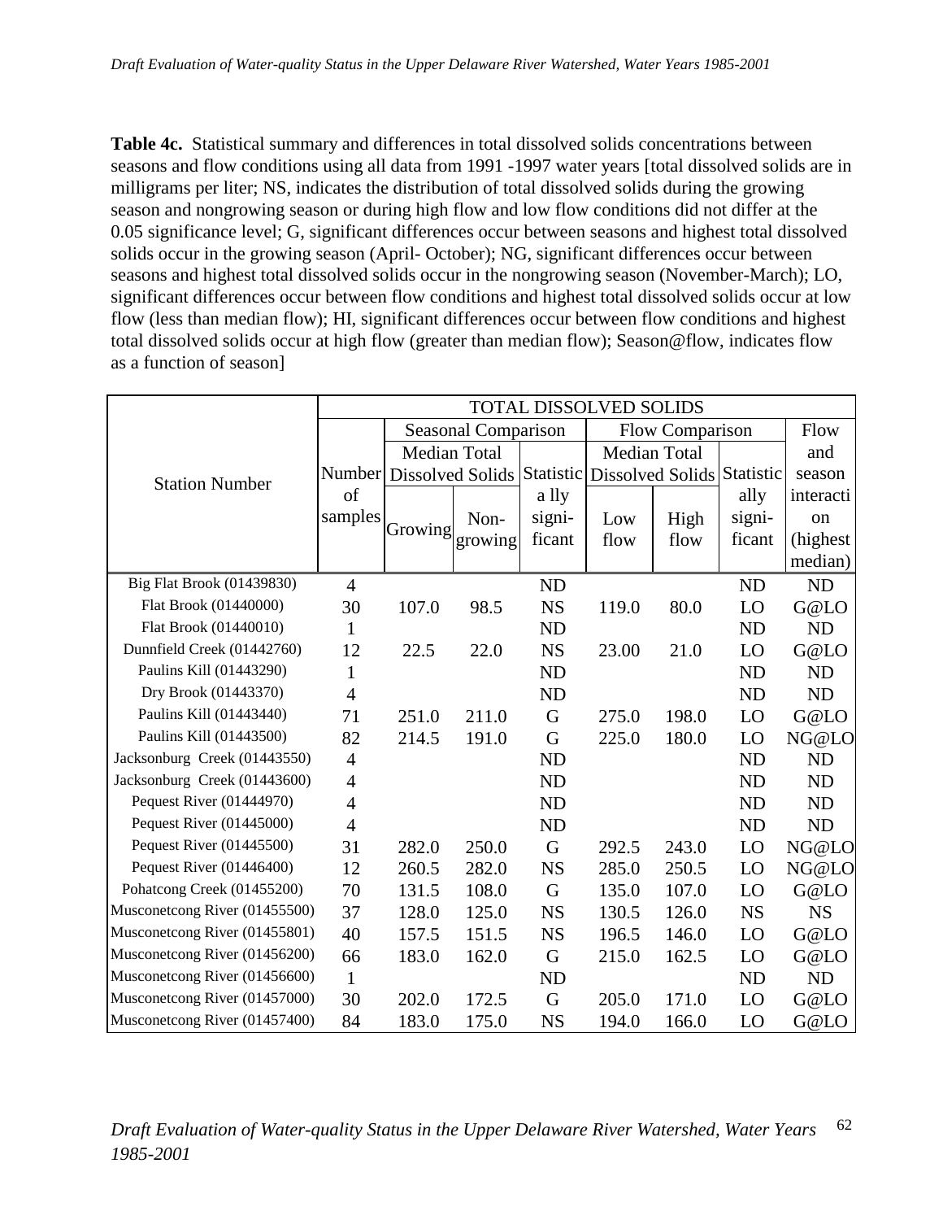**Table 4c.** Statistical summary and differences in total dissolved solids concentrations between seasons and flow conditions using all data from 1991 -1997 water years [total dissolved solids are in milligrams per liter; NS, indicates the distribution of total dissolved solids during the growing season and nongrowing season or during high flow and low flow conditions did not differ at the 0.05 significance level; G, significant differences occur between seasons and highest total dissolved solids occur in the growing season (April- October); NG, significant differences occur between seasons and highest total dissolved solids occur in the nongrowing season (November-March); LO, significant differences occur between flow conditions and highest total dissolved solids occur at low flow (less than median flow); HI, significant differences occur between flow conditions and highest total dissolved solids occur at high flow (greater than median flow); Season@flow, indicates flow as a function of season]

| Station Number | TOTAL DISSOLVED SOLIDS | | | | | | | |
|---|---|---|---|---|---|---|---|---|
| | | Seasonal Comparison | | | Flow Comparison | | | Flow and season interaction (highest median) |
| | Number of samples | Median Total Dissolved Solids | | Statistically significant | Median Total Dissolved Solids | | Statistically significant | |
| | | Growing | Non-growing | | Low flow | High flow | | |
| Big Flat Brook (01439830) | 4 | | | ND | | | ND | ND |
| Flat Brook (01440000) | 30 | 107.0 | 98.5 | NS | 119.0 | 80.0 | LO | G@LO |
| Flat Brook (01440010) | 1 | | | ND | | | ND | ND |
| Dunnfield Creek (01442760) | 12 | 22.5 | 22.0 | NS | 23.00 | 21.0 | LO | G@LO |
| Paulins Kill (01443290) | 1 | | | ND | | | ND | ND |
| Dry Brook (01443370) | 4 | | | ND | | | ND | ND |
| Paulins Kill (01443440) | 71 | 251.0 | 211.0 | G | 275.0 | 198.0 | LO | G@LO |
| Paulins Kill (01443500) | 82 | 214.5 | 191.0 | G | 225.0 | 180.0 | LO | NG@LO |
| Jacksonburg Creek (01443550) | 4 | | | ND | | | ND | ND |
| Jacksonburg Creek (01443600) | 4 | | | ND | | | ND | ND |
| Pequest River (01444970) | 4 | | | ND | | | ND | ND |
| Pequest River (01445000) | 4 | | | ND | | | ND | ND |
| Pequest River (01445500) | 31 | 282.0 | 250.0 | G | 292.5 | 243.0 | LO | NG@LO |
| Pequest River (01446400) | 12 | 260.5 | 282.0 | NS | 285.0 | 250.5 | LO | NG@LO |
| Pohatcong Creek (01455200) | 70 | 131.5 | 108.0 | G | 135.0 | 107.0 | LO | G@LO |
| Musconetcong River (01455500) | 37 | 128.0 | 125.0 | NS | 130.5 | 126.0 | NS | NS |
| Musconetcong River (01455801) | 40 | 157.5 | 151.5 | NS | 196.5 | 146.0 | LO | G@LO |
| Musconetcong River (01456200) | 66 | 183.0 | 162.0 | G | 215.0 | 162.5 | LO | G@LO |
| Musconetcong River (01456600) | 1 | | | ND | | | ND | ND |
| Musconetcong River (01457000) | 30 | 202.0 | 172.5 | G | 205.0 | 171.0 | LO | G@LO |
| Musconetcong River (01457400) | 84 | 183.0 | 175.0 | NS | 194.0 | 166.0 | LO | G@LO |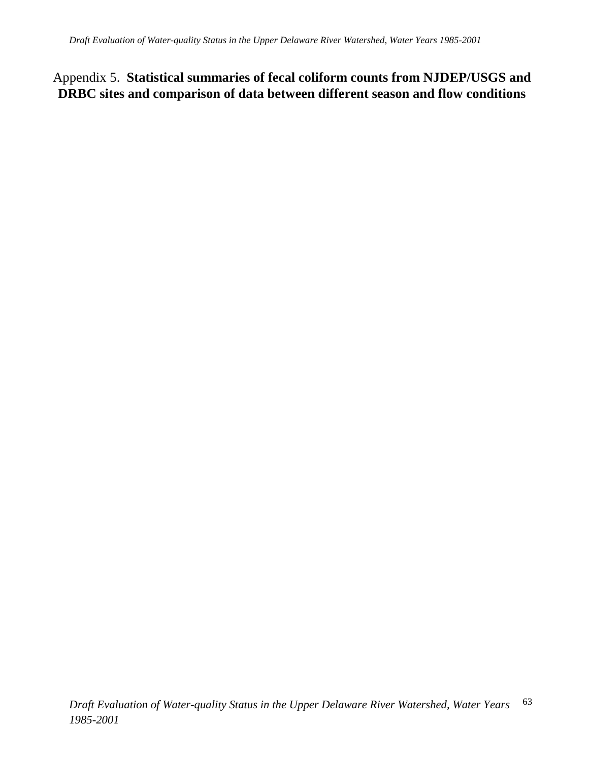# Appendix 5. **Statistical summaries of fecal coliform counts from NJDEP/USGS and DRBC sites and comparison of data between different season and flow conditions**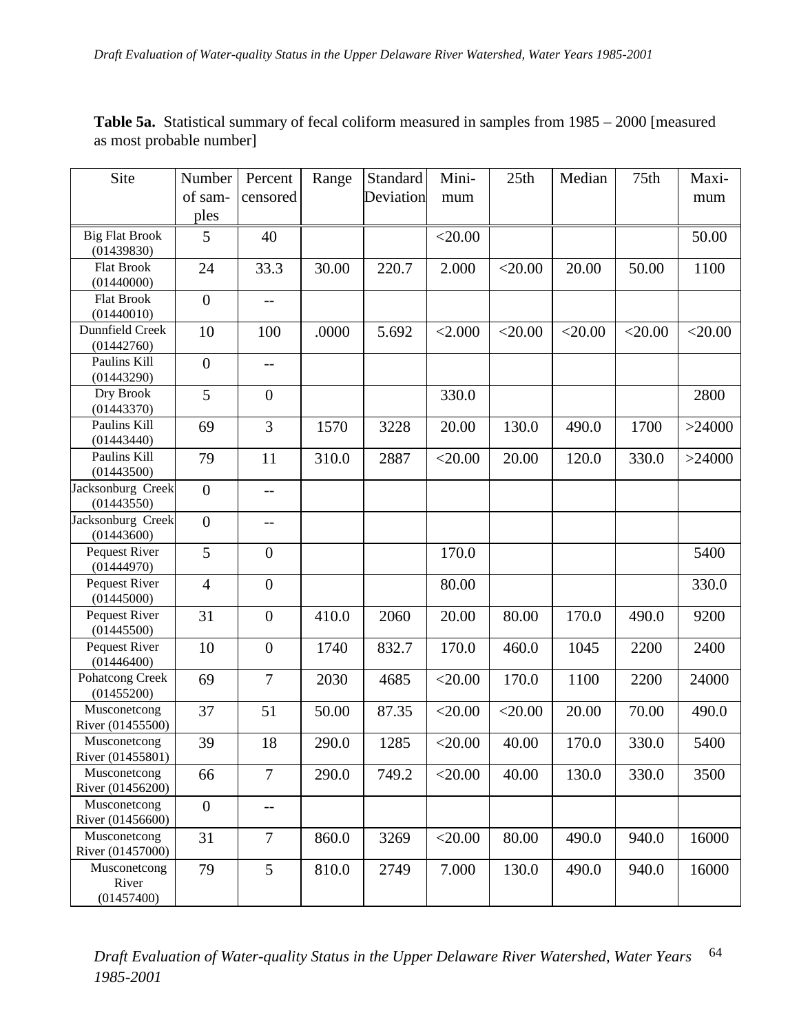**Table 5a.** Statistical summary of fecal coliform measured in samples from 1985 – 2000 [measured as most probable number]

| Site | Number of samples | Percent censored | Range | Standard Deviation | Minimum | 25th | Median | 75th | Maximum |
|---|---|---|---|---|---|---|---|---|---|
| Big Flat Brook (01439830) | 5 | 40 | | | <20.00 | | | | 50.00 |
| Flat Brook (01440000) | 24 | 33.3 | 30.00 | 220.7 | 2.000 | <20.00 | 20.00 | 50.00 | 1100 |
| Flat Brook (01440010) | 0 | -- | | | | | | | |
| Dunnfield Creek (01442760) | 10 | 100 | .0000 | 5.692 | <2.000 | <20.00 | <20.00 | <20.00 | <20.00 |
| Paulins Kill (01443290) | 0 | -- | | | | | | | |
| Dry Brook (01443370) | 5 | 0 | | | 330.0 | | | | 2800 |
| Paulins Kill (01443440) | 69 | 3 | 1570 | 3228 | 20.00 | 130.0 | 490.0 | 1700 | >24000 |
| Paulins Kill (01443500) | 79 | 11 | 310.0 | 2887 | <20.00 | 20.00 | 120.0 | 330.0 | >24000 |
| Jacksonburg Creek (01443550) | 0 | -- | | | | | | | |
| Jacksonburg Creek (01443600) | 0 | -- | | | | | | | |
| Pequest River (01444970) | 5 | 0 | | | 170.0 | | | | 5400 |
| Pequest River (01445000) | 4 | 0 | | | 80.00 | | | | 330.0 |
| Pequest River (01445500) | 31 | 0 | 410.0 | 2060 | 20.00 | 80.00 | 170.0 | 490.0 | 9200 |
| Pequest River (01446400) | 10 | 0 | 1740 | 832.7 | 170.0 | 460.0 | 1045 | 2200 | 2400 |
| Pohatcong Creek (01455200) | 69 | 7 | 2030 | 4685 | <20.00 | 170.0 | 1100 | 2200 | 24000 |
| Musconetcong River (01455500) | 37 | 51 | 50.00 | 87.35 | <20.00 | <20.00 | 20.00 | 70.00 | 490.0 |
| Musconetcong River (01455801) | 39 | 18 | 290.0 | 1285 | <20.00 | 40.00 | 170.0 | 330.0 | 5400 |
| Musconetcong River (01456200) | 66 | 7 | 290.0 | 749.2 | <20.00 | 40.00 | 130.0 | 330.0 | 3500 |
| Musconetcong River (01456600) | 0 | -- | | | | | | | |
| Musconetcong River (01457000) | 31 | 7 | 860.0 | 3269 | <20.00 | 80.00 | 490.0 | 940.0 | 16000 |
| Musconetcong River (01457400) | 79 | 5 | 810.0 | 2749 | 7.000 | 130.0 | 490.0 | 940.0 | 16000 |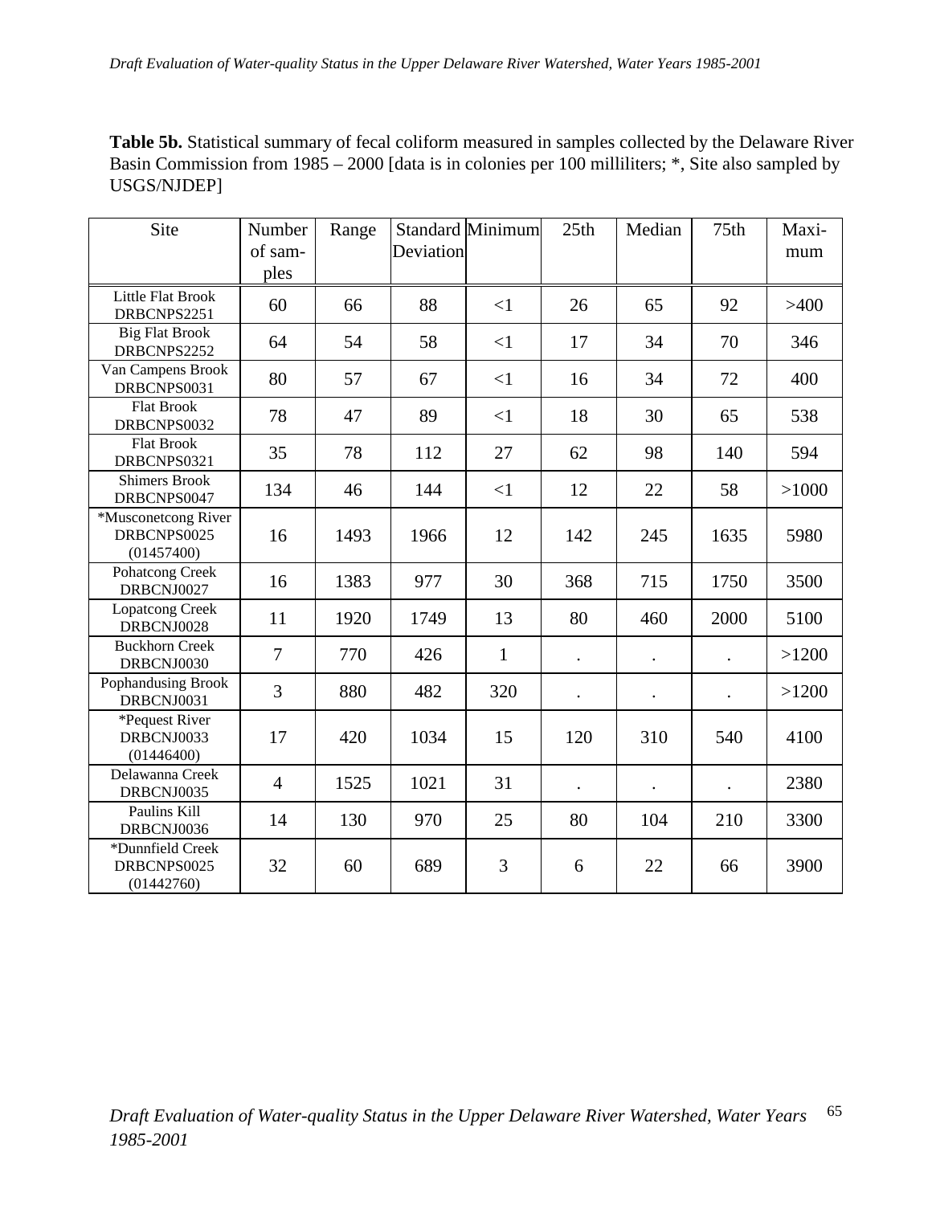**Table 5b.** Statistical summary of fecal coliform measured in samples collected by the Delaware River Basin Commission from 1985 – 2000 [data is in colonies per 100 milliliters; *, Site also sampled by USGS/NJDEP]

| Site | Number of samples | Range | Standard Deviation | Minimum | 25th | Median | 75th | Maximum |
|---|---|---|---|---|---|---|---|---|
| Little Flat Brook DRBCNPS2251 | 60 | 66 | 88 | <1 | 26 | 65 | 92 | >400 |
| Big Flat Brook DRBCNPS2252 | 64 | 54 | 58 | <1 | 17 | 34 | 70 | 346 |
| Van Campens Brook DRBCNPS0031 | 80 | 57 | 67 | <1 | 16 | 34 | 72 | 400 |
| Flat Brook DRBCNPS0032 | 78 | 47 | 89 | <1 | 18 | 30 | 65 | 538 |
| Flat Brook DRBCNPS0321 | 35 | 78 | 112 | 27 | 62 | 98 | 140 | 594 |
| Shimers Brook DRBCNPS0047 | 134 | 46 | 144 | <1 | 12 | 22 | 58 | >1000 |
| *Musconetcong River DRBCNPS0025 (01457400) | 16 | 1493 | 1966 | 12 | 142 | 245 | 1635 | 5980 |
| Pohatcong Creek DRBCNJ0027 | 16 | 1383 | 977 | 30 | 368 | 715 | 1750 | 3500 |
| Lopatcong Creek DRBCNJ0028 | 11 | 1920 | 1749 | 13 | 80 | 460 | 2000 | 5100 |
| Buckhorn Creek DRBCNJ0030 | 7 | 770 | 426 | 1 | . | . | . | >1200 |
| Pophandusing Brook DRBCNJ0031 | 3 | 880 | 482 | 320 | . | . | . | >1200 |
| *Pequest River DRBCNJ0033 (01446400) | 17 | 420 | 1034 | 15 | 120 | 310 | 540 | 4100 |
| Delawanna Creek DRBCNJ0035 | 4 | 1525 | 1021 | 31 | . | . | . | 2380 |
| Paulins Kill DRBCNJ0036 | 14 | 130 | 970 | 25 | 80 | 104 | 210 | 3300 |
| *Dunnfield Creek DRBCNPS0025 (01442760) | 32 | 60 | 689 | 3 | 6 | 22 | 66 | 3900 |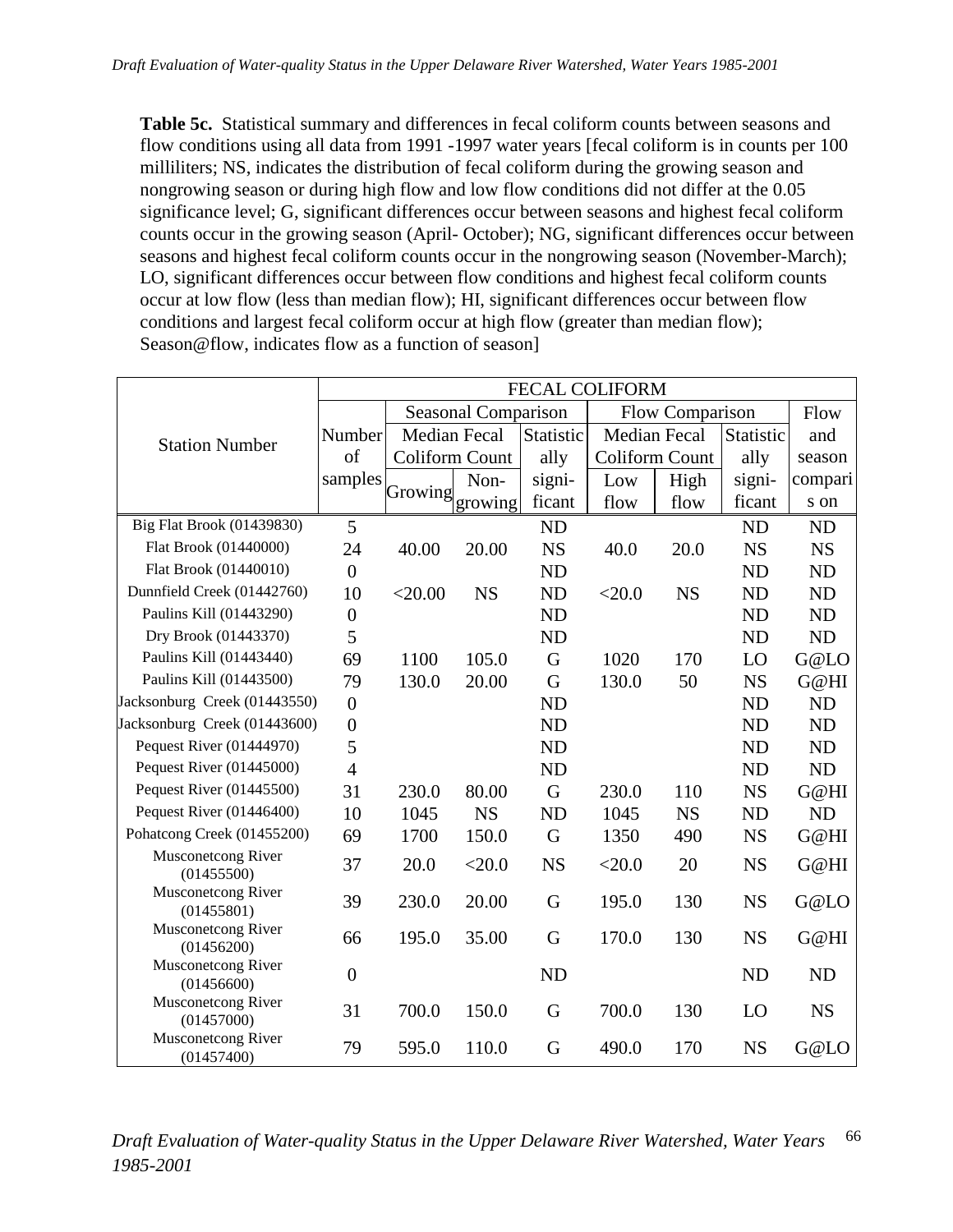**Table 5c.** Statistical summary and differences in fecal coliform counts between seasons and flow conditions using all data from 1991 -1997 water years [fecal coliform is in counts per 100 milliliters; NS, indicates the distribution of fecal coliform during the growing season and nongrowing season or during high flow and low flow conditions did not differ at the 0.05 significance level; G, significant differences occur between seasons and highest fecal coliform counts occur in the growing season (April- October); NG, significant differences occur between seasons and highest fecal coliform counts occur in the nongrowing season (November-March); LO, significant differences occur between flow conditions and highest fecal coliform counts occur at low flow (less than median flow); HI, significant differences occur between flow conditions and largest fecal coliform occur at high flow (greater than median flow); Season@flow, indicates flow as a function of season]

| Station Number | FECAL COLIFORM | | | | | | | |
|---|---|---|---|---|---|---|---|---|
| | Number of samples | Seasonal Comparison | | | Flow Comparison | | | Flow and season comparison |
| | | Median Fecal Coliform Count | | Statistically significant | Median Fecal Coliform Count | | Statistically significant | |
| | | Growing | Non-growing | | Low flow | High flow | | |
| Big Flat Brook (01439830) | 5 | | | ND | | | ND | ND |
| Flat Brook (01440000) | 24 | 40.00 | 20.00 | NS | 40.0 | 20.0 | NS | NS |
| Flat Brook (01440010) | 0 | | | ND | | | ND | ND |
| Dunnfield Creek (01442760) | 10 | <20.00 | NS | ND | <20.0 | NS | ND | ND |
| Paulins Kill (01443290) | 0 | | | ND | | | ND | ND |
| Dry Brook (01443370) | 5 | | | ND | | | ND | ND |
| Paulins Kill (01443440) | 69 | 1100 | 105.0 | G | 1020 | 170 | LO | G@LO |
| Paulins Kill (01443500) | 79 | 130.0 | 20.00 | G | 130.0 | 50 | NS | G@HI |
| Jacksonburg Creek (01443550) | 0 | | | ND | | | ND | ND |
| Jacksonburg Creek (01443600) | 0 | | | ND | | | ND | ND |
| Pequest River (01444970) | 5 | | | ND | | | ND | ND |
| Pequest River (01445000) | 4 | | | ND | | | ND | ND |
| Pequest River (01445500) | 31 | 230.0 | 80.00 | G | 230.0 | 110 | NS | G@HI |
| Pequest River (01446400) | 10 | 1045 | NS | ND | 1045 | NS | ND | ND |
| Pohatcong Creek (01455200) | 69 | 1700 | 150.0 | G | 1350 | 490 | NS | G@HI |
| Musconetcong River (01455500) | 37 | 20.0 | <20.0 | NS | <20.0 | 20 | NS | G@HI |
| Musconetcong River (01455801) | 39 | 230.0 | 20.00 | G | 195.0 | 130 | NS | G@LO |
| Musconetcong River (01456200) | 66 | 195.0 | 35.00 | G | 170.0 | 130 | NS | G@HI |
| Musconetcong River (01456600) | 0 | | | ND | | | ND | ND |
| Musconetcong River (01457000) | 31 | 700.0 | 150.0 | G | 700.0 | 130 | LO | NS |
| Musconetcong River (01457400) | 79 | 595.0 | 110.0 | G | 490.0 | 170 | NS | G@LO |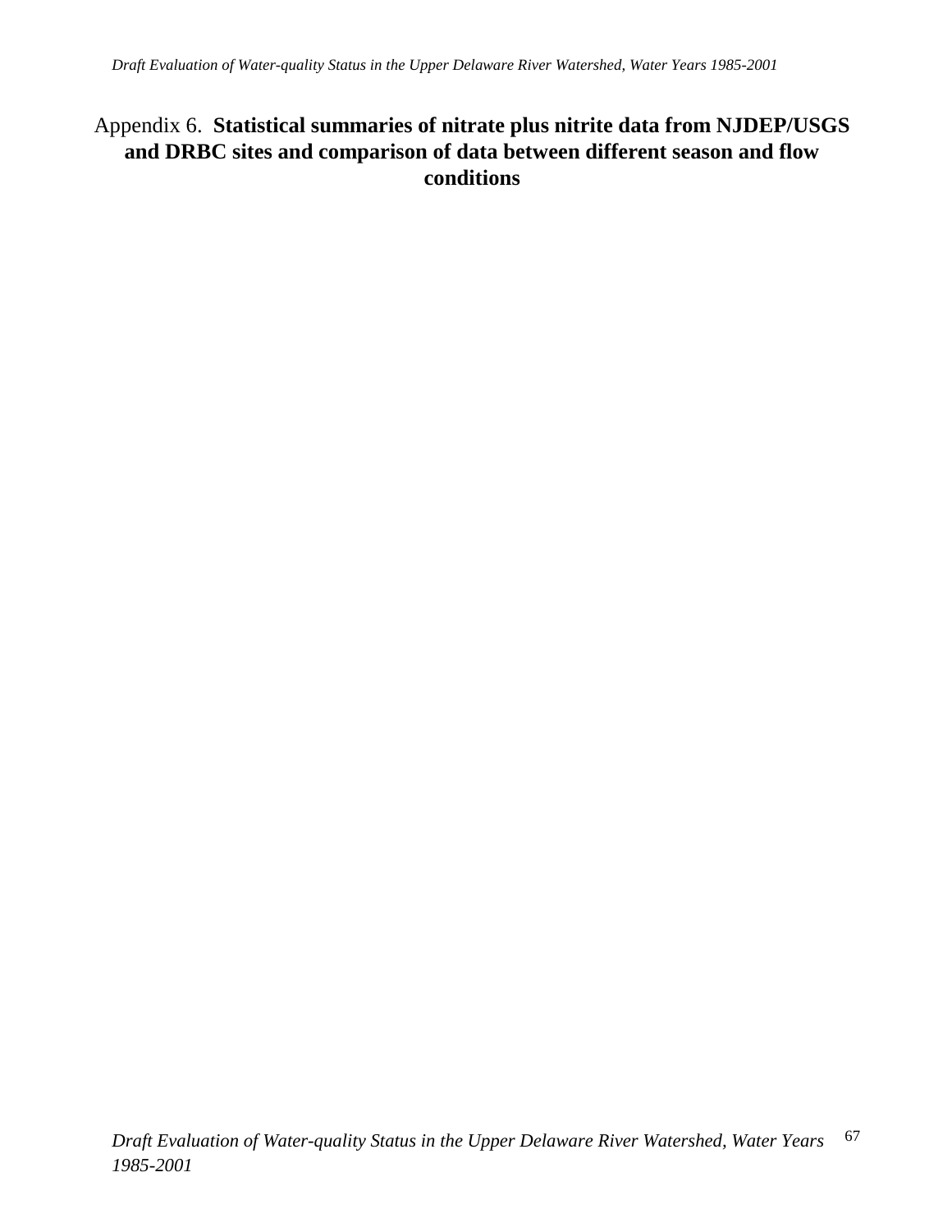# Appendix 6. **Statistical summaries of nitrate plus nitrite data from NJDEP/USGS and DRBC sites and comparison of data between different season and flow conditions**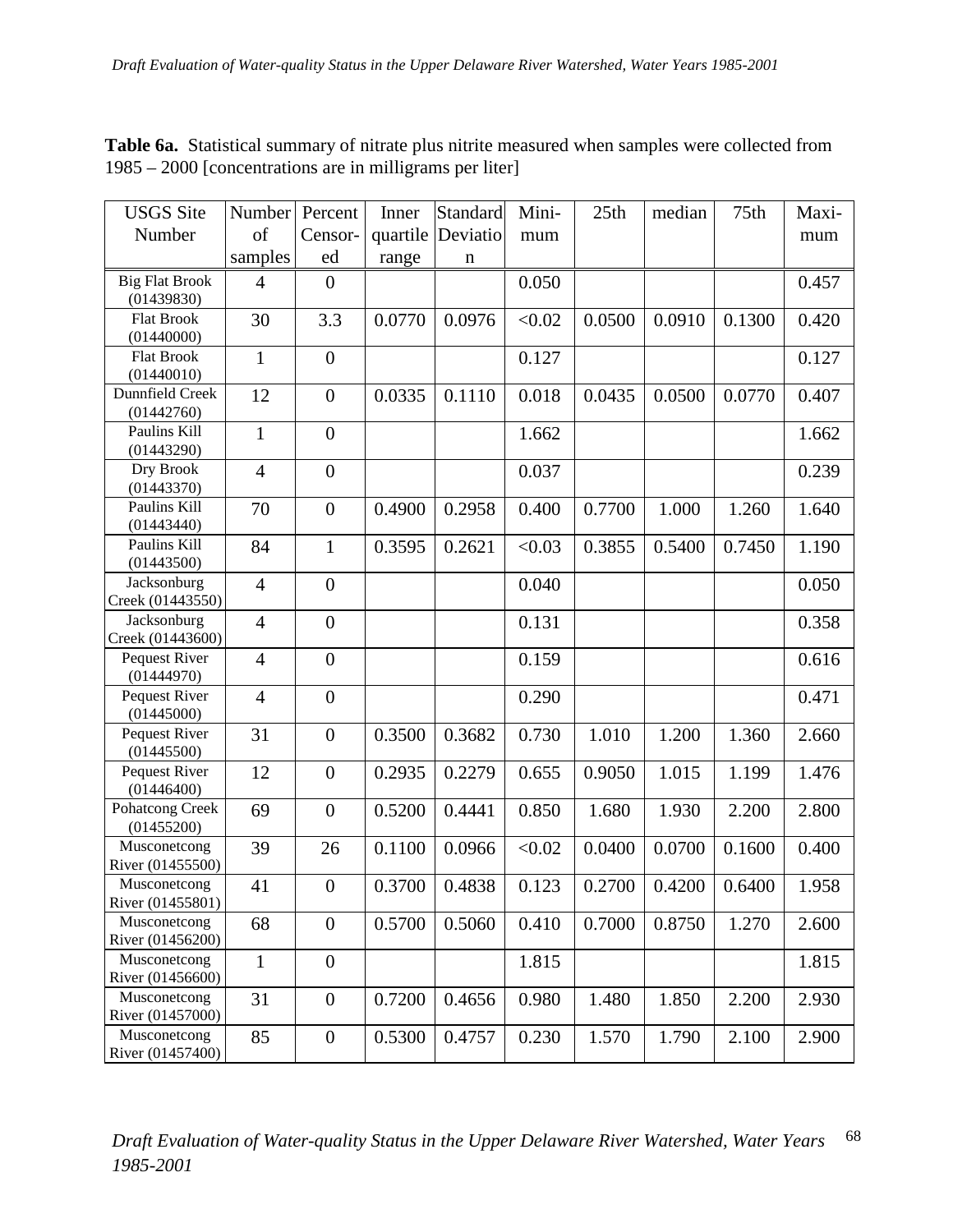**Table 6a.** Statistical summary of nitrate plus nitrite measured when samples were collected from 1985 – 2000 [concentrations are in milligrams per liter]

| USGS Site Number | Number of samples | Percent Censor-ed | Inner quartile range | Standard Deviation | Mini-mum | 25th | median | 75th | Maxi-mum |
|---|---|---|---|---|---|---|---|---|---|
| Big Flat Brook (01439830) | 4 | 0 | | | 0.050 | | | | 0.457 |
| Flat Brook (01440000) | 30 | 3.3 | 0.0770 | 0.0976 | <0.02 | 0.0500 | 0.0910 | 0.1300 | 0.420 |
| Flat Brook (01440010) | 1 | 0 | | | 0.127 | | | | 0.127 |
| Dunnfield Creek (01442760) | 12 | 0 | 0.0335 | 0.1110 | 0.018 | 0.0435 | 0.0500 | 0.0770 | 0.407 |
| Paulins Kill (01443290) | 1 | 0 | | | 1.662 | | | | 1.662 |
| Dry Brook (01443370) | 4 | 0 | | | 0.037 | | | | 0.239 |
| Paulins Kill (01443440) | 70 | 0 | 0.4900 | 0.2958 | 0.400 | 0.7700 | 1.000 | 1.260 | 1.640 |
| Paulins Kill (01443500) | 84 | 1 | 0.3595 | 0.2621 | <0.03 | 0.3855 | 0.5400 | 0.7450 | 1.190 |
| Jacksonburg Creek (01443550) | 4 | 0 | | | 0.040 | | | | 0.050 |
| Jacksonburg Creek (01443600) | 4 | 0 | | | 0.131 | | | | 0.358 |
| Pequest River (01444970) | 4 | 0 | | | 0.159 | | | | 0.616 |
| Pequest River (01445000) | 4 | 0 | | | 0.290 | | | | 0.471 |
| Pequest River (01445500) | 31 | 0 | 0.3500 | 0.3682 | 0.730 | 1.010 | 1.200 | 1.360 | 2.660 |
| Pequest River (01446400) | 12 | 0 | 0.2935 | 0.2279 | 0.655 | 0.9050 | 1.015 | 1.199 | 1.476 |
| Pohatcong Creek (01455200) | 69 | 0 | 0.5200 | 0.4441 | 0.850 | 1.680 | 1.930 | 2.200 | 2.800 |
| Musconetcong River (01455500) | 39 | 26 | 0.1100 | 0.0966 | <0.02 | 0.0400 | 0.0700 | 0.1600 | 0.400 |
| Musconetcong River (01455801) | 41 | 0 | 0.3700 | 0.4838 | 0.123 | 0.2700 | 0.4200 | 0.6400 | 1.958 |
| Musconetcong River (01456200) | 68 | 0 | 0.5700 | 0.5060 | 0.410 | 0.7000 | 0.8750 | 1.270 | 2.600 |
| Musconetcong River (01456600) | 1 | 0 | | | 1.815 | | | | 1.815 |
| Musconetcong River (01457000) | 31 | 0 | 0.7200 | 0.4656 | 0.980 | 1.480 | 1.850 | 2.200 | 2.930 |
| Musconetcong River (01457400) | 85 | 0 | 0.5300 | 0.4757 | 0.230 | 1.570 | 1.790 | 2.100 | 2.900 |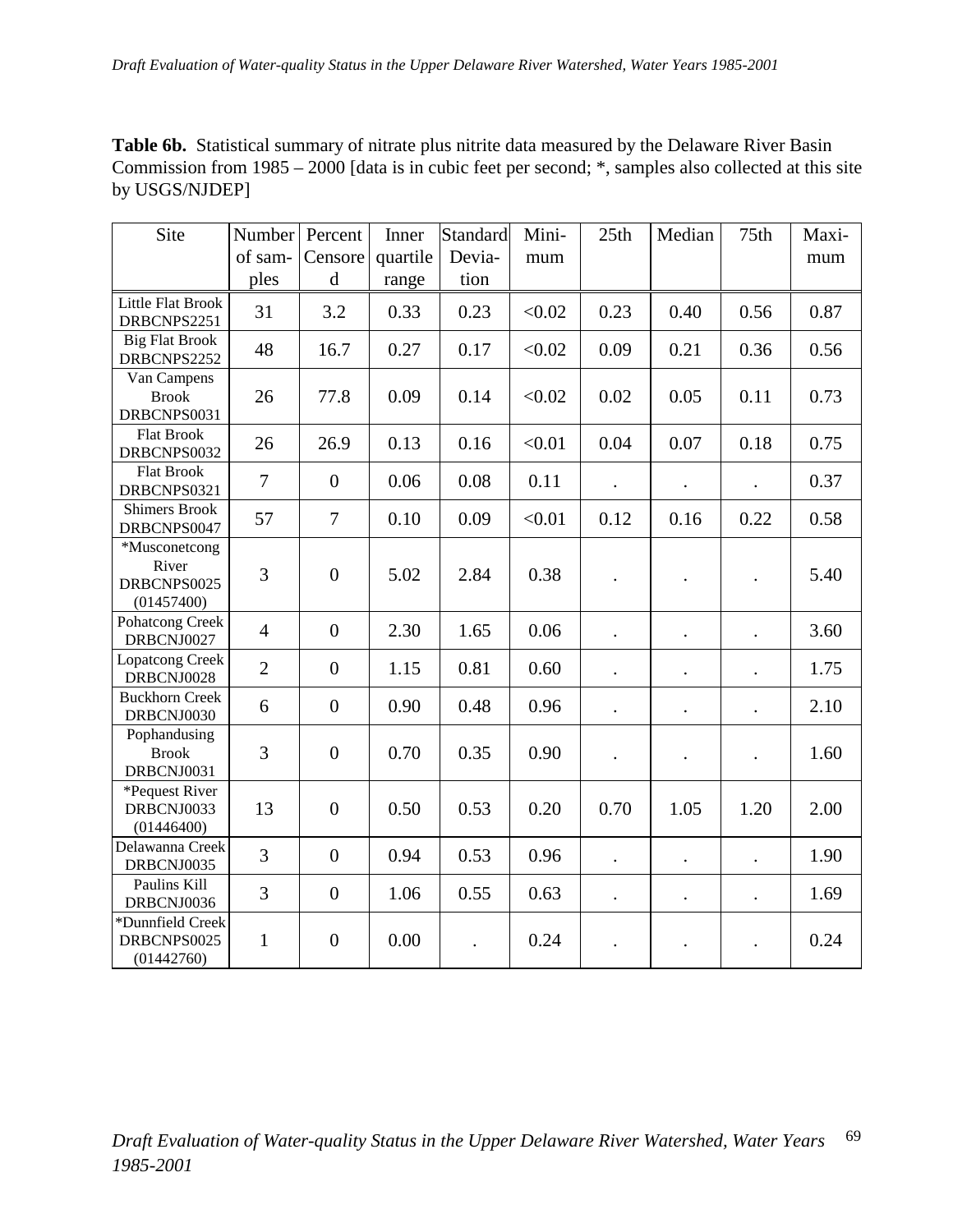**Table 6b.** Statistical summary of nitrate plus nitrite data measured by the Delaware River Basin Commission from 1985 – 2000 [data is in cubic feet per second; *, samples also collected at this site by USGS/NJDEP]

| Site | Number of samples | Percent Censored | Inner quartile range | Standard Deviation | Minimum | 25th | Median | 75th | Maximum |
|---|---|---|---|---|---|---|---|---|---|
| Little Flat Brook DRBCNPS2251 | 31 | 3.2 | 0.33 | 0.23 | <0.02 | 0.23 | 0.40 | 0.56 | 0.87 |
| Big Flat Brook DRBCNPS2252 | 48 | 16.7 | 0.27 | 0.17 | <0.02 | 0.09 | 0.21 | 0.36 | 0.56 |
| Van Campens Brook DRBCNPS0031 | 26 | 77.8 | 0.09 | 0.14 | <0.02 | 0.02 | 0.05 | 0.11 | 0.73 |
| Flat Brook DRBCNPS0032 | 26 | 26.9 | 0.13 | 0.16 | <0.01 | 0.04 | 0.07 | 0.18 | 0.75 |
| Flat Brook DRBCNPS0321 | 7 | 0 | 0.06 | 0.08 | 0.11 | . | . | . | 0.37 |
| Shimers Brook DRBCNPS0047 | 57 | 7 | 0.10 | 0.09 | <0.01 | 0.12 | 0.16 | 0.22 | 0.58 |
| *Musconetcong River DRBCNPS0025 (01457400) | 3 | 0 | 5.02 | 2.84 | 0.38 | . | . | . | 5.40 |
| Pohatcong Creek DRBCNJ0027 | 4 | 0 | 2.30 | 1.65 | 0.06 | . | . | . | 3.60 |
| Lopatcong Creek DRBCNJ0028 | 2 | 0 | 1.15 | 0.81 | 0.60 | . | . | . | 1.75 |
| Buckhorn Creek DRBCNJ0030 | 6 | 0 | 0.90 | 0.48 | 0.96 | . | . | . | 2.10 |
| Pophandusing Brook DRBCNJ0031 | 3 | 0 | 0.70 | 0.35 | 0.90 | . | . | . | 1.60 |
| *Pequest River DRBCNJ0033 (01446400) | 13 | 0 | 0.50 | 0.53 | 0.20 | 0.70 | 1.05 | 1.20 | 2.00 |
| Delawanna Creek DRBCNJ0035 | 3 | 0 | 0.94 | 0.53 | 0.96 | . | . | . | 1.90 |
| Paulins Kill DRBCNJ0036 | 3 | 0 | 1.06 | 0.55 | 0.63 | . | . | . | 1.69 |
| *Dunnfield Creek DRBCNPS0025 (01442760) | 1 | 0 | 0.00 | . | 0.24 | . | . | . | 0.24 |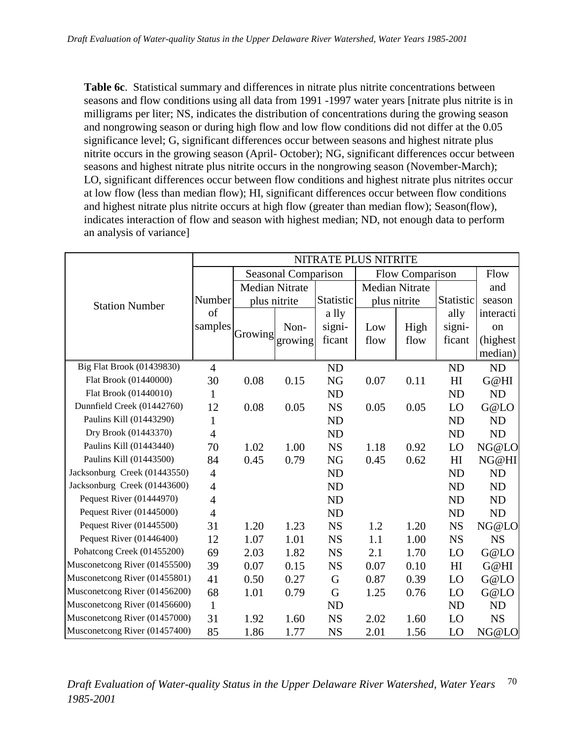**Table 6c**. Statistical summary and differences in nitrate plus nitrite concentrations between seasons and flow conditions using all data from 1991 -1997 water years [nitrate plus nitrite is in milligrams per liter; NS, indicates the distribution of concentrations during the growing season and nongrowing season or during high flow and low flow conditions did not differ at the 0.05 significance level; G, significant differences occur between seasons and highest nitrate plus nitrite occurs in the growing season (April- October); NG, significant differences occur between seasons and highest nitrate plus nitrite occurs in the nongrowing season (November-March); LO, significant differences occur between flow conditions and highest nitrate plus nitrites occur at low flow (less than median flow); HI, significant differences occur between flow conditions and highest nitrate plus nitrite occurs at high flow (greater than median flow); Season(flow), indicates interaction of flow and season with highest median; ND, not enough data to perform an analysis of variance]

| Station Number | NITRATE PLUS NITRITE | | | | | | | |
|---|---|---|---|---|---|---|---|---|
| | Number of samples | Seasonal Comparison | | | Flow Comparison | | | Flow and season interaction (highest median) |
| | | Median Nitrate plus nitrite | | Statistically significant | Median Nitrate plus nitrite | | Statistically significant | |
| | | Growing | Non-growing | | Low flow | High flow | | |
| Big Flat Brook (01439830) | 4 | | | ND | | | ND | ND |
| Flat Brook (01440000) | 30 | 0.08 | 0.15 | NG | 0.07 | 0.11 | HI | G@HI |
| Flat Brook (01440010) | 1 | | | ND | | | ND | ND |
| Dunnfield Creek (01442760) | 12 | 0.08 | 0.05 | NS | 0.05 | 0.05 | LO | G@LO |
| Paulins Kill (01443290) | 1 | | | ND | | | ND | ND |
| Dry Brook (01443370) | 4 | | | ND | | | ND | ND |
| Paulins Kill (01443440) | 70 | 1.02 | 1.00 | NS | 1.18 | 0.92 | LO | NG@LO |
| Paulins Kill (01443500) | 84 | 0.45 | 0.79 | NG | 0.45 | 0.62 | HI | NG@HI |
| Jacksonburg Creek (01443550) | 4 | | | ND | | | ND | ND |
| Jacksonburg Creek (01443600) | 4 | | | ND | | | ND | ND |
| Pequest River (01444970) | 4 | | | ND | | | ND | ND |
| Pequest River (01445000) | 4 | | | ND | | | ND | ND |
| Pequest River (01445500) | 31 | 1.20 | 1.23 | NS | 1.2 | 1.20 | NS | NG@LO |
| Pequest River (01446400) | 12 | 1.07 | 1.01 | NS | 1.1 | 1.00 | NS | NS |
| Pohatcong Creek (01455200) | 69 | 2.03 | 1.82 | NS | 2.1 | 1.70 | LO | G@LO |
| Musconetcong River (01455500) | 39 | 0.07 | 0.15 | NS | 0.07 | 0.10 | HI | G@HI |
| Musconetcong River (01455801) | 41 | 0.50 | 0.27 | G | 0.87 | 0.39 | LO | G@LO |
| Musconetcong River (01456200) | 68 | 1.01 | 0.79 | G | 1.25 | 0.76 | LO | G@LO |
| Musconetcong River (01456600) | 1 | | | ND | | | ND | ND |
| Musconetcong River (01457000) | 31 | 1.92 | 1.60 | NS | 2.02 | 1.60 | LO | NS |
| Musconetcong River (01457400) | 85 | 1.86 | 1.77 | NS | 2.01 | 1.56 | LO | NG@LO |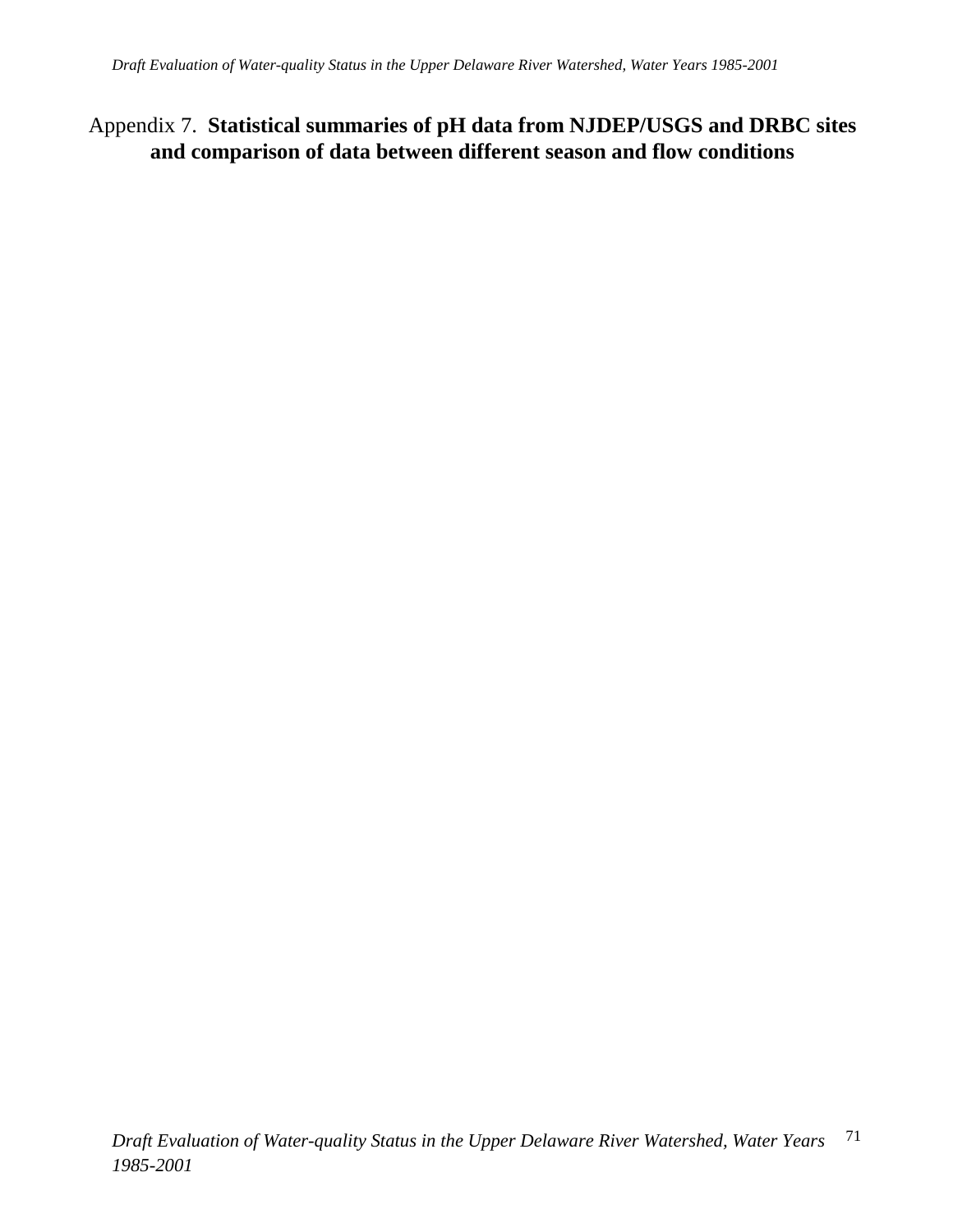# Appendix 7. **Statistical summaries of pH data from NJDEP/USGS and DRBC sites and comparison of data between different season and flow conditions**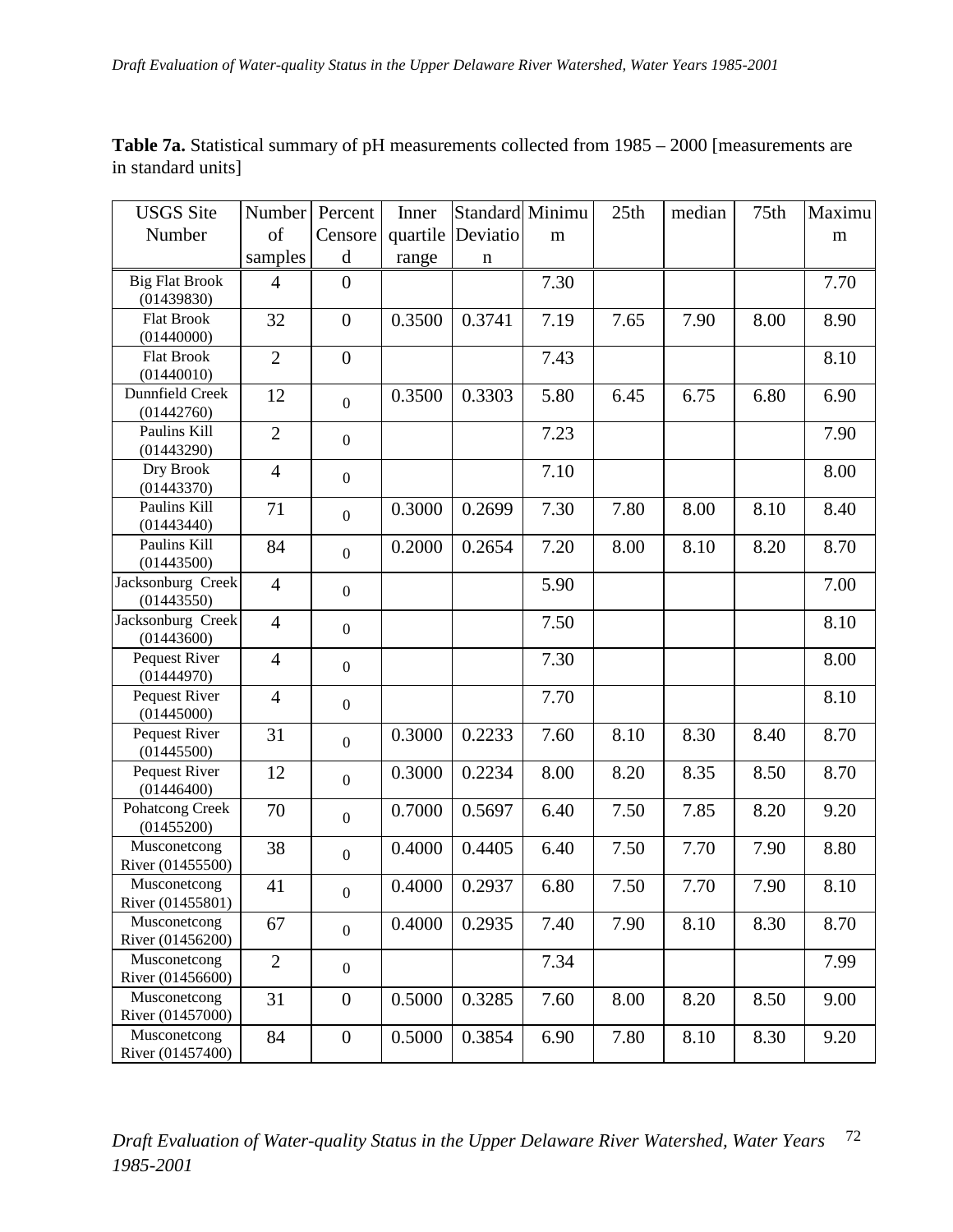**Table 7a.** Statistical summary of pH measurements collected from 1985 – 2000 [measurements are in standard units]

| USGS Site Number | Number of samples | Percent Censored | Inner quartile range | Standard Deviation | Minimum | 25th | median | 75th | Maximum |
|---|---|---|---|---|---|---|---|---|---|
| Big Flat Brook (01439830) | 4 | 0 | | | 7.30 | | | | 7.70 |
| Flat Brook (01440000) | 32 | 0 | 0.3500 | 0.3741 | 7.19 | 7.65 | 7.90 | 8.00 | 8.90 |
| Flat Brook (01440010) | 2 | 0 | | | 7.43 | | | | 8.10 |
| Dunnfield Creek (01442760) | 12 | 0 | 0.3500 | 0.3303 | 5.80 | 6.45 | 6.75 | 6.80 | 6.90 |
| Paulins Kill (01443290) | 2 | 0 | | | 7.23 | | | | 7.90 |
| Dry Brook (01443370) | 4 | 0 | | | 7.10 | | | | 8.00 |
| Paulins Kill (01443440) | 71 | 0 | 0.3000 | 0.2699 | 7.30 | 7.80 | 8.00 | 8.10 | 8.40 |
| Paulins Kill (01443500) | 84 | 0 | 0.2000 | 0.2654 | 7.20 | 8.00 | 8.10 | 8.20 | 8.70 |
| Jacksonburg Creek (01443550) | 4 | 0 | | | 5.90 | | | | 7.00 |
| Jacksonburg Creek (01443600) | 4 | 0 | | | 7.50 | | | | 8.10 |
| Pequest River (01444970) | 4 | 0 | | | 7.30 | | | | 8.00 |
| Pequest River (01445000) | 4 | 0 | | | 7.70 | | | | 8.10 |
| Pequest River (01445500) | 31 | 0 | 0.3000 | 0.2233 | 7.60 | 8.10 | 8.30 | 8.40 | 8.70 |
| Pequest River (01446400) | 12 | 0 | 0.3000 | 0.2234 | 8.00 | 8.20 | 8.35 | 8.50 | 8.70 |
| Pohatcong Creek (01455200) | 70 | 0 | 0.7000 | 0.5697 | 6.40 | 7.50 | 7.85 | 8.20 | 9.20 |
| Musconetcong River (01455500) | 38 | 0 | 0.4000 | 0.4405 | 6.40 | 7.50 | 7.70 | 7.90 | 8.80 |
| Musconetcong River (01455801) | 41 | 0 | 0.4000 | 0.2937 | 6.80 | 7.50 | 7.70 | 7.90 | 8.10 |
| Musconetcong River (01456200) | 67 | 0 | 0.4000 | 0.2935 | 7.40 | 7.90 | 8.10 | 8.30 | 8.70 |
| Musconetcong River (01456600) | 2 | 0 | | | 7.34 | | | | 7.99 |
| Musconetcong River (01457000) | 31 | 0 | 0.5000 | 0.3285 | 7.60 | 8.00 | 8.20 | 8.50 | 9.00 |
| Musconetcong River (01457400) | 84 | 0 | 0.5000 | 0.3854 | 6.90 | 7.80 | 8.10 | 8.30 | 9.20 |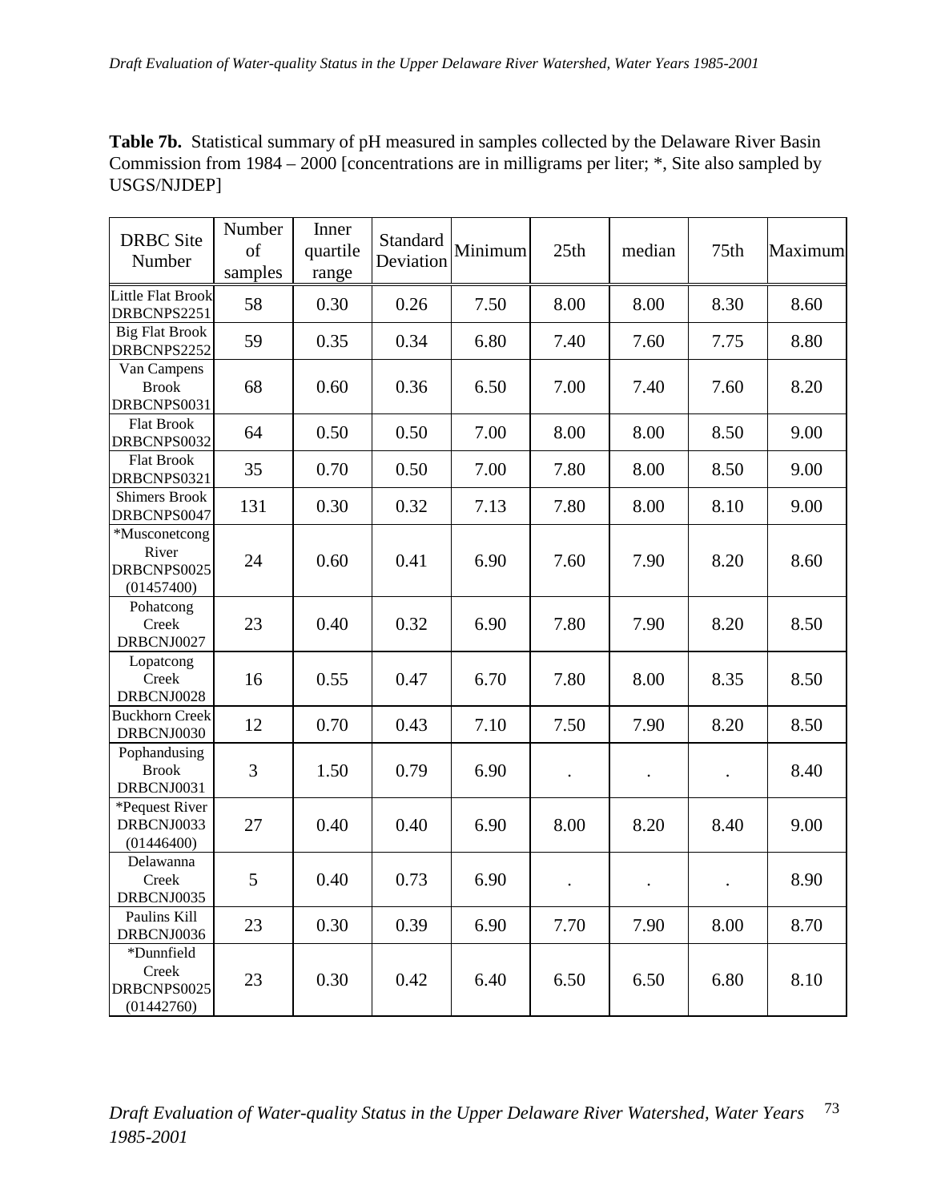**Table 7b.** Statistical summary of pH measured in samples collected by the Delaware River Basin Commission from 1984 – 2000 [concentrations are in milligrams per liter; *, Site also sampled by USGS/NJDEP]

| DRBC Site Number | Number of samples | Inner quartile range | Standard Deviation | Minimum | 25th | median | 75th | Maximum |
|---|---|---|---|---|---|---|---|---|
| Little Flat Brook DRBCNPS2251 | 58 | 0.30 | 0.26 | 7.50 | 8.00 | 8.00 | 8.30 | 8.60 |
| Big Flat Brook DRBCNPS2252 | 59 | 0.35 | 0.34 | 6.80 | 7.40 | 7.60 | 7.75 | 8.80 |
| Van Campens Brook DRBCNPS0031 | 68 | 0.60 | 0.36 | 6.50 | 7.00 | 7.40 | 7.60 | 8.20 |
| Flat Brook DRBCNPS0032 | 64 | 0.50 | 0.50 | 7.00 | 8.00 | 8.00 | 8.50 | 9.00 |
| Flat Brook DRBCNPS0321 | 35 | 0.70 | 0.50 | 7.00 | 7.80 | 8.00 | 8.50 | 9.00 |
| Shimers Brook DRBCNPS0047 | 131 | 0.30 | 0.32 | 7.13 | 7.80 | 8.00 | 8.10 | 9.00 |
| *Musconetcong River DRBCNPS0025 (01457400) | 24 | 0.60 | 0.41 | 6.90 | 7.60 | 7.90 | 8.20 | 8.60 |
| Pohatcong Creek DRBCNJ0027 | 23 | 0.40 | 0.32 | 6.90 | 7.80 | 7.90 | 8.20 | 8.50 |
| Lopatcong Creek DRBCNJ0028 | 16 | 0.55 | 0.47 | 6.70 | 7.80 | 8.00 | 8.35 | 8.50 |
| Buckhorn Creek DRBCNJ0030 | 12 | 0.70 | 0.43 | 7.10 | 7.50 | 7.90 | 8.20 | 8.50 |
| Pophandusing Brook DRBCNJ0031 | 3 | 1.50 | 0.79 | 6.90 | . | . | . | 8.40 |
| *Pequest River DRBCNJ0033 (01446400) | 27 | 0.40 | 0.40 | 6.90 | 8.00 | 8.20 | 8.40 | 9.00 |
| Delawanna Creek DRBCNJ0035 | 5 | 0.40 | 0.73 | 6.90 | . | . | . | 8.90 |
| Paulins Kill DRBCNJ0036 | 23 | 0.30 | 0.39 | 6.90 | 7.70 | 7.90 | 8.00 | 8.70 |
| *Dunnfield Creek DRBCNPS0025 (01442760) | 23 | 0.30 | 0.42 | 6.40 | 6.50 | 6.50 | 6.80 | 8.10 |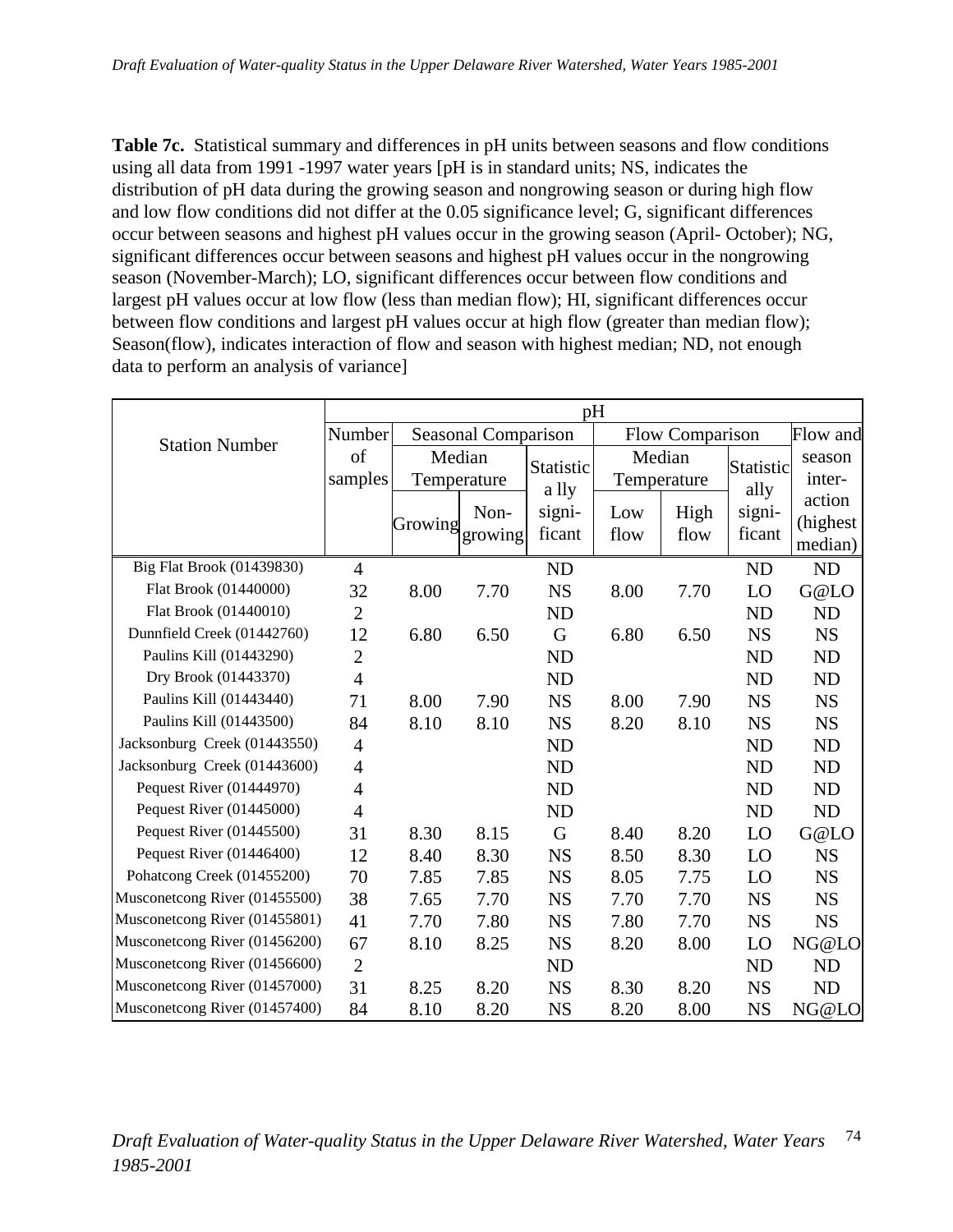**Table 7c.** Statistical summary and differences in pH units between seasons and flow conditions using all data from 1991 -1997 water years [pH is in standard units; NS, indicates the distribution of pH data during the growing season and nongrowing season or during high flow and low flow conditions did not differ at the 0.05 significance level; G, significant differences occur between seasons and highest pH values occur in the growing season (April- October); NG, significant differences occur between seasons and highest pH values occur in the nongrowing season (November-March); LO, significant differences occur between flow conditions and largest pH values occur at low flow (less than median flow); HI, significant differences occur between flow conditions and largest pH values occur at high flow (greater than median flow); Season(flow), indicates interaction of flow and season with highest median; ND, not enough data to perform an analysis of variance]

| Station Number | pH | | | | | | | |
|---|---|---|---|---|---|---|---|---|
| | Number of samples | Seasonal Comparison | | | Flow Comparison | | | Flow and season inter-action (highest median) |
| | | Median Temperature | | Statistically signi-ficant | Median Temperature | | Statistically signi-ficant | |
| | | Growing | Non-growing | | Low flow | High flow | | |
| Big Flat Brook (01439830) | 4 | | | ND | | | ND | ND |
| Flat Brook (01440000) | 32 | 8.00 | 7.70 | NS | 8.00 | 7.70 | LO | G@LO |
| Flat Brook (01440010) | 2 | | | ND | | | ND | ND |
| Dunnfield Creek (01442760) | 12 | 6.80 | 6.50 | G | 6.80 | 6.50 | NS | NS |
| Paulins Kill (01443290) | 2 | | | ND | | | ND | ND |
| Dry Brook (01443370) | 4 | | | ND | | | ND | ND |
| Paulins Kill (01443440) | 71 | 8.00 | 7.90 | NS | 8.00 | 7.90 | NS | NS |
| Paulins Kill (01443500) | 84 | 8.10 | 8.10 | NS | 8.20 | 8.10 | NS | NS |
| Jacksonburg Creek (01443550) | 4 | | | ND | | | ND | ND |
| Jacksonburg Creek (01443600) | 4 | | | ND | | | ND | ND |
| Pequest River (01444970) | 4 | | | ND | | | ND | ND |
| Pequest River (01445000) | 4 | | | ND | | | ND | ND |
| Pequest River (01445500) | 31 | 8.30 | 8.15 | G | 8.40 | 8.20 | LO | G@LO |
| Pequest River (01446400) | 12 | 8.40 | 8.30 | NS | 8.50 | 8.30 | LO | NS |
| Pohatcong Creek (01455200) | 70 | 7.85 | 7.85 | NS | 8.05 | 7.75 | LO | NS |
| Musconetcong River (01455500) | 38 | 7.65 | 7.70 | NS | 7.70 | 7.70 | NS | NS |
| Musconetcong River (01455801) | 41 | 7.70 | 7.80 | NS | 7.80 | 7.70 | NS | NS |
| Musconetcong River (01456200) | 67 | 8.10 | 8.25 | NS | 8.20 | 8.00 | LO | NG@LO |
| Musconetcong River (01456600) | 2 | | | ND | | | ND | ND |
| Musconetcong River (01457000) | 31 | 8.25 | 8.20 | NS | 8.30 | 8.20 | NS | ND |
| Musconetcong River (01457400) | 84 | 8.10 | 8.20 | NS | 8.20 | 8.00 | NS | NG@LO |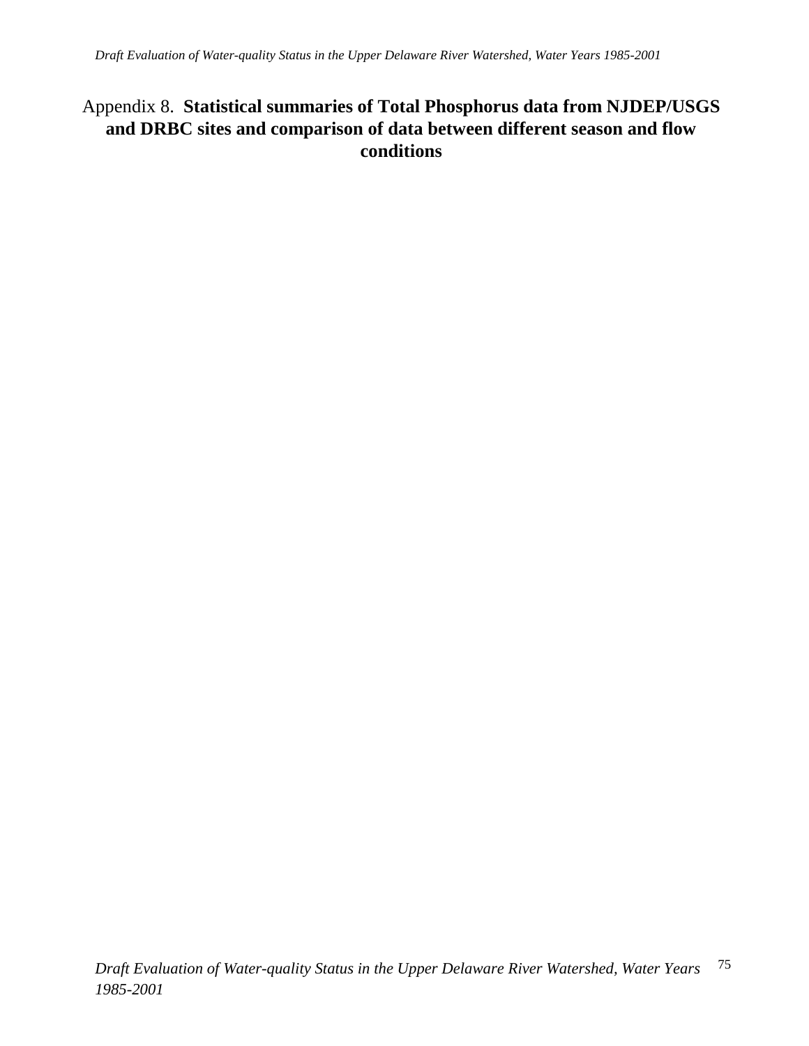# Appendix 8. **Statistical summaries of Total Phosphorus data from NJDEP/USGS and DRBC sites and comparison of data between different season and flow conditions**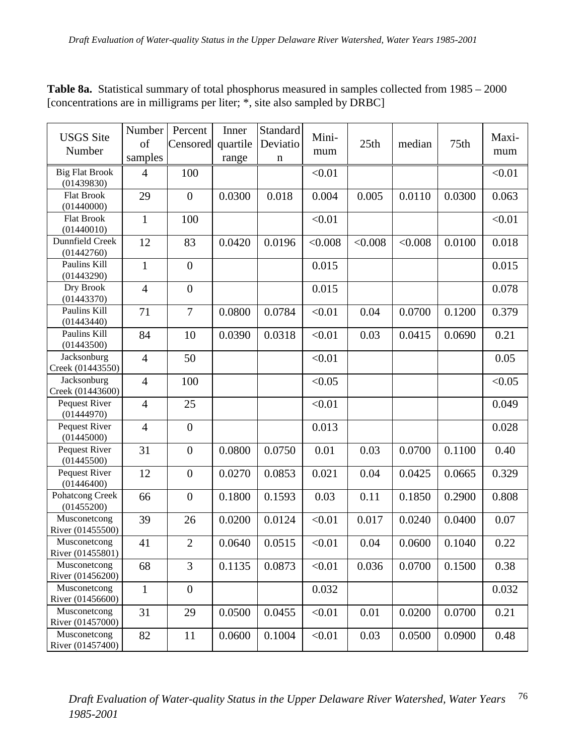**Table 8a.** Statistical summary of total phosphorus measured in samples collected from 1985 – 2000 [concentrations are in milligrams per liter; *, site also sampled by DRBC]

| USGS Site Number | Number of samples | Percent Censored | Inner quartile range | Standard Deviation | Minimum | 25th | median | 75th | Maximum |
|---|---|---|---|---|---|---|---|---|---|
| Big Flat Brook (01439830) | 4 | 100 | | | <0.01 | | | | <0.01 |
| Flat Brook (01440000) | 29 | 0 | 0.0300 | 0.018 | 0.004 | 0.005 | 0.0110 | 0.0300 | 0.063 |
| Flat Brook (01440010) | 1 | 100 | | | <0.01 | | | | <0.01 |
| Dunnfield Creek (01442760) | 12 | 83 | 0.0420 | 0.0196 | <0.008 | <0.008 | <0.008 | 0.0100 | 0.018 |
| Paulins Kill (01443290) | 1 | 0 | | | 0.015 | | | | 0.015 |
| Dry Brook (01443370) | 4 | 0 | | | 0.015 | | | | 0.078 |
| Paulins Kill (01443440) | 71 | 7 | 0.0800 | 0.0784 | <0.01 | 0.04 | 0.0700 | 0.1200 | 0.379 |
| Paulins Kill (01443500) | 84 | 10 | 0.0390 | 0.0318 | <0.01 | 0.03 | 0.0415 | 0.0690 | 0.21 |
| Jacksonburg Creek (01443550) | 4 | 50 | | | <0.01 | | | | 0.05 |
| Jacksonburg Creek (01443600) | 4 | 100 | | | <0.05 | | | | <0.05 |
| Pequest River (01444970) | 4 | 25 | | | <0.01 | | | | 0.049 |
| Pequest River (01445000) | 4 | 0 | | | 0.013 | | | | 0.028 |
| Pequest River (01445500) | 31 | 0 | 0.0800 | 0.0750 | 0.01 | 0.03 | 0.0700 | 0.1100 | 0.40 |
| Pequest River (01446400) | 12 | 0 | 0.0270 | 0.0853 | 0.021 | 0.04 | 0.0425 | 0.0665 | 0.329 |
| Pohatcong Creek (01455200) | 66 | 0 | 0.1800 | 0.1593 | 0.03 | 0.11 | 0.1850 | 0.2900 | 0.808 |
| Musconetcong River (01455500) | 39 | 26 | 0.0200 | 0.0124 | <0.01 | 0.017 | 0.0240 | 0.0400 | 0.07 |
| Musconetcong River (01455801) | 41 | 2 | 0.0640 | 0.0515 | <0.01 | 0.04 | 0.0600 | 0.1040 | 0.22 |
| Musconetcong River (01456200) | 68 | 3 | 0.1135 | 0.0873 | <0.01 | 0.036 | 0.0700 | 0.1500 | 0.38 |
| Musconetcong River (01456600) | 1 | 0 | | | 0.032 | | | | 0.032 |
| Musconetcong River (01457000) | 31 | 29 | 0.0500 | 0.0455 | <0.01 | 0.01 | 0.0200 | 0.0700 | 0.21 |
| Musconetcong River (01457400) | 82 | 11 | 0.0600 | 0.1004 | <0.01 | 0.03 | 0.0500 | 0.0900 | 0.48 |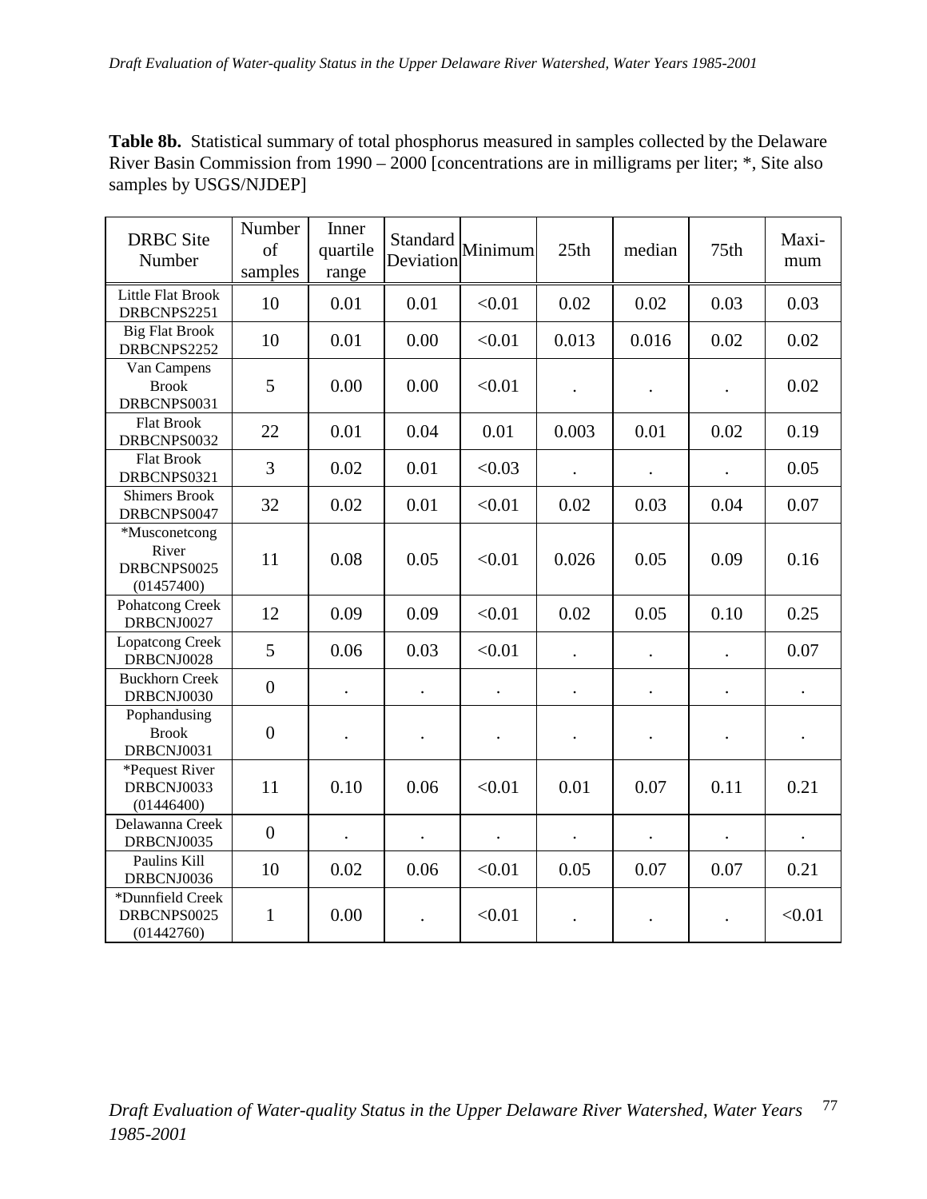**Table 8b.** Statistical summary of total phosphorus measured in samples collected by the Delaware River Basin Commission from 1990 – 2000 [concentrations are in milligrams per liter; *, Site also samples by USGS/NJDEP]

| DRBC Site Number | Number of samples | Inner quartile range | Standard Deviation | Minimum | 25th | median | 75th | Maxi-mum |
|---|---|---|---|---|---|---|---|---|
| Little Flat Brook DRBCNPS2251 | 10 | 0.01 | 0.01 | <0.01 | 0.02 | 0.02 | 0.03 | 0.03 |
| Big Flat Brook DRBCNPS2252 | 10 | 0.01 | 0.00 | <0.01 | 0.013 | 0.016 | 0.02 | 0.02 |
| Van Campens Brook DRBCNPS0031 | 5 | 0.00 | 0.00 | <0.01 | . | . | . | 0.02 |
| Flat Brook DRBCNPS0032 | 22 | 0.01 | 0.04 | 0.01 | 0.003 | 0.01 | 0.02 | 0.19 |
| Flat Brook DRBCNPS0321 | 3 | 0.02 | 0.01 | <0.03 | . | . | . | 0.05 |
| Shimers Brook DRBCNPS0047 | 32 | 0.02 | 0.01 | <0.01 | 0.02 | 0.03 | 0.04 | 0.07 |
| *Musconetcong River DRBCNPS0025 (01457400) | 11 | 0.08 | 0.05 | <0.01 | 0.026 | 0.05 | 0.09 | 0.16 |
| Pohatcong Creek DRBCNJ0027 | 12 | 0.09 | 0.09 | <0.01 | 0.02 | 0.05 | 0.10 | 0.25 |
| Lopatcong Creek DRBCNJ0028 | 5 | 0.06 | 0.03 | <0.01 | . | . | . | 0.07 |
| Buckhorn Creek DRBCNJ0030 | 0 | . | . | . | . | . | . | . |
| Pophandusing Brook DRBCNJ0031 | 0 | . | . | . | . | . | . | . |
| *Pequest River DRBCNJ0033 (01446400) | 11 | 0.10 | 0.06 | <0.01 | 0.01 | 0.07 | 0.11 | 0.21 |
| Delawanna Creek DRBCNJ0035 | 0 | . | . | . | . | . | . | . |
| Paulins Kill DRBCNJ0036 | 10 | 0.02 | 0.06 | <0.01 | 0.05 | 0.07 | 0.07 | 0.21 |
| *Dunnfield Creek DRBCNPS0025 (01442760) | 1 | 0.00 | . | <0.01 | . | . | . | <0.01 |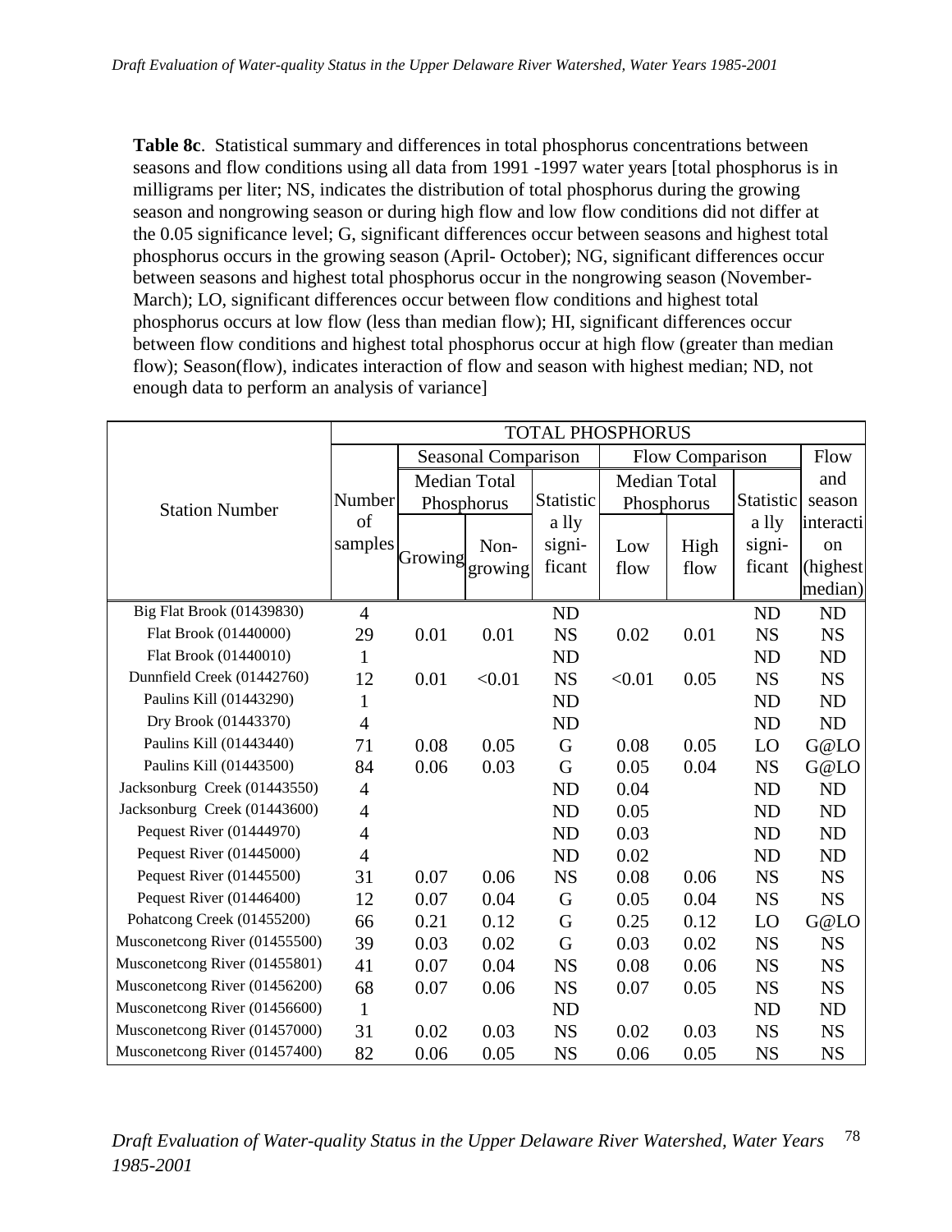**Table 8c**. Statistical summary and differences in total phosphorus concentrations between seasons and flow conditions using all data from 1991 -1997 water years [total phosphorus is in milligrams per liter; NS, indicates the distribution of total phosphorus during the growing season and nongrowing season or during high flow and low flow conditions did not differ at the 0.05 significance level; G, significant differences occur between seasons and highest total phosphorus occurs in the growing season (April- October); NG, significant differences occur between seasons and highest total phosphorus occur in the nongrowing season (November-March); LO, significant differences occur between flow conditions and highest total phosphorus occurs at low flow (less than median flow); HI, significant differences occur between flow conditions and highest total phosphorus occur at high flow (greater than median flow); Season(flow), indicates interaction of flow and season with highest median; ND, not enough data to perform an analysis of variance]

| Station Number | TOTAL PHOSPHORUS | | | | | | | |
|---|---|---|---|---|---|---|---|---|
| | Number of samples | Seasonal Comparison | | | Flow Comparison | | | Flow and season interaction (highest median) |
| | | Median Total Phosphorus | | Statistically significant | Median Total Phosphorus | | Statistically significant | |
| | | Growing | Non-growing | | Low flow | High flow | | |
| Big Flat Brook (01439830) | 4 | | | ND | | | ND | ND |
| Flat Brook (01440000) | 29 | 0.01 | 0.01 | NS | 0.02 | 0.01 | NS | NS |
| Flat Brook (01440010) | 1 | | | ND | | | ND | ND |
| Dunnfield Creek (01442760) | 12 | 0.01 | <0.01 | NS | <0.01 | 0.05 | NS | NS |
| Paulins Kill (01443290) | 1 | | | ND | | | ND | ND |
| Dry Brook (01443370) | 4 | | | ND | | | ND | ND |
| Paulins Kill (01443440) | 71 | 0.08 | 0.05 | G | 0.08 | 0.05 | LO | G@LO |
| Paulins Kill (01443500) | 84 | 0.06 | 0.03 | G | 0.05 | 0.04 | NS | G@LO |
| Jacksonburg Creek (01443550) | 4 | | | ND | 0.04 | | ND | ND |
| Jacksonburg Creek (01443600) | 4 | | | ND | 0.05 | | ND | ND |
| Pequest River (01444970) | 4 | | | ND | 0.03 | | ND | ND |
| Pequest River (01445000) | 4 | | | ND | 0.02 | | ND | ND |
| Pequest River (01445500) | 31 | 0.07 | 0.06 | NS | 0.08 | 0.06 | NS | NS |
| Pequest River (01446400) | 12 | 0.07 | 0.04 | G | 0.05 | 0.04 | NS | NS |
| Pohatcong Creek (01455200) | 66 | 0.21 | 0.12 | G | 0.25 | 0.12 | LO | G@LO |
| Musconetcong River (01455500) | 39 | 0.03 | 0.02 | G | 0.03 | 0.02 | NS | NS |
| Musconetcong River (01455801) | 41 | 0.07 | 0.04 | NS | 0.08 | 0.06 | NS | NS |
| Musconetcong River (01456200) | 68 | 0.07 | 0.06 | NS | 0.07 | 0.05 | NS | NS |
| Musconetcong River (01456600) | 1 | | | ND | | | ND | ND |
| Musconetcong River (01457000) | 31 | 0.02 | 0.03 | NS | 0.02 | 0.03 | NS | NS |
| Musconetcong River (01457400) | 82 | 0.06 | 0.05 | NS | 0.06 | 0.05 | NS | NS |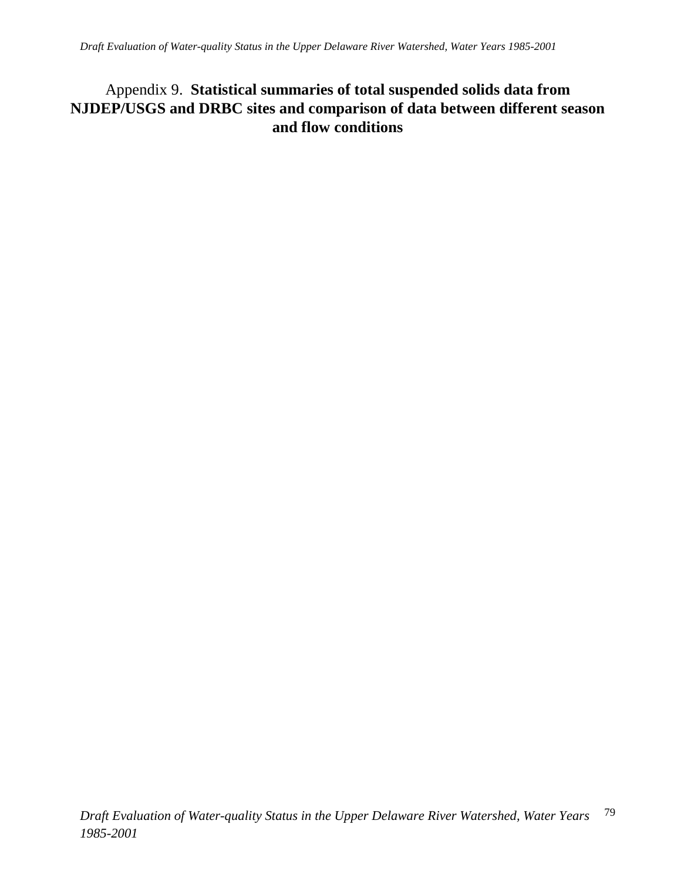# Appendix 9. **Statistical summaries of total suspended solids data from NJDEP/USGS and DRBC sites and comparison of data between different season and flow conditions**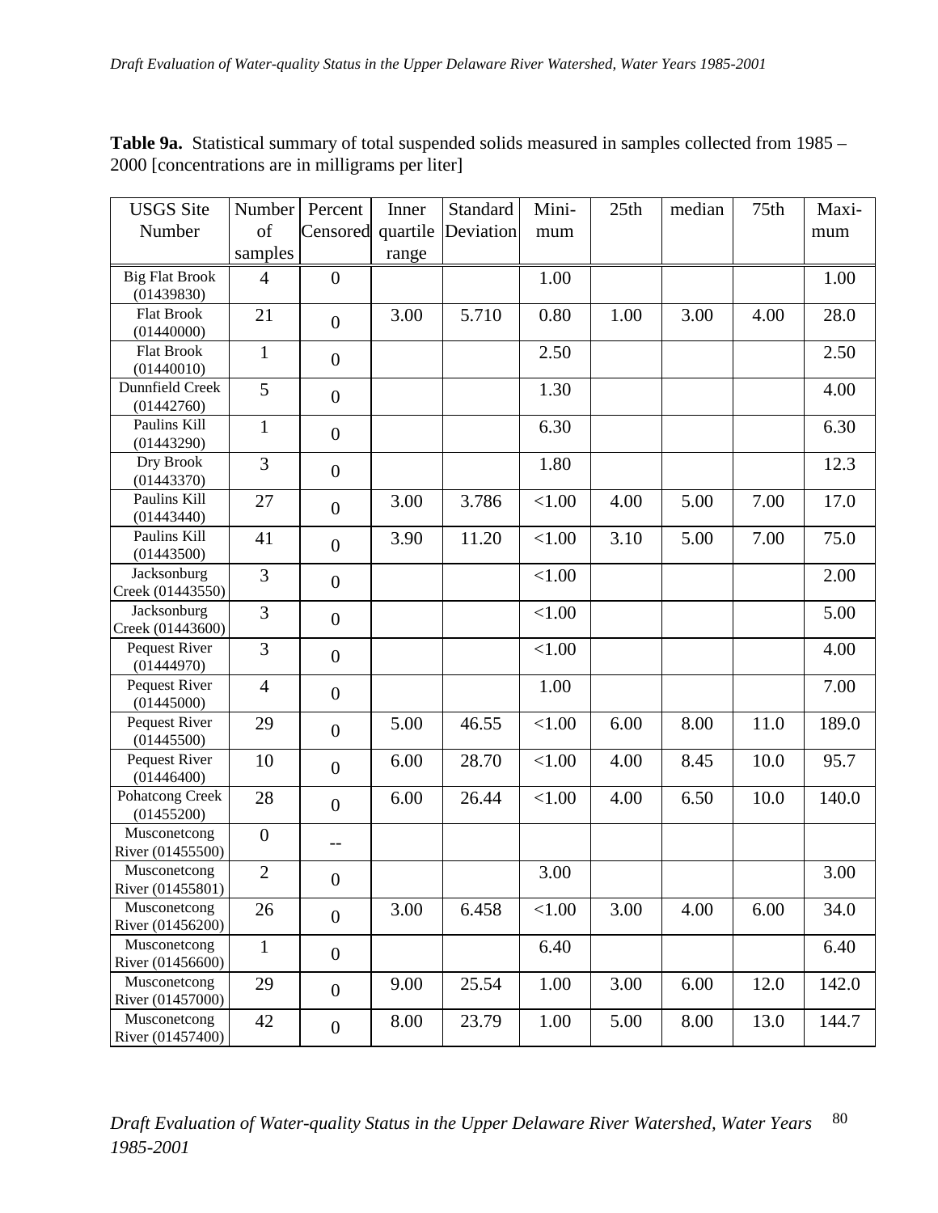**Table 9a.** Statistical summary of total suspended solids measured in samples collected from 1985 – 2000 [concentrations are in milligrams per liter]

| USGS Site Number | Number of samples | Percent Censored | Inner quartile range | Standard Deviation | Minimum | 25th | median | 75th | Maximum |
|---|---|---|---|---|---|---|---|---|---|
| Big Flat Brook (01439830) | 4 | 0 | | | 1.00 | | | | 1.00 |
| Flat Brook (01440000) | 21 | 0 | 3.00 | 5.710 | 0.80 | 1.00 | 3.00 | 4.00 | 28.0 |
| Flat Brook (01440010) | 1 | 0 | | | 2.50 | | | | 2.50 |
| Dunnfield Creek (01442760) | 5 | 0 | | | 1.30 | | | | 4.00 |
| Paulins Kill (01443290) | 1 | 0 | | | 6.30 | | | | 6.30 |
| Dry Brook (01443370) | 3 | 0 | | | 1.80 | | | | 12.3 |
| Paulins Kill (01443440) | 27 | 0 | 3.00 | 3.786 | <1.00 | 4.00 | 5.00 | 7.00 | 17.0 |
| Paulins Kill (01443500) | 41 | 0 | 3.90 | 11.20 | <1.00 | 3.10 | 5.00 | 7.00 | 75.0 |
| Jacksonburg Creek (01443550) | 3 | 0 | | | <1.00 | | | | 2.00 |
| Jacksonburg Creek (01443600) | 3 | 0 | | | <1.00 | | | | 5.00 |
| Pequest River (01444970) | 3 | 0 | | | <1.00 | | | | 4.00 |
| Pequest River (01445000) | 4 | 0 | | | 1.00 | | | | 7.00 |
| Pequest River (01445500) | 29 | 0 | 5.00 | 46.55 | <1.00 | 6.00 | 8.00 | 11.0 | 189.0 |
| Pequest River (01446400) | 10 | 0 | 6.00 | 28.70 | <1.00 | 4.00 | 8.45 | 10.0 | 95.7 |
| Pohatcong Creek (01455200) | 28 | 0 | 6.00 | 26.44 | <1.00 | 4.00 | 6.50 | 10.0 | 140.0 |
| Musconetcong River (01455500) | 0 | -- | | | | | | | |
| Musconetcong River (01455801) | 2 | 0 | | | 3.00 | | | | 3.00 |
| Musconetcong River (01456200) | 26 | 0 | 3.00 | 6.458 | <1.00 | 3.00 | 4.00 | 6.00 | 34.0 |
| Musconetcong River (01456600) | 1 | 0 | | | 6.40 | | | | 6.40 |
| Musconetcong River (01457000) | 29 | 0 | 9.00 | 25.54 | 1.00 | 3.00 | 6.00 | 12.0 | 142.0 |
| Musconetcong River (01457400) | 42 | 0 | 8.00 | 23.79 | 1.00 | 5.00 | 8.00 | 13.0 | 144.7 |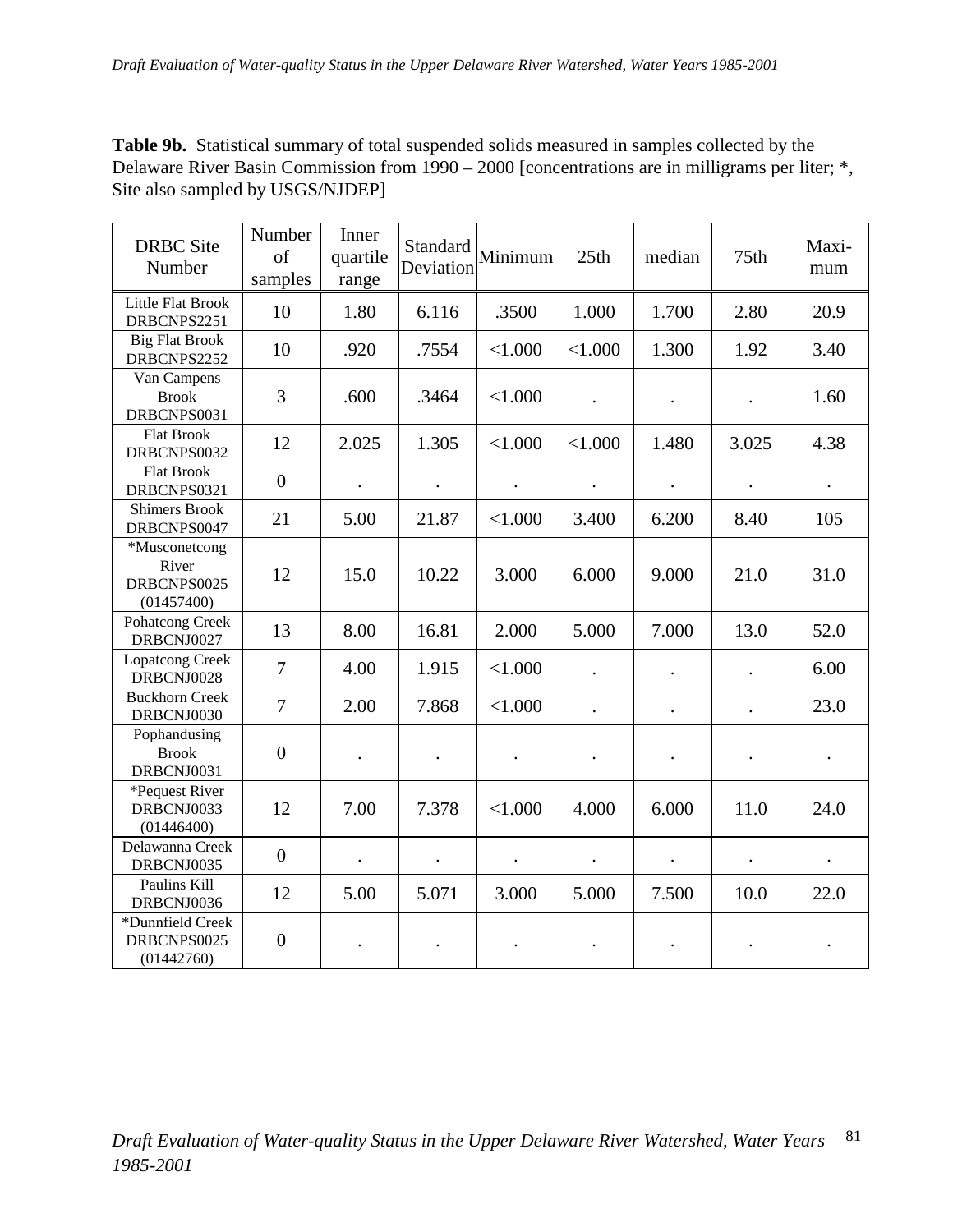**Table 9b.** Statistical summary of total suspended solids measured in samples collected by the Delaware River Basin Commission from 1990 – 2000 [concentrations are in milligrams per liter; *, Site also sampled by USGS/NJDEP]

| DRBC Site Number | Number of samples | Inner quartile range | Standard Deviation | Minimum | 25th | median | 75th | Maxi-mum |
|---|---|---|---|---|---|---|---|---|
| Little Flat Brook DRBCNPS2251 | 10 | 1.80 | 6.116 | .3500 | 1.000 | 1.700 | 2.80 | 20.9 |
| Big Flat Brook DRBCNPS2252 | 10 | .920 | .7554 | <1.000 | <1.000 | 1.300 | 1.92 | 3.40 |
| Van Campens Brook DRBCNPS0031 | 3 | .600 | .3464 | <1.000 | . | . | . | 1.60 |
| Flat Brook DRBCNPS0032 | 12 | 2.025 | 1.305 | <1.000 | <1.000 | 1.480 | 3.025 | 4.38 |
| Flat Brook DRBCNPS0321 | 0 | . | . | . | . | . | . | . |
| Shimers Brook DRBCNPS0047 | 21 | 5.00 | 21.87 | <1.000 | 3.400 | 6.200 | 8.40 | 105 |
| *Musconetcong River DRBCNPS0025 (01457400) | 12 | 15.0 | 10.22 | 3.000 | 6.000 | 9.000 | 21.0 | 31.0 |
| Pohatcong Creek DRBCNJ0027 | 13 | 8.00 | 16.81 | 2.000 | 5.000 | 7.000 | 13.0 | 52.0 |
| Lopatcong Creek DRBCNJ0028 | 7 | 4.00 | 1.915 | <1.000 | . | . | . | 6.00 |
| Buckhorn Creek DRBCNJ0030 | 7 | 2.00 | 7.868 | <1.000 | . | . | . | 23.0 |
| Pophandusing Brook DRBCNJ0031 | 0 | . | . | . | . | . | . | . |
| *Pequest River DRBCNJ0033 (01446400) | 12 | 7.00 | 7.378 | <1.000 | 4.000 | 6.000 | 11.0 | 24.0 |
| Delawanna Creek DRBCNJ0035 | 0 | . | . | . | . | . | . | . |
| Paulins Kill DRBCNJ0036 | 12 | 5.00 | 5.071 | 3.000 | 5.000 | 7.500 | 10.0 | 22.0 |
| *Dunnfield Creek DRBCNPS0025 (01442760) | 0 | . | . | . | . | . | . | . |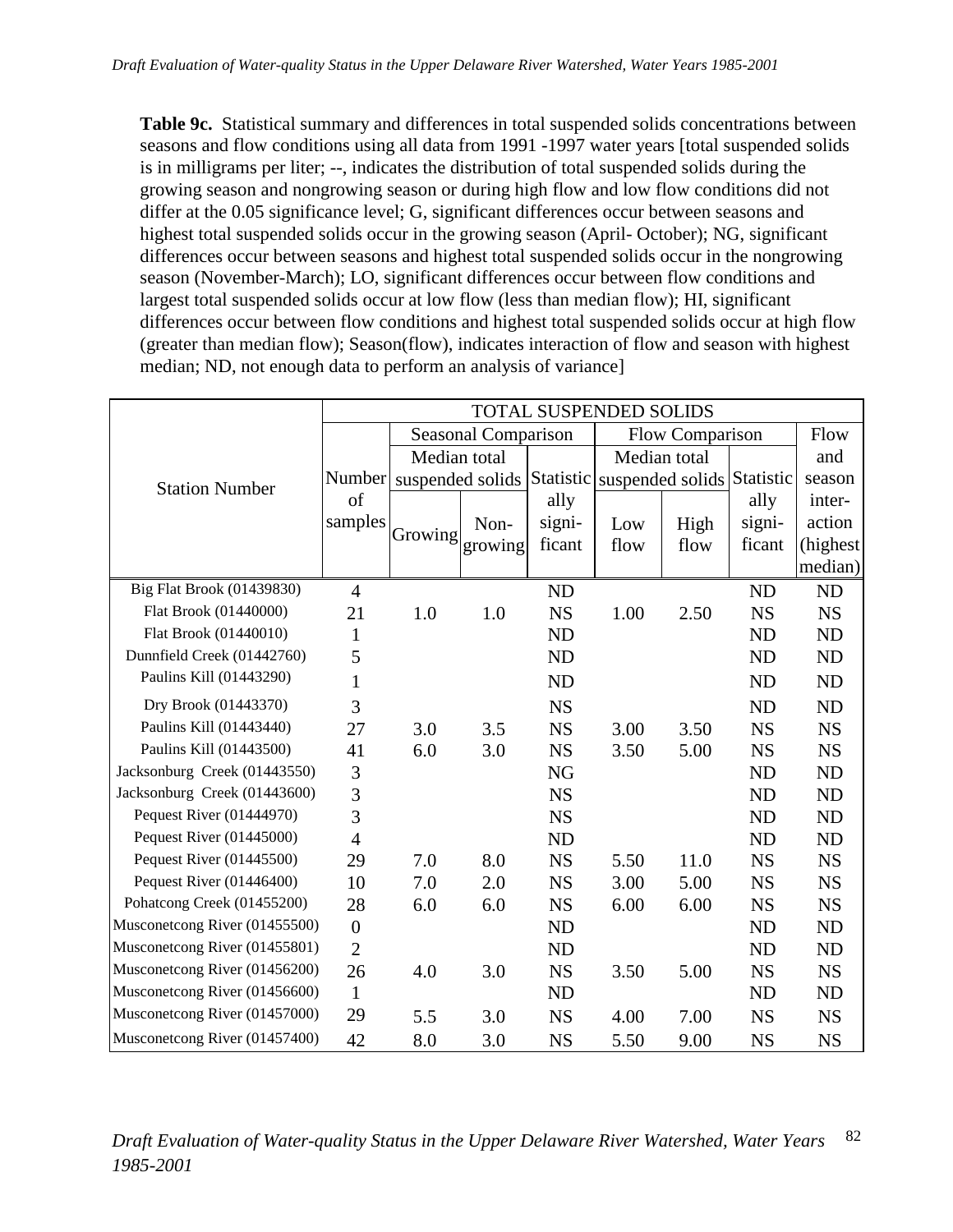**Table 9c.** Statistical summary and differences in total suspended solids concentrations between seasons and flow conditions using all data from 1991 -1997 water years [total suspended solids is in milligrams per liter; --, indicates the distribution of total suspended solids during the growing season and nongrowing season or during high flow and low flow conditions did not differ at the 0.05 significance level; G, significant differences occur between seasons and highest total suspended solids occur in the growing season (April- October); NG, significant differences occur between seasons and highest total suspended solids occur in the nongrowing season (November-March); LO, significant differences occur between flow conditions and largest total suspended solids occur at low flow (less than median flow); HI, significant differences occur between flow conditions and highest total suspended solids occur at high flow (greater than median flow); Season(flow), indicates interaction of flow and season with highest median; ND, not enough data to perform an analysis of variance]

| Station Number | TOTAL SUSPENDED SOLIDS | | | | | | | |
|---|---|---|---|---|---|---|---|---|
| | Number of samples | Seasonal Comparison | | | Flow Comparison | | | Flow and season inter-action (highest median) |
| | | Median total suspended solids | | Statistically significant | Median total suspended solids | | Statistically significant | |
| | | Growing | Non-growing | | Low flow | High flow | | |
| Big Flat Brook (01439830) | 4 | | | ND | | | ND | ND |
| Flat Brook (01440000) | 21 | 1.0 | 1.0 | NS | 1.00 | 2.50 | NS | NS |
| Flat Brook (01440010) | 1 | | | ND | | | ND | ND |
| Dunnfield Creek (01442760) | 5 | | | ND | | | ND | ND |
| Paulins Kill (01443290) | 1 | | | ND | | | ND | ND |
| Dry Brook (01443370) | 3 | | | NS | | | ND | ND |
| Paulins Kill (01443440) | 27 | 3.0 | 3.5 | NS | 3.00 | 3.50 | NS | NS |
| Paulins Kill (01443500) | 41 | 6.0 | 3.0 | NS | 3.50 | 5.00 | NS | NS |
| Jacksonburg Creek (01443550) | 3 | | | NG | | | ND | ND |
| Jacksonburg Creek (01443600) | 3 | | | NS | | | ND | ND |
| Pequest River (01444970) | 3 | | | NS | | | ND | ND |
| Pequest River (01445000) | 4 | | | ND | | | ND | ND |
| Pequest River (01445500) | 29 | 7.0 | 8.0 | NS | 5.50 | 11.0 | NS | NS |
| Pequest River (01446400) | 10 | 7.0 | 2.0 | NS | 3.00 | 5.00 | NS | NS |
| Pohatcong Creek (01455200) | 28 | 6.0 | 6.0 | NS | 6.00 | 6.00 | NS | NS |
| Musconetcong River (01455500) | 0 | | | ND | | | ND | ND |
| Musconetcong River (01455801) | 2 | | | ND | | | ND | ND |
| Musconetcong River (01456200) | 26 | 4.0 | 3.0 | NS | 3.50 | 5.00 | NS | NS |
| Musconetcong River (01456600) | 1 | | | ND | | | ND | ND |
| Musconetcong River (01457000) | 29 | 5.5 | 3.0 | NS | 4.00 | 7.00 | NS | NS |
| Musconetcong River (01457400) | 42 | 8.0 | 3.0 | NS | 5.50 | 9.00 | NS | NS |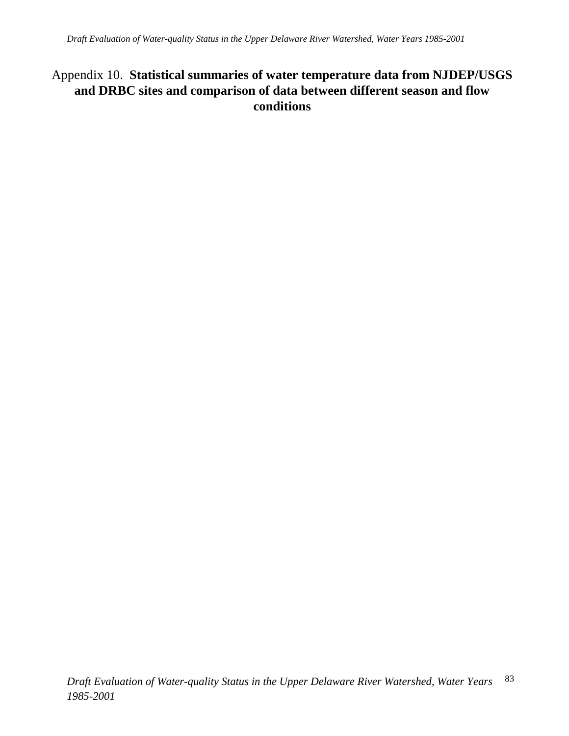# Appendix 10. **Statistical summaries of water temperature data from NJDEP/USGS and DRBC sites and comparison of data between different season and flow conditions**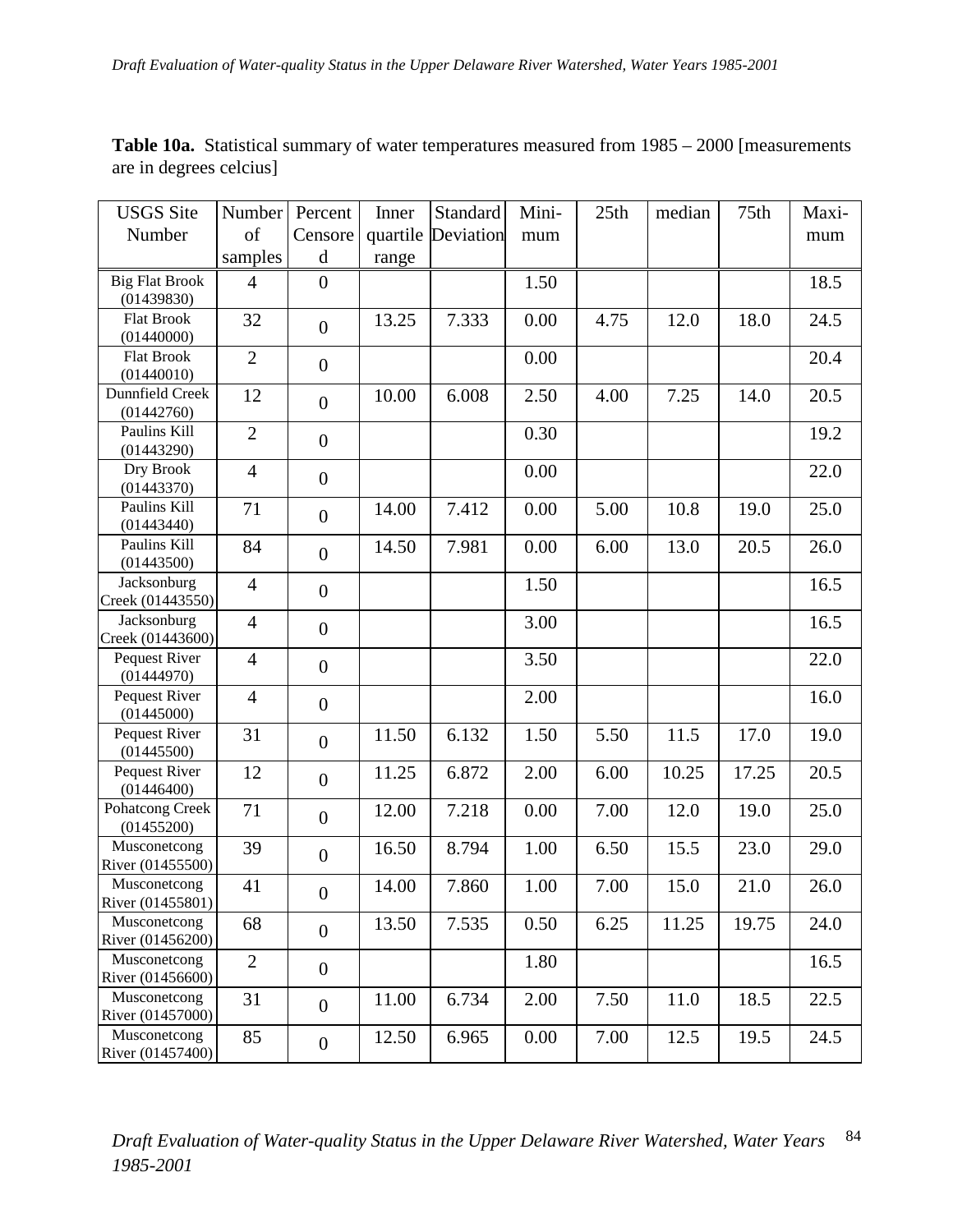**Table 10a.** Statistical summary of water temperatures measured from 1985 – 2000 [measurements are in degrees celcius]

| USGS Site Number | Number of samples | Percent Censored | Inner quartile range | Standard Deviation | Mini-mum | 25th | median | 75th | Maxi-mum |
|---|---|---|---|---|---|---|---|---|---|
| Big Flat Brook (01439830) | 4 | 0 | | | 1.50 | | | | 18.5 |
| Flat Brook (01440000) | 32 | 0 | 13.25 | 7.333 | 0.00 | 4.75 | 12.0 | 18.0 | 24.5 |
| Flat Brook (01440010) | 2 | 0 | | | 0.00 | | | | 20.4 |
| Dunnfield Creek (01442760) | 12 | 0 | 10.00 | 6.008 | 2.50 | 4.00 | 7.25 | 14.0 | 20.5 |
| Paulins Kill (01443290) | 2 | 0 | | | 0.30 | | | | 19.2 |
| Dry Brook (01443370) | 4 | 0 | | | 0.00 | | | | 22.0 |
| Paulins Kill (01443440) | 71 | 0 | 14.00 | 7.412 | 0.00 | 5.00 | 10.8 | 19.0 | 25.0 |
| Paulins Kill (01443500) | 84 | 0 | 14.50 | 7.981 | 0.00 | 6.00 | 13.0 | 20.5 | 26.0 |
| Jacksonburg Creek (01443550) | 4 | 0 | | | 1.50 | | | | 16.5 |
| Jacksonburg Creek (01443600) | 4 | 0 | | | 3.00 | | | | 16.5 |
| Pequest River (01444970) | 4 | 0 | | | 3.50 | | | | 22.0 |
| Pequest River (01445000) | 4 | 0 | | | 2.00 | | | | 16.0 |
| Pequest River (01445500) | 31 | 0 | 11.50 | 6.132 | 1.50 | 5.50 | 11.5 | 17.0 | 19.0 |
| Pequest River (01446400) | 12 | 0 | 11.25 | 6.872 | 2.00 | 6.00 | 10.25 | 17.25 | 20.5 |
| Pohatcong Creek (01455200) | 71 | 0 | 12.00 | 7.218 | 0.00 | 7.00 | 12.0 | 19.0 | 25.0 |
| Musconetcong River (01455500) | 39 | 0 | 16.50 | 8.794 | 1.00 | 6.50 | 15.5 | 23.0 | 29.0 |
| Musconetcong River (01455801) | 41 | 0 | 14.00 | 7.860 | 1.00 | 7.00 | 15.0 | 21.0 | 26.0 |
| Musconetcong River (01456200) | 68 | 0 | 13.50 | 7.535 | 0.50 | 6.25 | 11.25 | 19.75 | 24.0 |
| Musconetcong River (01456600) | 2 | 0 | | | 1.80 | | | | 16.5 |
| Musconetcong River (01457000) | 31 | 0 | 11.00 | 6.734 | 2.00 | 7.50 | 11.0 | 18.5 | 22.5 |
| Musconetcong River (01457400) | 85 | 0 | 12.50 | 6.965 | 0.00 | 7.00 | 12.5 | 19.5 | 24.5 |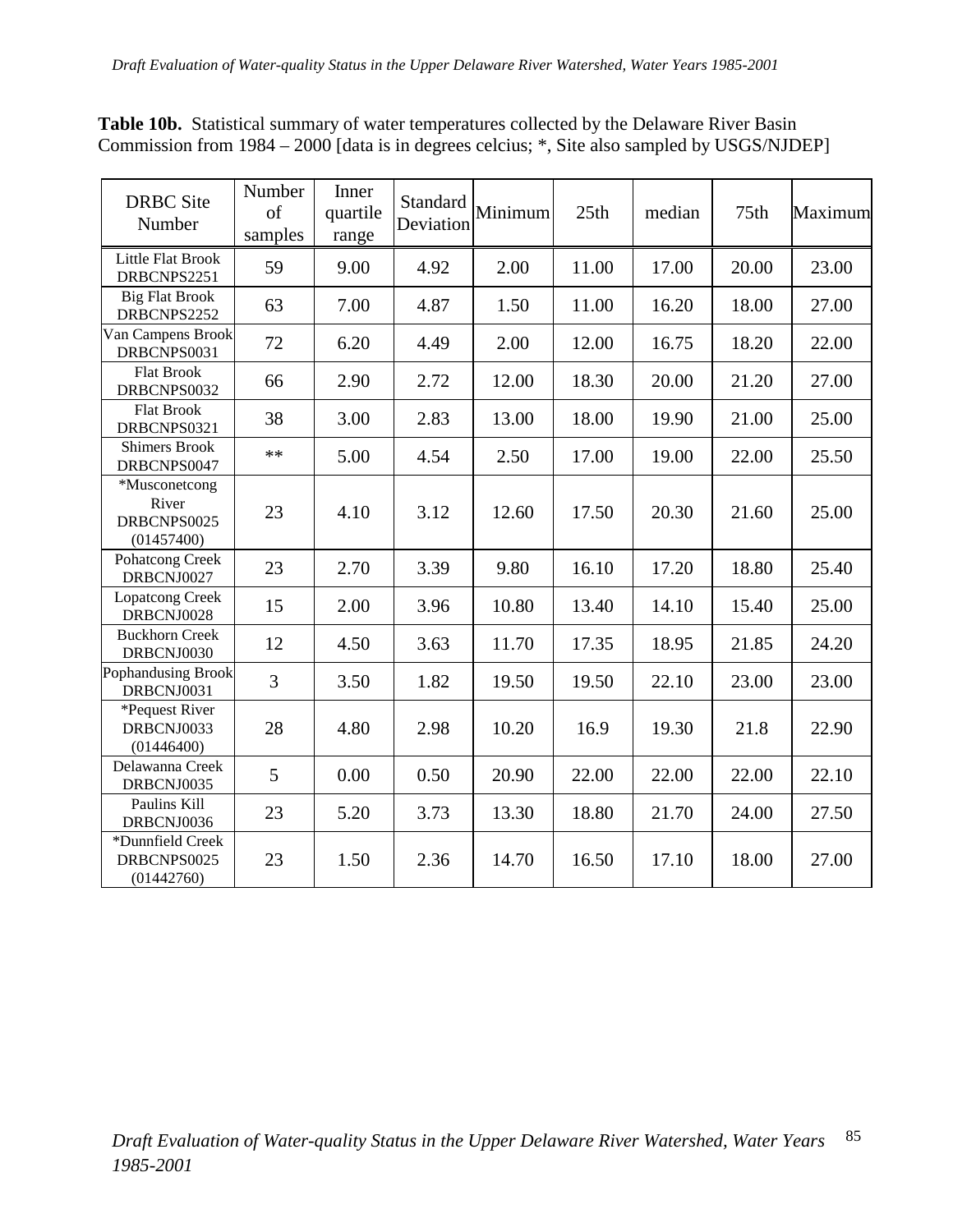**Table 10b.** Statistical summary of water temperatures collected by the Delaware River Basin Commission from 1984 – 2000 [data is in degrees celcius; *, Site also sampled by USGS/NJDEP]

| DRBC Site Number | Number of samples | Inner quartile range | Standard Deviation | Minimum | 25th | median | 75th | Maximum |
|---|---|---|---|---|---|---|---|---|
| Little Flat Brook DRBCNPS2251 | 59 | 9.00 | 4.92 | 2.00 | 11.00 | 17.00 | 20.00 | 23.00 |
| Big Flat Brook DRBCNPS2252 | 63 | 7.00 | 4.87 | 1.50 | 11.00 | 16.20 | 18.00 | 27.00 |
| Van Campens Brook DRBCNPS0031 | 72 | 6.20 | 4.49 | 2.00 | 12.00 | 16.75 | 18.20 | 22.00 |
| Flat Brook DRBCNPS0032 | 66 | 2.90 | 2.72 | 12.00 | 18.30 | 20.00 | 21.20 | 27.00 |
| Flat Brook DRBCNPS0321 | 38 | 3.00 | 2.83 | 13.00 | 18.00 | 19.90 | 21.00 | 25.00 |
| Shimers Brook DRBCNPS0047 | ** | 5.00 | 4.54 | 2.50 | 17.00 | 19.00 | 22.00 | 25.50 |
| *Musconetcong River DRBCNPS0025 (01457400) | 23 | 4.10 | 3.12 | 12.60 | 17.50 | 20.30 | 21.60 | 25.00 |
| Pohatcong Creek DRBCNJ0027 | 23 | 2.70 | 3.39 | 9.80 | 16.10 | 17.20 | 18.80 | 25.40 |
| Lopatcong Creek DRBCNJ0028 | 15 | 2.00 | 3.96 | 10.80 | 13.40 | 14.10 | 15.40 | 25.00 |
| Buckhorn Creek DRBCNJ0030 | 12 | 4.50 | 3.63 | 11.70 | 17.35 | 18.95 | 21.85 | 24.20 |
| Pophandusing Brook DRBCNJ0031 | 3 | 3.50 | 1.82 | 19.50 | 19.50 | 22.10 | 23.00 | 23.00 |
| *Pequest River DRBCNJ0033 (01446400) | 28 | 4.80 | 2.98 | 10.20 | 16.9 | 19.30 | 21.8 | 22.90 |
| Delawanna Creek DRBCNJ0035 | 5 | 0.00 | 0.50 | 20.90 | 22.00 | 22.00 | 22.00 | 22.10 |
| Paulins Kill DRBCNJ0036 | 23 | 5.20 | 3.73 | 13.30 | 18.80 | 21.70 | 24.00 | 27.50 |
| *Dunnfield Creek DRBCNPS0025 (01442760) | 23 | 1.50 | 2.36 | 14.70 | 16.50 | 17.10 | 18.00 | 27.00 |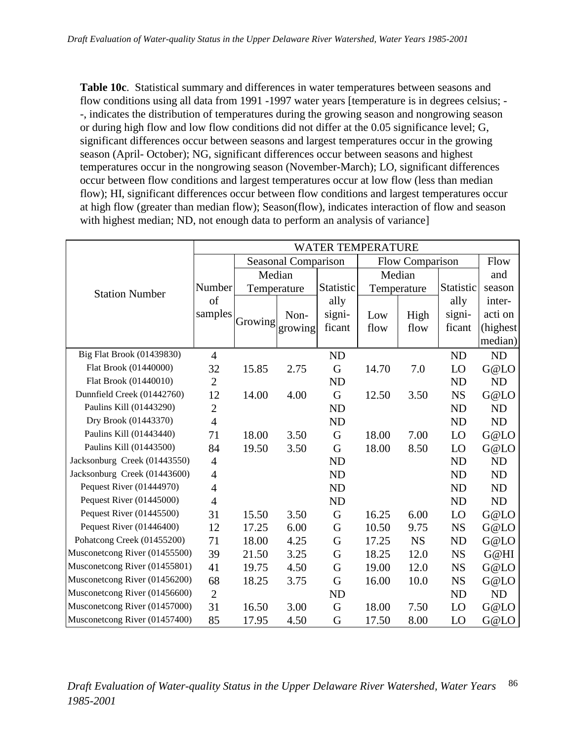**Table 10c**. Statistical summary and differences in water temperatures between seasons and flow conditions using all data from 1991 -1997 water years [temperature is in degrees celsius; --, indicates the distribution of temperatures during the growing season and nongrowing season or during high flow and low flow conditions did not differ at the 0.05 significance level; G, significant differences occur between seasons and largest temperatures occur in the growing season (April- October); NG, significant differences occur between seasons and highest temperatures occur in the nongrowing season (November-March); LO, significant differences occur between flow conditions and largest temperatures occur at low flow (less than median flow); HI, significant differences occur between flow conditions and largest temperatures occur at high flow (greater than median flow); Season(flow), indicates interaction of flow and season with highest median; ND, not enough data to perform an analysis of variance]

| Station Number | WATER TEMPERATURE | | | | | | | |
|---|---|---|---|---|---|---|---|---|
| | Number of samples | Seasonal Comparison | | | Flow Comparison | | | Flow and season interacti on (highest median) |
| | | Median Temperature | | Statistically significant | Median Temperature | | Statistically significant | |
| | | Growing | Non-growing | | Low flow | High flow | | |
| Big Flat Brook (01439830) | 4 | | | ND | | | ND | ND |
| Flat Brook (01440000) | 32 | 15.85 | 2.75 | G | 14.70 | 7.0 | LO | G@LO |
| Flat Brook (01440010) | 2 | | | ND | | | ND | ND |
| Dunnfield Creek (01442760) | 12 | 14.00 | 4.00 | G | 12.50 | 3.50 | NS | G@LO |
| Paulins Kill (01443290) | 2 | | | ND | | | ND | ND |
| Dry Brook (01443370) | 4 | | | ND | | | ND | ND |
| Paulins Kill (01443440) | 71 | 18.00 | 3.50 | G | 18.00 | 7.00 | LO | G@LO |
| Paulins Kill (01443500) | 84 | 19.50 | 3.50 | G | 18.00 | 8.50 | LO | G@LO |
| Jacksonburg Creek (01443550) | 4 | | | ND | | | ND | ND |
| Jacksonburg Creek (01443600) | 4 | | | ND | | | ND | ND |
| Pequest River (01444970) | 4 | | | ND | | | ND | ND |
| Pequest River (01445000) | 4 | | | ND | | | ND | ND |
| Pequest River (01445500) | 31 | 15.50 | 3.50 | G | 16.25 | 6.00 | LO | G@LO |
| Pequest River (01446400) | 12 | 17.25 | 6.00 | G | 10.50 | 9.75 | NS | G@LO |
| Pohatcong Creek (01455200) | 71 | 18.00 | 4.25 | G | 17.25 | NS | ND | G@LO |
| Musconetcong River (01455500) | 39 | 21.50 | 3.25 | G | 18.25 | 12.0 | NS | G@HI |
| Musconetcong River (01455801) | 41 | 19.75 | 4.50 | G | 19.00 | 12.0 | NS | G@LO |
| Musconetcong River (01456200) | 68 | 18.25 | 3.75 | G | 16.00 | 10.0 | NS | G@LO |
| Musconetcong River (01456600) | 2 | | | ND | | | ND | ND |
| Musconetcong River (01457000) | 31 | 16.50 | 3.00 | G | 18.00 | 7.50 | LO | G@LO |
| Musconetcong River (01457400) | 85 | 17.95 | 4.50 | G | 17.50 | 8.00 | LO | G@LO |